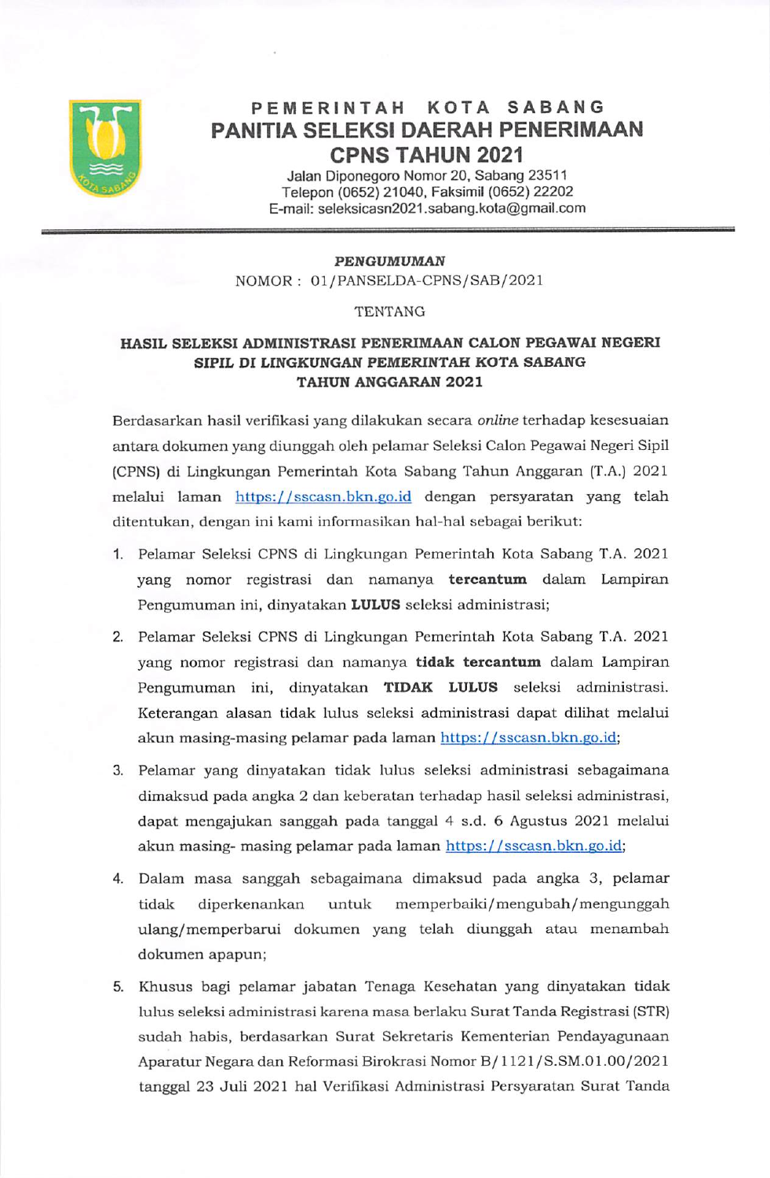# PEMERINTAH KOTA SABANG
# PANITIA SELEKSI DAERAH PENERIMAAN CPNS TAHUN 2021

Jalan Diponegoro Nomor 20, Sabang 23511
Telepon (0652) 21040, Faksimil (0652) 22202
E-mail: seleksicasn2021.sabang.kota@gmail.com

---

***PENGUMUMAN***

NOMOR : 01/PANSELDA-CPNS/SAB/2021

TENTANG

**HASIL SELEKSI ADMINISTRASI PENERIMAAN CALON PEGAWAI NEGERI SIPIL DI LINGKUNGAN PEMERINTAH KOTA SABANG TAHUN ANGGARAN 2021**

Berdasarkan hasil verifikasi yang dilakukan secara *online* terhadap kesesuaian antara dokumen yang diunggah oleh pelamar Seleksi Calon Pegawai Negeri Sipil (CPNS) di Lingkungan Pemerintah Kota Sabang Tahun Anggaran (T.A.) 2021 melalui laman https://sscasn.bkn.go.id dengan persyaratan yang telah ditentukan, dengan ini kami informasikan hal-hal sebagai berikut:

1. Pelamar Seleksi CPNS di Lingkungan Pemerintah Kota Sabang T.A. 2021 yang nomor registrasi dan namanya **tercantum** dalam Lampiran Pengumuman ini, dinyatakan **LULUS** seleksi administrasi;
2. Pelamar Seleksi CPNS di Lingkungan Pemerintah Kota Sabang T.A. 2021 yang nomor registrasi dan namanya **tidak tercantum** dalam Lampiran Pengumuman ini, dinyatakan **TIDAK LULUS** seleksi administrasi. Keterangan alasan tidak lulus seleksi administrasi dapat dilihat melalui akun masing-masing pelamar pada laman https://sscasn.bkn.go.id;
3. Pelamar yang dinyatakan tidak lulus seleksi administrasi sebagaimana dimaksud pada angka 2 dan keberatan terhadap hasil seleksi administrasi, dapat mengajukan sanggah pada tanggal 4 s.d. 6 Agustus 2021 melalui akun masing- masing pelamar pada laman https://sscasn.bkn.go.id;
4. Dalam masa sanggah sebagaimana dimaksud pada angka 3, pelamar tidak diperkenankan untuk memperbaiki/mengubah/mengunggah ulang/memperbarui dokumen yang telah diunggah atau menambah dokumen apapun;
5. Khusus bagi pelamar jabatan Tenaga Kesehatan yang dinyatakan tidak lulus seleksi administrasi karena masa berlaku Surat Tanda Registrasi (STR) sudah habis, berdasarkan Surat Sekretaris Kementerian Pendayagunaan Aparatur Negara dan Reformasi Birokrasi Nomor B/1121/S.SM.01.00/2021 tanggal 23 Juli 2021 hal Verifikasi Administrasi Persyaratan Surat Tanda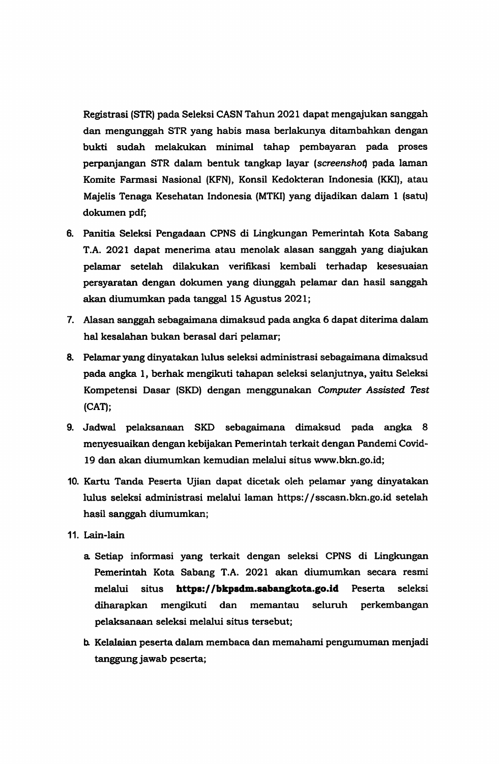Registrasi (STR) pada Seleksi CASN Tahun 2021 dapat mengajukan sanggah dan mengunggah STR yang habis masa berlakunya ditambahkan dengan bukti sudah melakukan minimal tahap pembayaran pada proses perpanjangan STR dalam bentuk tangkap layar (*screenshot*) pada laman Komite Farmasi Nasional (KFN), Konsil Kedokteran Indonesia (KKI), atau Majelis Tenaga Kesehatan Indonesia (MTKI) yang dijadikan dalam 1 (satu) dokumen pdf;

6. Panitia Seleksi Pengadaan CPNS di Lingkungan Pemerintah Kota Sabang T.A. 2021 dapat menerima atau menolak alasan sanggah yang diajukan pelamar setelah dilakukan verifikasi kembali terhadap kesesuaian persyaratan dengan dokumen yang diunggah pelamar dan hasil sanggah akan diumumkan pada tanggal 15 Agustus 2021;
7. Alasan sanggah sebagaimana dimaksud pada angka 6 dapat diterima dalam hal kesalahan bukan berasal dari pelamar;
8. Pelamar yang dinyatakan lulus seleksi administrasi sebagaimana dimaksud pada angka 1, berhak mengikuti tahapan seleksi selanjutnya, yaitu Seleksi Kompetensi Dasar (SKD) dengan menggunakan *Computer Assisted Test* (CAT);
9. Jadwal pelaksanaan SKD sebagaimana dimaksud pada angka 8 menyesuaikan dengan kebijakan Pemerintah terkait dengan Pandemi Covid-19 dan akan diumumkan kemudian melalui situs www.bkn.go.id;
10. Kartu Tanda Peserta Ujian dapat dicetak oleh pelamar yang dinyatakan lulus seleksi administrasi melalui laman https://sscasn.bkn.go.id setelah hasil sanggah diumumkan;
11. Lain-lain
    a. Setiap informasi yang terkait dengan seleksi CPNS di Lingkungan Pemerintah Kota Sabang T.A. 2021 akan diumumkan secara resmi melalui situs **https://bkpsdm.sabangkota.go.id** Peserta seleksi diharapkan mengikuti dan memantau seluruh perkembangan pelaksanaan seleksi melalui situs tersebut;
    b. Kelalaian peserta dalam membaca dan memahami pengumuman menjadi tanggung jawab peserta;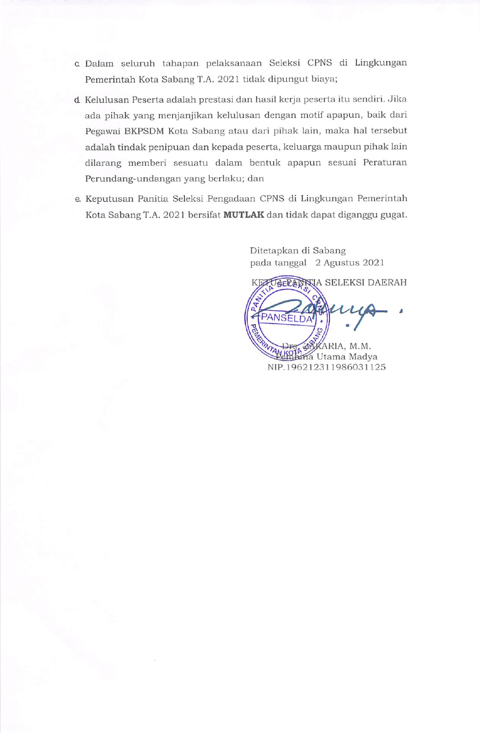c. Dalam seluruh tahapan pelaksanaan Seleksi CPNS di Lingkungan Pemerintah Kota Sabang T.A. 2021 tidak dipungut biaya;

d. Kelulusan Peserta adalah prestasi dan hasil kerja peserta itu sendiri. Jika ada pihak yang menjanjikan kelulusan dengan motif apapun, baik dari Pegawai BKPSDM Kota Sabang atau dari pihak lain, maka hal tersebut adalah tindak penipuan dan kepada peserta, keluarga maupun pihak lain dilarang memberi sesuatu dalam bentuk apapun sesuai Peraturan Perundang-undangan yang berlaku; dan

e. Keputusan Panitia Seleksi Pengadaan CPNS di Lingkungan Pemerintah Kota Sabang T.A. 2021 bersifat **MUTLAK** dan tidak dapat diganggu gugat.

Ditetapkan di Sabang
pada tanggal 2 Agustus 2021

KETUA PANITIA SELEKSI DAERAH

Drs. ZAKARIA, M.M.
Pembina Utama Madya
NIP.196212311986031125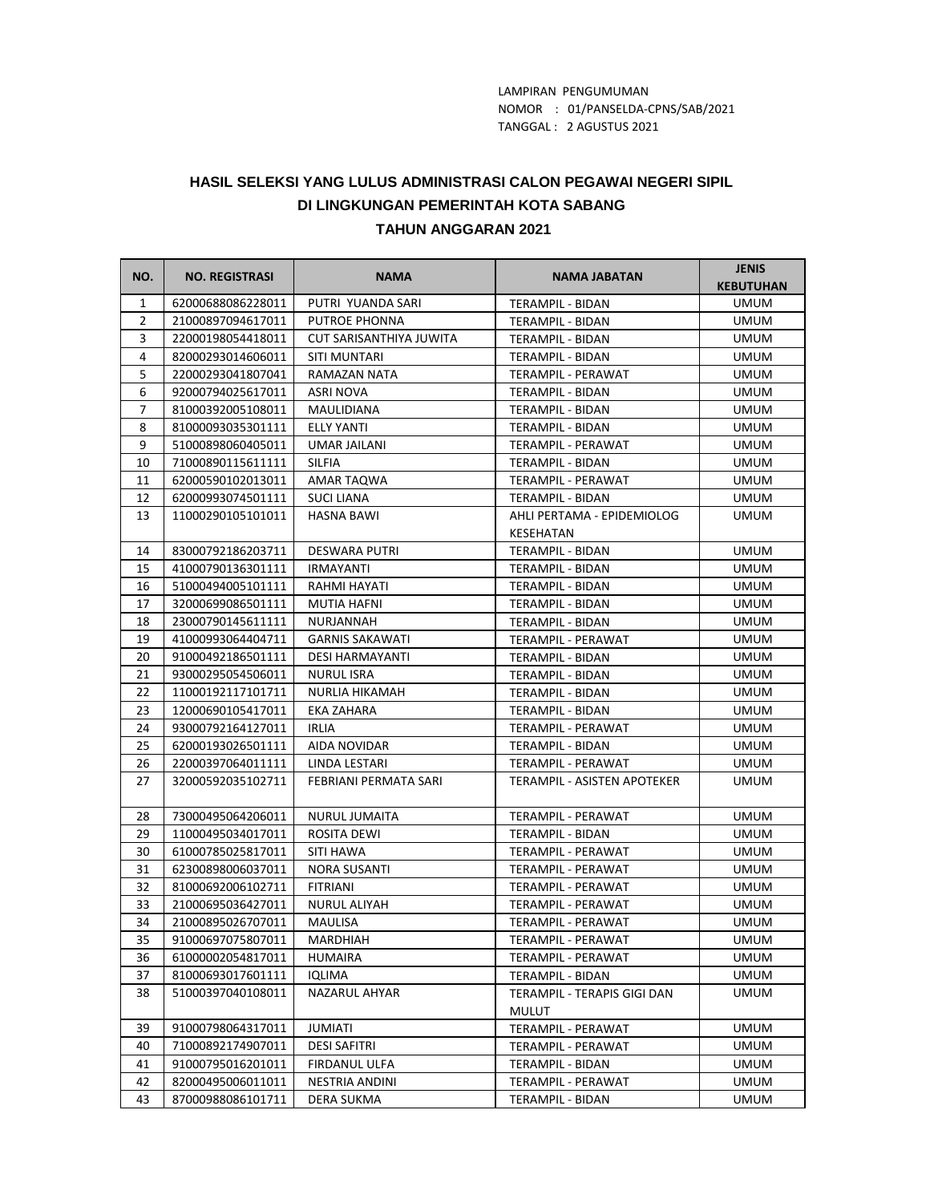LAMPIRAN PENGUMUMAN
NOMOR : 01/PANSELDA-CPNS/SAB/2021
TANGGAL : 2 AGUSTUS 2021

## HASIL SELEKSI YANG LULUS ADMINISTRASI CALON PEGAWAI NEGERI SIPIL DI LINGKUNGAN PEMERINTAH KOTA SABANG

## TAHUN ANGGARAN 2021

| NO. | NO. REGISTRASI | NAMA | NAMA JABATAN | JENIS KEBUTUHAN |
|---|---|---|---|---|
| 1 | 62000688086228011 | PUTRI YUANDA SARI | TERAMPIL - BIDAN | UMUM |
| 2 | 21000897094617011 | PUTROE PHONNA | TERAMPIL - BIDAN | UMUM |
| 3 | 22000198054418011 | CUT SARISANTHIYA JUWITA | TERAMPIL - BIDAN | UMUM |
| 4 | 82000293014606011 | SITI MUNTARI | TERAMPIL - BIDAN | UMUM |
| 5 | 22000293041807041 | RAMAZAN NATA | TERAMPIL - PERAWAT | UMUM |
| 6 | 92000794025617011 | ASRI NOVA | TERAMPIL - BIDAN | UMUM |
| 7 | 81000392005108011 | MAULIDIANA | TERAMPIL - BIDAN | UMUM |
| 8 | 81000093035301111 | ELLY YANTI | TERAMPIL - BIDAN | UMUM |
| 9 | 51000898060405011 | UMAR JAILANI | TERAMPIL - PERAWAT | UMUM |
| 10 | 71000890115611111 | SILFIA | TERAMPIL - BIDAN | UMUM |
| 11 | 62000590102013011 | AMAR TAQWA | TERAMPIL - PERAWAT | UMUM |
| 12 | 62000993074501111 | SUCI LIANA | TERAMPIL - BIDAN | UMUM |
| 13 | 11000290105101011 | HASNA BAWI | AHLI PERTAMA - EPIDEMIOLOG KESEHATAN | UMUM |
| 14 | 83000792186203711 | DESWARA PUTRI | TERAMPIL - BIDAN | UMUM |
| 15 | 41000790136301111 | IRMAYANTI | TERAMPIL - BIDAN | UMUM |
| 16 | 51000494005101111 | RAHMI HAYATI | TERAMPIL - BIDAN | UMUM |
| 17 | 32000699086501111 | MUTIA HAFNI | TERAMPIL - BIDAN | UMUM |
| 18 | 23000790145611111 | NURJANNAH | TERAMPIL - BIDAN | UMUM |
| 19 | 41000993064404711 | GARNIS SAKAWATI | TERAMPIL - PERAWAT | UMUM |
| 20 | 91000492186501111 | DESI HARMAYANTI | TERAMPIL - BIDAN | UMUM |
| 21 | 93000295054506011 | NURUL ISRA | TERAMPIL - BIDAN | UMUM |
| 22 | 11000192117101711 | NURLIA HIKAMAH | TERAMPIL - BIDAN | UMUM |
| 23 | 12000690105417011 | EKA ZAHARA | TERAMPIL - BIDAN | UMUM |
| 24 | 93000792164127011 | IRLIA | TERAMPIL - PERAWAT | UMUM |
| 25 | 62000193026501111 | AIDA NOVIDAR | TERAMPIL - BIDAN | UMUM |
| 26 | 22000397064011111 | LINDA LESTARI | TERAMPIL - PERAWAT | UMUM |
| 27 | 32000592035102711 | FEBRIANI PERMATA SARI | TERAMPIL - ASISTEN APOTEKER | UMUM |
| 28 | 73000495064206011 | NURUL JUMAITA | TERAMPIL - PERAWAT | UMUM |
| 29 | 11000495034017011 | ROSITA DEWI | TERAMPIL - BIDAN | UMUM |
| 30 | 61000785025817011 | SITI HAWA | TERAMPIL - PERAWAT | UMUM |
| 31 | 62300898006037011 | NORA SUSANTI | TERAMPIL - PERAWAT | UMUM |
| 32 | 81000692006102711 | FITRIANI | TERAMPIL - PERAWAT | UMUM |
| 33 | 21000695036427011 | NURUL ALIYAH | TERAMPIL - PERAWAT | UMUM |
| 34 | 21000895026707011 | MAULISA | TERAMPIL - PERAWAT | UMUM |
| 35 | 91000697075807011 | MARDHIAH | TERAMPIL - PERAWAT | UMUM |
| 36 | 61000002054817011 | HUMAIRA | TERAMPIL - PERAWAT | UMUM |
| 37 | 81000693017601111 | IQLIMA | TERAMPIL - BIDAN | UMUM |
| 38 | 51000397040108011 | NAZARUL AHYAR | TERAMPIL - TERAPIS GIGI DAN MULUT | UMUM |
| 39 | 91000798064317011 | JUMIATI | TERAMPIL - PERAWAT | UMUM |
| 40 | 71000892174907011 | DESI SAFITRI | TERAMPIL - PERAWAT | UMUM |
| 41 | 91000795016201011 | FIRDANUL ULFA | TERAMPIL - BIDAN | UMUM |
| 42 | 82000495006011011 | NESTRIA ANDINI | TERAMPIL - PERAWAT | UMUM |
| 43 | 87000988086101711 | DERA SUKMA | TERAMPIL - BIDAN | UMUM |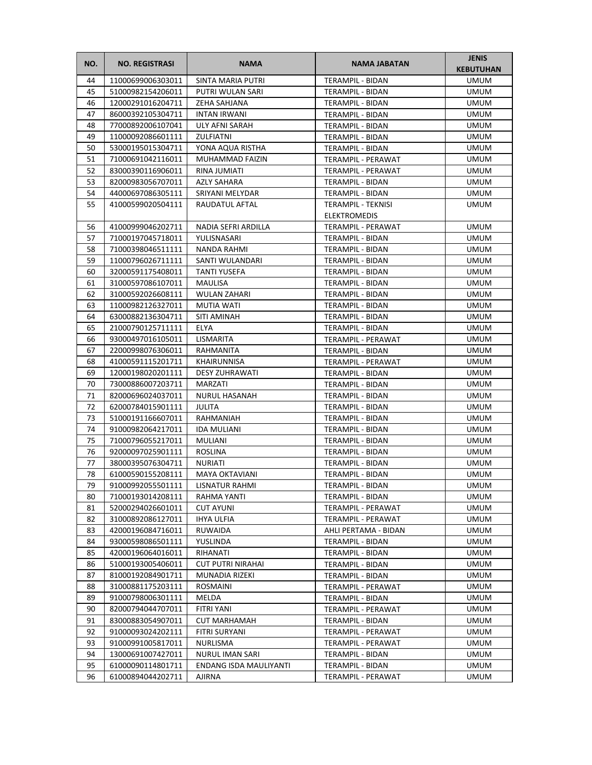| NO. | NO. REGISTRASI | NAMA | NAMA JABATAN | JENIS KEBUTUHAN |
|---|---|---|---|---|
| 44 | 11000699006303011 | SINTA MARIA PUTRI | TERAMPIL - BIDAN | UMUM |
| 45 | 51000982154206011 | PUTRI WULAN SARI | TERAMPIL - BIDAN | UMUM |
| 46 | 12000291016204711 | ZEHA SAHJANA | TERAMPIL - BIDAN | UMUM |
| 47 | 86000392105304711 | INTAN IRWANI | TERAMPIL - BIDAN | UMUM |
| 48 | 77000892006107041 | ULY AFNI SARAH | TERAMPIL - BIDAN | UMUM |
| 49 | 11000092086601111 | ZULFIATNI | TERAMPIL - BIDAN | UMUM |
| 50 | 53000195015304711 | YONA AQUA RISTHA | TERAMPIL - BIDAN | UMUM |
| 51 | 71000691042116011 | MUHAMMAD FAIZIN | TERAMPIL - PERAWAT | UMUM |
| 52 | 83000390116906011 | RINA JUMIATI | TERAMPIL - PERAWAT | UMUM |
| 53 | 82000983056707011 | AZLY SAHARA | TERAMPIL - BIDAN | UMUM |
| 54 | 44000697086305111 | SRIYANI MELYDAR | TERAMPIL - BIDAN | UMUM |
| 55 | 41000599020504111 | RAUDATUL AFTAL | TERAMPIL - TEKNISI ELEKTROMEDIS | UMUM |
| 56 | 41000999046202711 | NADIA SEFRI ARDILLA | TERAMPIL - PERAWAT | UMUM |
| 57 | 71000197045718011 | YULISNASARI | TERAMPIL - BIDAN | UMUM |
| 58 | 71000398046511111 | NANDA RAHMI | TERAMPIL - BIDAN | UMUM |
| 59 | 11000796026711111 | SANTI WULANDARI | TERAMPIL - BIDAN | UMUM |
| 60 | 32000591175408011 | TANTI YUSEFA | TERAMPIL - BIDAN | UMUM |
| 61 | 31000597086107011 | MAULISA | TERAMPIL - BIDAN | UMUM |
| 62 | 31000592026608111 | WULAN ZAHARI | TERAMPIL - BIDAN | UMUM |
| 63 | 11000982126327011 | MUTIA WATI | TERAMPIL - BIDAN | UMUM |
| 64 | 63000882136304711 | SITI AMINAH | TERAMPIL - BIDAN | UMUM |
| 65 | 21000790125711111 | ELYA | TERAMPIL - BIDAN | UMUM |
| 66 | 93000497016105011 | LISMARITA | TERAMPIL - PERAWAT | UMUM |
| 67 | 22000998076306011 | RAHMANITA | TERAMPIL - BIDAN | UMUM |
| 68 | 41000591115201711 | KHAIRUNNISA | TERAMPIL - PERAWAT | UMUM |
| 69 | 12000198020201111 | DESY ZUHRAWATI | TERAMPIL - BIDAN | UMUM |
| 70 | 73000886007203711 | MARZATI | TERAMPIL - BIDAN | UMUM |
| 71 | 82000696024037011 | NURUL HASANAH | TERAMPIL - BIDAN | UMUM |
| 72 | 62000784015901111 | JULITA | TERAMPIL - BIDAN | UMUM |
| 73 | 51000191166607011 | RAHMANIAH | TERAMPIL - BIDAN | UMUM |
| 74 | 91000982064217011 | IDA MULIANI | TERAMPIL - BIDAN | UMUM |
| 75 | 71000796055217011 | MULIANI | TERAMPIL - BIDAN | UMUM |
| 76 | 92000097025901111 | ROSLINA | TERAMPIL - BIDAN | UMUM |
| 77 | 38000395076304711 | NURIATI | TERAMPIL - BIDAN | UMUM |
| 78 | 61000590155208111 | MAYA OKTAVIANI | TERAMPIL - BIDAN | UMUM |
| 79 | 91000992055501111 | LISNATUR RAHMI | TERAMPIL - BIDAN | UMUM |
| 80 | 71000193014208111 | RAHMA YANTI | TERAMPIL - BIDAN | UMUM |
| 81 | 52000294026601011 | CUT AYUNI | TERAMPIL - PERAWAT | UMUM |
| 82 | 31000892086127011 | IHYA ULFIA | TERAMPIL - PERAWAT | UMUM |
| 83 | 42000196084716011 | RUWAIDA | AHLI PERTAMA - BIDAN | UMUM |
| 84 | 93000598086501111 | YUSLINDA | TERAMPIL - BIDAN | UMUM |
| 85 | 42000196064016011 | RIHANATI | TERAMPIL - BIDAN | UMUM |
| 86 | 51000193005406011 | CUT PUTRI NIRAHAI | TERAMPIL - BIDAN | UMUM |
| 87 | 81000192084901711 | MUNADIA RIZEKI | TERAMPIL - BIDAN | UMUM |
| 88 | 31000881175203111 | ROSMAINI | TERAMPIL - PERAWAT | UMUM |
| 89 | 91000798006301111 | MELDA | TERAMPIL - BIDAN | UMUM |
| 90 | 82000794044707011 | FITRI YANI | TERAMPIL - PERAWAT | UMUM |
| 91 | 83000883054907011 | CUT MARHAMAH | TERAMPIL - BIDAN | UMUM |
| 92 | 91000093024202111 | FITRI SURYANI | TERAMPIL - PERAWAT | UMUM |
| 93 | 91000991005817011 | NURLISMA | TERAMPIL - PERAWAT | UMUM |
| 94 | 13000691007427011 | NURUL IMAN SARI | TERAMPIL - BIDAN | UMUM |
| 95 | 61000090114801711 | ENDANG ISDA MAULIYANTI | TERAMPIL - BIDAN | UMUM |
| 96 | 61000894044202711 | AJIRNA | TERAMPIL - PERAWAT | UMUM |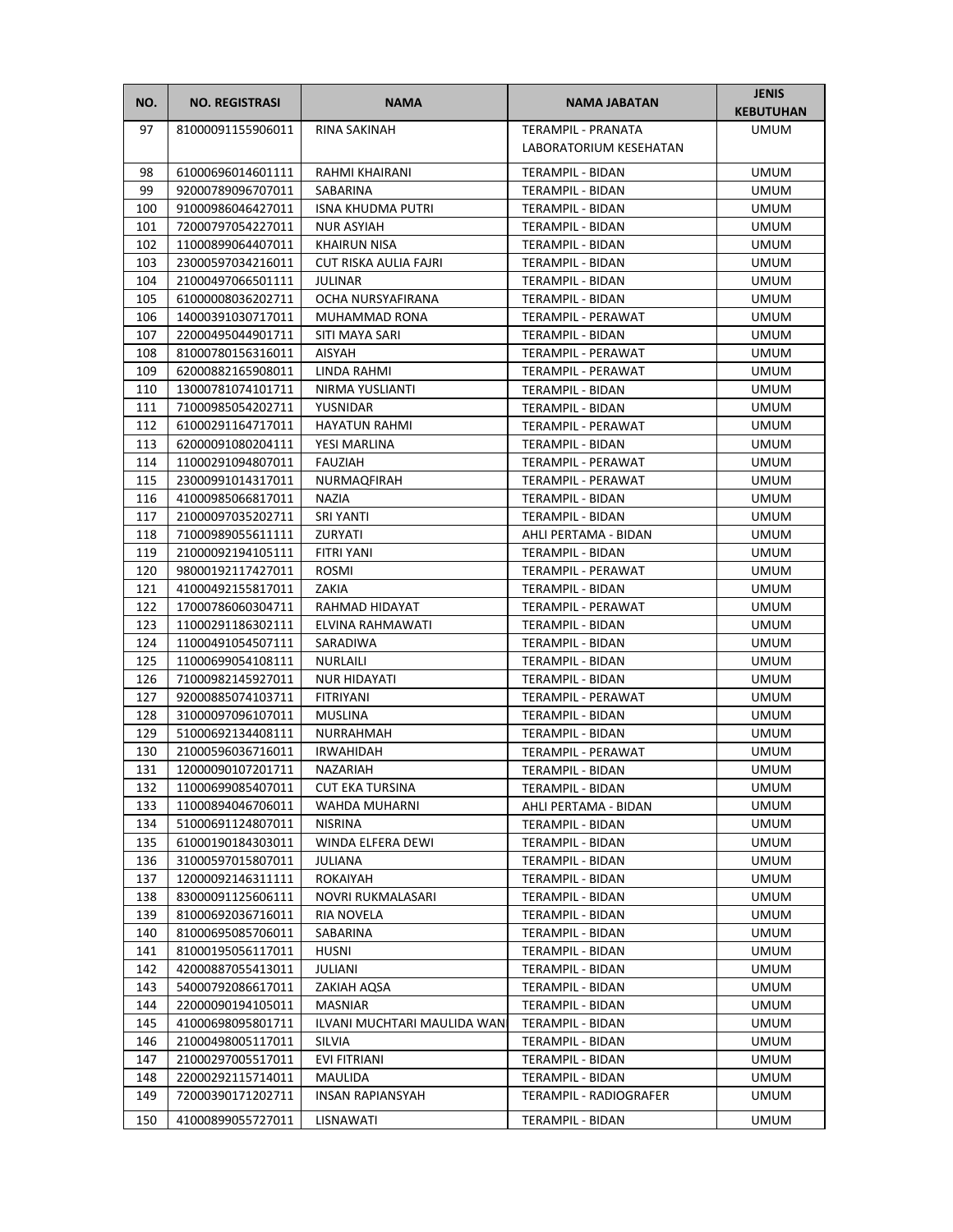| NO. | NO. REGISTRASI | NAMA | NAMA JABATAN | JENIS KEBUTUHAN |
|---|---|---|---|---|
| 97 | 81000091155906011 | RINA SAKINAH | TERAMPIL - PRANATA LABORATORIUM KESEHATAN | UMUM |
| 98 | 61000696014601111 | RAHMI KHAIRANI | TERAMPIL - BIDAN | UMUM |
| 99 | 92000789096707011 | SABARINA | TERAMPIL - BIDAN | UMUM |
| 100 | 91000986046427011 | ISNA KHUDMA PUTRI | TERAMPIL - BIDAN | UMUM |
| 101 | 72000797054227011 | NUR ASYIAH | TERAMPIL - BIDAN | UMUM |
| 102 | 11000899064407011 | KHAIRUN NISA | TERAMPIL - BIDAN | UMUM |
| 103 | 23000597034216011 | CUT RISKA AULIA FAJRI | TERAMPIL - BIDAN | UMUM |
| 104 | 21000497066501111 | JULINAR | TERAMPIL - BIDAN | UMUM |
| 105 | 61000008036202711 | OCHA NURSYAFIRANA | TERAMPIL - BIDAN | UMUM |
| 106 | 14000391030717011 | MUHAMMAD RONA | TERAMPIL - PERAWAT | UMUM |
| 107 | 22000495044901711 | SITI MAYA SARI | TERAMPIL - BIDAN | UMUM |
| 108 | 81000780156316011 | AISYAH | TERAMPIL - PERAWAT | UMUM |
| 109 | 62000882165908011 | LINDA RAHMI | TERAMPIL - PERAWAT | UMUM |
| 110 | 13000781074101711 | NIRMA YUSLIANTI | TERAMPIL - BIDAN | UMUM |
| 111 | 71000985054202711 | YUSNIDAR | TERAMPIL - BIDAN | UMUM |
| 112 | 61000291164717011 | HAYATUN RAHMI | TERAMPIL - PERAWAT | UMUM |
| 113 | 62000091080204111 | YESI MARLINA | TERAMPIL - BIDAN | UMUM |
| 114 | 11000291094807011 | FAUZIAH | TERAMPIL - PERAWAT | UMUM |
| 115 | 23000991014317011 | NURMAQFIRAH | TERAMPIL - PERAWAT | UMUM |
| 116 | 41000985066817011 | NAZIA | TERAMPIL - BIDAN | UMUM |
| 117 | 21000097035202711 | SRI YANTI | TERAMPIL - BIDAN | UMUM |
| 118 | 71000989055611111 | ZURYATI | AHLI PERTAMA - BIDAN | UMUM |
| 119 | 21000092194105111 | FITRI YANI | TERAMPIL - BIDAN | UMUM |
| 120 | 98000192117427011 | ROSMI | TERAMPIL - PERAWAT | UMUM |
| 121 | 41000492155817011 | ZAKIA | TERAMPIL - BIDAN | UMUM |
| 122 | 17000786060304711 | RAHMAD HIDAYAT | TERAMPIL - PERAWAT | UMUM |
| 123 | 11000291186302111 | ELVINA RAHMAWATI | TERAMPIL - BIDAN | UMUM |
| 124 | 11000491054507111 | SARADIWA | TERAMPIL - BIDAN | UMUM |
| 125 | 11000699054108111 | NURLAILI | TERAMPIL - BIDAN | UMUM |
| 126 | 71000982145927011 | NUR HIDAYATI | TERAMPIL - BIDAN | UMUM |
| 127 | 92000885074103711 | FITRIYANI | TERAMPIL - PERAWAT | UMUM |
| 128 | 31000097096107011 | MUSLINA | TERAMPIL - BIDAN | UMUM |
| 129 | 51000692134408111 | NURRAHMAH | TERAMPIL - BIDAN | UMUM |
| 130 | 21000596036716011 | IRWAHIDAH | TERAMPIL - PERAWAT | UMUM |
| 131 | 12000090107201711 | NAZARIAH | TERAMPIL - BIDAN | UMUM |
| 132 | 11000699085407011 | CUT EKA TURSINA | TERAMPIL - BIDAN | UMUM |
| 133 | 11000894046706011 | WAHDA MUHARNI | AHLI PERTAMA - BIDAN | UMUM |
| 134 | 51000691124807011 | NISRINA | TERAMPIL - BIDAN | UMUM |
| 135 | 61000190184303011 | WINDA ELFERA DEWI | TERAMPIL - BIDAN | UMUM |
| 136 | 31000597015807011 | JULIANA | TERAMPIL - BIDAN | UMUM |
| 137 | 12000092146311111 | ROKAIYAH | TERAMPIL - BIDAN | UMUM |
| 138 | 83000091125606111 | NOVRI RUKMALASARI | TERAMPIL - BIDAN | UMUM |
| 139 | 81000692036716011 | RIA NOVELA | TERAMPIL - BIDAN | UMUM |
| 140 | 81000695085706011 | SABARINA | TERAMPIL - BIDAN | UMUM |
| 141 | 81000195056117011 | HUSNI | TERAMPIL - BIDAN | UMUM |
| 142 | 42000887055413011 | JULIANI | TERAMPIL - BIDAN | UMUM |
| 143 | 54000792086617011 | ZAKIAH AQSA | TERAMPIL - BIDAN | UMUM |
| 144 | 22000090194105011 | MASNIAR | TERAMPIL - BIDAN | UMUM |
| 145 | 41000698095801711 | ILVANI MUCHTARI MAULIDA WAN | TERAMPIL - BIDAN | UMUM |
| 146 | 21000498005117011 | SILVIA | TERAMPIL - BIDAN | UMUM |
| 147 | 21000297005517011 | EVI FITRIANI | TERAMPIL - BIDAN | UMUM |
| 148 | 22000292115714011 | MAULIDA | TERAMPIL - BIDAN | UMUM |
| 149 | 72000390171202711 | INSAN RAPIANSYAH | TERAMPIL - RADIOGRAFER | UMUM |
| 150 | 41000899055727011 | LISNAWATI | TERAMPIL - BIDAN | UMUM |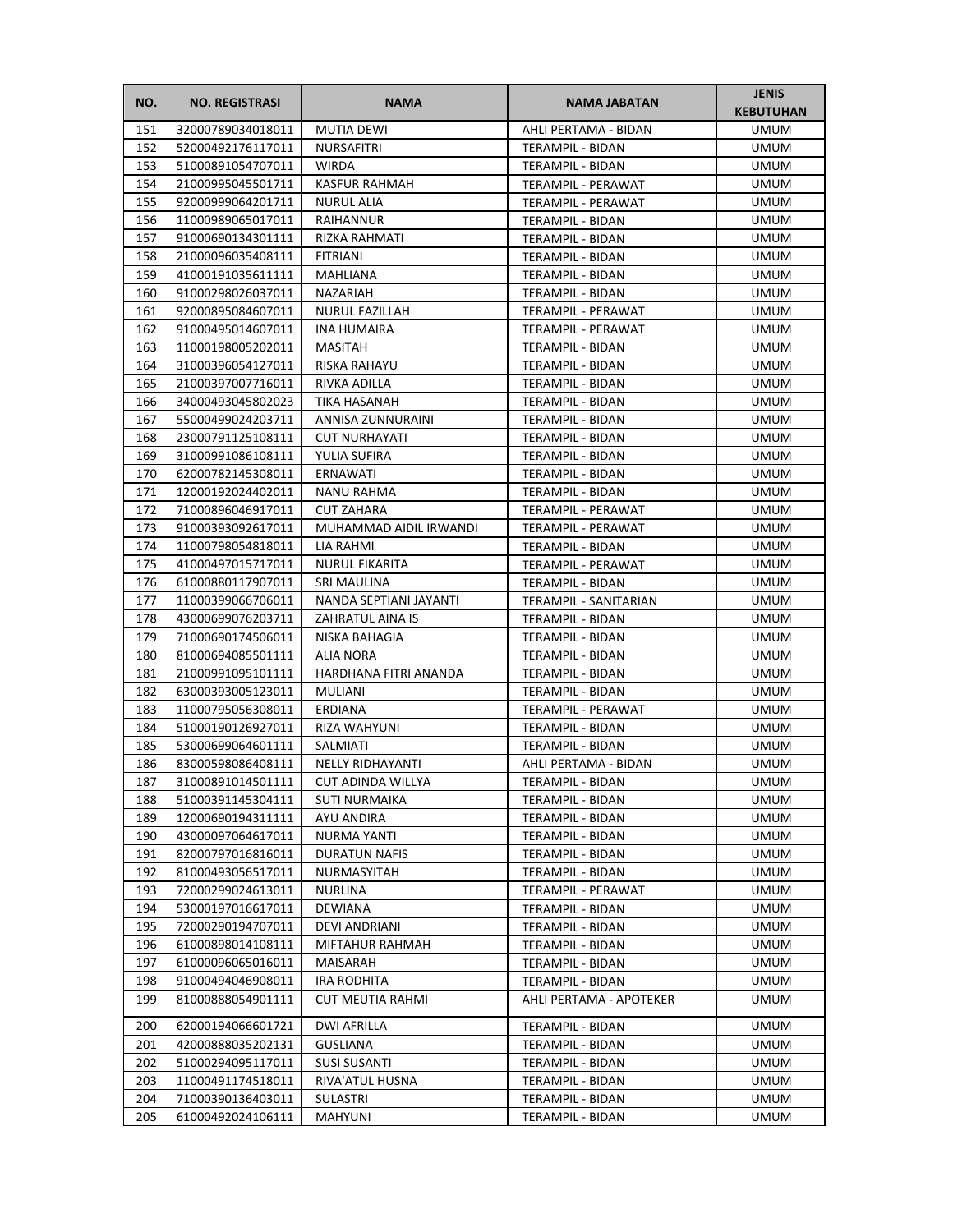| NO. | NO. REGISTRASI | NAMA | NAMA JABATAN | JENIS KEBUTUHAN |
|---|---|---|---|---|
| 151 | 32000789034018011 | MUTIA DEWI | AHLI PERTAMA - BIDAN | UMUM |
| 152 | 52000492176117011 | NURSAFITRI | TERAMPIL - BIDAN | UMUM |
| 153 | 51000891054707011 | WIRDA | TERAMPIL - BIDAN | UMUM |
| 154 | 21000995045501711 | KASFUR RAHMAH | TERAMPIL - PERAWAT | UMUM |
| 155 | 92000999064201711 | NURUL ALIA | TERAMPIL - PERAWAT | UMUM |
| 156 | 11000989065017011 | RAIHANNUR | TERAMPIL - BIDAN | UMUM |
| 157 | 91000690134301111 | RIZKA RAHMATI | TERAMPIL - BIDAN | UMUM |
| 158 | 21000096035408111 | FITRIANI | TERAMPIL - BIDAN | UMUM |
| 159 | 41000191035611111 | MAHLIANA | TERAMPIL - BIDAN | UMUM |
| 160 | 91000298026037011 | NAZARIAH | TERAMPIL - BIDAN | UMUM |
| 161 | 92000895084607011 | NURUL FAZILLAH | TERAMPIL - PERAWAT | UMUM |
| 162 | 91000495014607011 | INA HUMAIRA | TERAMPIL - PERAWAT | UMUM |
| 163 | 11000198005202011 | MASITAH | TERAMPIL - BIDAN | UMUM |
| 164 | 31000396054127011 | RISKA RAHAYU | TERAMPIL - BIDAN | UMUM |
| 165 | 21000397007716011 | RIVKA ADILLA | TERAMPIL - BIDAN | UMUM |
| 166 | 34000493045802023 | TIKA HASANAH | TERAMPIL - BIDAN | UMUM |
| 167 | 55000499024203711 | ANNISA ZUNNURAINI | TERAMPIL - BIDAN | UMUM |
| 168 | 23000791125108111 | CUT NURHAYATI | TERAMPIL - BIDAN | UMUM |
| 169 | 31000991086108111 | YULIA SUFIRA | TERAMPIL - BIDAN | UMUM |
| 170 | 62000782145308011 | ERNAWATI | TERAMPIL - BIDAN | UMUM |
| 171 | 12000192024402011 | NANU RAHMA | TERAMPIL - BIDAN | UMUM |
| 172 | 71000896046917011 | CUT ZAHARA | TERAMPIL - PERAWAT | UMUM |
| 173 | 91000393092617011 | MUHAMMAD AIDIL IRWANDI | TERAMPIL - PERAWAT | UMUM |
| 174 | 11000798054818011 | LIA RAHMI | TERAMPIL - BIDAN | UMUM |
| 175 | 41000497015717011 | NURUL FIKARITA | TERAMPIL - PERAWAT | UMUM |
| 176 | 61000880117907011 | SRI MAULINA | TERAMPIL - BIDAN | UMUM |
| 177 | 11000399066706011 | NANDA SEPTIANI JAYANTI | TERAMPIL - SANITARIAN | UMUM |
| 178 | 43000699076203711 | ZAHRATUL AINA IS | TERAMPIL - BIDAN | UMUM |
| 179 | 71000690174506011 | NISKA BAHAGIA | TERAMPIL - BIDAN | UMUM |
| 180 | 81000694085501111 | ALIA NORA | TERAMPIL - BIDAN | UMUM |
| 181 | 21000991095101111 | HARDHANA FITRI ANANDA | TERAMPIL - BIDAN | UMUM |
| 182 | 63000393005123011 | MULIANI | TERAMPIL - BIDAN | UMUM |
| 183 | 11000795056308011 | ERDIANA | TERAMPIL - PERAWAT | UMUM |
| 184 | 51000190126927011 | RIZA WAHYUNI | TERAMPIL - BIDAN | UMUM |
| 185 | 53000699064601111 | SALMIATI | TERAMPIL - BIDAN | UMUM |
| 186 | 83000598086408111 | NELLY RIDHAYANTI | AHLI PERTAMA - BIDAN | UMUM |
| 187 | 31000891014501111 | CUT ADINDA WILLYA | TERAMPIL - BIDAN | UMUM |
| 188 | 51000391145304111 | SUTI NURMAIKA | TERAMPIL - BIDAN | UMUM |
| 189 | 12000690194311111 | AYU ANDIRA | TERAMPIL - BIDAN | UMUM |
| 190 | 43000097064617011 | NURMA YANTI | TERAMPIL - BIDAN | UMUM |
| 191 | 82000797016816011 | DURATUN NAFIS | TERAMPIL - BIDAN | UMUM |
| 192 | 81000493056517011 | NURMASYITAH | TERAMPIL - BIDAN | UMUM |
| 193 | 72000299024613011 | NURLINA | TERAMPIL - PERAWAT | UMUM |
| 194 | 53000197016617011 | DEWIANA | TERAMPIL - BIDAN | UMUM |
| 195 | 72000290194707011 | DEVI ANDRIANI | TERAMPIL - BIDAN | UMUM |
| 196 | 61000898014108111 | MIFTAHUR RAHMAH | TERAMPIL - BIDAN | UMUM |
| 197 | 61000096065016011 | MAISARAH | TERAMPIL - BIDAN | UMUM |
| 198 | 91000494046908011 | IRA RODHITA | TERAMPIL - BIDAN | UMUM |
| 199 | 81000888054901111 | CUT MEUTIA RAHMI | AHLI PERTAMA - APOTEKER | UMUM |
| 200 | 62000194066601721 | DWI AFRILLA | TERAMPIL - BIDAN | UMUM |
| 201 | 42000888035202131 | GUSLIANA | TERAMPIL - BIDAN | UMUM |
| 202 | 51000294095117011 | SUSI SUSANTI | TERAMPIL - BIDAN | UMUM |
| 203 | 11000491174518011 | RIVA'ATUL HUSNA | TERAMPIL - BIDAN | UMUM |
| 204 | 71000390136403011 | SULASTRI | TERAMPIL - BIDAN | UMUM |
| 205 | 61000492024106111 | MAHYUNI | TERAMPIL - BIDAN | UMUM |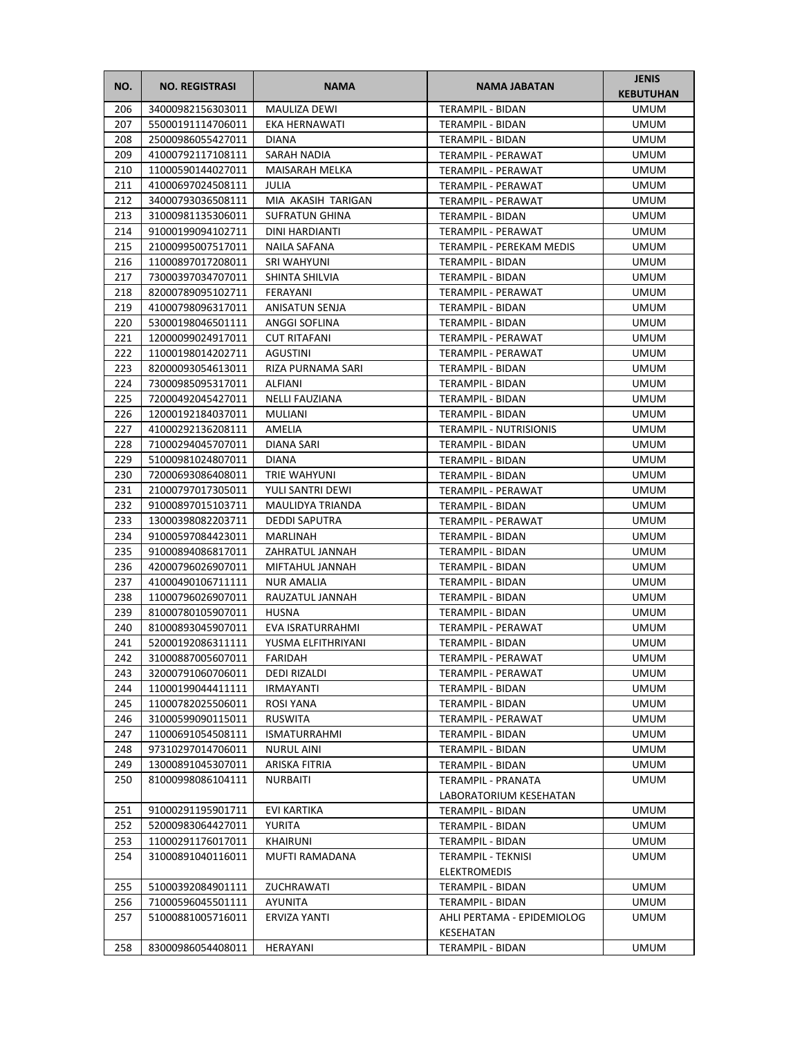| NO. | NO. REGISTRASI | NAMA | NAMA JABATAN | JENIS KEBUTUHAN |
|---|---|---|---|---|
| 206 | 34000982156303011 | MAULIZA DEWI | TERAMPIL - BIDAN | UMUM |
| 207 | 55000191114706011 | EKA HERNAWATI | TERAMPIL - BIDAN | UMUM |
| 208 | 25000986055427011 | DIANA | TERAMPIL - BIDAN | UMUM |
| 209 | 41000792117108111 | SARAH NADIA | TERAMPIL - PERAWAT | UMUM |
| 210 | 11000590144027011 | MAISARAH MELKA | TERAMPIL - PERAWAT | UMUM |
| 211 | 41000697024508111 | JULIA | TERAMPIL - PERAWAT | UMUM |
| 212 | 34000793036508111 | MIA AKASIH TARIGAN | TERAMPIL - PERAWAT | UMUM |
| 213 | 31000981135306011 | SUFRATUN GHINA | TERAMPIL - BIDAN | UMUM |
| 214 | 91000199094102711 | DINI HARDIANTI | TERAMPIL - PERAWAT | UMUM |
| 215 | 21000995007517011 | NAILA SAFANA | TERAMPIL - PEREKAM MEDIS | UMUM |
| 216 | 11000897017208011 | SRI WAHYUNI | TERAMPIL - BIDAN | UMUM |
| 217 | 73000397034707011 | SHINTA SHILVIA | TERAMPIL - BIDAN | UMUM |
| 218 | 82000789095102711 | FERAYANI | TERAMPIL - PERAWAT | UMUM |
| 219 | 41000798096317011 | ANISATUN SENJA | TERAMPIL - BIDAN | UMUM |
| 220 | 53000198046501111 | ANGGI SOFLINA | TERAMPIL - BIDAN | UMUM |
| 221 | 12000099024917011 | CUT RITAFANI | TERAMPIL - PERAWAT | UMUM |
| 222 | 11000198014202711 | AGUSTINI | TERAMPIL - PERAWAT | UMUM |
| 223 | 82000093054613011 | RIZA PURNAMA SARI | TERAMPIL - BIDAN | UMUM |
| 224 | 73000985095317011 | ALFIANI | TERAMPIL - BIDAN | UMUM |
| 225 | 72000492045427011 | NELLI FAUZIANA | TERAMPIL - BIDAN | UMUM |
| 226 | 12000192184037011 | MULIANI | TERAMPIL - BIDAN | UMUM |
| 227 | 41000292136208111 | AMELIA | TERAMPIL - NUTRISIONIS | UMUM |
| 228 | 71000294045707011 | DIANA SARI | TERAMPIL - BIDAN | UMUM |
| 229 | 51000981024807011 | DIANA | TERAMPIL - BIDAN | UMUM |
| 230 | 72000693086408011 | TRIE WAHYUNI | TERAMPIL - BIDAN | UMUM |
| 231 | 21000797017305011 | YULI SANTRI DEWI | TERAMPIL - PERAWAT | UMUM |
| 232 | 91000897015103711 | MAULIDYA TRIANDA | TERAMPIL - BIDAN | UMUM |
| 233 | 13000398082203711 | DEDDI SAPUTRA | TERAMPIL - PERAWAT | UMUM |
| 234 | 91000597084423011 | MARLINAH | TERAMPIL - BIDAN | UMUM |
| 235 | 91000894086817011 | ZAHRATUL JANNAH | TERAMPIL - BIDAN | UMUM |
| 236 | 42000796026907011 | MIFTAHUL JANNAH | TERAMPIL - BIDAN | UMUM |
| 237 | 41000490106711111 | NUR AMALIA | TERAMPIL - BIDAN | UMUM |
| 238 | 11000796026907011 | RAUZATUL JANNAH | TERAMPIL - BIDAN | UMUM |
| 239 | 81000780105907011 | HUSNA | TERAMPIL - BIDAN | UMUM |
| 240 | 81000893045907011 | EVA ISRATURRAHMI | TERAMPIL - PERAWAT | UMUM |
| 241 | 52000192086311111 | YUSMA ELFITHRIYANI | TERAMPIL - BIDAN | UMUM |
| 242 | 31000887005607011 | FARIDAH | TERAMPIL - PERAWAT | UMUM |
| 243 | 32000791060706011 | DEDI RIZALDI | TERAMPIL - PERAWAT | UMUM |
| 244 | 11000199044411111 | IRMAYANTI | TERAMPIL - BIDAN | UMUM |
| 245 | 11000782025506011 | ROSI YANA | TERAMPIL - BIDAN | UMUM |
| 246 | 31000599090115011 | RUSWITA | TERAMPIL - PERAWAT | UMUM |
| 247 | 11000691054508111 | ISMATURRAHMI | TERAMPIL - BIDAN | UMUM |
| 248 | 97310297014706011 | NURUL AINI | TERAMPIL - BIDAN | UMUM |
| 249 | 13000891045307011 | ARISKA FITRIA | TERAMPIL - BIDAN | UMUM |
| 250 | 81000998086104111 | NURBAITI | TERAMPIL - PRANATA LABORATORIUM KESEHATAN | UMUM |
| 251 | 91000291195901711 | EVI KARTIKA | TERAMPIL - BIDAN | UMUM |
| 252 | 52000983064427011 | YURITA | TERAMPIL - BIDAN | UMUM |
| 253 | 11000291176017011 | KHAIRUNI | TERAMPIL - BIDAN | UMUM |
| 254 | 31000891040116011 | MUFTI RAMADANA | TERAMPIL - TEKNISI ELEKTROMEDIS | UMUM |
| 255 | 51000392084901111 | ZUCHRAWATI | TERAMPIL - BIDAN | UMUM |
| 256 | 71000596045501111 | AYUNITA | TERAMPIL - BIDAN | UMUM |
| 257 | 51000881005716011 | ERVIZA YANTI | AHLI PERTAMA - EPIDEMIOLOG KESEHATAN | UMUM |
| 258 | 83000986054408011 | HERAYANI | TERAMPIL - BIDAN | UMUM |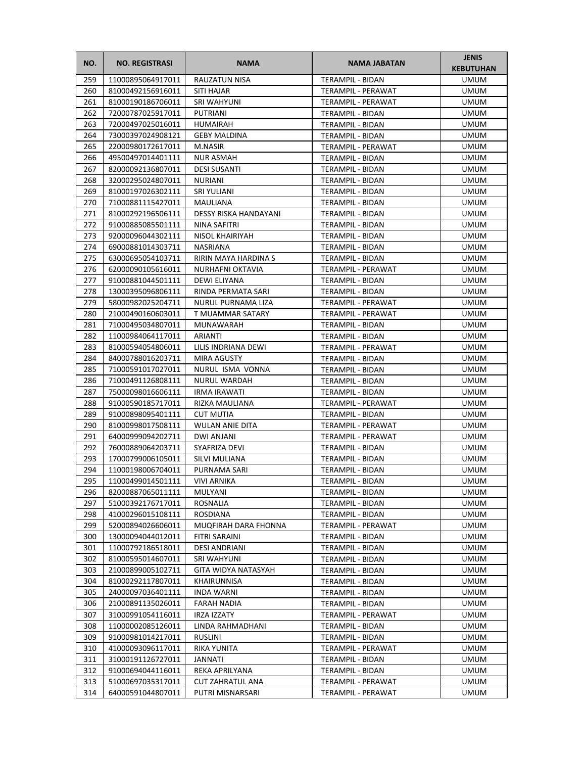| NO. | NO. REGISTRASI | NAMA | NAMA JABATAN | JENIS KEBUTUHAN |
|---|---|---|---|---|
| 259 | 11000895064917011 | RAUZATUN NISA | TERAMPIL - BIDAN | UMUM |
| 260 | 81000492156916011 | SITI HAJAR | TERAMPIL - PERAWAT | UMUM |
| 261 | 81000190186706011 | SRI WAHYUNI | TERAMPIL - PERAWAT | UMUM |
| 262 | 72000787025917011 | PUTRIANI | TERAMPIL - BIDAN | UMUM |
| 263 | 72000497025016011 | HUMAIRAH | TERAMPIL - BIDAN | UMUM |
| 264 | 73000397024908121 | GEBY MALDINA | TERAMPIL - BIDAN | UMUM |
| 265 | 22000980172617011 | M.NASIR | TERAMPIL - PERAWAT | UMUM |
| 266 | 49500497014401111 | NUR ASMAH | TERAMPIL - BIDAN | UMUM |
| 267 | 82000092136807011 | DESI SUSANTI | TERAMPIL - BIDAN | UMUM |
| 268 | 32000295024807011 | NURIANI | TERAMPIL - BIDAN | UMUM |
| 269 | 81000197026302111 | SRI YULIANI | TERAMPIL - BIDAN | UMUM |
| 270 | 71000881115427011 | MAULIANA | TERAMPIL - BIDAN | UMUM |
| 271 | 81000292196506111 | DESSY RISKA HANDAYANI | TERAMPIL - BIDAN | UMUM |
| 272 | 91000885085501111 | NINA SAFITRI | TERAMPIL - BIDAN | UMUM |
| 273 | 92000096044302111 | NISOL KHAIRIYAH | TERAMPIL - BIDAN | UMUM |
| 274 | 69000881014303711 | NASRIANA | TERAMPIL - BIDAN | UMUM |
| 275 | 63000695054103711 | RIRIN MAYA HARDINA S | TERAMPIL - BIDAN | UMUM |
| 276 | 62000090105616011 | NURHAFNI OKTAVIA | TERAMPIL - PERAWAT | UMUM |
| 277 | 91000881044501111 | DEWI ELIYANA | TERAMPIL - BIDAN | UMUM |
| 278 | 13000395096806111 | RINDA PERMATA SARI | TERAMPIL - BIDAN | UMUM |
| 279 | 58000982025204711 | NURUL PURNAMA LIZA | TERAMPIL - PERAWAT | UMUM |
| 280 | 21000490160603011 | T MUAMMAR SATARY | TERAMPIL - PERAWAT | UMUM |
| 281 | 71000495034807011 | MUNAWARAH | TERAMPIL - BIDAN | UMUM |
| 282 | 11000984064117011 | ARIANTI | TERAMPIL - BIDAN | UMUM |
| 283 | 81000594054806011 | LILIS INDRIANA DEWI | TERAMPIL - PERAWAT | UMUM |
| 284 | 84000788016203711 | MIRA AGUSTY | TERAMPIL - BIDAN | UMUM |
| 285 | 71000591017027011 | NURUL ISMA VONNA | TERAMPIL - BIDAN | UMUM |
| 286 | 71000491126808111 | NURUL WARDAH | TERAMPIL - BIDAN | UMUM |
| 287 | 75000098016606111 | IRMA IRAWATI | TERAMPIL - BIDAN | UMUM |
| 288 | 91000590185717011 | RIZKA MAULIANA | TERAMPIL - PERAWAT | UMUM |
| 289 | 91000898095401111 | CUT MUTIA | TERAMPIL - BIDAN | UMUM |
| 290 | 81000998017508111 | WULAN ANIE DITA | TERAMPIL - PERAWAT | UMUM |
| 291 | 64000999094202711 | DWI ANJANI | TERAMPIL - PERAWAT | UMUM |
| 292 | 76000889064203711 | SYAFRIZA DEVI | TERAMPIL - BIDAN | UMUM |
| 293 | 17000799006105011 | SILVI MULIANA | TERAMPIL - BIDAN | UMUM |
| 294 | 11000198006704011 | PURNAMA SARI | TERAMPIL - BIDAN | UMUM |
| 295 | 11000499014501111 | VIVI ARNIKA | TERAMPIL - BIDAN | UMUM |
| 296 | 82000887065011111 | MULYANI | TERAMPIL - BIDAN | UMUM |
| 297 | 51000392176717011 | ROSNALIA | TERAMPIL - BIDAN | UMUM |
| 298 | 41000296015108111 | ROSDIANA | TERAMPIL - BIDAN | UMUM |
| 299 | 52000894026606011 | MUQFIRAH DARA FHONNA | TERAMPIL - PERAWAT | UMUM |
| 300 | 13000094044012011 | FITRI SARAINI | TERAMPIL - BIDAN | UMUM |
| 301 | 11000792186518011 | DESI ANDRIANI | TERAMPIL - BIDAN | UMUM |
| 302 | 81000595014607011 | SRI WAHYUNI | TERAMPIL - BIDAN | UMUM |
| 303 | 21000899005102711 | GITA WIDYA NATASYAH | TERAMPIL - BIDAN | UMUM |
| 304 | 81000292117807011 | KHAIRUNNISA | TERAMPIL - BIDAN | UMUM |
| 305 | 24000097036401111 | INDA WARNI | TERAMPIL - BIDAN | UMUM |
| 306 | 21000891135026011 | FARAH NADIA | TERAMPIL - BIDAN | UMUM |
| 307 | 31000991054116011 | IRZA IZZATY | TERAMPIL - PERAWAT | UMUM |
| 308 | 11000002085126011 | LINDA RAHMADHANI | TERAMPIL - BIDAN | UMUM |
| 309 | 91000981014217011 | RUSLINI | TERAMPIL - BIDAN | UMUM |
| 310 | 41000093096117011 | RIKA YUNITA | TERAMPIL - PERAWAT | UMUM |
| 311 | 31000191126727011 | JANNATI | TERAMPIL - BIDAN | UMUM |
| 312 | 91000694044116011 | REKA APRILYANA | TERAMPIL - BIDAN | UMUM |
| 313 | 51000697035317011 | CUT ZAHRATUL ANA | TERAMPIL - PERAWAT | UMUM |
| 314 | 64000591044807011 | PUTRI MISNARSARI | TERAMPIL - PERAWAT | UMUM |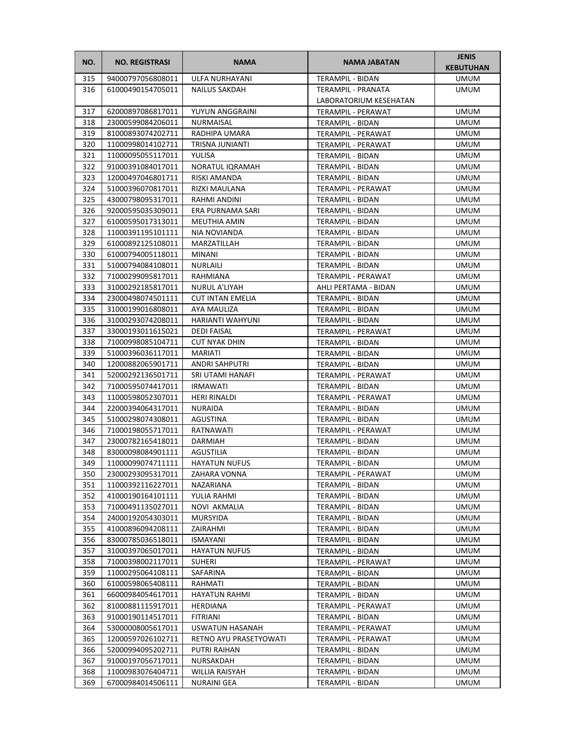| NO. | NO. REGISTRASI | NAMA | NAMA JABATAN | JENIS KEBUTUHAN |
|---|---|---|---|---|
| 315 | 94000797056808011 | ULFA NURHAYANI | TERAMPIL - BIDAN | UMUM |
| 316 | 61000490154705011 | NAILUS SAKDAH | TERAMPIL - PRANATA LABORATORIUM KESEHATAN | UMUM |
| 317 | 62000897086817011 | YUYUN ANGGRAINI | TERAMPIL - PERAWAT | UMUM |
| 318 | 23000599084206011 | NURMAISAL | TERAMPIL - BIDAN | UMUM |
| 319 | 81000893074202711 | RADHIPA UMARA | TERAMPIL - PERAWAT | UMUM |
| 320 | 11000998014102711 | TRISNA JUNIANTI | TERAMPIL - PERAWAT | UMUM |
| 321 | 11000095055117011 | YULISA | TERAMPIL - BIDAN | UMUM |
| 322 | 91000391084017011 | NORATUL IQRAMAH | TERAMPIL - BIDAN | UMUM |
| 323 | 12000497046801711 | RISKI AMANDA | TERAMPIL - BIDAN | UMUM |
| 324 | 51000396070817011 | RIZKI MAULANA | TERAMPIL - PERAWAT | UMUM |
| 325 | 43000798095317011 | RAHMI ANDINI | TERAMPIL - BIDAN | UMUM |
| 326 | 92000595035309011 | ERA PURNAMA SARI | TERAMPIL - BIDAN | UMUM |
| 327 | 61000595017313011 | MEUTHIA AMIN | TERAMPIL - BIDAN | UMUM |
| 328 | 11000391195101111 | NIA NOVIANDA | TERAMPIL - BIDAN | UMUM |
| 329 | 61000892125108011 | MARZATILLAH | TERAMPIL - BIDAN | UMUM |
| 330 | 61000794005118011 | MINANI | TERAMPIL - BIDAN | UMUM |
| 331 | 51000794084108011 | NURLAILI | TERAMPIL - BIDAN | UMUM |
| 332 | 71000299095817011 | RAHMIANA | TERAMPIL - PERAWAT | UMUM |
| 333 | 31000292185817011 | NURUL A'LIYAH | AHLI PERTAMA - BIDAN | UMUM |
| 334 | 23000498074501111 | CUT INTAN EMELIA | TERAMPIL - BIDAN | UMUM |
| 335 | 31000199016808011 | AYA MAULIZA | TERAMPIL - BIDAN | UMUM |
| 336 | 31000293074208011 | HARIANTI WAHYUNI | TERAMPIL - BIDAN | UMUM |
| 337 | 33000193011615021 | DEDI FAISAL | TERAMPIL - PERAWAT | UMUM |
| 338 | 71000998085104711 | CUT NYAK DHIN | TERAMPIL - BIDAN | UMUM |
| 339 | 51000396036117011 | MARIATI | TERAMPIL - BIDAN | UMUM |
| 340 | 12000882065901711 | ANDRI SAHPUTRI | TERAMPIL - BIDAN | UMUM |
| 341 | 52000292136501711 | SRI UTAMI HANAFI | TERAMPIL - PERAWAT | UMUM |
| 342 | 71000595074417011 | IRMAWATI | TERAMPIL - BIDAN | UMUM |
| 343 | 11000598052307011 | HERI RINALDI | TERAMPIL - PERAWAT | UMUM |
| 344 | 22000394064317011 | NURAIDA | TERAMPIL - BIDAN | UMUM |
| 345 | 51000298074308011 | AGUSTINA | TERAMPIL - BIDAN | UMUM |
| 346 | 71000198055717011 | RATNAWATI | TERAMPIL - PERAWAT | UMUM |
| 347 | 23000782165418011 | DARMIAH | TERAMPIL - BIDAN | UMUM |
| 348 | 83000098084901111 | AGUSTILIA | TERAMPIL - BIDAN | UMUM |
| 349 | 11000099074711111 | HAYATUN NUFUS | TERAMPIL - BIDAN | UMUM |
| 350 | 23000293095317011 | ZAHARA VONNA | TERAMPIL - PERAWAT | UMUM |
| 351 | 11000392116227011 | NAZARIANA | TERAMPIL - BIDAN | UMUM |
| 352 | 41000190164101111 | YULIA RAHMI | TERAMPIL - BIDAN | UMUM |
| 353 | 71000491135027011 | NOVI AKMALIA | TERAMPIL - BIDAN | UMUM |
| 354 | 24000192054303011 | MURSYIDA | TERAMPIL - BIDAN | UMUM |
| 355 | 41000896094208111 | ZAIRAHMI | TERAMPIL - BIDAN | UMUM |
| 356 | 83000785036518011 | ISMAYANI | TERAMPIL - BIDAN | UMUM |
| 357 | 31000397065017011 | HAYATUN NUFUS | TERAMPIL - BIDAN | UMUM |
| 358 | 71000398002117011 | SUHERI | TERAMPIL - PERAWAT | UMUM |
| 359 | 11000295064108111 | SAFARINA | TERAMPIL - BIDAN | UMUM |
| 360 | 61000598065408111 | RAHMATI | TERAMPIL - BIDAN | UMUM |
| 361 | 66000984054617011 | HAYATUN RAHMI | TERAMPIL - BIDAN | UMUM |
| 362 | 81000881115917011 | HERDIANA | TERAMPIL - PERAWAT | UMUM |
| 363 | 91000190114517011 | FITRIANI | TERAMPIL - BIDAN | UMUM |
| 364 | 53000008005617011 | USWATUN HASANAH | TERAMPIL - PERAWAT | UMUM |
| 365 | 12000597026102711 | RETNO AYU PRASETYOWATI | TERAMPIL - PERAWAT | UMUM |
| 366 | 52000994095202711 | PUTRI RAIHAN | TERAMPIL - BIDAN | UMUM |
| 367 | 91000197056717011 | NURSAKDAH | TERAMPIL - BIDAN | UMUM |
| 368 | 11000983076404711 | WILLIA RAISYAH | TERAMPIL - BIDAN | UMUM |
| 369 | 67000984014506111 | NURAINI GEA | TERAMPIL - BIDAN | UMUM |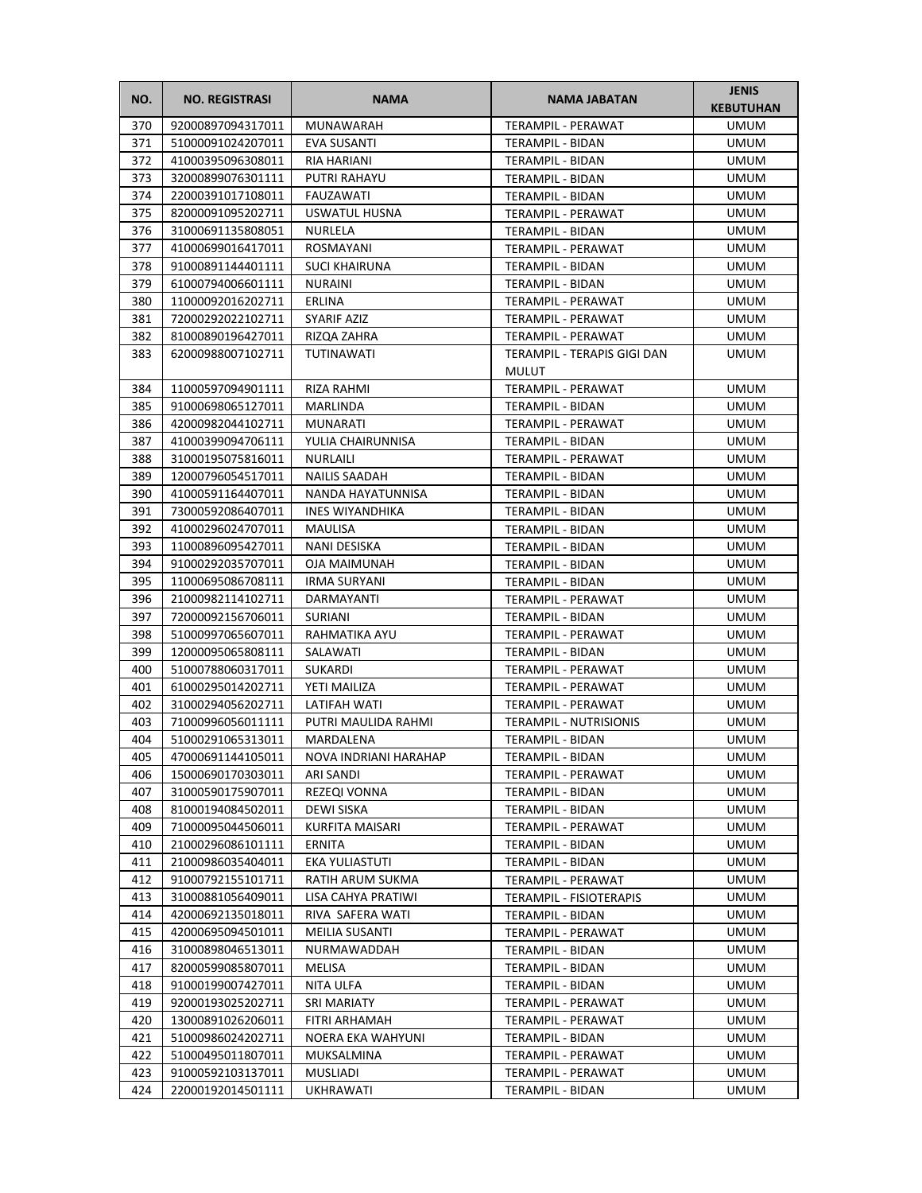| NO. | NO. REGISTRASI | NAMA | NAMA JABATAN | JENIS KEBUTUHAN |
|---|---|---|---|---|
| 370 | 92000897094317011 | MUNAWARAH | TERAMPIL - PERAWAT | UMUM |
| 371 | 51000091024207011 | EVA SUSANTI | TERAMPIL - BIDAN | UMUM |
| 372 | 41000395096308011 | RIA HARIANI | TERAMPIL - BIDAN | UMUM |
| 373 | 32000899076301111 | PUTRI RAHAYU | TERAMPIL - BIDAN | UMUM |
| 374 | 22000391017108011 | FAUZAWATI | TERAMPIL - BIDAN | UMUM |
| 375 | 82000091095202711 | USWATUL HUSNA | TERAMPIL - PERAWAT | UMUM |
| 376 | 31000691135808051 | NURLELA | TERAMPIL - BIDAN | UMUM |
| 377 | 41000699016417011 | ROSMAYANI | TERAMPIL - PERAWAT | UMUM |
| 378 | 91000891144401111 | SUCI KHAIRUNA | TERAMPIL - BIDAN | UMUM |
| 379 | 61000794006601111 | NURAINI | TERAMPIL - BIDAN | UMUM |
| 380 | 11000092016202711 | ERLINA | TERAMPIL - PERAWAT | UMUM |
| 381 | 72000292022102711 | SYARIF AZIZ | TERAMPIL - PERAWAT | UMUM |
| 382 | 81000890196427011 | RIZQA ZAHRA | TERAMPIL - PERAWAT | UMUM |
| 383 | 62000988007102711 | TUTINAWATI | TERAMPIL - TERAPIS GIGI DAN MULUT | UMUM |
| 384 | 11000597094901111 | RIZA RAHMI | TERAMPIL - PERAWAT | UMUM |
| 385 | 91000698065127011 | MARLINDA | TERAMPIL - BIDAN | UMUM |
| 386 | 42000982044102711 | MUNARATI | TERAMPIL - PERAWAT | UMUM |
| 387 | 41000399094706111 | YULIA CHAIRUNNISA | TERAMPIL - BIDAN | UMUM |
| 388 | 31000195075816011 | NURLAILI | TERAMPIL - PERAWAT | UMUM |
| 389 | 12000796054517011 | NAILIS SAADAH | TERAMPIL - BIDAN | UMUM |
| 390 | 41000591164407011 | NANDA HAYATUNNISA | TERAMPIL - BIDAN | UMUM |
| 391 | 73000592086407011 | INES WIYANDHIKA | TERAMPIL - BIDAN | UMUM |
| 392 | 41000296024707011 | MAULISA | TERAMPIL - BIDAN | UMUM |
| 393 | 11000896095427011 | NANI DESISKA | TERAMPIL - BIDAN | UMUM |
| 394 | 91000292035707011 | OJA MAIMUNAH | TERAMPIL - BIDAN | UMUM |
| 395 | 11000695086708111 | IRMA SURYANI | TERAMPIL - BIDAN | UMUM |
| 396 | 21000982114102711 | DARMAYANTI | TERAMPIL - PERAWAT | UMUM |
| 397 | 72000092156706011 | SURIANI | TERAMPIL - BIDAN | UMUM |
| 398 | 51000997065607011 | RAHMATIKA AYU | TERAMPIL - PERAWAT | UMUM |
| 399 | 12000095065808111 | SALAWATI | TERAMPIL - BIDAN | UMUM |
| 400 | 51000788060317011 | SUKARDI | TERAMPIL - PERAWAT | UMUM |
| 401 | 61000295014202711 | YETI MAILIZA | TERAMPIL - PERAWAT | UMUM |
| 402 | 31000294056202711 | LATIFAH WATI | TERAMPIL - PERAWAT | UMUM |
| 403 | 71000996056011111 | PUTRI MAULIDA RAHMI | TERAMPIL - NUTRISIONIS | UMUM |
| 404 | 51000291065313011 | MARDALENA | TERAMPIL - BIDAN | UMUM |
| 405 | 47000691144105011 | NOVA INDRIANI HARAHAP | TERAMPIL - BIDAN | UMUM |
| 406 | 15000690170303011 | ARI SANDI | TERAMPIL - PERAWAT | UMUM |
| 407 | 31000590175907011 | REZEQI VONNA | TERAMPIL - BIDAN | UMUM |
| 408 | 81000194084502011 | DEWI SISKA | TERAMPIL - BIDAN | UMUM |
| 409 | 71000095044506011 | KURFITA MAISARI | TERAMPIL - PERAWAT | UMUM |
| 410 | 21000296086101111 | ERNITA | TERAMPIL - BIDAN | UMUM |
| 411 | 21000986035404011 | EKA YULIASTUTI | TERAMPIL - BIDAN | UMUM |
| 412 | 91000792155101711 | RATIH ARUM SUKMA | TERAMPIL - PERAWAT | UMUM |
| 413 | 31000881056409011 | LISA CAHYA PRATIWI | TERAMPIL - FISIOTERAPIS | UMUM |
| 414 | 42000692135018011 | RIVA SAFERA WATI | TERAMPIL - BIDAN | UMUM |
| 415 | 42000695094501011 | MEILIA SUSANTI | TERAMPIL - PERAWAT | UMUM |
| 416 | 31000898046513011 | NURMAWADDAH | TERAMPIL - BIDAN | UMUM |
| 417 | 82000599085807011 | MELISA | TERAMPIL - BIDAN | UMUM |
| 418 | 91000199007427011 | NITA ULFA | TERAMPIL - BIDAN | UMUM |
| 419 | 92000193025202711 | SRI MARIATY | TERAMPIL - PERAWAT | UMUM |
| 420 | 13000891026206011 | FITRI ARHAMAH | TERAMPIL - PERAWAT | UMUM |
| 421 | 51000986024202711 | NOERA EKA WAHYUNI | TERAMPIL - BIDAN | UMUM |
| 422 | 51000495011807011 | MUKSALMINA | TERAMPIL - PERAWAT | UMUM |
| 423 | 91000592103137011 | MUSLIADI | TERAMPIL - PERAWAT | UMUM |
| 424 | 22000192014501111 | UKHRAWATI | TERAMPIL - BIDAN | UMUM |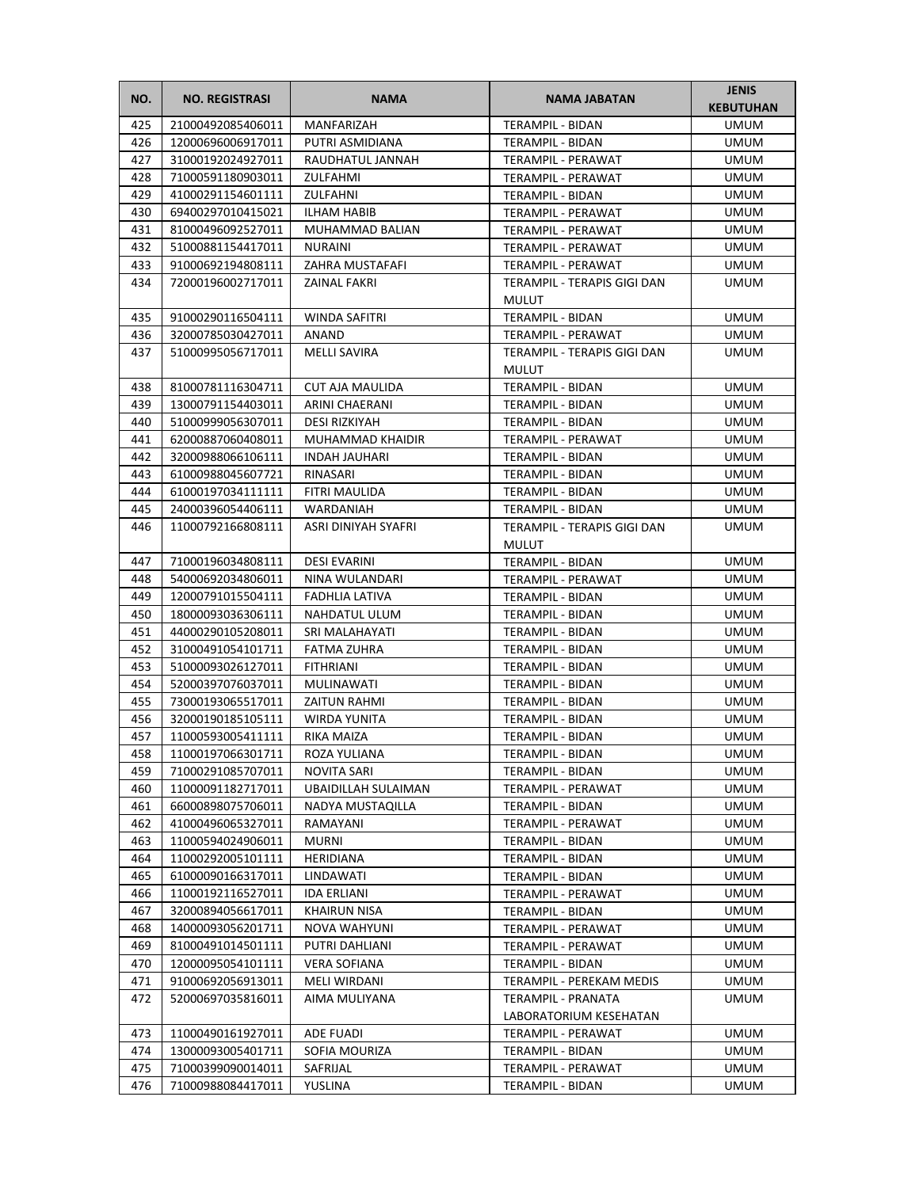| NO. | NO. REGISTRASI | NAMA | NAMA JABATAN | JENIS KEBUTUHAN |
|---|---|---|---|---|
| 425 | 21000492085406011 | MANFARIZAH | TERAMPIL - BIDAN | UMUM |
| 426 | 12000696006917011 | PUTRI ASMIDIANA | TERAMPIL - BIDAN | UMUM |
| 427 | 31000192024927011 | RAUDHATUL JANNAH | TERAMPIL - PERAWAT | UMUM |
| 428 | 71000591180903011 | ZULFAHMI | TERAMPIL - PERAWAT | UMUM |
| 429 | 41000291154601111 | ZULFAHNI | TERAMPIL - BIDAN | UMUM |
| 430 | 69400297010415021 | ILHAM HABIB | TERAMPIL - PERAWAT | UMUM |
| 431 | 81000496092527011 | MUHAMMAD BALIAN | TERAMPIL - PERAWAT | UMUM |
| 432 | 51000881154417011 | NURAINI | TERAMPIL - PERAWAT | UMUM |
| 433 | 91000692194808111 | ZAHRA MUSTAFAFI | TERAMPIL - PERAWAT | UMUM |
| 434 | 72000196002717011 | ZAINAL FAKRI | TERAMPIL - TERAPIS GIGI DAN MULUT | UMUM |
| 435 | 91000290116504111 | WINDA SAFITRI | TERAMPIL - BIDAN | UMUM |
| 436 | 32000785030427011 | ANAND | TERAMPIL - PERAWAT | UMUM |
| 437 | 51000995056717011 | MELLI SAVIRA | TERAMPIL - TERAPIS GIGI DAN MULUT | UMUM |
| 438 | 81000781116304711 | CUT AJA MAULIDA | TERAMPIL - BIDAN | UMUM |
| 439 | 13000791154403011 | ARINI CHAERANI | TERAMPIL - BIDAN | UMUM |
| 440 | 51000999056307011 | DESI RIZKIYAH | TERAMPIL - BIDAN | UMUM |
| 441 | 62000887060408011 | MUHAMMAD KHAIDIR | TERAMPIL - PERAWAT | UMUM |
| 442 | 32000988066106111 | INDAH JAUHARI | TERAMPIL - BIDAN | UMUM |
| 443 | 61000988045607721 | RINASARI | TERAMPIL - BIDAN | UMUM |
| 444 | 61000197034111111 | FITRI MAULIDA | TERAMPIL - BIDAN | UMUM |
| 445 | 24000396054406111 | WARDANIAH | TERAMPIL - BIDAN | UMUM |
| 446 | 11000792166808111 | ASRI DINIYAH SYAFRI | TERAMPIL - TERAPIS GIGI DAN MULUT | UMUM |
| 447 | 71000196034808111 | DESI EVARINI | TERAMPIL - BIDAN | UMUM |
| 448 | 54000692034806011 | NINA WULANDARI | TERAMPIL - PERAWAT | UMUM |
| 449 | 12000791015504111 | FADHLIA LATIVA | TERAMPIL - BIDAN | UMUM |
| 450 | 18000093036306111 | NAHDATUL ULUM | TERAMPIL - BIDAN | UMUM |
| 451 | 44000290105208011 | SRI MALAHAYATI | TERAMPIL - BIDAN | UMUM |
| 452 | 31000491054101711 | FATMA ZUHRA | TERAMPIL - BIDAN | UMUM |
| 453 | 51000093026127011 | FITHRIANI | TERAMPIL - BIDAN | UMUM |
| 454 | 52000397076037011 | MULINAWATI | TERAMPIL - BIDAN | UMUM |
| 455 | 73000193065517011 | ZAITUN RAHMI | TERAMPIL - BIDAN | UMUM |
| 456 | 32000190185105111 | WIRDA YUNITA | TERAMPIL - BIDAN | UMUM |
| 457 | 11000593005411111 | RIKA MAIZA | TERAMPIL - BIDAN | UMUM |
| 458 | 11000197066301711 | ROZA YULIANA | TERAMPIL - BIDAN | UMUM |
| 459 | 71000291085707011 | NOVITA SARI | TERAMPIL - BIDAN | UMUM |
| 460 | 11000091182717011 | UBAIDILLAH SULAIMAN | TERAMPIL - PERAWAT | UMUM |
| 461 | 66000898075706011 | NADYA MUSTAQILLA | TERAMPIL - BIDAN | UMUM |
| 462 | 41000496065327011 | RAMAYANI | TERAMPIL - PERAWAT | UMUM |
| 463 | 11000594024906011 | MURNI | TERAMPIL - BIDAN | UMUM |
| 464 | 11000292005101111 | HERIDIANA | TERAMPIL - BIDAN | UMUM |
| 465 | 61000090166317011 | LINDAWATI | TERAMPIL - BIDAN | UMUM |
| 466 | 11000192116527011 | IDA ERLIANI | TERAMPIL - PERAWAT | UMUM |
| 467 | 32000894056617011 | KHAIRUN NISA | TERAMPIL - BIDAN | UMUM |
| 468 | 14000093056201711 | NOVA WAHYUNI | TERAMPIL - PERAWAT | UMUM |
| 469 | 81000491014501111 | PUTRI DAHLIANI | TERAMPIL - PERAWAT | UMUM |
| 470 | 12000095054101111 | VERA SOFIANA | TERAMPIL - BIDAN | UMUM |
| 471 | 91000692056913011 | MELI WIRDANI | TERAMPIL - PEREKAM MEDIS | UMUM |
| 472 | 52000697035816011 | AIMA MULIYANA | TERAMPIL - PRANATA LABORATORIUM KESEHATAN | UMUM |
| 473 | 11000490161927011 | ADE FUADI | TERAMPIL - PERAWAT | UMUM |
| 474 | 13000093005401711 | SOFIA MOURIZA | TERAMPIL - BIDAN | UMUM |
| 475 | 71000399090014011 | SAFRIJAL | TERAMPIL - PERAWAT | UMUM |
| 476 | 71000988084417011 | YUSLINA | TERAMPIL - BIDAN | UMUM |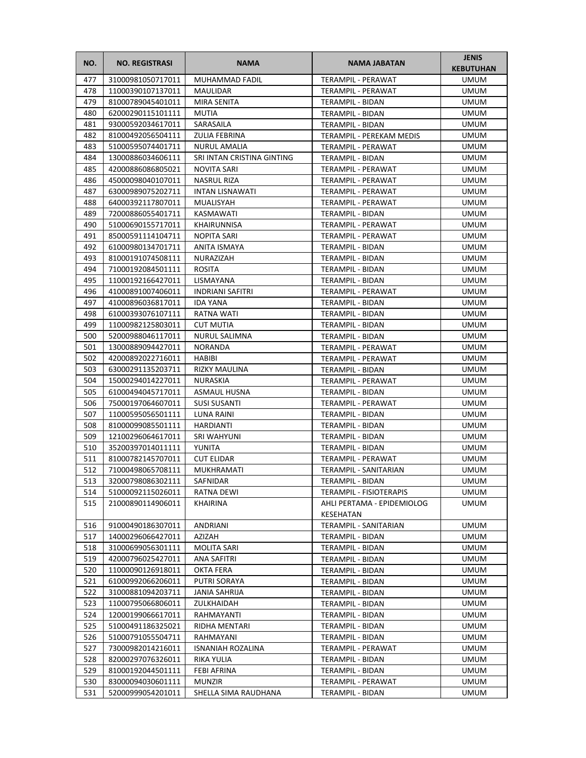| NO. | NO. REGISTRASI | NAMA | NAMA JABATAN | JENIS KEBUTUHAN |
|---|---|---|---|---|
| 477 | 31000981050717011 | MUHAMMAD FADIL | TERAMPIL - PERAWAT | UMUM |
| 478 | 11000390107137011 | MAULIDAR | TERAMPIL - PERAWAT | UMUM |
| 479 | 81000789045401011 | MIRA SENITA | TERAMPIL - BIDAN | UMUM |
| 480 | 62000290115101111 | MUTIA | TERAMPIL - BIDAN | UMUM |
| 481 | 93000592034617011 | SARASAILA | TERAMPIL - BIDAN | UMUM |
| 482 | 81000492056504111 | ZULIA FEBRINA | TERAMPIL - PEREKAM MEDIS | UMUM |
| 483 | 51000595074401711 | NURUL AMALIA | TERAMPIL - PERAWAT | UMUM |
| 484 | 13000886034606111 | SRI INTAN CRISTINA GINTING | TERAMPIL - BIDAN | UMUM |
| 485 | 42000886086805021 | NOVITA SARI | TERAMPIL - PERAWAT | UMUM |
| 486 | 45000098040107011 | NASRUL RIZA | TERAMPIL - PERAWAT | UMUM |
| 487 | 63000989075202711 | INTAN LISNAWATI | TERAMPIL - PERAWAT | UMUM |
| 488 | 64000392117807011 | MUALISYAH | TERAMPIL - PERAWAT | UMUM |
| 489 | 72000886055401711 | KASMAWATI | TERAMPIL - BIDAN | UMUM |
| 490 | 51000690155717011 | KHAIRUNNISA | TERAMPIL - PERAWAT | UMUM |
| 491 | 85000591114104711 | NOPITA SARI | TERAMPIL - PERAWAT | UMUM |
| 492 | 61000980134701711 | ANITA ISMAYA | TERAMPIL - BIDAN | UMUM |
| 493 | 81000191074508111 | NURAZIZAH | TERAMPIL - BIDAN | UMUM |
| 494 | 71000192084501111 | ROSITA | TERAMPIL - BIDAN | UMUM |
| 495 | 11000192166427011 | LISMAYANA | TERAMPIL - BIDAN | UMUM |
| 496 | 41000891007406011 | INDRIANI SAFITRI | TERAMPIL - PERAWAT | UMUM |
| 497 | 41000896036817011 | IDA YANA | TERAMPIL - BIDAN | UMUM |
| 498 | 61000393076107111 | RATNA WATI | TERAMPIL - BIDAN | UMUM |
| 499 | 11000982125803011 | CUT MUTIA | TERAMPIL - BIDAN | UMUM |
| 500 | 52000988046117011 | NURUL SALIMNA | TERAMPIL - BIDAN | UMUM |
| 501 | 13000889094427011 | NORANDA | TERAMPIL - PERAWAT | UMUM |
| 502 | 42000892022716011 | HABIBI | TERAMPIL - PERAWAT | UMUM |
| 503 | 63000291135203711 | RIZKY MAULINA | TERAMPIL - BIDAN | UMUM |
| 504 | 15000294014227011 | NURASKIA | TERAMPIL - PERAWAT | UMUM |
| 505 | 61000494045717011 | ASMAUL HUSNA | TERAMPIL - BIDAN | UMUM |
| 506 | 75000197064607011 | SUSI SUSANTI | TERAMPIL - PERAWAT | UMUM |
| 507 | 11000595056501111 | LUNA RAINI | TERAMPIL - BIDAN | UMUM |
| 508 | 81000099085501111 | HARDIANTI | TERAMPIL - BIDAN | UMUM |
| 509 | 12100296064617011 | SRI WAHYUNI | TERAMPIL - BIDAN | UMUM |
| 510 | 35200397014011111 | YUNITA | TERAMPIL - BIDAN | UMUM |
| 511 | 81000782145707011 | CUT ELIDAR | TERAMPIL - PERAWAT | UMUM |
| 512 | 71000498065708111 | MUKHRAMATI | TERAMPIL - SANITARIAN | UMUM |
| 513 | 32000798086302111 | SAFNIDAR | TERAMPIL - BIDAN | UMUM |
| 514 | 51000092115026011 | RATNA DEWI | TERAMPIL - FISIOTERAPIS | UMUM |
| 515 | 21000890114906011 | KHAIRINA | AHLI PERTAMA - EPIDEMIOLOG KESEHATAN | UMUM |
| 516 | 91000490186307011 | ANDRIANI | TERAMPIL - SANITARIAN | UMUM |
| 517 | 14000296066427011 | AZIZAH | TERAMPIL - BIDAN | UMUM |
| 518 | 31000699056301111 | MOLITA SARI | TERAMPIL - BIDAN | UMUM |
| 519 | 42000796025427011 | ANA SAFITRI | TERAMPIL - BIDAN | UMUM |
| 520 | 11000090126918011 | OKTA FERA | TERAMPIL - BIDAN | UMUM |
| 521 | 61000992066206011 | PUTRI SORAYA | TERAMPIL - BIDAN | UMUM |
| 522 | 31000881094203711 | JANIA SAHRIJA | TERAMPIL - BIDAN | UMUM |
| 523 | 11000795066806011 | ZULKHAIDAH | TERAMPIL - BIDAN | UMUM |
| 524 | 12000199066617011 | RAHMAYANTI | TERAMPIL - BIDAN | UMUM |
| 525 | 51000491186325021 | RIDHA MENTARI | TERAMPIL - BIDAN | UMUM |
| 526 | 51000791055504711 | RAHMAYANI | TERAMPIL - BIDAN | UMUM |
| 527 | 73000982014216011 | ISNANIAH ROZALINA | TERAMPIL - PERAWAT | UMUM |
| 528 | 82000297076326011 | RIKA YULIA | TERAMPIL - BIDAN | UMUM |
| 529 | 81000192044501111 | FEBI AFRINA | TERAMPIL - BIDAN | UMUM |
| 530 | 83000094030601111 | MUNZIR | TERAMPIL - PERAWAT | UMUM |
| 531 | 52000999054201011 | SHELLA SIMA RAUDHANA | TERAMPIL - BIDAN | UMUM |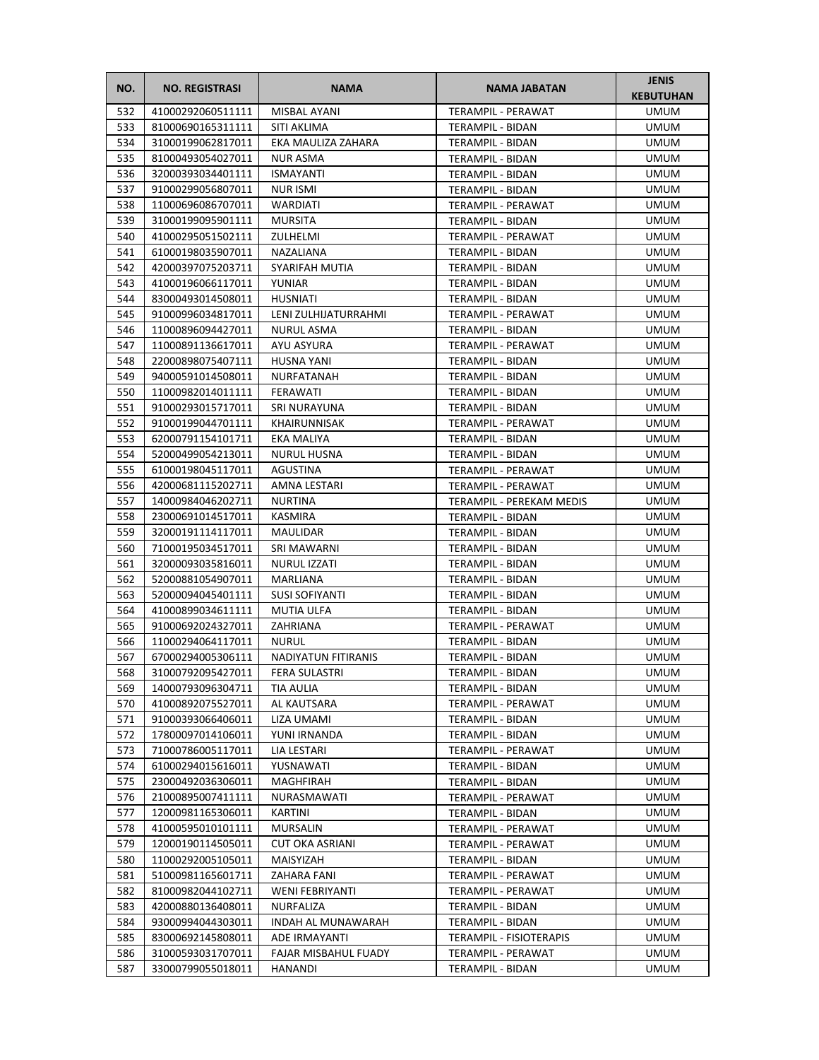| NO. | NO. REGISTRASI | NAMA | NAMA JABATAN | JENIS KEBUTUHAN |
|---|---|---|---|---|
| 532 | 41000292060511111 | MISBAL AYANI | TERAMPIL - PERAWAT | UMUM |
| 533 | 81000690165311111 | SITI AKLIMA | TERAMPIL - BIDAN | UMUM |
| 534 | 31000199062817011 | EKA MAULIZA ZAHARA | TERAMPIL - BIDAN | UMUM |
| 535 | 81000493054027011 | NUR ASMA | TERAMPIL - BIDAN | UMUM |
| 536 | 32000393034401111 | ISMAYANTI | TERAMPIL - BIDAN | UMUM |
| 537 | 91000299056807011 | NUR ISMI | TERAMPIL - BIDAN | UMUM |
| 538 | 11000696086707011 | WARDIATI | TERAMPIL - PERAWAT | UMUM |
| 539 | 31000199095901111 | MURSITA | TERAMPIL - BIDAN | UMUM |
| 540 | 41000295051502111 | ZULHELMI | TERAMPIL - PERAWAT | UMUM |
| 541 | 61000198035907011 | NAZALIANA | TERAMPIL - BIDAN | UMUM |
| 542 | 42000397075203711 | SYARIFAH MUTIA | TERAMPIL - BIDAN | UMUM |
| 543 | 41000196066117011 | YUNIAR | TERAMPIL - BIDAN | UMUM |
| 544 | 83000493014508011 | HUSNIATI | TERAMPIL - BIDAN | UMUM |
| 545 | 91000996034817011 | LENI ZULHIJATURRAHMI | TERAMPIL - PERAWAT | UMUM |
| 546 | 11000896094427011 | NURUL ASMA | TERAMPIL - BIDAN | UMUM |
| 547 | 11000891136617011 | AYU ASYURA | TERAMPIL - PERAWAT | UMUM |
| 548 | 22000898075407111 | HUSNA YANI | TERAMPIL - BIDAN | UMUM |
| 549 | 94000591014508011 | NURFATANAH | TERAMPIL - BIDAN | UMUM |
| 550 | 11000982014011111 | FERAWATI | TERAMPIL - BIDAN | UMUM |
| 551 | 91000293015717011 | SRI NURAYUNA | TERAMPIL - BIDAN | UMUM |
| 552 | 91000199044701111 | KHAIRUNNISAK | TERAMPIL - PERAWAT | UMUM |
| 553 | 62000791154101711 | EKA MALIYA | TERAMPIL - BIDAN | UMUM |
| 554 | 52000499054213011 | NURUL HUSNA | TERAMPIL - BIDAN | UMUM |
| 555 | 61000198045117011 | AGUSTINA | TERAMPIL - PERAWAT | UMUM |
| 556 | 42000681115202711 | AMNA LESTARI | TERAMPIL - PERAWAT | UMUM |
| 557 | 14000984046202711 | NURTINA | TERAMPIL - PEREKAM MEDIS | UMUM |
| 558 | 23000691014517011 | KASMIRA | TERAMPIL - BIDAN | UMUM |
| 559 | 32000191114117011 | MAULIDAR | TERAMPIL - BIDAN | UMUM |
| 560 | 71000195034517011 | SRI MAWARNI | TERAMPIL - BIDAN | UMUM |
| 561 | 32000093035816011 | NURUL IZZATI | TERAMPIL - BIDAN | UMUM |
| 562 | 52000881054907011 | MARLIANA | TERAMPIL - BIDAN | UMUM |
| 563 | 52000094045401111 | SUSI SOFIYANTI | TERAMPIL - BIDAN | UMUM |
| 564 | 41000899034611111 | MUTIA ULFA | TERAMPIL - BIDAN | UMUM |
| 565 | 91000692024327011 | ZAHRIANA | TERAMPIL - PERAWAT | UMUM |
| 566 | 11000294064117011 | NURUL | TERAMPIL - BIDAN | UMUM |
| 567 | 67000294005306111 | NADIYATUN FITIRANIS | TERAMPIL - BIDAN | UMUM |
| 568 | 31000792095427011 | FERA SULASTRI | TERAMPIL - BIDAN | UMUM |
| 569 | 14000793096304711 | TIA AULIA | TERAMPIL - BIDAN | UMUM |
| 570 | 41000892075527011 | AL KAUTSARA | TERAMPIL - PERAWAT | UMUM |
| 571 | 91000393066406011 | LIZA UMAMI | TERAMPIL - BIDAN | UMUM |
| 572 | 17800097014106011 | YUNI IRNANDA | TERAMPIL - BIDAN | UMUM |
| 573 | 71000786005117011 | LIA LESTARI | TERAMPIL - PERAWAT | UMUM |
| 574 | 61000294015616011 | YUSNAWATI | TERAMPIL - BIDAN | UMUM |
| 575 | 23000492036306011 | MAGHFIRAH | TERAMPIL - BIDAN | UMUM |
| 576 | 21000895007411111 | NURASMAWATI | TERAMPIL - PERAWAT | UMUM |
| 577 | 12000981165306011 | KARTINI | TERAMPIL - BIDAN | UMUM |
| 578 | 41000595010101111 | MURSALIN | TERAMPIL - PERAWAT | UMUM |
| 579 | 12000190114505011 | CUT OKA ASRIANI | TERAMPIL - PERAWAT | UMUM |
| 580 | 11000292005105011 | MAISYIZAH | TERAMPIL - BIDAN | UMUM |
| 581 | 51000981165601711 | ZAHARA FANI | TERAMPIL - PERAWAT | UMUM |
| 582 | 81000982044102711 | WENI FEBRIYANTI | TERAMPIL - PERAWAT | UMUM |
| 583 | 42000880136408011 | NURFALIZA | TERAMPIL - BIDAN | UMUM |
| 584 | 93000994044303011 | INDAH AL MUNAWARAH | TERAMPIL - BIDAN | UMUM |
| 585 | 83000692145808011 | ADE IRMAYANTI | TERAMPIL - FISIOTERAPIS | UMUM |
| 586 | 31000593031707011 | FAJAR MISBAHUL FUADY | TERAMPIL - PERAWAT | UMUM |
| 587 | 33000799055018011 | HANANDI | TERAMPIL - BIDAN | UMUM |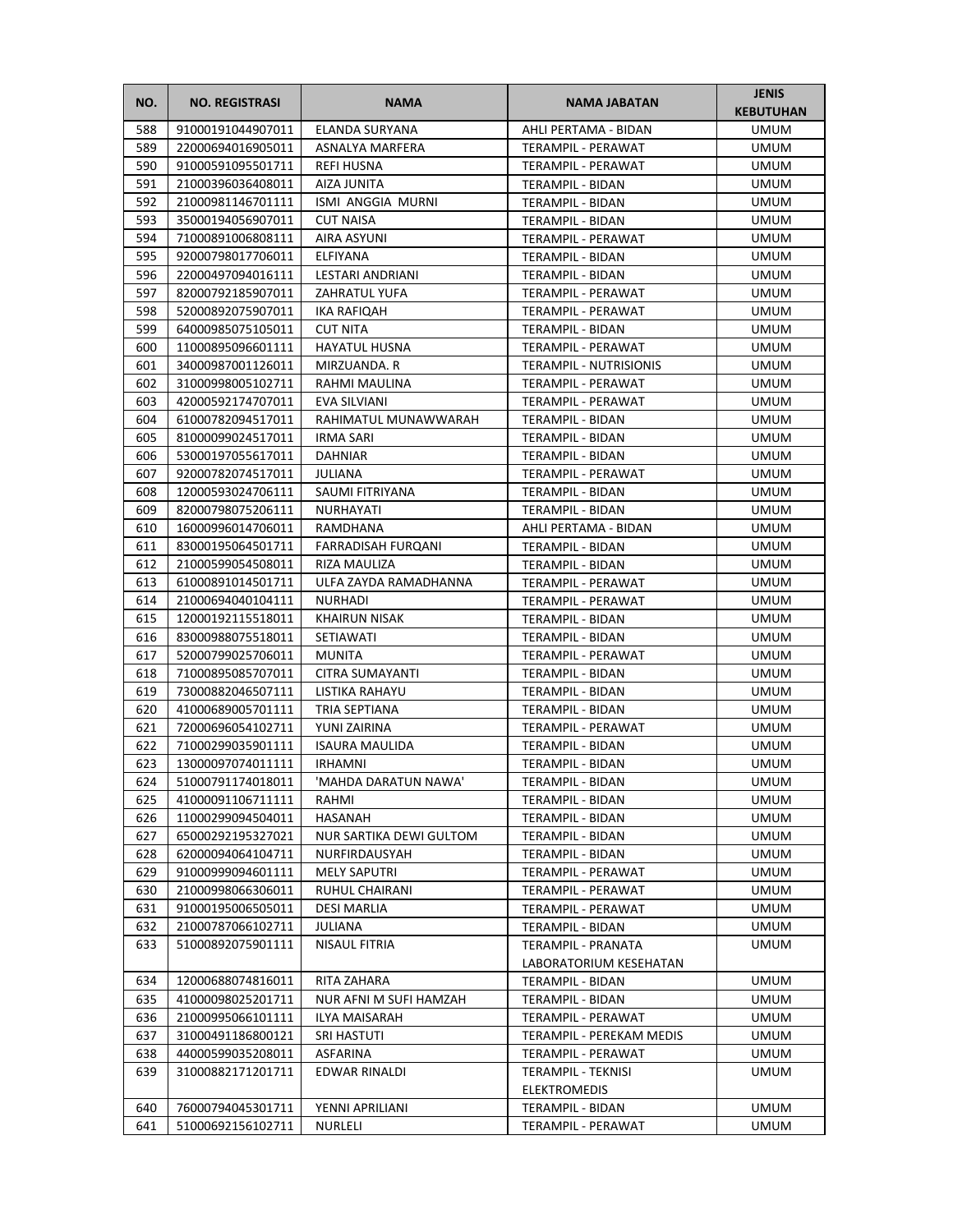| NO. | NO. REGISTRASI | NAMA | NAMA JABATAN | JENIS KEBUTUHAN |
|---|---|---|---|---|
| 588 | 91000191044907011 | ELANDA SURYANA | AHLI PERTAMA - BIDAN | UMUM |
| 589 | 22000694016905011 | ASNALYA MARFERA | TERAMPIL - PERAWAT | UMUM |
| 590 | 91000591095501711 | REFI HUSNA | TERAMPIL - PERAWAT | UMUM |
| 591 | 21000396036408011 | AIZA JUNITA | TERAMPIL - BIDAN | UMUM |
| 592 | 21000981146701111 | ISMI ANGGIA MURNI | TERAMPIL - BIDAN | UMUM |
| 593 | 35000194056907011 | CUT NAISA | TERAMPIL - BIDAN | UMUM |
| 594 | 71000891006808111 | AIRA ASYUNI | TERAMPIL - PERAWAT | UMUM |
| 595 | 92000798017706011 | ELFIYANA | TERAMPIL - BIDAN | UMUM |
| 596 | 22000497094016111 | LESTARI ANDRIANI | TERAMPIL - BIDAN | UMUM |
| 597 | 82000792185907011 | ZAHRATUL YUFA | TERAMPIL - PERAWAT | UMUM |
| 598 | 52000892075907011 | IKA RAFIQAH | TERAMPIL - PERAWAT | UMUM |
| 599 | 64000985075105011 | CUT NITA | TERAMPIL - BIDAN | UMUM |
| 600 | 11000895096601111 | HAYATUL HUSNA | TERAMPIL - PERAWAT | UMUM |
| 601 | 34000987001126011 | MIRZUANDA. R | TERAMPIL - NUTRISIONIS | UMUM |
| 602 | 31000998005102711 | RAHMI MAULINA | TERAMPIL - PERAWAT | UMUM |
| 603 | 42000592174707011 | EVA SILVIANI | TERAMPIL - PERAWAT | UMUM |
| 604 | 61000782094517011 | RAHIMATUL MUNAWWARAH | TERAMPIL - BIDAN | UMUM |
| 605 | 81000099024517011 | IRMA SARI | TERAMPIL - BIDAN | UMUM |
| 606 | 53000197055617011 | DAHNIAR | TERAMPIL - BIDAN | UMUM |
| 607 | 92000782074517011 | JULIANA | TERAMPIL - PERAWAT | UMUM |
| 608 | 12000593024706111 | SAUMI FITRIYANA | TERAMPIL - BIDAN | UMUM |
| 609 | 82000798075206111 | NURHAYATI | TERAMPIL - BIDAN | UMUM |
| 610 | 16000996014706011 | RAMDHANA | AHLI PERTAMA - BIDAN | UMUM |
| 611 | 83000195064501711 | FARRADISAH FURQANI | TERAMPIL - BIDAN | UMUM |
| 612 | 21000599054508011 | RIZA MAULIZA | TERAMPIL - BIDAN | UMUM |
| 613 | 61000891014501711 | ULFA ZAYDA RAMADHANNA | TERAMPIL - PERAWAT | UMUM |
| 614 | 21000694040104111 | NURHADI | TERAMPIL - PERAWAT | UMUM |
| 615 | 12000192115518011 | KHAIRUN NISAK | TERAMPIL - BIDAN | UMUM |
| 616 | 83000988075518011 | SETIAWATI | TERAMPIL - BIDAN | UMUM |
| 617 | 52000799025706011 | MUNITA | TERAMPIL - PERAWAT | UMUM |
| 618 | 71000895085707011 | CITRA SUMAYANTI | TERAMPIL - BIDAN | UMUM |
| 619 | 73000882046507111 | LISTIKA RAHAYU | TERAMPIL - BIDAN | UMUM |
| 620 | 41000689005701111 | TRIA SEPTIANA | TERAMPIL - BIDAN | UMUM |
| 621 | 72000696054102711 | YUNI ZAIRINA | TERAMPIL - PERAWAT | UMUM |
| 622 | 71000299035901111 | ISAURA MAULIDA | TERAMPIL - BIDAN | UMUM |
| 623 | 13000097074011111 | IRHAMNI | TERAMPIL - BIDAN | UMUM |
| 624 | 51000791174018011 | 'MAHDA DARATUN NAWA' | TERAMPIL - BIDAN | UMUM |
| 625 | 41000091106711111 | RAHMI | TERAMPIL - BIDAN | UMUM |
| 626 | 11000299094504011 | HASANAH | TERAMPIL - BIDAN | UMUM |
| 627 | 65000292195327021 | NUR SARTIKA DEWI GULTOM | TERAMPIL - BIDAN | UMUM |
| 628 | 62000094064104711 | NURFIRDAUSYAH | TERAMPIL - BIDAN | UMUM |
| 629 | 91000999094601111 | MELY SAPUTRI | TERAMPIL - PERAWAT | UMUM |
| 630 | 21000998066306011 | RUHUL CHAIRANI | TERAMPIL - PERAWAT | UMUM |
| 631 | 91000195006505011 | DESI MARLIA | TERAMPIL - PERAWAT | UMUM |
| 632 | 21000787066102711 | JULIANA | TERAMPIL - BIDAN | UMUM |
| 633 | 51000892075901111 | NISAUL FITRIA | TERAMPIL - PRANATA LABORATORIUM KESEHATAN | UMUM |
| 634 | 12000688074816011 | RITA ZAHARA | TERAMPIL - BIDAN | UMUM |
| 635 | 41000098025201711 | NUR AFNI M SUFI HAMZAH | TERAMPIL - BIDAN | UMUM |
| 636 | 21000995066101111 | ILYA MAISARAH | TERAMPIL - PERAWAT | UMUM |
| 637 | 31000491186800121 | SRI HASTUTI | TERAMPIL - PEREKAM MEDIS | UMUM |
| 638 | 44000599035208011 | ASFARINA | TERAMPIL - PERAWAT | UMUM |
| 639 | 31000882171201711 | EDWAR RINALDI | TERAMPIL - TEKNISI ELEKTROMEDIS | UMUM |
| 640 | 76000794045301711 | YENNI APRILIANI | TERAMPIL - BIDAN | UMUM |
| 641 | 51000692156102711 | NURLELI | TERAMPIL - PERAWAT | UMUM |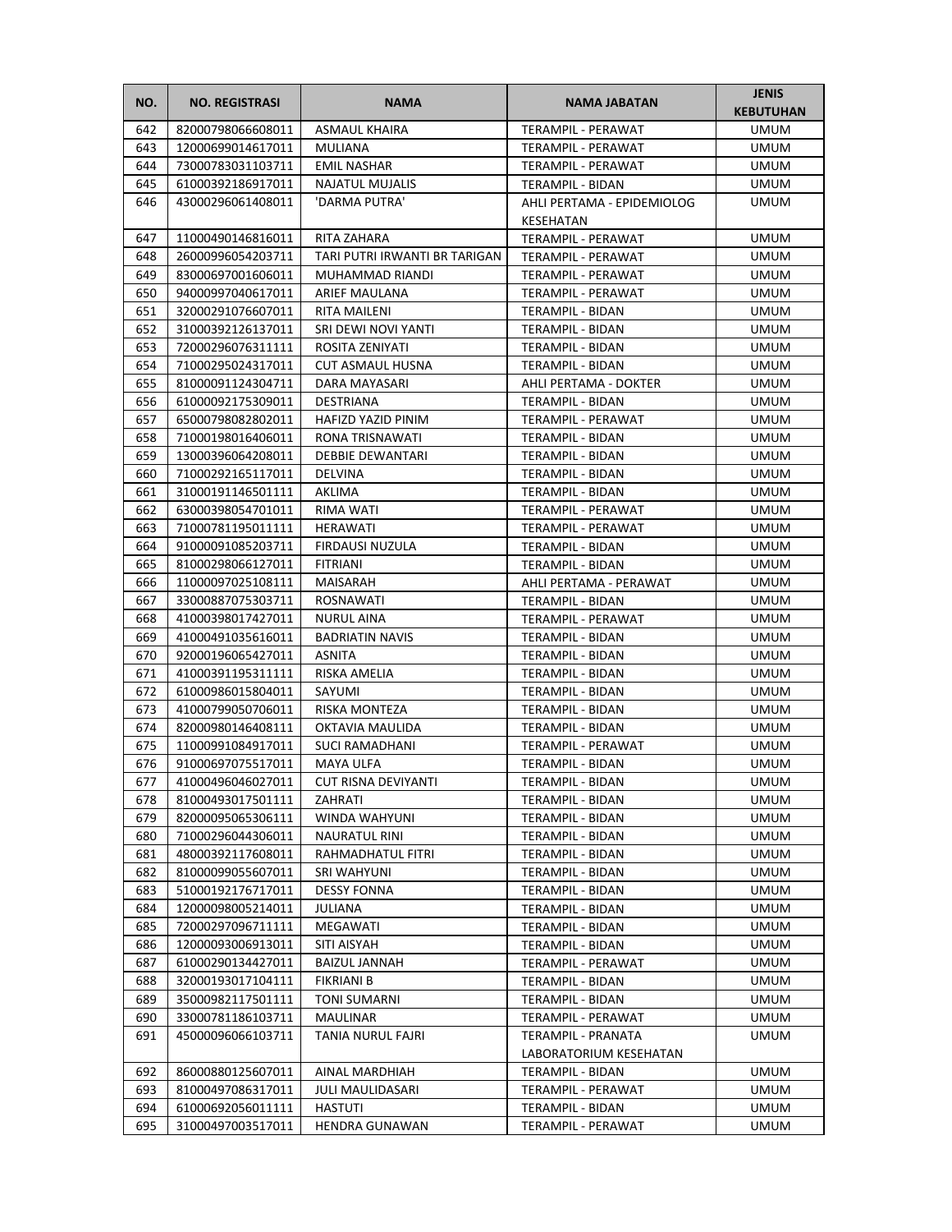| NO. | NO. REGISTRASI | NAMA | NAMA JABATAN | JENIS KEBUTUHAN |
|---|---|---|---|---|
| 642 | 82000798066608011 | ASMAUL KHAIRA | TERAMPIL - PERAWAT | UMUM |
| 643 | 12000699014617011 | MULIANA | TERAMPIL - PERAWAT | UMUM |
| 644 | 73000783031103711 | EMIL NASHAR | TERAMPIL - PERAWAT | UMUM |
| 645 | 61000392186917011 | NAJATUL MUJALIS | TERAMPIL - BIDAN | UMUM |
| 646 | 43000296061408011 | 'DARMA PUTRA' | AHLI PERTAMA - EPIDEMIOLOG KESEHATAN | UMUM |
| 647 | 11000490146816011 | RITA ZAHARA | TERAMPIL - PERAWAT | UMUM |
| 648 | 26000996054203711 | TARI PUTRI IRWANTI BR TARIGAN | TERAMPIL - PERAWAT | UMUM |
| 649 | 83000697001606011 | MUHAMMAD RIANDI | TERAMPIL - PERAWAT | UMUM |
| 650 | 94000997040617011 | ARIEF MAULANA | TERAMPIL - PERAWAT | UMUM |
| 651 | 32000291076607011 | RITA MAILENI | TERAMPIL - BIDAN | UMUM |
| 652 | 31000392126137011 | SRI DEWI NOVI YANTI | TERAMPIL - BIDAN | UMUM |
| 653 | 72000296076311111 | ROSITA ZENIYATI | TERAMPIL - BIDAN | UMUM |
| 654 | 71000295024317011 | CUT ASMAUL HUSNA | TERAMPIL - BIDAN | UMUM |
| 655 | 81000091124304711 | DARA MAYASARI | AHLI PERTAMA - DOKTER | UMUM |
| 656 | 61000092175309011 | DESTRIANA | TERAMPIL - BIDAN | UMUM |
| 657 | 65000798082802011 | HAFIZD YAZID PINIM | TERAMPIL - PERAWAT | UMUM |
| 658 | 71000198016406011 | RONA TRISNAWATI | TERAMPIL - BIDAN | UMUM |
| 659 | 13000396064208011 | DEBBIE DEWANTARI | TERAMPIL - BIDAN | UMUM |
| 660 | 71000292165117011 | DELVINA | TERAMPIL - BIDAN | UMUM |
| 661 | 31000191146501111 | AKLIMA | TERAMPIL - BIDAN | UMUM |
| 662 | 63000398054701011 | RIMA WATI | TERAMPIL - PERAWAT | UMUM |
| 663 | 71000781195011111 | HERAWATI | TERAMPIL - PERAWAT | UMUM |
| 664 | 91000091085203711 | FIRDAUSI NUZULA | TERAMPIL - BIDAN | UMUM |
| 665 | 81000298066127011 | FITRIANI | TERAMPIL - BIDAN | UMUM |
| 666 | 11000097025108111 | MAISARAH | AHLI PERTAMA - PERAWAT | UMUM |
| 667 | 33000887075303711 | ROSNAWATI | TERAMPIL - BIDAN | UMUM |
| 668 | 41000398017427011 | NURUL AINA | TERAMPIL - PERAWAT | UMUM |
| 669 | 41000491035616011 | BADRIATIN NAVIS | TERAMPIL - BIDAN | UMUM |
| 670 | 92000196065427011 | ASNITA | TERAMPIL - BIDAN | UMUM |
| 671 | 41000391195311111 | RISKA AMELIA | TERAMPIL - BIDAN | UMUM |
| 672 | 61000986015804011 | SAYUMI | TERAMPIL - BIDAN | UMUM |
| 673 | 41000799050706011 | RISKA MONTEZA | TERAMPIL - BIDAN | UMUM |
| 674 | 82000980146408111 | OKTAVIA MAULIDA | TERAMPIL - BIDAN | UMUM |
| 675 | 11000991084917011 | SUCI RAMADHANI | TERAMPIL - PERAWAT | UMUM |
| 676 | 91000697075517011 | MAYA ULFA | TERAMPIL - BIDAN | UMUM |
| 677 | 41000496046027011 | CUT RISNA DEVIYANTI | TERAMPIL - BIDAN | UMUM |
| 678 | 81000493017501111 | ZAHRATI | TERAMPIL - BIDAN | UMUM |
| 679 | 82000095065306111 | WINDA WAHYUNI | TERAMPIL - BIDAN | UMUM |
| 680 | 71000296044306011 | NAURATUL RINI | TERAMPIL - BIDAN | UMUM |
| 681 | 48000392117608011 | RAHMADHATUL FITRI | TERAMPIL - BIDAN | UMUM |
| 682 | 81000099055607011 | SRI WAHYUNI | TERAMPIL - BIDAN | UMUM |
| 683 | 51000192176717011 | DESSY FONNA | TERAMPIL - BIDAN | UMUM |
| 684 | 12000098005214011 | JULIANA | TERAMPIL - BIDAN | UMUM |
| 685 | 72000297096711111 | MEGAWATI | TERAMPIL - BIDAN | UMUM |
| 686 | 12000093006913011 | SITI AISYAH | TERAMPIL - BIDAN | UMUM |
| 687 | 61000290134427011 | BAIZUL JANNAH | TERAMPIL - PERAWAT | UMUM |
| 688 | 32000193017104111 | FIKRIANI B | TERAMPIL - BIDAN | UMUM |
| 689 | 35000982117501111 | TONI SUMARNI | TERAMPIL - BIDAN | UMUM |
| 690 | 33000781186103711 | MAULINAR | TERAMPIL - PERAWAT | UMUM |
| 691 | 45000096066103711 | TANIA NURUL FAJRI | TERAMPIL - PRANATA LABORATORIUM KESEHATAN | UMUM |
| 692 | 86000880125607011 | AINAL MARDHIAH | TERAMPIL - BIDAN | UMUM |
| 693 | 81000497086317011 | JULI MAULIDASARI | TERAMPIL - PERAWAT | UMUM |
| 694 | 61000692056011111 | HASTUTI | TERAMPIL - BIDAN | UMUM |
| 695 | 31000497003517011 | HENDRA GUNAWAN | TERAMPIL - PERAWAT | UMUM |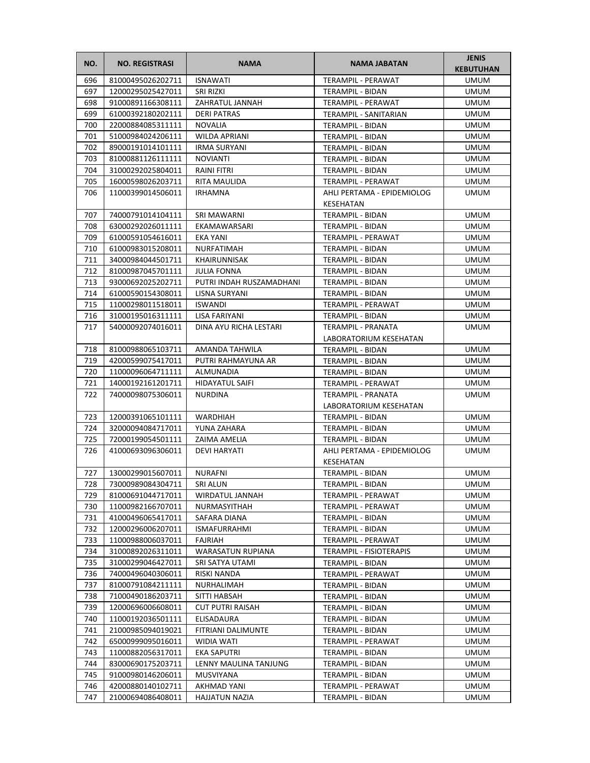| NO. | NO. REGISTRASI | NAMA | NAMA JABATAN | JENIS KEBUTUHAN |
|---|---|---|---|---|
| 696 | 81000495026202711 | ISNAWATI | TERAMPIL - PERAWAT | UMUM |
| 697 | 12000295025427011 | SRI RIZKI | TERAMPIL - BIDAN | UMUM |
| 698 | 91000891166308111 | ZAHRATUL JANNAH | TERAMPIL - PERAWAT | UMUM |
| 699 | 61000392180202111 | DERI PATRAS | TERAMPIL - SANITARIAN | UMUM |
| 700 | 22000884085311111 | NOVALIA | TERAMPIL - BIDAN | UMUM |
| 701 | 51000984024206111 | WILDA APRIANI | TERAMPIL - BIDAN | UMUM |
| 702 | 89000191014101111 | IRMA SURYANI | TERAMPIL - BIDAN | UMUM |
| 703 | 81000881126111111 | NOVIANTI | TERAMPIL - BIDAN | UMUM |
| 704 | 31000292025804011 | RAINI FITRI | TERAMPIL - BIDAN | UMUM |
| 705 | 16000598026203711 | RITA MAULIDA | TERAMPIL - PERAWAT | UMUM |
| 706 | 11000399014506011 | IRHAMNA | AHLI PERTAMA - EPIDEMIOLOG KESEHATAN | UMUM |
| 707 | 74000791014104111 | SRI MAWARNI | TERAMPIL - BIDAN | UMUM |
| 708 | 63000292026011111 | EKAMAWARSARI | TERAMPIL - BIDAN | UMUM |
| 709 | 61000591054616011 | EKA YANI | TERAMPIL - PERAWAT | UMUM |
| 710 | 61000983015208011 | NURFATIMAH | TERAMPIL - BIDAN | UMUM |
| 711 | 34000984044501711 | KHAIRUNNISAK | TERAMPIL - BIDAN | UMUM |
| 712 | 81000987045701111 | JULIA FONNA | TERAMPIL - BIDAN | UMUM |
| 713 | 93000692025202711 | PUTRI INDAH RUSZAMADHANI | TERAMPIL - BIDAN | UMUM |
| 714 | 61000590154308011 | LISNA SURYANI | TERAMPIL - BIDAN | UMUM |
| 715 | 11000298011518011 | ISWANDI | TERAMPIL - PERAWAT | UMUM |
| 716 | 31000195016311111 | LISA FARIYANI | TERAMPIL - BIDAN | UMUM |
| 717 | 54000092074016011 | DINA AYU RICHA LESTARI | TERAMPIL - PRANATA LABORATORIUM KESEHATAN | UMUM |
| 718 | 81000988065103711 | AMANDA TAHWILA | TERAMPIL - BIDAN | UMUM |
| 719 | 42000599075417011 | PUTRI RAHMAYUNA AR | TERAMPIL - BIDAN | UMUM |
| 720 | 11000096064711111 | ALMUNADIA | TERAMPIL - BIDAN | UMUM |
| 721 | 14000192161201711 | HIDAYATUL SAIFI | TERAMPIL - PERAWAT | UMUM |
| 722 | 74000098075306011 | NURDINA | TERAMPIL - PRANATA LABORATORIUM KESEHATAN | UMUM |
| 723 | 12000391065101111 | WARDHIAH | TERAMPIL - BIDAN | UMUM |
| 724 | 32000094084717011 | YUNA ZAHARA | TERAMPIL - BIDAN | UMUM |
| 725 | 72000199054501111 | ZAIMA AMELIA | TERAMPIL - BIDAN | UMUM |
| 726 | 41000693096306011 | DEVI HARYATI | AHLI PERTAMA - EPIDEMIOLOG KESEHATAN | UMUM |
| 727 | 13000299015607011 | NURAFNI | TERAMPIL - BIDAN | UMUM |
| 728 | 73000989084304711 | SRI ALUN | TERAMPIL - BIDAN | UMUM |
| 729 | 81000691044717011 | WIRDATUL JANNAH | TERAMPIL - PERAWAT | UMUM |
| 730 | 11000982166707011 | NURMASYITHAH | TERAMPIL - PERAWAT | UMUM |
| 731 | 41000496065417011 | SAFARA DIANA | TERAMPIL - BIDAN | UMUM |
| 732 | 12000296006207011 | ISMAFURRAHMI | TERAMPIL - BIDAN | UMUM |
| 733 | 11000988006037011 | FAJRIAH | TERAMPIL - PERAWAT | UMUM |
| 734 | 31000892026311011 | WARASATUN RUPIANA | TERAMPIL - FISIOTERAPIS | UMUM |
| 735 | 31000299046427011 | SRI SATYA UTAMI | TERAMPIL - BIDAN | UMUM |
| 736 | 74000496040306011 | RISKI NANDA | TERAMPIL - PERAWAT | UMUM |
| 737 | 81000791084211111 | NURHALIMAH | TERAMPIL - BIDAN | UMUM |
| 738 | 71000490186203711 | SITTI HABSAH | TERAMPIL - BIDAN | UMUM |
| 739 | 12000696006608011 | CUT PUTRI RAISAH | TERAMPIL - BIDAN | UMUM |
| 740 | 11000192036501111 | ELISADAURA | TERAMPIL - BIDAN | UMUM |
| 741 | 21000985094019021 | FITRIANI DALIMUNTE | TERAMPIL - BIDAN | UMUM |
| 742 | 65000999095016011 | WIDIA WATI | TERAMPIL - PERAWAT | UMUM |
| 743 | 11000882056317011 | EKA SAPUTRI | TERAMPIL - BIDAN | UMUM |
| 744 | 83000690175203711 | LENNY MAULINA TANJUNG | TERAMPIL - BIDAN | UMUM |
| 745 | 91000980146206011 | MUSVIYANA | TERAMPIL - BIDAN | UMUM |
| 746 | 42000880140102711 | AKHMAD YANI | TERAMPIL - PERAWAT | UMUM |
| 747 | 21000694086408011 | HAJJATUN NAZIA | TERAMPIL - BIDAN | UMUM |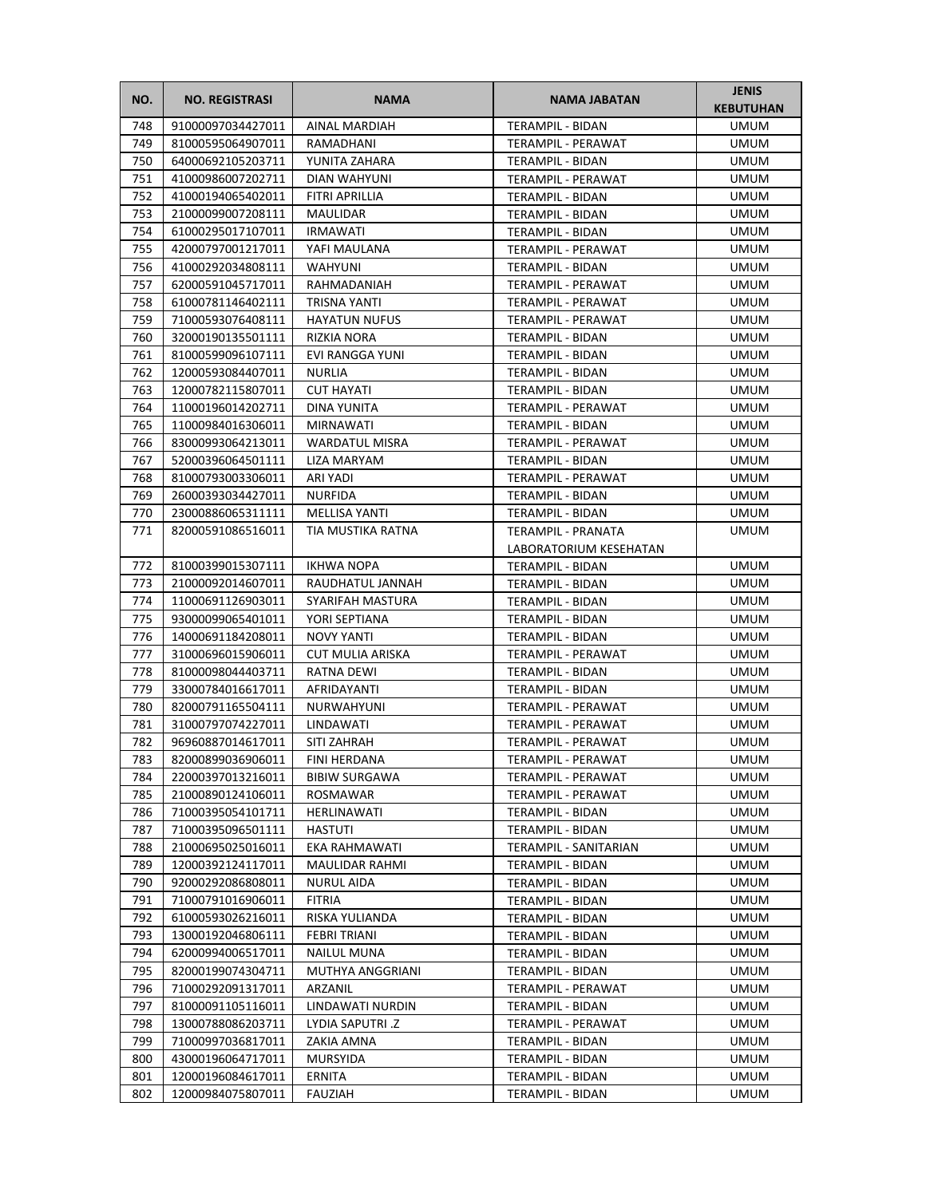| NO. | NO. REGISTRASI | NAMA | NAMA JABATAN | JENIS KEBUTUHAN |
|---|---|---|---|---|
| 748 | 91000097034427011 | AINAL MARDIAH | TERAMPIL - BIDAN | UMUM |
| 749 | 81000595064907011 | RAMADHANI | TERAMPIL - PERAWAT | UMUM |
| 750 | 64000692105203711 | YUNITA ZAHARA | TERAMPIL - BIDAN | UMUM |
| 751 | 41000986007202711 | DIAN WAHYUNI | TERAMPIL - PERAWAT | UMUM |
| 752 | 41000194065402011 | FITRI APRILLIA | TERAMPIL - BIDAN | UMUM |
| 753 | 21000099007208111 | MAULIDAR | TERAMPIL - BIDAN | UMUM |
| 754 | 61000295017107011 | IRMAWATI | TERAMPIL - BIDAN | UMUM |
| 755 | 42000797001217011 | YAFI MAULANA | TERAMPIL - PERAWAT | UMUM |
| 756 | 41000292034808111 | WAHYUNI | TERAMPIL - BIDAN | UMUM |
| 757 | 62000591045717011 | RAHMADANIAH | TERAMPIL - PERAWAT | UMUM |
| 758 | 61000781146402111 | TRISNA YANTI | TERAMPIL - PERAWAT | UMUM |
| 759 | 71000593076408111 | HAYATUN NUFUS | TERAMPIL - PERAWAT | UMUM |
| 760 | 32000190135501111 | RIZKIA NORA | TERAMPIL - BIDAN | UMUM |
| 761 | 81000599096107111 | EVI RANGGA YUNI | TERAMPIL - BIDAN | UMUM |
| 762 | 12000593084407011 | NURLIA | TERAMPIL - BIDAN | UMUM |
| 763 | 12000782115807011 | CUT HAYATI | TERAMPIL - BIDAN | UMUM |
| 764 | 11000196014202711 | DINA YUNITA | TERAMPIL - PERAWAT | UMUM |
| 765 | 11000984016306011 | MIRNAWATI | TERAMPIL - BIDAN | UMUM |
| 766 | 83000993064213011 | WARDATUL MISRA | TERAMPIL - PERAWAT | UMUM |
| 767 | 52000396064501111 | LIZA MARYAM | TERAMPIL - BIDAN | UMUM |
| 768 | 81000793003306011 | ARI YADI | TERAMPIL - PERAWAT | UMUM |
| 769 | 26000393034427011 | NURFIDA | TERAMPIL - BIDAN | UMUM |
| 770 | 23000886065311111 | MELLISA YANTI | TERAMPIL - BIDAN | UMUM |
| 771 | 82000591086516011 | TIA MUSTIKA RATNA | TERAMPIL - PRANATA LABORATORIUM KESEHATAN | UMUM |
| 772 | 81000399015307111 | IKHWA NOPA | TERAMPIL - BIDAN | UMUM |
| 773 | 21000092014607011 | RAUDHATUL JANNAH | TERAMPIL - BIDAN | UMUM |
| 774 | 11000691126903011 | SYARIFAH MASTURA | TERAMPIL - BIDAN | UMUM |
| 775 | 93000099065401011 | YORI SEPTIANA | TERAMPIL - BIDAN | UMUM |
| 776 | 14000691184208011 | NOVY YANTI | TERAMPIL - BIDAN | UMUM |
| 777 | 31000696015906011 | CUT MULIA ARISKA | TERAMPIL - PERAWAT | UMUM |
| 778 | 81000098044403711 | RATNA DEWI | TERAMPIL - BIDAN | UMUM |
| 779 | 33000784016617011 | AFRIDAYANTI | TERAMPIL - BIDAN | UMUM |
| 780 | 82000791165504111 | NURWAHYUNI | TERAMPIL - PERAWAT | UMUM |
| 781 | 31000797074227011 | LINDAWATI | TERAMPIL - PERAWAT | UMUM |
| 782 | 96960887014617011 | SITI ZAHRAH | TERAMPIL - PERAWAT | UMUM |
| 783 | 82000899036906011 | FINI HERDANA | TERAMPIL - PERAWAT | UMUM |
| 784 | 22000397013216011 | BIBIW SURGAWA | TERAMPIL - PERAWAT | UMUM |
| 785 | 21000890124106011 | ROSMAWAR | TERAMPIL - PERAWAT | UMUM |
| 786 | 71000395054101711 | HERLINAWATI | TERAMPIL - BIDAN | UMUM |
| 787 | 71000395096501111 | HASTUTI | TERAMPIL - BIDAN | UMUM |
| 788 | 21000695025016011 | EKA RAHMAWATI | TERAMPIL - SANITARIAN | UMUM |
| 789 | 12000392124117011 | MAULIDAR RAHMI | TERAMPIL - BIDAN | UMUM |
| 790 | 92000292086808011 | NURUL AIDA | TERAMPIL - BIDAN | UMUM |
| 791 | 71000791016906011 | FITRIA | TERAMPIL - BIDAN | UMUM |
| 792 | 61000593026216011 | RISKA YULIANDA | TERAMPIL - BIDAN | UMUM |
| 793 | 13000192046806111 | FEBRI TRIANI | TERAMPIL - BIDAN | UMUM |
| 794 | 62000994006517011 | NAILUL MUNA | TERAMPIL - BIDAN | UMUM |
| 795 | 82000199074304711 | MUTHYA ANGGRIANI | TERAMPIL - BIDAN | UMUM |
| 796 | 71000292091317011 | ARZANIL | TERAMPIL - PERAWAT | UMUM |
| 797 | 81000091105116011 | LINDAWATI NURDIN | TERAMPIL - BIDAN | UMUM |
| 798 | 13000788086203711 | LYDIA SAPUTRI .Z | TERAMPIL - PERAWAT | UMUM |
| 799 | 71000997036817011 | ZAKIA AMNA | TERAMPIL - BIDAN | UMUM |
| 800 | 43000196064717011 | MURSYIDA | TERAMPIL - BIDAN | UMUM |
| 801 | 12000196084617011 | ERNITA | TERAMPIL - BIDAN | UMUM |
| 802 | 12000984075807011 | FAUZIAH | TERAMPIL - BIDAN | UMUM |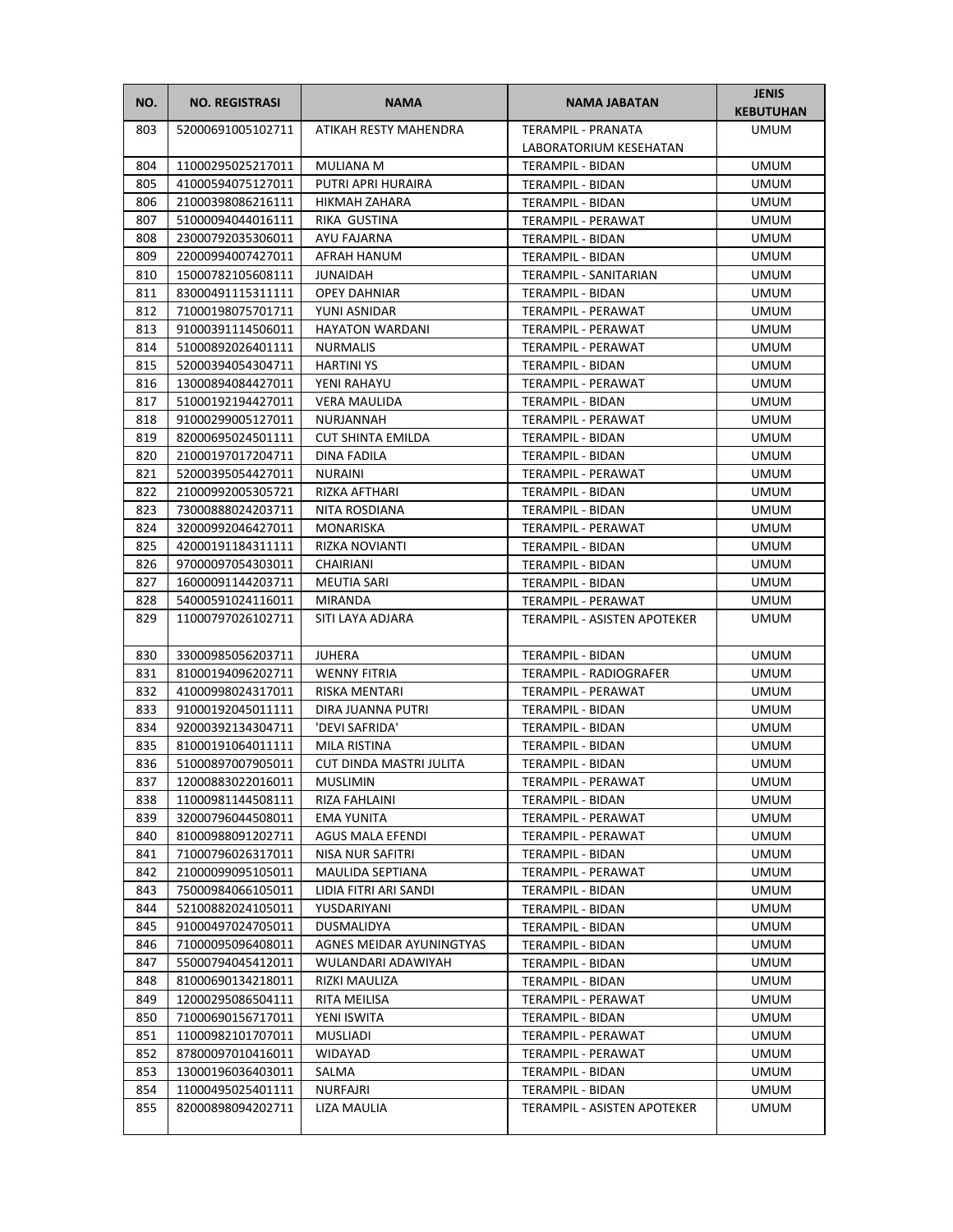| NO. | NO. REGISTRASI | NAMA | NAMA JABATAN | JENIS KEBUTUHAN |
|---|---|---|---|---|
| 803 | 52000691005102711 | ATIKAH RESTY MAHENDRA | TERAMPIL - PRANATA LABORATORIUM KESEHATAN | UMUM |
| 804 | 11000295025217011 | MULIANA M | TERAMPIL - BIDAN | UMUM |
| 805 | 41000594075127011 | PUTRI APRI HURAIRA | TERAMPIL - BIDAN | UMUM |
| 806 | 21000398086216111 | HIKMAH ZAHARA | TERAMPIL - BIDAN | UMUM |
| 807 | 51000094044016111 | RIKA GUSTINA | TERAMPIL - PERAWAT | UMUM |
| 808 | 23000792035306011 | AYU FAJARNA | TERAMPIL - BIDAN | UMUM |
| 809 | 22000994007427011 | AFRAH HANUM | TERAMPIL - BIDAN | UMUM |
| 810 | 15000782105608111 | JUNAIDAH | TERAMPIL - SANITARIAN | UMUM |
| 811 | 83000491115311111 | OPEY DAHNIAR | TERAMPIL - BIDAN | UMUM |
| 812 | 71000198075701711 | YUNI ASNIDAR | TERAMPIL - PERAWAT | UMUM |
| 813 | 91000391114506011 | HAYATON WARDANI | TERAMPIL - PERAWAT | UMUM |
| 814 | 51000892026401111 | NURMALIS | TERAMPIL - PERAWAT | UMUM |
| 815 | 52000394054304711 | HARTINI YS | TERAMPIL - BIDAN | UMUM |
| 816 | 13000894084427011 | YENI RAHAYU | TERAMPIL - PERAWAT | UMUM |
| 817 | 51000192194427011 | VERA MAULIDA | TERAMPIL - BIDAN | UMUM |
| 818 | 91000299005127011 | NURJANNAH | TERAMPIL - PERAWAT | UMUM |
| 819 | 82000695024501111 | CUT SHINTA EMILDA | TERAMPIL - BIDAN | UMUM |
| 820 | 21000197017204711 | DINA FADILA | TERAMPIL - BIDAN | UMUM |
| 821 | 52000395054427011 | NURAINI | TERAMPIL - PERAWAT | UMUM |
| 822 | 21000992005305721 | RIZKA AFTHARI | TERAMPIL - BIDAN | UMUM |
| 823 | 73000888024203711 | NITA ROSDIANA | TERAMPIL - BIDAN | UMUM |
| 824 | 32000992046427011 | MONARISKA | TERAMPIL - PERAWAT | UMUM |
| 825 | 42000191184311111 | RIZKA NOVIANTI | TERAMPIL - BIDAN | UMUM |
| 826 | 97000097054303011 | CHAIRIANI | TERAMPIL - BIDAN | UMUM |
| 827 | 16000091144203711 | MEUTIA SARI | TERAMPIL - BIDAN | UMUM |
| 828 | 54000591024116011 | MIRANDA | TERAMPIL - PERAWAT | UMUM |
| 829 | 11000797026102711 | SITI LAYA ADJARA | TERAMPIL - ASISTEN APOTEKER | UMUM |
| 830 | 33000985056203711 | JUHERA | TERAMPIL - BIDAN | UMUM |
| 831 | 81000194096202711 | WENNY FITRIA | TERAMPIL - RADIOGRAFER | UMUM |
| 832 | 41000998024317011 | RISKA MENTARI | TERAMPIL - PERAWAT | UMUM |
| 833 | 91000192045011111 | DIRA JUANNA PUTRI | TERAMPIL - BIDAN | UMUM |
| 834 | 92000392134304711 | 'DEVI SAFRIDA' | TERAMPIL - BIDAN | UMUM |
| 835 | 81000191064011111 | MILA RISTINA | TERAMPIL - BIDAN | UMUM |
| 836 | 51000897007905011 | CUT DINDA MASTRI JULITA | TERAMPIL - BIDAN | UMUM |
| 837 | 12000883022016011 | MUSLIMIN | TERAMPIL - PERAWAT | UMUM |
| 838 | 11000981144508111 | RIZA FAHLAINI | TERAMPIL - BIDAN | UMUM |
| 839 | 32000796044508011 | EMA YUNITA | TERAMPIL - PERAWAT | UMUM |
| 840 | 81000988091202711 | AGUS MALA EFENDI | TERAMPIL - PERAWAT | UMUM |
| 841 | 71000796026317011 | NISA NUR SAFITRI | TERAMPIL - BIDAN | UMUM |
| 842 | 21000099095105011 | MAULIDA SEPTIANA | TERAMPIL - PERAWAT | UMUM |
| 843 | 75000984066105011 | LIDIA FITRI ARI SANDI | TERAMPIL - BIDAN | UMUM |
| 844 | 52100882024105011 | YUSDARIYANI | TERAMPIL - BIDAN | UMUM |
| 845 | 91000497024705011 | DUSMALIDYA | TERAMPIL - BIDAN | UMUM |
| 846 | 71000095096408011 | AGNES MEIDAR AYUNINGTYAS | TERAMPIL - BIDAN | UMUM |
| 847 | 55000794045412011 | WULANDARI ADAWIYAH | TERAMPIL - BIDAN | UMUM |
| 848 | 81000690134218011 | RIZKI MAULIZA | TERAMPIL - BIDAN | UMUM |
| 849 | 12000295086504111 | RITA MEILISA | TERAMPIL - PERAWAT | UMUM |
| 850 | 71000690156717011 | YENI ISWITA | TERAMPIL - BIDAN | UMUM |
| 851 | 11000982101707011 | MUSLIADI | TERAMPIL - PERAWAT | UMUM |
| 852 | 87800097010416011 | WIDAYAD | TERAMPIL - PERAWAT | UMUM |
| 853 | 13000196036403011 | SALMA | TERAMPIL - BIDAN | UMUM |
| 854 | 11000495025401111 | NURFAJRI | TERAMPIL - BIDAN | UMUM |
| 855 | 82000898094202711 | LIZA MAULIA | TERAMPIL - ASISTEN APOTEKER | UMUM |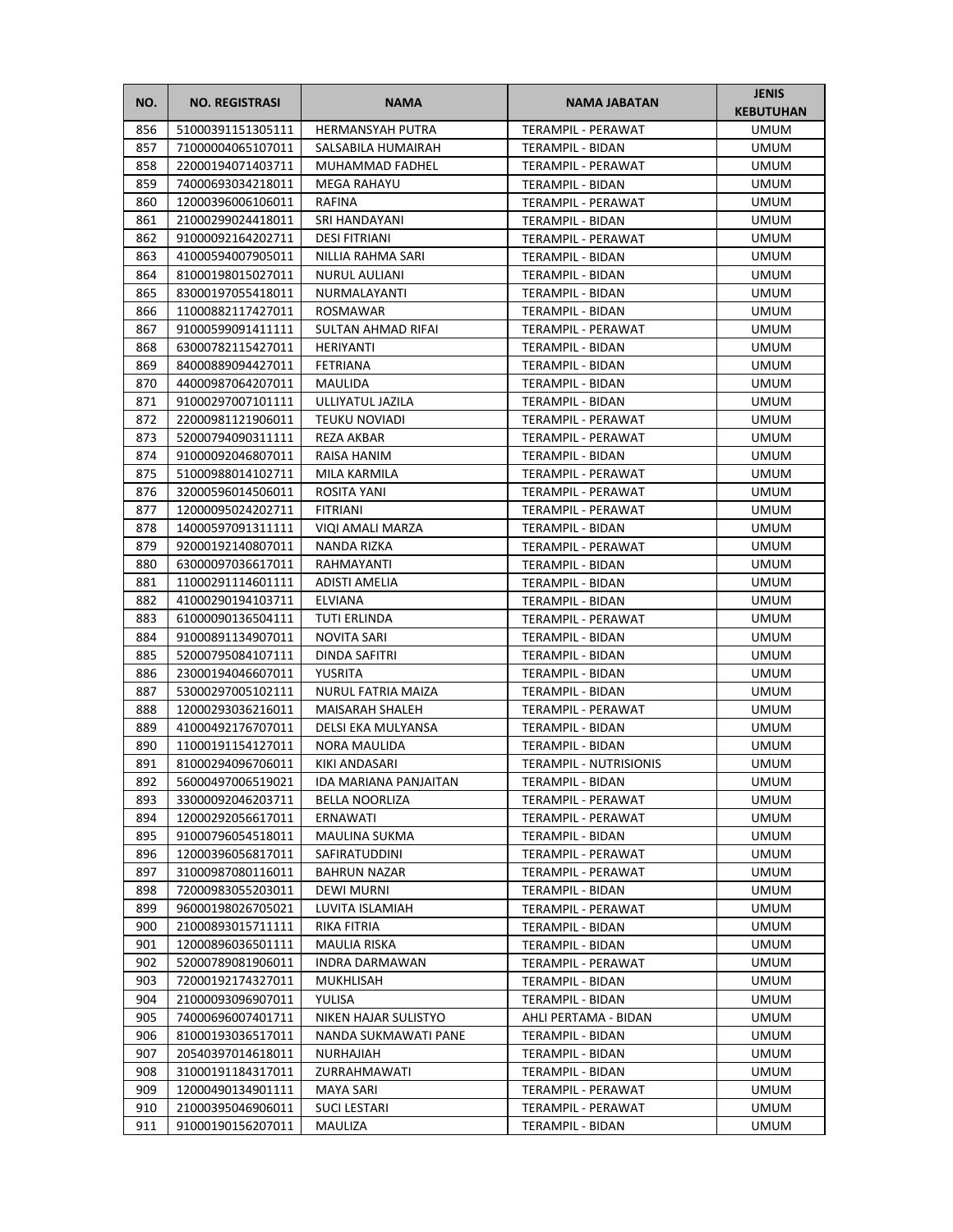| NO. | NO. REGISTRASI | NAMA | NAMA JABATAN | JENIS KEBUTUHAN |
|---|---|---|---|---|
| 856 | 51000391151305111 | HERMANSYAH PUTRA | TERAMPIL - PERAWAT | UMUM |
| 857 | 71000004065107011 | SALSABILA HUMAIRAH | TERAMPIL - BIDAN | UMUM |
| 858 | 22000194071403711 | MUHAMMAD FADHEL | TERAMPIL - PERAWAT | UMUM |
| 859 | 74000693034218011 | MEGA RAHAYU | TERAMPIL - BIDAN | UMUM |
| 860 | 12000396006106011 | RAFINA | TERAMPIL - PERAWAT | UMUM |
| 861 | 21000299024418011 | SRI HANDAYANI | TERAMPIL - BIDAN | UMUM |
| 862 | 91000092164202711 | DESI FITRIANI | TERAMPIL - PERAWAT | UMUM |
| 863 | 41000594007905011 | NILLIA RAHMA SARI | TERAMPIL - BIDAN | UMUM |
| 864 | 81000198015027011 | NURUL AULIANI | TERAMPIL - BIDAN | UMUM |
| 865 | 83000197055418011 | NURMALAYANTI | TERAMPIL - BIDAN | UMUM |
| 866 | 11000882117427011 | ROSMAWAR | TERAMPIL - BIDAN | UMUM |
| 867 | 91000599091411111 | SULTAN AHMAD RIFAI | TERAMPIL - PERAWAT | UMUM |
| 868 | 63000782115427011 | HERIYANTI | TERAMPIL - BIDAN | UMUM |
| 869 | 84000889094427011 | FETRIANA | TERAMPIL - BIDAN | UMUM |
| 870 | 44000987064207011 | MAULIDA | TERAMPIL - BIDAN | UMUM |
| 871 | 91000297007101111 | ULLIYATUL JAZILA | TERAMPIL - BIDAN | UMUM |
| 872 | 22000981121906011 | TEUKU NOVIADI | TERAMPIL - PERAWAT | UMUM |
| 873 | 52000794090311111 | REZA AKBAR | TERAMPIL - PERAWAT | UMUM |
| 874 | 91000092046807011 | RAISA HANIM | TERAMPIL - BIDAN | UMUM |
| 875 | 51000988014102711 | MILA KARMILA | TERAMPIL - PERAWAT | UMUM |
| 876 | 32000596014506011 | ROSITA YANI | TERAMPIL - PERAWAT | UMUM |
| 877 | 12000095024202711 | FITRIANI | TERAMPIL - PERAWAT | UMUM |
| 878 | 14000597091311111 | VIQI AMALI MARZA | TERAMPIL - BIDAN | UMUM |
| 879 | 92000192140807011 | NANDA RIZKA | TERAMPIL - PERAWAT | UMUM |
| 880 | 63000097036617011 | RAHMAYANTI | TERAMPIL - BIDAN | UMUM |
| 881 | 11000291114601111 | ADISTI AMELIA | TERAMPIL - BIDAN | UMUM |
| 882 | 41000290194103711 | ELVIANA | TERAMPIL - BIDAN | UMUM |
| 883 | 61000090136504111 | TUTI ERLINDA | TERAMPIL - PERAWAT | UMUM |
| 884 | 91000891134907011 | NOVITA SARI | TERAMPIL - BIDAN | UMUM |
| 885 | 52000795084107111 | DINDA SAFITRI | TERAMPIL - BIDAN | UMUM |
| 886 | 23000194046607011 | YUSRITA | TERAMPIL - BIDAN | UMUM |
| 887 | 53000297005102111 | NURUL FATRIA MAIZA | TERAMPIL - BIDAN | UMUM |
| 888 | 12000293036216011 | MAISARAH SHALEH | TERAMPIL - PERAWAT | UMUM |
| 889 | 41000492176707011 | DELSI EKA MULYANSA | TERAMPIL - BIDAN | UMUM |
| 890 | 11000191154127011 | NORA MAULIDA | TERAMPIL - BIDAN | UMUM |
| 891 | 81000294096706011 | KIKI ANDASARI | TERAMPIL - NUTRISIONIS | UMUM |
| 892 | 56000497006519021 | IDA MARIANA PANJAITAN | TERAMPIL - BIDAN | UMUM |
| 893 | 33000092046203711 | BELLA NOORLIZA | TERAMPIL - PERAWAT | UMUM |
| 894 | 12000292056617011 | ERNAWATI | TERAMPIL - PERAWAT | UMUM |
| 895 | 91000796054518011 | MAULINA SUKMA | TERAMPIL - BIDAN | UMUM |
| 896 | 12000396056817011 | SAFIRATUDDINI | TERAMPIL - PERAWAT | UMUM |
| 897 | 31000987080116011 | BAHRUN NAZAR | TERAMPIL - PERAWAT | UMUM |
| 898 | 72000983055203011 | DEWI MURNI | TERAMPIL - BIDAN | UMUM |
| 899 | 96000198026705021 | LUVITA ISLAMIAH | TERAMPIL - PERAWAT | UMUM |
| 900 | 21000893015711111 | RIKA FITRIA | TERAMPIL - BIDAN | UMUM |
| 901 | 12000896036501111 | MAULIA RISKA | TERAMPIL - BIDAN | UMUM |
| 902 | 52000789081906011 | INDRA DARMAWAN | TERAMPIL - PERAWAT | UMUM |
| 903 | 72000192174327011 | MUKHLISAH | TERAMPIL - BIDAN | UMUM |
| 904 | 21000093096907011 | YULISA | TERAMPIL - BIDAN | UMUM |
| 905 | 74000696007401711 | NIKEN HAJAR SULISTYO | AHLI PERTAMA - BIDAN | UMUM |
| 906 | 81000193036517011 | NANDA SUKMAWATI PANE | TERAMPIL - BIDAN | UMUM |
| 907 | 20540397014618011 | NURHAJIAH | TERAMPIL - BIDAN | UMUM |
| 908 | 31000191184317011 | ZURRAHMAWATI | TERAMPIL - BIDAN | UMUM |
| 909 | 12000490134901111 | MAYA SARI | TERAMPIL - PERAWAT | UMUM |
| 910 | 21000395046906011 | SUCI LESTARI | TERAMPIL - PERAWAT | UMUM |
| 911 | 91000190156207011 | MAULIZA | TERAMPIL - BIDAN | UMUM |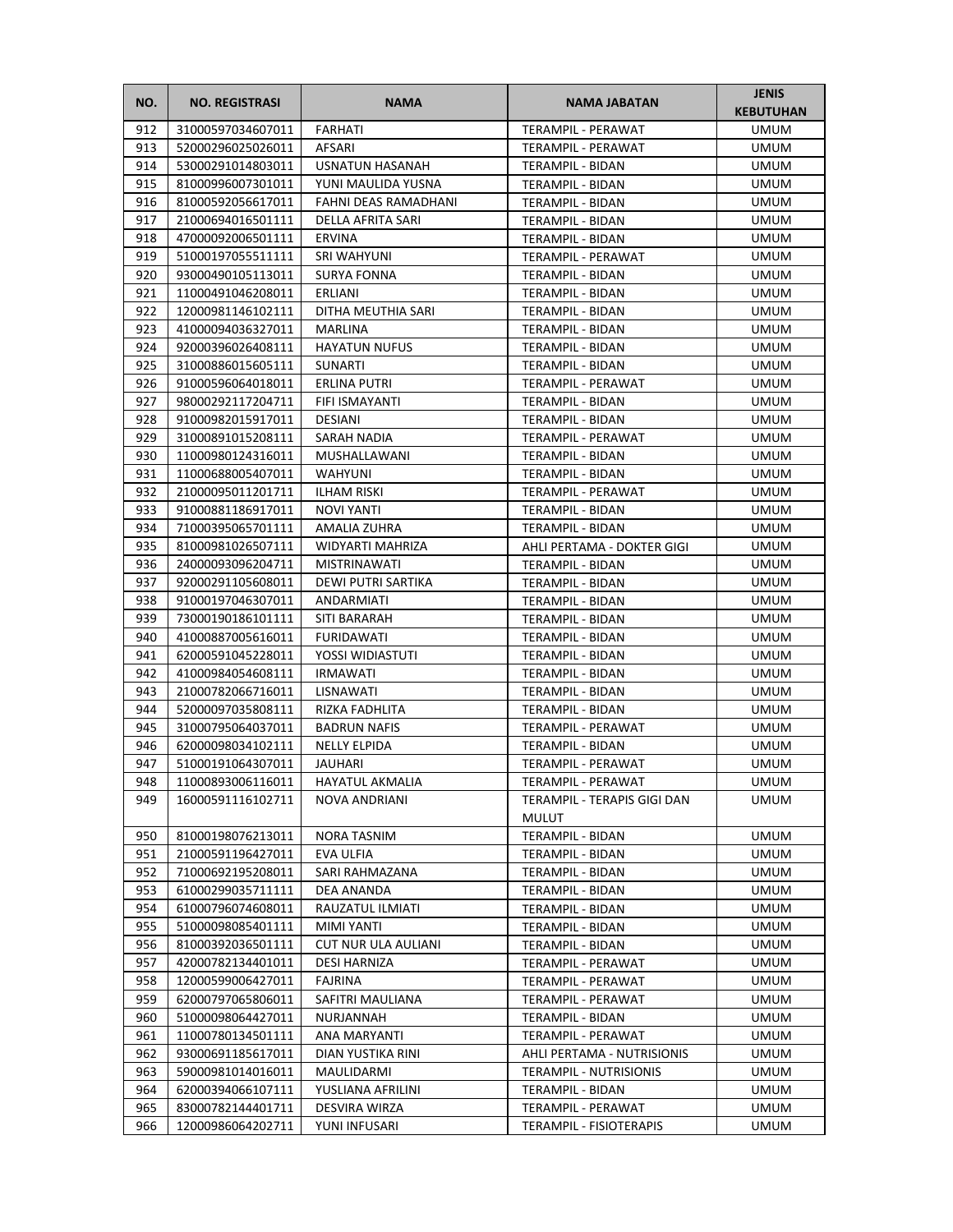| NO. | NO. REGISTRASI | NAMA | NAMA JABATAN | JENIS KEBUTUHAN |
|---|---|---|---|---|
| 912 | 31000597034607011 | FARHATI | TERAMPIL - PERAWAT | UMUM |
| 913 | 52000296025026011 | AFSARI | TERAMPIL - PERAWAT | UMUM |
| 914 | 53000291014803011 | USNATUN HASANAH | TERAMPIL - BIDAN | UMUM |
| 915 | 81000996007301011 | YUNI MAULIDA YUSNA | TERAMPIL - BIDAN | UMUM |
| 916 | 81000592056617011 | FAHNI DEAS RAMADHANI | TERAMPIL - BIDAN | UMUM |
| 917 | 21000694016501111 | DELLA AFRITA SARI | TERAMPIL - BIDAN | UMUM |
| 918 | 47000092006501111 | ERVINA | TERAMPIL - BIDAN | UMUM |
| 919 | 51000197055511111 | SRI WAHYUNI | TERAMPIL - PERAWAT | UMUM |
| 920 | 93000490105113011 | SURYA FONNA | TERAMPIL - BIDAN | UMUM |
| 921 | 11000491046208011 | ERLIANI | TERAMPIL - BIDAN | UMUM |
| 922 | 12000981146102111 | DITHA MEUTHIA SARI | TERAMPIL - BIDAN | UMUM |
| 923 | 41000094036327011 | MARLINA | TERAMPIL - BIDAN | UMUM |
| 924 | 92000396026408111 | HAYATUN NUFUS | TERAMPIL - BIDAN | UMUM |
| 925 | 31000886015605111 | SUNARTI | TERAMPIL - BIDAN | UMUM |
| 926 | 91000596064018011 | ERLINA PUTRI | TERAMPIL - PERAWAT | UMUM |
| 927 | 98000292117204711 | FIFI ISMAYANTI | TERAMPIL - BIDAN | UMUM |
| 928 | 91000982015917011 | DESIANI | TERAMPIL - BIDAN | UMUM |
| 929 | 31000891015208111 | SARAH NADIA | TERAMPIL - PERAWAT | UMUM |
| 930 | 11000980124316011 | MUSHALLAWANI | TERAMPIL - BIDAN | UMUM |
| 931 | 11000688005407011 | WAHYUNI | TERAMPIL - BIDAN | UMUM |
| 932 | 21000095011201711 | ILHAM RISKI | TERAMPIL - PERAWAT | UMUM |
| 933 | 91000881186917011 | NOVI YANTI | TERAMPIL - BIDAN | UMUM |
| 934 | 71000395065701111 | AMALIA ZUHRA | TERAMPIL - BIDAN | UMUM |
| 935 | 81000981026507111 | WIDYARTI MAHRIZA | AHLI PERTAMA - DOKTER GIGI | UMUM |
| 936 | 24000093096204711 | MISTRINAWATI | TERAMPIL - BIDAN | UMUM |
| 937 | 92000291105608011 | DEWI PUTRI SARTIKA | TERAMPIL - BIDAN | UMUM |
| 938 | 91000197046307011 | ANDARMIATI | TERAMPIL - BIDAN | UMUM |
| 939 | 73000190186101111 | SITI BARARAH | TERAMPIL - BIDAN | UMUM |
| 940 | 41000887005616011 | FURIDAWATI | TERAMPIL - BIDAN | UMUM |
| 941 | 62000591045228011 | YOSSI WIDIASTUTI | TERAMPIL - BIDAN | UMUM |
| 942 | 41000984054608111 | IRMAWATI | TERAMPIL - BIDAN | UMUM |
| 943 | 21000782066716011 | LISNAWATI | TERAMPIL - BIDAN | UMUM |
| 944 | 52000097035808111 | RIZKA FADHLITA | TERAMPIL - BIDAN | UMUM |
| 945 | 31000795064037011 | BADRUN NAFIS | TERAMPIL - PERAWAT | UMUM |
| 946 | 62000098034102111 | NELLY ELPIDA | TERAMPIL - BIDAN | UMUM |
| 947 | 51000191064307011 | JAUHARI | TERAMPIL - PERAWAT | UMUM |
| 948 | 11000893006116011 | HAYATUL AKMALIA | TERAMPIL - PERAWAT | UMUM |
| 949 | 16000591116102711 | NOVA ANDRIANI | TERAMPIL - TERAPIS GIGI DAN MULUT | UMUM |
| 950 | 81000198076213011 | NORA TASNIM | TERAMPIL - BIDAN | UMUM |
| 951 | 21000591196427011 | EVA ULFIA | TERAMPIL - BIDAN | UMUM |
| 952 | 71000692195208011 | SARI RAHMAZANA | TERAMPIL - BIDAN | UMUM |
| 953 | 61000299035711111 | DEA ANANDA | TERAMPIL - BIDAN | UMUM |
| 954 | 61000796074608011 | RAUZATUL ILMIATI | TERAMPIL - BIDAN | UMUM |
| 955 | 51000098085401111 | MIMI YANTI | TERAMPIL - BIDAN | UMUM |
| 956 | 81000392036501111 | CUT NUR ULA AULIANI | TERAMPIL - BIDAN | UMUM |
| 957 | 42000782134401011 | DESI HARNIZA | TERAMPIL - PERAWAT | UMUM |
| 958 | 12000599006427011 | FAJRINA | TERAMPIL - PERAWAT | UMUM |
| 959 | 62000797065806011 | SAFITRI MAULIANA | TERAMPIL - PERAWAT | UMUM |
| 960 | 51000098064427011 | NURJANNAH | TERAMPIL - BIDAN | UMUM |
| 961 | 11000780134501111 | ANA MARYANTI | TERAMPIL - PERAWAT | UMUM |
| 962 | 93000691185617011 | DIAN YUSTIKA RINI | AHLI PERTAMA - NUTRISIONIS | UMUM |
| 963 | 59000981014016011 | MAULIDARMI | TERAMPIL - NUTRISIONIS | UMUM |
| 964 | 62000394066107111 | YUSLIANA AFRILINI | TERAMPIL - BIDAN | UMUM |
| 965 | 83000782144401711 | DESVIRA WIRZA | TERAMPIL - PERAWAT | UMUM |
| 966 | 12000986064202711 | YUNI INFUSARI | TERAMPIL - FISIOTERAPIS | UMUM |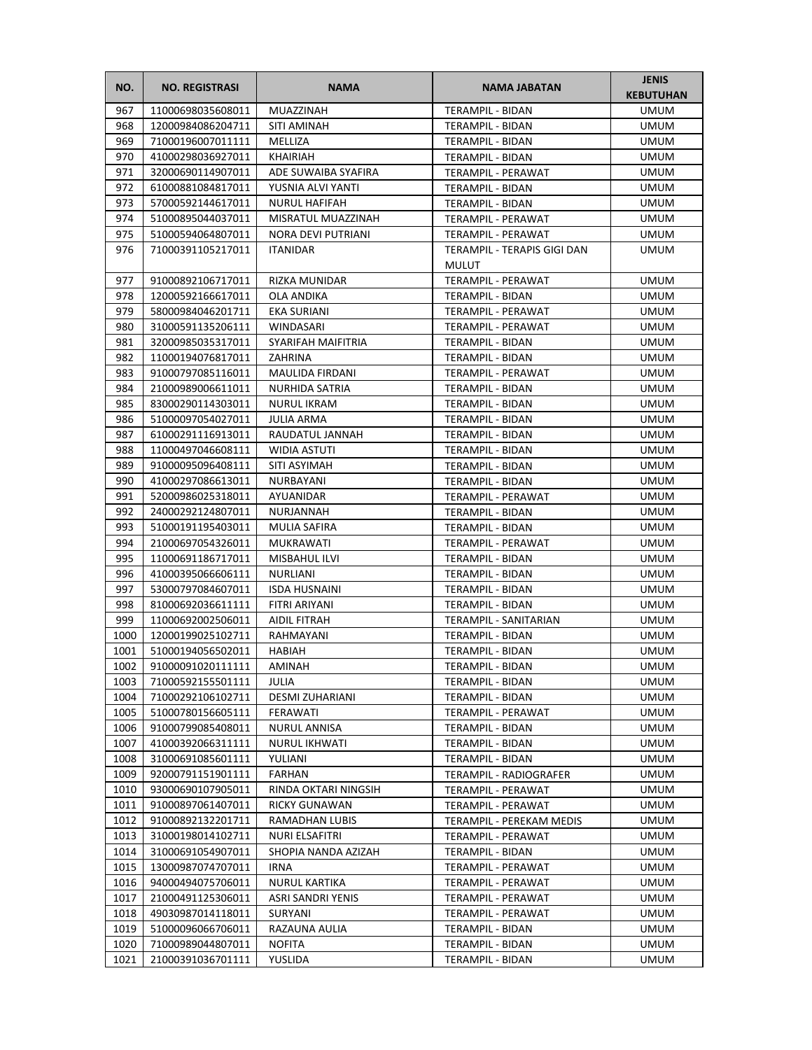| NO. | NO. REGISTRASI | NAMA | NAMA JABATAN | JENIS KEBUTUHAN |
|---|---|---|---|---|
| 967 | 11000698035608011 | MUAZZINAH | TERAMPIL - BIDAN | UMUM |
| 968 | 12000984086204711 | SITI AMINAH | TERAMPIL - BIDAN | UMUM |
| 969 | 71000196007011111 | MELLIZA | TERAMPIL - BIDAN | UMUM |
| 970 | 41000298036927011 | KHAIRIAH | TERAMPIL - BIDAN | UMUM |
| 971 | 32000690114907011 | ADE SUWAIBA SYAFIRA | TERAMPIL - PERAWAT | UMUM |
| 972 | 61000881084817011 | YUSNIA ALVI YANTI | TERAMPIL - BIDAN | UMUM |
| 973 | 57000592144617011 | NURUL HAFIFAH | TERAMPIL - BIDAN | UMUM |
| 974 | 51000895044037011 | MISRATUL MUAZZINAH | TERAMPIL - PERAWAT | UMUM |
| 975 | 51000594064807011 | NORA DEVI PUTRIANI | TERAMPIL - PERAWAT | UMUM |
| 976 | 71000391105217011 | ITANIDAR | TERAMPIL - TERAPIS GIGI DAN MULUT | UMUM |
| 977 | 91000892106717011 | RIZKA MUNIDAR | TERAMPIL - PERAWAT | UMUM |
| 978 | 12000592166617011 | OLA ANDIKA | TERAMPIL - BIDAN | UMUM |
| 979 | 58000984046201711 | EKA SURIANI | TERAMPIL - PERAWAT | UMUM |
| 980 | 31000591135206111 | WINDASARI | TERAMPIL - PERAWAT | UMUM |
| 981 | 32000985035317011 | SYARIFAH MAIFITRIA | TERAMPIL - BIDAN | UMUM |
| 982 | 11000194076817011 | ZAHRINA | TERAMPIL - BIDAN | UMUM |
| 983 | 91000797085116011 | MAULIDA FIRDANI | TERAMPIL - PERAWAT | UMUM |
| 984 | 21000989006611011 | NURHIDA SATRIA | TERAMPIL - BIDAN | UMUM |
| 985 | 83000290114303011 | NURUL IKRAM | TERAMPIL - BIDAN | UMUM |
| 986 | 51000097054027011 | JULIA ARMA | TERAMPIL - BIDAN | UMUM |
| 987 | 61000291116913011 | RAUDATUL JANNAH | TERAMPIL - BIDAN | UMUM |
| 988 | 11000497046608111 | WIDIA ASTUTI | TERAMPIL - BIDAN | UMUM |
| 989 | 91000095096408111 | SITI ASYIMAH | TERAMPIL - BIDAN | UMUM |
| 990 | 41000297086613011 | NURBAYANI | TERAMPIL - BIDAN | UMUM |
| 991 | 52000986025318011 | AYUANIDAR | TERAMPIL - PERAWAT | UMUM |
| 992 | 24000292124807011 | NURJANNAH | TERAMPIL - BIDAN | UMUM |
| 993 | 51000191195403011 | MULIA SAFIRA | TERAMPIL - BIDAN | UMUM |
| 994 | 21000697054326011 | MUKRAWATI | TERAMPIL - PERAWAT | UMUM |
| 995 | 11000691186717011 | MISBAHUL ILVI | TERAMPIL - BIDAN | UMUM |
| 996 | 41000395066606111 | NURLIANI | TERAMPIL - BIDAN | UMUM |
| 997 | 53000797084607011 | ISDA HUSNAINI | TERAMPIL - BIDAN | UMUM |
| 998 | 81000692036611111 | FITRI ARIYANI | TERAMPIL - BIDAN | UMUM |
| 999 | 11000692002506011 | AIDIL FITRAH | TERAMPIL - SANITARIAN | UMUM |
| 1000 | 12000199025102711 | RAHMAYANI | TERAMPIL - BIDAN | UMUM |
| 1001 | 51000194056502011 | HABIAH | TERAMPIL - BIDAN | UMUM |
| 1002 | 91000091020111111 | AMINAH | TERAMPIL - BIDAN | UMUM |
| 1003 | 71000592155501111 | JULIA | TERAMPIL - BIDAN | UMUM |
| 1004 | 71000292106102711 | DESMI ZUHARIANI | TERAMPIL - BIDAN | UMUM |
| 1005 | 51000780156605111 | FERAWATI | TERAMPIL - PERAWAT | UMUM |
| 1006 | 91000799085408011 | NURUL ANNISA | TERAMPIL - BIDAN | UMUM |
| 1007 | 41000392066311111 | NURUL IKHWATI | TERAMPIL - BIDAN | UMUM |
| 1008 | 31000691085601111 | YULIANI | TERAMPIL - BIDAN | UMUM |
| 1009 | 92000791151901111 | FARHAN | TERAMPIL - RADIOGRAFER | UMUM |
| 1010 | 93000690107905011 | RINDA OKTARI NINGSIH | TERAMPIL - PERAWAT | UMUM |
| 1011 | 91000897061407011 | RICKY GUNAWAN | TERAMPIL - PERAWAT | UMUM |
| 1012 | 91000892132201711 | RAMADHAN LUBIS | TERAMPIL - PEREKAM MEDIS | UMUM |
| 1013 | 31000198014102711 | NURI ELSAFITRI | TERAMPIL - PERAWAT | UMUM |
| 1014 | 31000691054907011 | SHOPIA NANDA AZIZAH | TERAMPIL - BIDAN | UMUM |
| 1015 | 13000987074707011 | IRNA | TERAMPIL - PERAWAT | UMUM |
| 1016 | 94000494075706011 | NURUL KARTIKA | TERAMPIL - PERAWAT | UMUM |
| 1017 | 21000491125306011 | ASRI SANDRI YENIS | TERAMPIL - PERAWAT | UMUM |
| 1018 | 49030987014118011 | SURYANI | TERAMPIL - PERAWAT | UMUM |
| 1019 | 51000096066706011 | RAZAUNA AULIA | TERAMPIL - BIDAN | UMUM |
| 1020 | 71000989044807011 | NOFITA | TERAMPIL - BIDAN | UMUM |
| 1021 | 21000391036701111 | YUSLIDA | TERAMPIL - BIDAN | UMUM |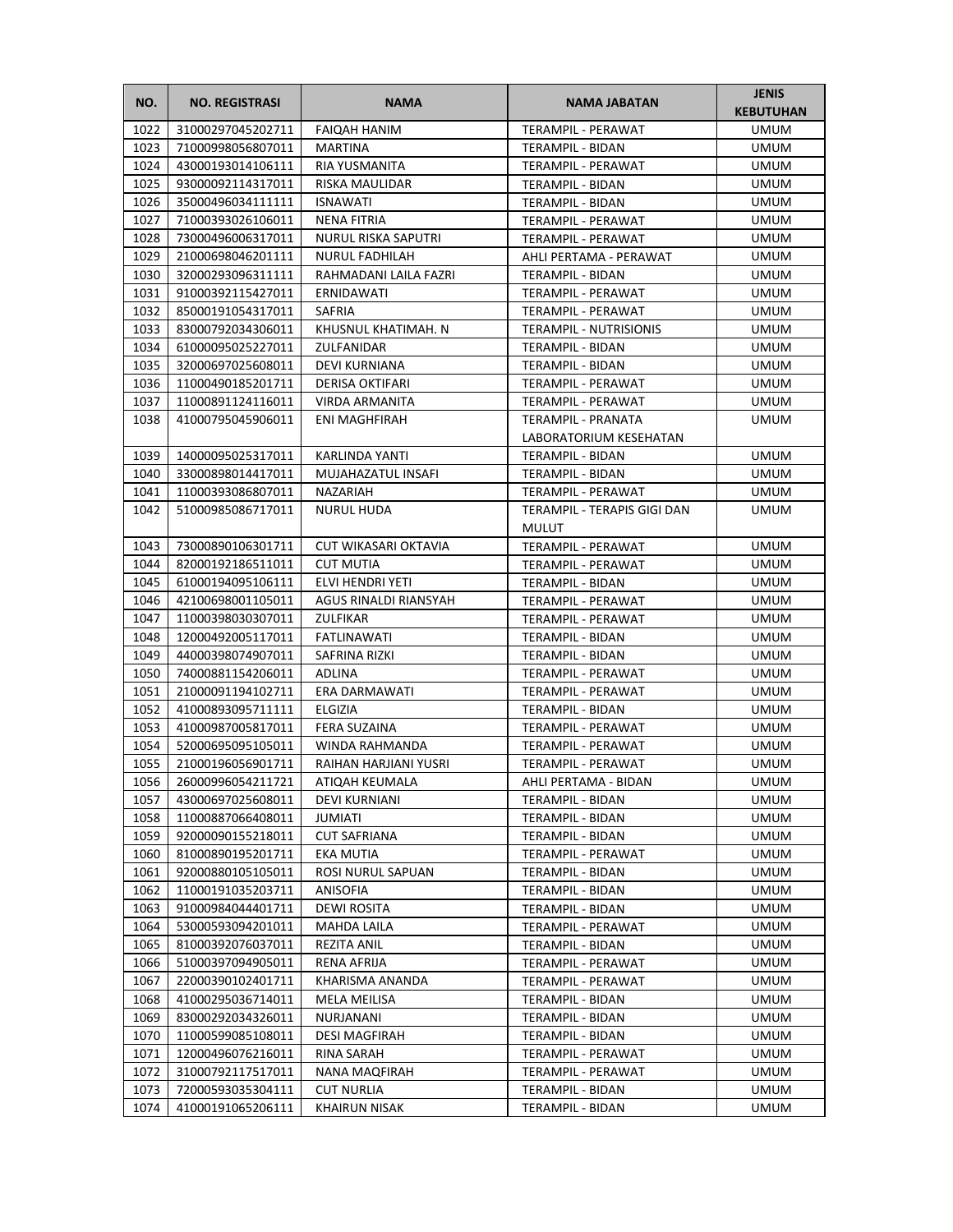| NO. | NO. REGISTRASI | NAMA | NAMA JABATAN | JENIS KEBUTUHAN |
|---|---|---|---|---|
| 1022 | 31000297045202711 | FAIQAH HANIM | TERAMPIL - PERAWAT | UMUM |
| 1023 | 71000998056807011 | MARTINA | TERAMPIL - BIDAN | UMUM |
| 1024 | 43000193014106111 | RIA YUSMANITA | TERAMPIL - PERAWAT | UMUM |
| 1025 | 93000092114317011 | RISKA MAULIDAR | TERAMPIL - BIDAN | UMUM |
| 1026 | 35000496034111111 | ISNAWATI | TERAMPIL - BIDAN | UMUM |
| 1027 | 71000393026106011 | NENA FITRIA | TERAMPIL - PERAWAT | UMUM |
| 1028 | 73000496006317011 | NURUL RISKA SAPUTRI | TERAMPIL - PERAWAT | UMUM |
| 1029 | 21000698046201111 | NURUL FADHILAH | AHLI PERTAMA - PERAWAT | UMUM |
| 1030 | 32000293096311111 | RAHMADANI LAILA FAZRI | TERAMPIL - BIDAN | UMUM |
| 1031 | 91000392115427011 | ERNIDAWATI | TERAMPIL - PERAWAT | UMUM |
| 1032 | 85000191054317011 | SAFRIA | TERAMPIL - PERAWAT | UMUM |
| 1033 | 83000792034306011 | KHUSNUL KHATIMAH. N | TERAMPIL - NUTRISIONIS | UMUM |
| 1034 | 61000095025227011 | ZULFANIDAR | TERAMPIL - BIDAN | UMUM |
| 1035 | 32000697025608011 | DEVI KURNIANA | TERAMPIL - BIDAN | UMUM |
| 1036 | 11000490185201711 | DERISA OKTIFARI | TERAMPIL - PERAWAT | UMUM |
| 1037 | 11000891124116011 | VIRDA ARMANITA | TERAMPIL - PERAWAT | UMUM |
| 1038 | 41000795045906011 | ENI MAGHFIRAH | TERAMPIL - PRANATA LABORATORIUM KESEHATAN | UMUM |
| 1039 | 14000095025317011 | KARLINDA YANTI | TERAMPIL - BIDAN | UMUM |
| 1040 | 33000898014417011 | MUJAHAZATUL INSAFI | TERAMPIL - BIDAN | UMUM |
| 1041 | 11000393086807011 | NAZARIAH | TERAMPIL - PERAWAT | UMUM |
| 1042 | 51000985086717011 | NURUL HUDA | TERAMPIL - TERAPIS GIGI DAN MULUT | UMUM |
| 1043 | 73000890106301711 | CUT WIKASARI OKTAVIA | TERAMPIL - PERAWAT | UMUM |
| 1044 | 82000192186511011 | CUT MUTIA | TERAMPIL - PERAWAT | UMUM |
| 1045 | 61000194095106111 | ELVI HENDRI YETI | TERAMPIL - BIDAN | UMUM |
| 1046 | 42100698001105011 | AGUS RINALDI RIANSYAH | TERAMPIL - PERAWAT | UMUM |
| 1047 | 11000398030307011 | ZULFIKAR | TERAMPIL - PERAWAT | UMUM |
| 1048 | 12000492005117011 | FATLINAWATI | TERAMPIL - BIDAN | UMUM |
| 1049 | 44000398074907011 | SAFRINA RIZKI | TERAMPIL - BIDAN | UMUM |
| 1050 | 74000881154206011 | ADLINA | TERAMPIL - PERAWAT | UMUM |
| 1051 | 21000091194102711 | ERA DARMAWATI | TERAMPIL - PERAWAT | UMUM |
| 1052 | 41000893095711111 | ELGIZIA | TERAMPIL - BIDAN | UMUM |
| 1053 | 41000987005817011 | FERA SUZAINA | TERAMPIL - PERAWAT | UMUM |
| 1054 | 52000695095105011 | WINDA RAHMANDA | TERAMPIL - PERAWAT | UMUM |
| 1055 | 21000196056901711 | RAIHAN HARJIANI YUSRI | TERAMPIL - PERAWAT | UMUM |
| 1056 | 26000996054211721 | ATIQAH KEUMALA | AHLI PERTAMA - BIDAN | UMUM |
| 1057 | 43000697025608011 | DEVI KURNIANI | TERAMPIL - BIDAN | UMUM |
| 1058 | 11000887066408011 | JUMIATI | TERAMPIL - BIDAN | UMUM |
| 1059 | 92000090155218011 | CUT SAFRIANA | TERAMPIL - BIDAN | UMUM |
| 1060 | 81000890195201711 | EKA MUTIA | TERAMPIL - PERAWAT | UMUM |
| 1061 | 92000880105105011 | ROSI NURUL SAPUAN | TERAMPIL - BIDAN | UMUM |
| 1062 | 11000191035203711 | ANISOFIA | TERAMPIL - BIDAN | UMUM |
| 1063 | 91000984044401711 | DEWI ROSITA | TERAMPIL - BIDAN | UMUM |
| 1064 | 53000593094201011 | MAHDA LAILA | TERAMPIL - PERAWAT | UMUM |
| 1065 | 81000392076037011 | REZITA ANIL | TERAMPIL - BIDAN | UMUM |
| 1066 | 51000397094905011 | RENA AFRIJA | TERAMPIL - PERAWAT | UMUM |
| 1067 | 22000390102401711 | KHARISMA ANANDA | TERAMPIL - PERAWAT | UMUM |
| 1068 | 41000295036714011 | MELA MEILISA | TERAMPIL - BIDAN | UMUM |
| 1069 | 83000292034326011 | NURJANANI | TERAMPIL - BIDAN | UMUM |
| 1070 | 11000599085108011 | DESI MAGFIRAH | TERAMPIL - BIDAN | UMUM |
| 1071 | 12000496076216011 | RINA SARAH | TERAMPIL - PERAWAT | UMUM |
| 1072 | 31000792117517011 | NANA MAQFIRAH | TERAMPIL - PERAWAT | UMUM |
| 1073 | 72000593035304111 | CUT NURLIA | TERAMPIL - BIDAN | UMUM |
| 1074 | 41000191065206111 | KHAIRUN NISAK | TERAMPIL - BIDAN | UMUM |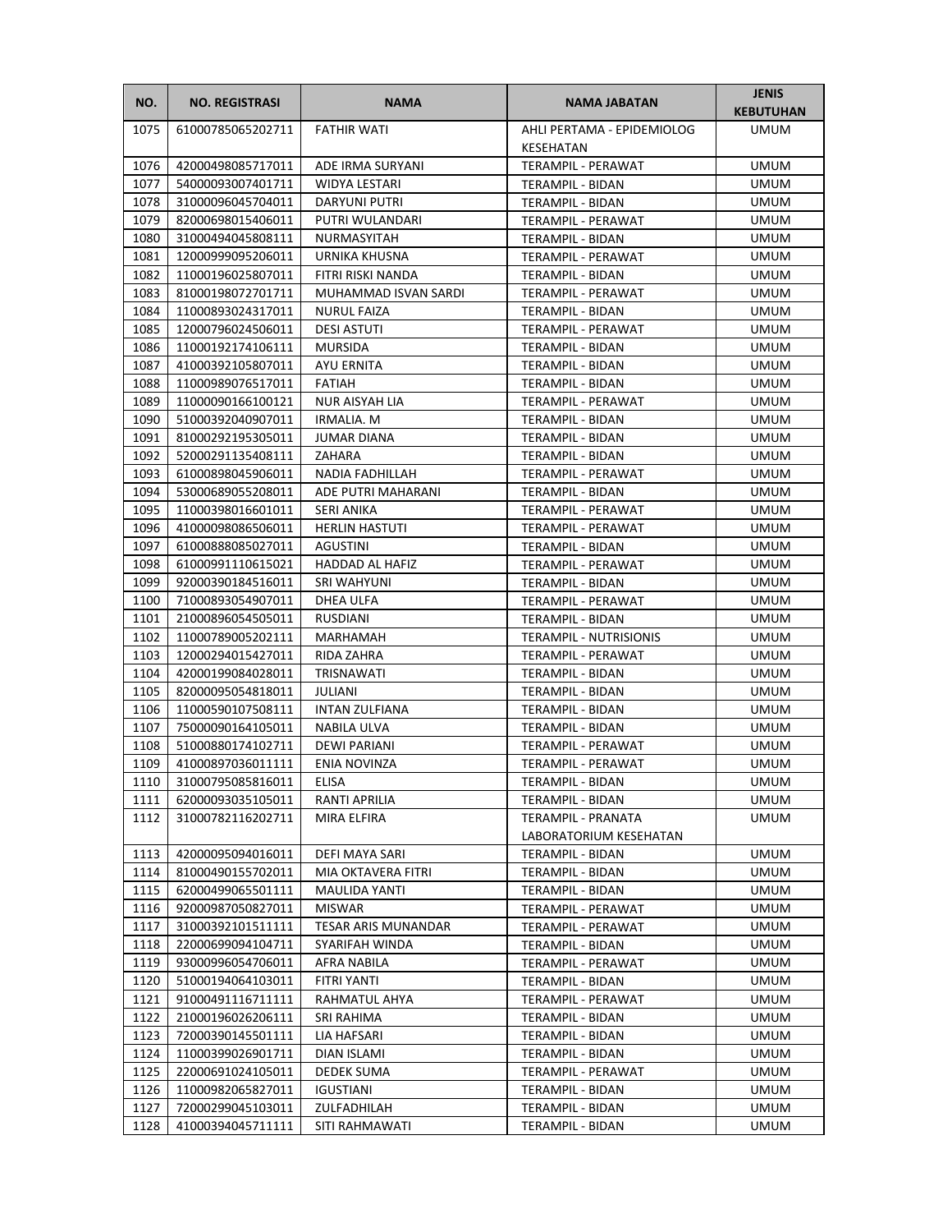| NO. | NO. REGISTRASI | NAMA | NAMA JABATAN | JENIS KEBUTUHAN |
|---|---|---|---|---|
| 1075 | 61000785065202711 | FATHIR WATI | AHLI PERTAMA - EPIDEMIOLOG KESEHATAN | UMUM |
| 1076 | 42000498085717011 | ADE IRMA SURYANI | TERAMPIL - PERAWAT | UMUM |
| 1077 | 54000093007401711 | WIDYA LESTARI | TERAMPIL - BIDAN | UMUM |
| 1078 | 31000096045704011 | DARYUNI PUTRI | TERAMPIL - BIDAN | UMUM |
| 1079 | 82000698015406011 | PUTRI WULANDARI | TERAMPIL - PERAWAT | UMUM |
| 1080 | 31000494045808111 | NURMASYITAH | TERAMPIL - BIDAN | UMUM |
| 1081 | 12000999095206011 | URNIKA KHUSNA | TERAMPIL - PERAWAT | UMUM |
| 1082 | 11000196025807011 | FITRI RISKI NANDA | TERAMPIL - BIDAN | UMUM |
| 1083 | 81000198072701711 | MUHAMMAD ISVAN SARDI | TERAMPIL - PERAWAT | UMUM |
| 1084 | 11000893024317011 | NURUL FAIZA | TERAMPIL - BIDAN | UMUM |
| 1085 | 12000796024506011 | DESI ASTUTI | TERAMPIL - PERAWAT | UMUM |
| 1086 | 11000192174106111 | MURSIDA | TERAMPIL - BIDAN | UMUM |
| 1087 | 41000392105807011 | AYU ERNITA | TERAMPIL - BIDAN | UMUM |
| 1088 | 11000989076517011 | FATIAH | TERAMPIL - BIDAN | UMUM |
| 1089 | 11000090166100121 | NUR AISYAH LIA | TERAMPIL - PERAWAT | UMUM |
| 1090 | 51000392040907011 | IRMALIA. M | TERAMPIL - BIDAN | UMUM |
| 1091 | 81000292195305011 | JUMAR DIANA | TERAMPIL - BIDAN | UMUM |
| 1092 | 52000291135408111 | ZAHARA | TERAMPIL - BIDAN | UMUM |
| 1093 | 61000898045906011 | NADIA FADHILLAH | TERAMPIL - PERAWAT | UMUM |
| 1094 | 53000689055208011 | ADE PUTRI MAHARANI | TERAMPIL - BIDAN | UMUM |
| 1095 | 11000398016601011 | SERI ANIKA | TERAMPIL - PERAWAT | UMUM |
| 1096 | 41000098086506011 | HERLIN HASTUTI | TERAMPIL - PERAWAT | UMUM |
| 1097 | 61000888085027011 | AGUSTINI | TERAMPIL - BIDAN | UMUM |
| 1098 | 61000991110615021 | HADDAD AL HAFIZ | TERAMPIL - PERAWAT | UMUM |
| 1099 | 92000390184516011 | SRI WAHYUNI | TERAMPIL - BIDAN | UMUM |
| 1100 | 71000893054907011 | DHEA ULFA | TERAMPIL - PERAWAT | UMUM |
| 1101 | 21000896054505011 | RUSDIANI | TERAMPIL - BIDAN | UMUM |
| 1102 | 11000789005202111 | MARHAMAH | TERAMPIL - NUTRISIONIS | UMUM |
| 1103 | 12000294015427011 | RIDA ZAHRA | TERAMPIL - PERAWAT | UMUM |
| 1104 | 42000199084028011 | TRISNAWATI | TERAMPIL - BIDAN | UMUM |
| 1105 | 82000095054818011 | JULIANI | TERAMPIL - BIDAN | UMUM |
| 1106 | 11000590107508111 | INTAN ZULFIANA | TERAMPIL - BIDAN | UMUM |
| 1107 | 75000090164105011 | NABILA ULVA | TERAMPIL - BIDAN | UMUM |
| 1108 | 51000880174102711 | DEWI PARIANI | TERAMPIL - PERAWAT | UMUM |
| 1109 | 41000897036011111 | ENIA NOVINZA | TERAMPIL - PERAWAT | UMUM |
| 1110 | 31000795085816011 | ELISA | TERAMPIL - BIDAN | UMUM |
| 1111 | 62000093035105011 | RANTI APRILIA | TERAMPIL - BIDAN | UMUM |
| 1112 | 31000782116202711 | MIRA ELFIRA | TERAMPIL - PRANATA LABORATORIUM KESEHATAN | UMUM |
| 1113 | 42000095094016011 | DEFI MAYA SARI | TERAMPIL - BIDAN | UMUM |
| 1114 | 81000490155702011 | MIA OKTAVERA FITRI | TERAMPIL - BIDAN | UMUM |
| 1115 | 62000499065501111 | MAULIDA YANTI | TERAMPIL - BIDAN | UMUM |
| 1116 | 92000987050827011 | MISWAR | TERAMPIL - PERAWAT | UMUM |
| 1117 | 31000392101511111 | TESAR ARIS MUNANDAR | TERAMPIL - PERAWAT | UMUM |
| 1118 | 22000699094104711 | SYARIFAH WINDA | TERAMPIL - BIDAN | UMUM |
| 1119 | 93000996054706011 | AFRA NABILA | TERAMPIL - PERAWAT | UMUM |
| 1120 | 51000194064103011 | FITRI YANTI | TERAMPIL - BIDAN | UMUM |
| 1121 | 91000491116711111 | RAHMATUL AHYA | TERAMPIL - PERAWAT | UMUM |
| 1122 | 21000196026206111 | SRI RAHIMA | TERAMPIL - BIDAN | UMUM |
| 1123 | 72000390145501111 | LIA HAFSARI | TERAMPIL - BIDAN | UMUM |
| 1124 | 11000399026901711 | DIAN ISLAMI | TERAMPIL - BIDAN | UMUM |
| 1125 | 22000691024105011 | DEDEK SUMA | TERAMPIL - PERAWAT | UMUM |
| 1126 | 11000982065827011 | IGUSTIANI | TERAMPIL - BIDAN | UMUM |
| 1127 | 72000299045103011 | ZULFADHILAH | TERAMPIL - BIDAN | UMUM |
| 1128 | 41000394045711111 | SITI RAHMAWATI | TERAMPIL - BIDAN | UMUM |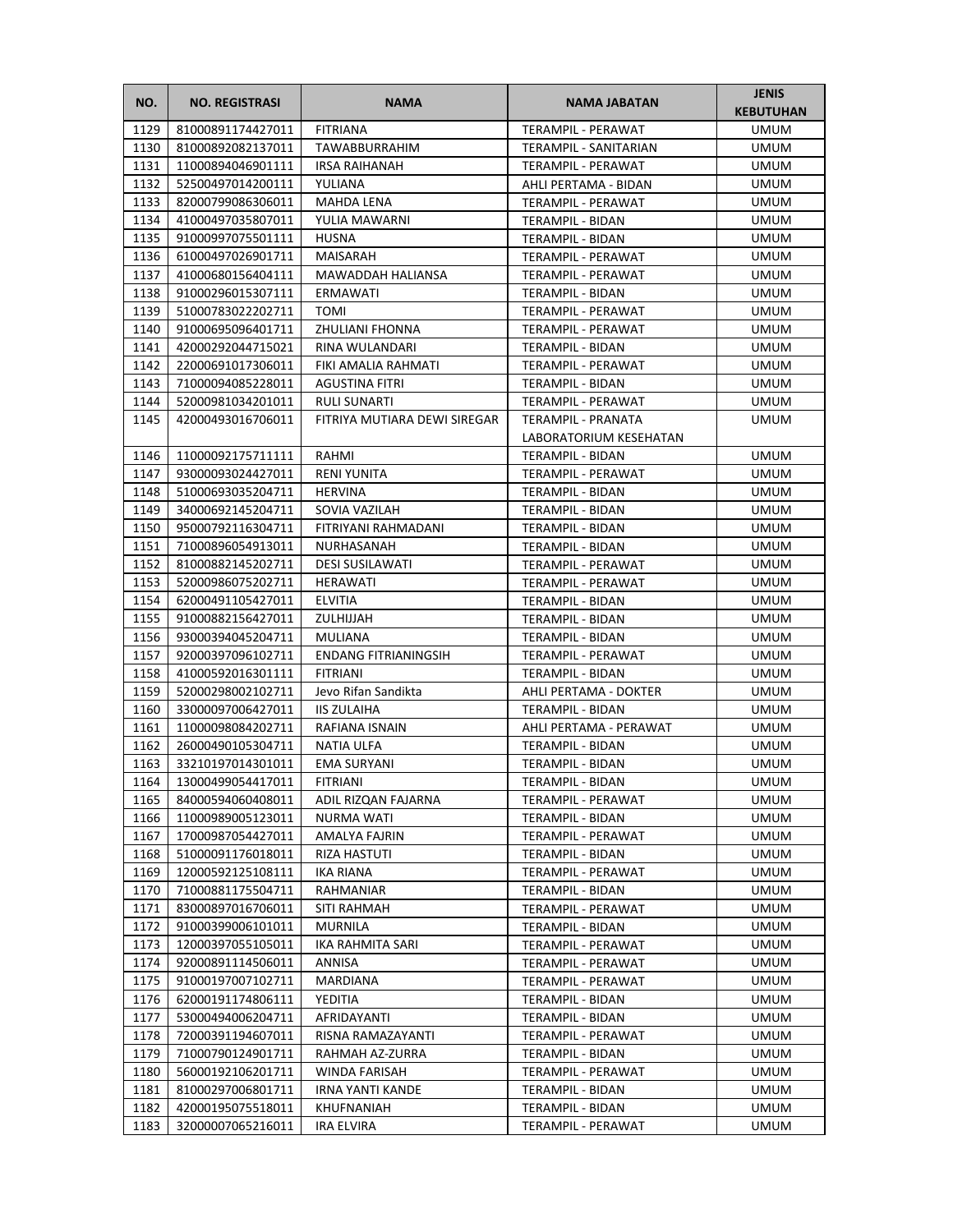| NO. | NO. REGISTRASI | NAMA | NAMA JABATAN | JENIS KEBUTUHAN |
|---|---|---|---|---|
| 1129 | 81000891174427011 | FITRIANA | TERAMPIL - PERAWAT | UMUM |
| 1130 | 81000892082137011 | TAWABBURRAHIM | TERAMPIL - SANITARIAN | UMUM |
| 1131 | 11000894046901111 | IRSA RAIHANAH | TERAMPIL - PERAWAT | UMUM |
| 1132 | 52500497014200111 | YULIANA | AHLI PERTAMA - BIDAN | UMUM |
| 1133 | 82000799086306011 | MAHDA LENA | TERAMPIL - PERAWAT | UMUM |
| 1134 | 41000497035807011 | YULIA MAWARNI | TERAMPIL - BIDAN | UMUM |
| 1135 | 91000997075501111 | HUSNA | TERAMPIL - BIDAN | UMUM |
| 1136 | 61000497026901711 | MAISARAH | TERAMPIL - PERAWAT | UMUM |
| 1137 | 41000680156404111 | MAWADDAH HALIANSA | TERAMPIL - PERAWAT | UMUM |
| 1138 | 91000296015307111 | ERMAWATI | TERAMPIL - BIDAN | UMUM |
| 1139 | 51000783022202711 | TOMI | TERAMPIL - PERAWAT | UMUM |
| 1140 | 91000695096401711 | ZHULIANI FHONNA | TERAMPIL - PERAWAT | UMUM |
| 1141 | 42000292044715021 | RINA WULANDARI | TERAMPIL - BIDAN | UMUM |
| 1142 | 22000691017306011 | FIKI AMALIA RAHMATI | TERAMPIL - PERAWAT | UMUM |
| 1143 | 71000094085228011 | AGUSTINA FITRI | TERAMPIL - BIDAN | UMUM |
| 1144 | 52000981034201011 | RULI SUNARTI | TERAMPIL - PERAWAT | UMUM |
| 1145 | 42000493016706011 | FITRIYA MUTIARA DEWI SIREGAR | TERAMPIL - PRANATA LABORATORIUM KESEHATAN | UMUM |
| 1146 | 11000092175711111 | RAHMI | TERAMPIL - BIDAN | UMUM |
| 1147 | 93000093024427011 | RENI YUNITA | TERAMPIL - PERAWAT | UMUM |
| 1148 | 51000693035204711 | HERVINA | TERAMPIL - BIDAN | UMUM |
| 1149 | 34000692145204711 | SOVIA VAZILAH | TERAMPIL - BIDAN | UMUM |
| 1150 | 95000792116304711 | FITRIYANI RAHMADANI | TERAMPIL - BIDAN | UMUM |
| 1151 | 71000896054913011 | NURHASANAH | TERAMPIL - BIDAN | UMUM |
| 1152 | 81000882145202711 | DESI SUSILAWATI | TERAMPIL - PERAWAT | UMUM |
| 1153 | 52000986075202711 | HERAWATI | TERAMPIL - PERAWAT | UMUM |
| 1154 | 62000491105427011 | ELVITIA | TERAMPIL - BIDAN | UMUM |
| 1155 | 91000882156427011 | ZULHIJJAH | TERAMPIL - BIDAN | UMUM |
| 1156 | 93000394045204711 | MULIANA | TERAMPIL - BIDAN | UMUM |
| 1157 | 92000397096102711 | ENDANG FITRIANINGSIH | TERAMPIL - PERAWAT | UMUM |
| 1158 | 41000592016301111 | FITRIANI | TERAMPIL - BIDAN | UMUM |
| 1159 | 52000298002102711 | Jevo Rifan Sandikta | AHLI PERTAMA - DOKTER | UMUM |
| 1160 | 33000097006427011 | IIS ZULAIHA | TERAMPIL - BIDAN | UMUM |
| 1161 | 11000098084202711 | RAFIANA ISNAIN | AHLI PERTAMA - PERAWAT | UMUM |
| 1162 | 26000490105304711 | NATIA ULFA | TERAMPIL - BIDAN | UMUM |
| 1163 | 33210197014301011 | EMA SURYANI | TERAMPIL - BIDAN | UMUM |
| 1164 | 13000499054417011 | FITRIANI | TERAMPIL - BIDAN | UMUM |
| 1165 | 84000594060408011 | ADIL RIZQAN FAJARNA | TERAMPIL - PERAWAT | UMUM |
| 1166 | 11000989005123011 | NURMA WATI | TERAMPIL - BIDAN | UMUM |
| 1167 | 17000987054427011 | AMALYA FAJRIN | TERAMPIL - PERAWAT | UMUM |
| 1168 | 51000091176018011 | RIZA HASTUTI | TERAMPIL - BIDAN | UMUM |
| 1169 | 12000592125108111 | IKA RIANA | TERAMPIL - PERAWAT | UMUM |
| 1170 | 71000881175504711 | RAHMANIAR | TERAMPIL - BIDAN | UMUM |
| 1171 | 83000897016706011 | SITI RAHMAH | TERAMPIL - PERAWAT | UMUM |
| 1172 | 91000399006101011 | MURNILA | TERAMPIL - BIDAN | UMUM |
| 1173 | 12000397055105011 | IKA RAHMITA SARI | TERAMPIL - PERAWAT | UMUM |
| 1174 | 92000891114506011 | ANNISA | TERAMPIL - PERAWAT | UMUM |
| 1175 | 91000197007102711 | MARDIANA | TERAMPIL - PERAWAT | UMUM |
| 1176 | 62000191174806111 | YEDITIA | TERAMPIL - BIDAN | UMUM |
| 1177 | 53000494006204711 | AFRIDAYANTI | TERAMPIL - BIDAN | UMUM |
| 1178 | 72000391194607011 | RISNA RAMAZAYANTI | TERAMPIL - PERAWAT | UMUM |
| 1179 | 71000790124901711 | RAHMAH AZ-ZURRA | TERAMPIL - BIDAN | UMUM |
| 1180 | 56000192106201711 | WINDA FARISAH | TERAMPIL - PERAWAT | UMUM |
| 1181 | 81000297006801711 | IRNA YANTI KANDE | TERAMPIL - BIDAN | UMUM |
| 1182 | 42000195075518011 | KHUFNANIAH | TERAMPIL - BIDAN | UMUM |
| 1183 | 32000007065216011 | IRA ELVIRA | TERAMPIL - PERAWAT | UMUM |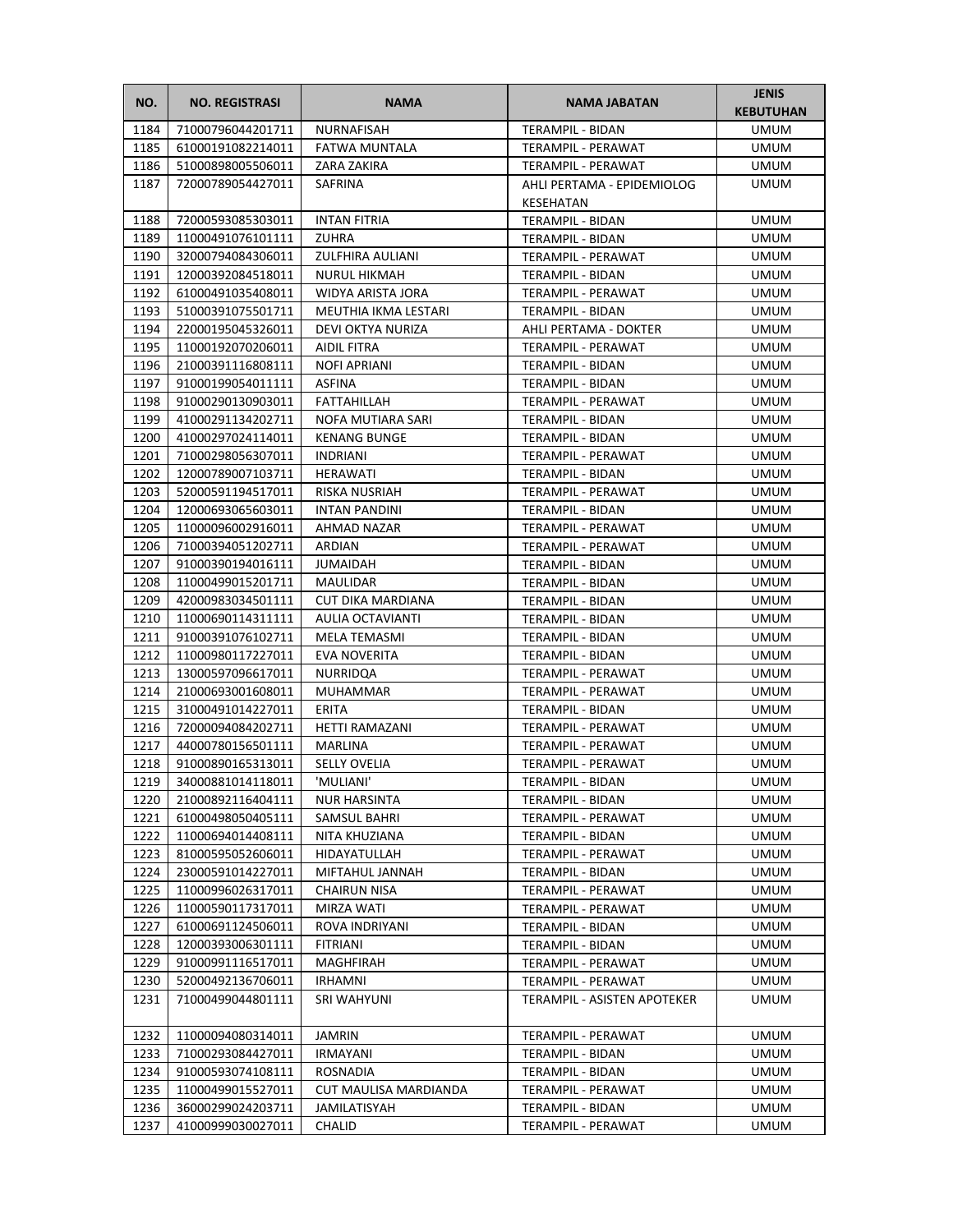| NO. | NO. REGISTRASI | NAMA | NAMA JABATAN | JENIS KEBUTUHAN |
|---|---|---|---|---|
| 1184 | 71000796044201711 | NURNAFISAH | TERAMPIL - BIDAN | UMUM |
| 1185 | 61000191082214011 | FATWA MUNTALA | TERAMPIL - PERAWAT | UMUM |
| 1186 | 51000898005506011 | ZARA ZAKIRA | TERAMPIL - PERAWAT | UMUM |
| 1187 | 72000789054427011 | SAFRINA | AHLI PERTAMA - EPIDEMIOLOG KESEHATAN | UMUM |
| 1188 | 72000593085303011 | INTAN FITRIA | TERAMPIL - BIDAN | UMUM |
| 1189 | 11000491076101111 | ZUHRA | TERAMPIL - BIDAN | UMUM |
| 1190 | 32000794084306011 | ZULFHIRA AULIANI | TERAMPIL - PERAWAT | UMUM |
| 1191 | 12000392084518011 | NURUL HIKMAH | TERAMPIL - BIDAN | UMUM |
| 1192 | 61000491035408011 | WIDYA ARISTA JORA | TERAMPIL - PERAWAT | UMUM |
| 1193 | 51000391075501711 | MEUTHIA IKMA LESTARI | TERAMPIL - BIDAN | UMUM |
| 1194 | 22000195045326011 | DEVI OKTYA NURIZA | AHLI PERTAMA - DOKTER | UMUM |
| 1195 | 11000192070206011 | AIDIL FITRA | TERAMPIL - PERAWAT | UMUM |
| 1196 | 21000391116808111 | NOFI APRIANI | TERAMPIL - BIDAN | UMUM |
| 1197 | 91000199054011111 | ASFINA | TERAMPIL - BIDAN | UMUM |
| 1198 | 91000290130903011 | FATTAHILLAH | TERAMPIL - PERAWAT | UMUM |
| 1199 | 41000291134202711 | NOFA MUTIARA SARI | TERAMPIL - BIDAN | UMUM |
| 1200 | 41000297024114011 | KENANG BUNGE | TERAMPIL - BIDAN | UMUM |
| 1201 | 71000298056307011 | INDRIANI | TERAMPIL - PERAWAT | UMUM |
| 1202 | 12000789007103711 | HERAWATI | TERAMPIL - BIDAN | UMUM |
| 1203 | 52000591194517011 | RISKA NUSRIAH | TERAMPIL - PERAWAT | UMUM |
| 1204 | 12000693065603011 | INTAN PANDINI | TERAMPIL - BIDAN | UMUM |
| 1205 | 11000096002916011 | AHMAD NAZAR | TERAMPIL - PERAWAT | UMUM |
| 1206 | 71000394051202711 | ARDIAN | TERAMPIL - PERAWAT | UMUM |
| 1207 | 91000390194016111 | JUMAIDAH | TERAMPIL - BIDAN | UMUM |
| 1208 | 11000499015201711 | MAULIDAR | TERAMPIL - BIDAN | UMUM |
| 1209 | 42000983034501111 | CUT DIKA MARDIANA | TERAMPIL - BIDAN | UMUM |
| 1210 | 11000690114311111 | AULIA OCTAVIANTI | TERAMPIL - BIDAN | UMUM |
| 1211 | 91000391076102711 | MELA TEMASMI | TERAMPIL - BIDAN | UMUM |
| 1212 | 11000980117227011 | EVA NOVERITA | TERAMPIL - BIDAN | UMUM |
| 1213 | 13000597096617011 | NURRIDQA | TERAMPIL - PERAWAT | UMUM |
| 1214 | 21000693001608011 | MUHAMMAR | TERAMPIL - PERAWAT | UMUM |
| 1215 | 31000491014227011 | ERITA | TERAMPIL - BIDAN | UMUM |
| 1216 | 72000094084202711 | HETTI RAMAZANI | TERAMPIL - PERAWAT | UMUM |
| 1217 | 44000780156501111 | MARLINA | TERAMPIL - PERAWAT | UMUM |
| 1218 | 91000890165313011 | SELLY OVELIA | TERAMPIL - PERAWAT | UMUM |
| 1219 | 34000881014118011 | 'MULIANI' | TERAMPIL - BIDAN | UMUM |
| 1220 | 21000892116404111 | NUR HARSINTA | TERAMPIL - BIDAN | UMUM |
| 1221 | 61000498050405111 | SAMSUL BAHRI | TERAMPIL - PERAWAT | UMUM |
| 1222 | 11000694014408111 | NITA KHUZIANA | TERAMPIL - BIDAN | UMUM |
| 1223 | 81000595052606011 | HIDAYATULLAH | TERAMPIL - PERAWAT | UMUM |
| 1224 | 23000591014227011 | MIFTAHUL JANNAH | TERAMPIL - BIDAN | UMUM |
| 1225 | 11000996026317011 | CHAIRUN NISA | TERAMPIL - PERAWAT | UMUM |
| 1226 | 11000590117317011 | MIRZA WATI | TERAMPIL - PERAWAT | UMUM |
| 1227 | 61000691124506011 | ROVA INDRIYANI | TERAMPIL - BIDAN | UMUM |
| 1228 | 12000393006301111 | FITRIANI | TERAMPIL - BIDAN | UMUM |
| 1229 | 91000991116517011 | MAGHFIRAH | TERAMPIL - PERAWAT | UMUM |
| 1230 | 52000492136706011 | IRHAMNI | TERAMPIL - PERAWAT | UMUM |
| 1231 | 71000499044801111 | SRI WAHYUNI | TERAMPIL - ASISTEN APOTEKER | UMUM |
| 1232 | 11000094080314011 | JAMRIN | TERAMPIL - PERAWAT | UMUM |
| 1233 | 71000293084427011 | IRMAYANI | TERAMPIL - BIDAN | UMUM |
| 1234 | 91000593074108111 | ROSNADIA | TERAMPIL - BIDAN | UMUM |
| 1235 | 11000499015527011 | CUT MAULISA MARDIANDA | TERAMPIL - PERAWAT | UMUM |
| 1236 | 36000299024203711 | JAMILATISYAH | TERAMPIL - BIDAN | UMUM |
| 1237 | 41000999030027011 | CHALID | TERAMPIL - PERAWAT | UMUM |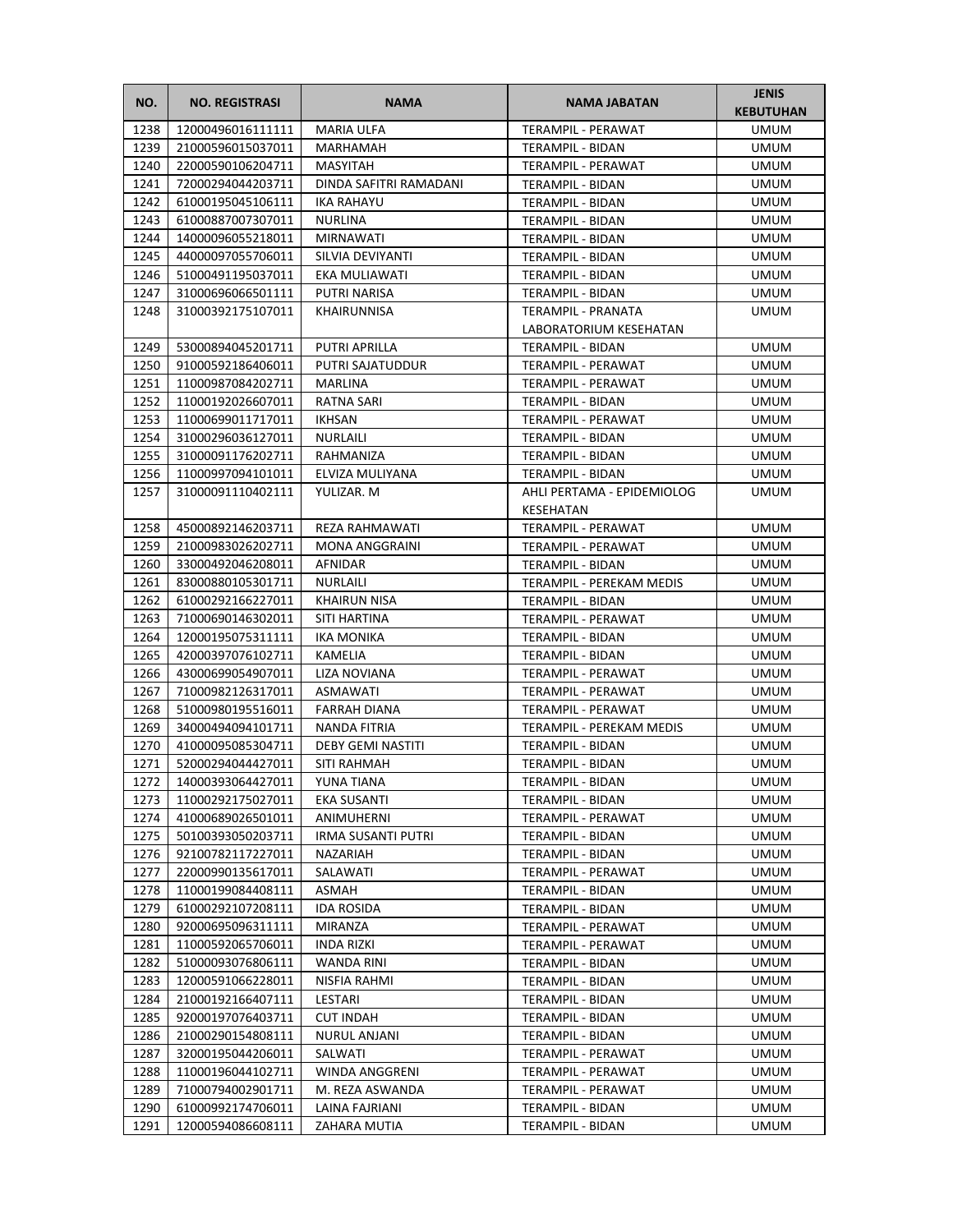| NO. | NO. REGISTRASI | NAMA | NAMA JABATAN | JENIS KEBUTUHAN |
|---|---|---|---|---|
| 1238 | 12000496016111111 | MARIA ULFA | TERAMPIL - PERAWAT | UMUM |
| 1239 | 21000596015037011 | MARHAMAH | TERAMPIL - BIDAN | UMUM |
| 1240 | 22000590106204711 | MASYITAH | TERAMPIL - PERAWAT | UMUM |
| 1241 | 72000294044203711 | DINDA SAFITRI RAMADANI | TERAMPIL - BIDAN | UMUM |
| 1242 | 61000195045106111 | IKA RAHAYU | TERAMPIL - BIDAN | UMUM |
| 1243 | 61000887007307011 | NURLINA | TERAMPIL - BIDAN | UMUM |
| 1244 | 14000096055218011 | MIRNAWATI | TERAMPIL - BIDAN | UMUM |
| 1245 | 44000097055706011 | SILVIA DEVIYANTI | TERAMPIL - BIDAN | UMUM |
| 1246 | 51000491195037011 | EKA MULIAWATI | TERAMPIL - BIDAN | UMUM |
| 1247 | 31000696066501111 | PUTRI NARISA | TERAMPIL - BIDAN | UMUM |
| 1248 | 31000392175107011 | KHAIRUNNISA | TERAMPIL - PRANATA LABORATORIUM KESEHATAN | UMUM |
| 1249 | 53000894045201711 | PUTRI APRILLA | TERAMPIL - BIDAN | UMUM |
| 1250 | 91000592186406011 | PUTRI SAJATUDDUR | TERAMPIL - PERAWAT | UMUM |
| 1251 | 11000987084202711 | MARLINA | TERAMPIL - PERAWAT | UMUM |
| 1252 | 11000192026607011 | RATNA SARI | TERAMPIL - BIDAN | UMUM |
| 1253 | 11000699011717011 | IKHSAN | TERAMPIL - PERAWAT | UMUM |
| 1254 | 31000296036127011 | NURLAILI | TERAMPIL - BIDAN | UMUM |
| 1255 | 31000091176202711 | RAHMANIZA | TERAMPIL - BIDAN | UMUM |
| 1256 | 11000997094101011 | ELVIZA MULIYANA | TERAMPIL - BIDAN | UMUM |
| 1257 | 31000091110402111 | YULIZAR. M | AHLI PERTAMA - EPIDEMIOLOG KESEHATAN | UMUM |
| 1258 | 45000892146203711 | REZA RAHMAWATI | TERAMPIL - PERAWAT | UMUM |
| 1259 | 21000983026202711 | MONA ANGGRAINI | TERAMPIL - PERAWAT | UMUM |
| 1260 | 33000492046208011 | AFNIDAR | TERAMPIL - BIDAN | UMUM |
| 1261 | 83000880105301711 | NURLAILI | TERAMPIL - PEREKAM MEDIS | UMUM |
| 1262 | 61000292166227011 | KHAIRUN NISA | TERAMPIL - BIDAN | UMUM |
| 1263 | 71000690146302011 | SITI HARTINA | TERAMPIL - PERAWAT | UMUM |
| 1264 | 12000195075311111 | IKA MONIKA | TERAMPIL - BIDAN | UMUM |
| 1265 | 42000397076102711 | KAMELIA | TERAMPIL - BIDAN | UMUM |
| 1266 | 43000699054907011 | LIZA NOVIANA | TERAMPIL - PERAWAT | UMUM |
| 1267 | 71000982126317011 | ASMAWATI | TERAMPIL - PERAWAT | UMUM |
| 1268 | 51000980195516011 | FARRAH DIANA | TERAMPIL - PERAWAT | UMUM |
| 1269 | 34000494094101711 | NANDA FITRIA | TERAMPIL - PEREKAM MEDIS | UMUM |
| 1270 | 41000095085304711 | DEBY GEMI NASTITI | TERAMPIL - BIDAN | UMUM |
| 1271 | 52000294044427011 | SITI RAHMAH | TERAMPIL - BIDAN | UMUM |
| 1272 | 14000393064427011 | YUNA TIANA | TERAMPIL - BIDAN | UMUM |
| 1273 | 11000292175027011 | EKA SUSANTI | TERAMPIL - BIDAN | UMUM |
| 1274 | 41000689026501011 | ANIMUHERNI | TERAMPIL - PERAWAT | UMUM |
| 1275 | 50100393050203711 | IRMA SUSANTI PUTRI | TERAMPIL - BIDAN | UMUM |
| 1276 | 92100782117227011 | NAZARIAH | TERAMPIL - BIDAN | UMUM |
| 1277 | 22000990135617011 | SALAWATI | TERAMPIL - PERAWAT | UMUM |
| 1278 | 11000199084408111 | ASMAH | TERAMPIL - BIDAN | UMUM |
| 1279 | 61000292107208111 | IDA ROSIDA | TERAMPIL - BIDAN | UMUM |
| 1280 | 92000695096311111 | MIRANZA | TERAMPIL - PERAWAT | UMUM |
| 1281 | 11000592065706011 | INDA RIZKI | TERAMPIL - PERAWAT | UMUM |
| 1282 | 51000093076806111 | WANDA RINI | TERAMPIL - BIDAN | UMUM |
| 1283 | 12000591066228011 | NISFIA RAHMI | TERAMPIL - BIDAN | UMUM |
| 1284 | 21000192166407111 | LESTARI | TERAMPIL - BIDAN | UMUM |
| 1285 | 92000197076403711 | CUT INDAH | TERAMPIL - BIDAN | UMUM |
| 1286 | 21000290154808111 | NURUL ANJANI | TERAMPIL - BIDAN | UMUM |
| 1287 | 32000195044206011 | SALWATI | TERAMPIL - PERAWAT | UMUM |
| 1288 | 11000196044102711 | WINDA ANGGRENI | TERAMPIL - PERAWAT | UMUM |
| 1289 | 71000794002901711 | M. REZA ASWANDA | TERAMPIL - PERAWAT | UMUM |
| 1290 | 61000992174706011 | LAINA FAJRIANI | TERAMPIL - BIDAN | UMUM |
| 1291 | 12000594086608111 | ZAHARA MUTIA | TERAMPIL - BIDAN | UMUM |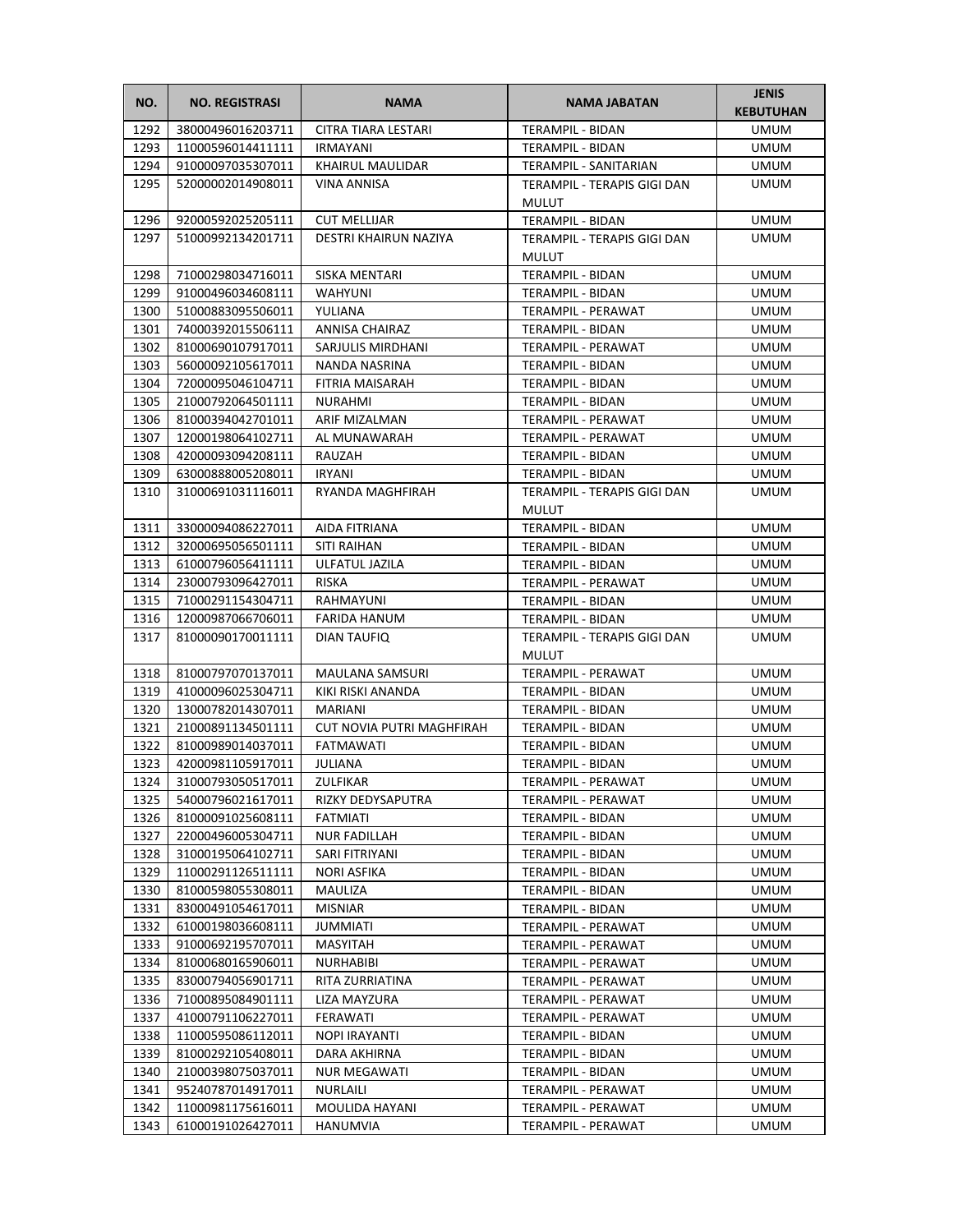| NO. | NO. REGISTRASI | NAMA | NAMA JABATAN | JENIS KEBUTUHAN |
|---|---|---|---|---|
| 1292 | 38000496016203711 | CITRA TIARA LESTARI | TERAMPIL - BIDAN | UMUM |
| 1293 | 11000596014411111 | IRMAYANI | TERAMPIL - BIDAN | UMUM |
| 1294 | 91000097035307011 | KHAIRUL MAULIDAR | TERAMPIL - SANITARIAN | UMUM |
| 1295 | 52000002014908011 | VINA ANNISA | TERAMPIL - TERAPIS GIGI DAN MULUT | UMUM |
| 1296 | 92000592025205111 | CUT MELLIJAR | TERAMPIL - BIDAN | UMUM |
| 1297 | 51000992134201711 | DESTRI KHAIRUN NAZIYA | TERAMPIL - TERAPIS GIGI DAN MULUT | UMUM |
| 1298 | 71000298034716011 | SISKA MENTARI | TERAMPIL - BIDAN | UMUM |
| 1299 | 91000496034608111 | WAHYUNI | TERAMPIL - BIDAN | UMUM |
| 1300 | 51000883095506011 | YULIANA | TERAMPIL - PERAWAT | UMUM |
| 1301 | 74000392015506111 | ANNISA CHAIRAZ | TERAMPIL - BIDAN | UMUM |
| 1302 | 81000690107917011 | SARJULIS MIRDHANI | TERAMPIL - PERAWAT | UMUM |
| 1303 | 56000092105617011 | NANDA NASRINA | TERAMPIL - BIDAN | UMUM |
| 1304 | 72000095046104711 | FITRIA MAISARAH | TERAMPIL - BIDAN | UMUM |
| 1305 | 21000792064501111 | NURAHMI | TERAMPIL - BIDAN | UMUM |
| 1306 | 81000394042701011 | ARIF MIZALMAN | TERAMPIL - PERAWAT | UMUM |
| 1307 | 12000198064102711 | AL MUNAWARAH | TERAMPIL - PERAWAT | UMUM |
| 1308 | 42000093094208111 | RAUZAH | TERAMPIL - BIDAN | UMUM |
| 1309 | 63000888005208011 | IRYANI | TERAMPIL - BIDAN | UMUM |
| 1310 | 31000691031116011 | RYANDA MAGHFIRAH | TERAMPIL - TERAPIS GIGI DAN MULUT | UMUM |
| 1311 | 33000094086227011 | AIDA FITRIANA | TERAMPIL - BIDAN | UMUM |
| 1312 | 32000695056501111 | SITI RAIHAN | TERAMPIL - BIDAN | UMUM |
| 1313 | 61000796056411111 | ULFATUL JAZILA | TERAMPIL - BIDAN | UMUM |
| 1314 | 23000793096427011 | RISKA | TERAMPIL - PERAWAT | UMUM |
| 1315 | 71000291154304711 | RAHMAYUNI | TERAMPIL - BIDAN | UMUM |
| 1316 | 12000987066706011 | FARIDA HANUM | TERAMPIL - BIDAN | UMUM |
| 1317 | 81000090170011111 | DIAN TAUFIQ | TERAMPIL - TERAPIS GIGI DAN MULUT | UMUM |
| 1318 | 81000797070137011 | MAULANA SAMSURI | TERAMPIL - PERAWAT | UMUM |
| 1319 | 41000096025304711 | KIKI RISKI ANANDA | TERAMPIL - BIDAN | UMUM |
| 1320 | 13000782014307011 | MARIANI | TERAMPIL - BIDAN | UMUM |
| 1321 | 21000891134501111 | CUT NOVIA PUTRI MAGHFIRAH | TERAMPIL - BIDAN | UMUM |
| 1322 | 81000989014037011 | FATMAWATI | TERAMPIL - BIDAN | UMUM |
| 1323 | 42000981105917011 | JULIANA | TERAMPIL - BIDAN | UMUM |
| 1324 | 31000793050517011 | ZULFIKAR | TERAMPIL - PERAWAT | UMUM |
| 1325 | 54000796021617011 | RIZKY DEDYSAPUTRA | TERAMPIL - PERAWAT | UMUM |
| 1326 | 81000091025608111 | FATMIATI | TERAMPIL - BIDAN | UMUM |
| 1327 | 22000496005304711 | NUR FADILLAH | TERAMPIL - BIDAN | UMUM |
| 1328 | 31000195064102711 | SARI FITRIYANI | TERAMPIL - BIDAN | UMUM |
| 1329 | 11000291126511111 | NORI ASFIKA | TERAMPIL - BIDAN | UMUM |
| 1330 | 81000598055308011 | MAULIZA | TERAMPIL - BIDAN | UMUM |
| 1331 | 83000491054617011 | MISNIAR | TERAMPIL - BIDAN | UMUM |
| 1332 | 61000198036608111 | JUMMIATI | TERAMPIL - PERAWAT | UMUM |
| 1333 | 91000692195707011 | MASYITAH | TERAMPIL - PERAWAT | UMUM |
| 1334 | 81000680165906011 | NURHABIBI | TERAMPIL - PERAWAT | UMUM |
| 1335 | 83000794056901711 | RITA ZURRIATINA | TERAMPIL - PERAWAT | UMUM |
| 1336 | 71000895084901111 | LIZA MAYZURA | TERAMPIL - PERAWAT | UMUM |
| 1337 | 41000791106227011 | FERAWATI | TERAMPIL - PERAWAT | UMUM |
| 1338 | 11000595086112011 | NOPI IRAYANTI | TERAMPIL - BIDAN | UMUM |
| 1339 | 81000292105408011 | DARA AKHIRNA | TERAMPIL - BIDAN | UMUM |
| 1340 | 21000398075037011 | NUR MEGAWATI | TERAMPIL - BIDAN | UMUM |
| 1341 | 95240787014917011 | NURLAILI | TERAMPIL - PERAWAT | UMUM |
| 1342 | 11000981175616011 | MOULIDA HAYANI | TERAMPIL - PERAWAT | UMUM |
| 1343 | 61000191026427011 | HANUMVIA | TERAMPIL - PERAWAT | UMUM |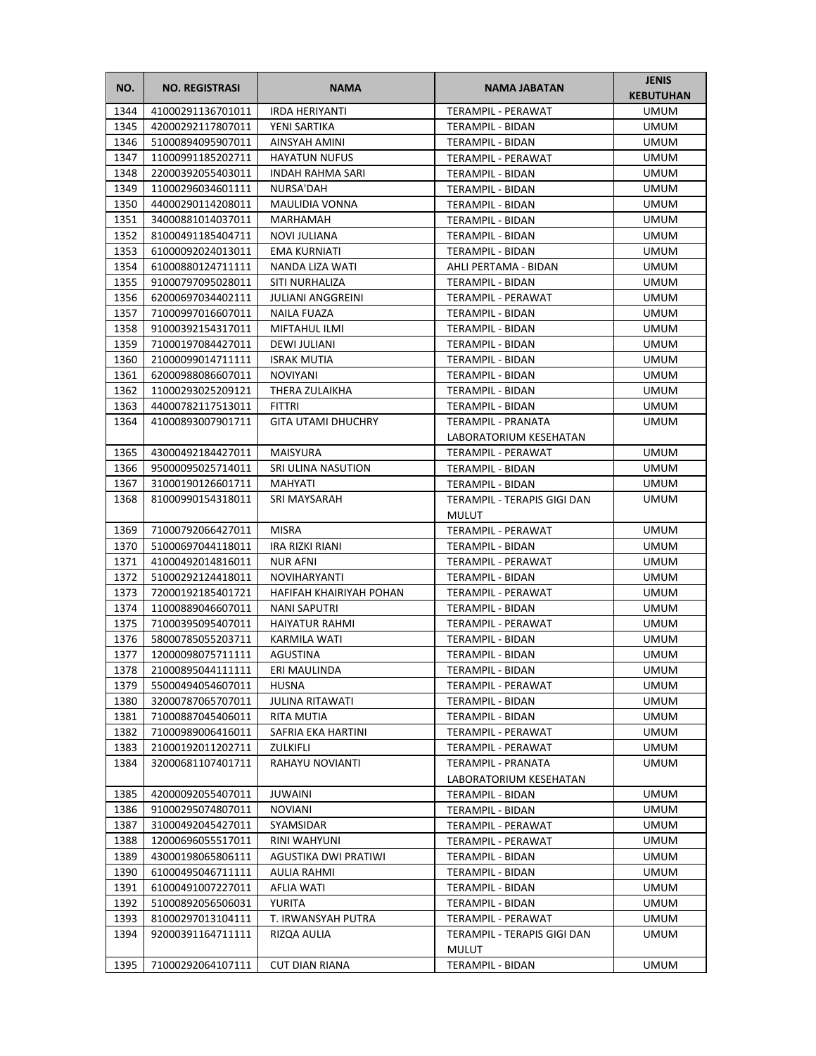| NO. | NO. REGISTRASI | NAMA | NAMA JABATAN | JENIS KEBUTUHAN |
|---|---|---|---|---|
| 1344 | 41000291136701011 | IRDA HERIYANTI | TERAMPIL - PERAWAT | UMUM |
| 1345 | 42000292117807011 | YENI SARTIKA | TERAMPIL - BIDAN | UMUM |
| 1346 | 51000894095907011 | AINSYAH AMINI | TERAMPIL - BIDAN | UMUM |
| 1347 | 11000991185202711 | HAYATUN NUFUS | TERAMPIL - PERAWAT | UMUM |
| 1348 | 22000392055403011 | INDAH RAHMA SARI | TERAMPIL - BIDAN | UMUM |
| 1349 | 11000296034601111 | NURSA'DAH | TERAMPIL - BIDAN | UMUM |
| 1350 | 44000290114208011 | MAULIDIA VONNA | TERAMPIL - BIDAN | UMUM |
| 1351 | 34000881014037011 | MARHAMAH | TERAMPIL - BIDAN | UMUM |
| 1352 | 81000491185404711 | NOVI JULIANA | TERAMPIL - BIDAN | UMUM |
| 1353 | 61000092024013011 | EMA KURNIATI | TERAMPIL - BIDAN | UMUM |
| 1354 | 61000880124711111 | NANDA LIZA WATI | AHLI PERTAMA - BIDAN | UMUM |
| 1355 | 91000797095028011 | SITI NURHALIZA | TERAMPIL - BIDAN | UMUM |
| 1356 | 62000697034402111 | JULIANI ANGGREINI | TERAMPIL - PERAWAT | UMUM |
| 1357 | 71000997016607011 | NAILA FUAZA | TERAMPIL - BIDAN | UMUM |
| 1358 | 91000392154317011 | MIFTAHUL ILMI | TERAMPIL - BIDAN | UMUM |
| 1359 | 71000197084427011 | DEWI JULIANI | TERAMPIL - BIDAN | UMUM |
| 1360 | 21000099014711111 | ISRAK MUTIA | TERAMPIL - BIDAN | UMUM |
| 1361 | 62000988086607011 | NOVIYANI | TERAMPIL - BIDAN | UMUM |
| 1362 | 11000293025209121 | THERA ZULAIKHA | TERAMPIL - BIDAN | UMUM |
| 1363 | 44000782117513011 | FITTRI | TERAMPIL - BIDAN | UMUM |
| 1364 | 41000893007901711 | GITA UTAMI DHUCHRY | TERAMPIL - PRANATA LABORATORIUM KESEHATAN | UMUM |
| 1365 | 43000492184427011 | MAISYURA | TERAMPIL - PERAWAT | UMUM |
| 1366 | 95000095025714011 | SRI ULINA NASUTION | TERAMPIL - BIDAN | UMUM |
| 1367 | 31000190126601711 | MAHYATI | TERAMPIL - BIDAN | UMUM |
| 1368 | 81000990154318011 | SRI MAYSARAH | TERAMPIL - TERAPIS GIGI DAN MULUT | UMUM |
| 1369 | 71000792066427011 | MISRA | TERAMPIL - PERAWAT | UMUM |
| 1370 | 51000697044118011 | IRA RIZKI RIANI | TERAMPIL - BIDAN | UMUM |
| 1371 | 41000492014816011 | NUR AFNI | TERAMPIL - PERAWAT | UMUM |
| 1372 | 51000292124418011 | NOVIHARYANTI | TERAMPIL - BIDAN | UMUM |
| 1373 | 72000192185401721 | HAFIFAH KHAIRIYAH POHAN | TERAMPIL - PERAWAT | UMUM |
| 1374 | 11000889046607011 | NANI SAPUTRI | TERAMPIL - BIDAN | UMUM |
| 1375 | 71000395095407011 | HAIYATUR RAHMI | TERAMPIL - PERAWAT | UMUM |
| 1376 | 58000785055203711 | KARMILA WATI | TERAMPIL - BIDAN | UMUM |
| 1377 | 12000098075711111 | AGUSTINA | TERAMPIL - BIDAN | UMUM |
| 1378 | 21000895044111111 | ERI MAULINDA | TERAMPIL - BIDAN | UMUM |
| 1379 | 55000494054607011 | HUSNA | TERAMPIL - PERAWAT | UMUM |
| 1380 | 32000787065707011 | JULINA RITAWATI | TERAMPIL - BIDAN | UMUM |
| 1381 | 71000887045406011 | RITA MUTIA | TERAMPIL - BIDAN | UMUM |
| 1382 | 71000989006416011 | SAFRIA EKA HARTINI | TERAMPIL - PERAWAT | UMUM |
| 1383 | 21000192011202711 | ZULKIFLI | TERAMPIL - PERAWAT | UMUM |
| 1384 | 32000681107401711 | RAHAYU NOVIANTI | TERAMPIL - PRANATA LABORATORIUM KESEHATAN | UMUM |
| 1385 | 42000092055407011 | JUWAINI | TERAMPIL - BIDAN | UMUM |
| 1386 | 91000295074807011 | NOVIANI | TERAMPIL - BIDAN | UMUM |
| 1387 | 31000492045427011 | SYAMSIDAR | TERAMPIL - PERAWAT | UMUM |
| 1388 | 12000696055517011 | RINI WAHYUNI | TERAMPIL - PERAWAT | UMUM |
| 1389 | 43000198065806111 | AGUSTIKA DWI PRATIWI | TERAMPIL - BIDAN | UMUM |
| 1390 | 61000495046711111 | AULIA RAHMI | TERAMPIL - BIDAN | UMUM |
| 1391 | 61000491007227011 | AFLIA WATI | TERAMPIL - BIDAN | UMUM |
| 1392 | 51000892056506031 | YURITA | TERAMPIL - BIDAN | UMUM |
| 1393 | 81000297013104111 | T. IRWANSYAH PUTRA | TERAMPIL - PERAWAT | UMUM |
| 1394 | 92000391164711111 | RIZQA AULIA | TERAMPIL - TERAPIS GIGI DAN MULUT | UMUM |
| 1395 | 71000292064107111 | CUT DIAN RIANA | TERAMPIL - BIDAN | UMUM |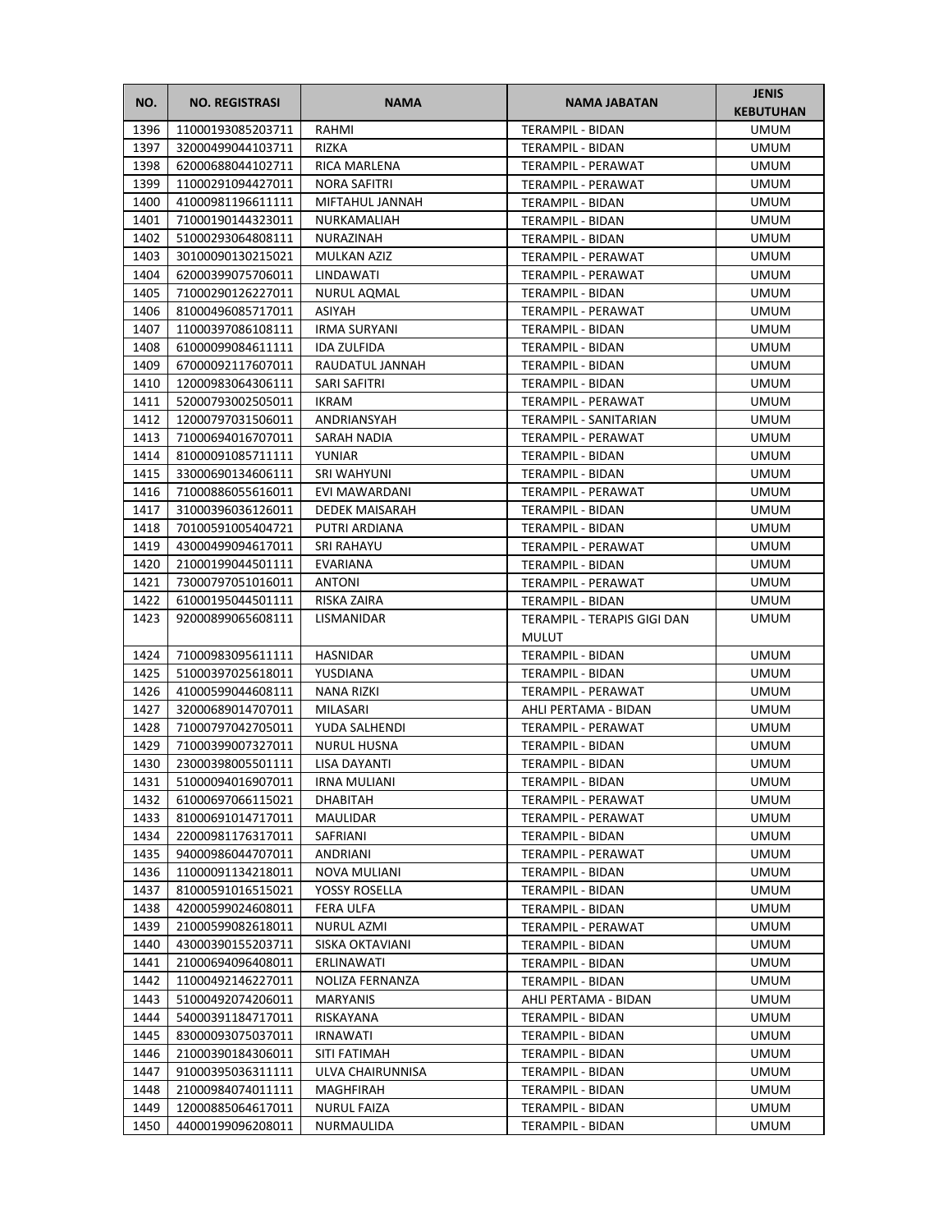| NO. | NO. REGISTRASI | NAMA | NAMA JABATAN | JENIS KEBUTUHAN |
|---|---|---|---|---|
| 1396 | 11000193085203711 | RAHMI | TERAMPIL - BIDAN | UMUM |
| 1397 | 32000499044103711 | RIZKA | TERAMPIL - BIDAN | UMUM |
| 1398 | 62000688044102711 | RICA MARLENA | TERAMPIL - PERAWAT | UMUM |
| 1399 | 11000291094427011 | NORA SAFITRI | TERAMPIL - PERAWAT | UMUM |
| 1400 | 41000981196611111 | MIFTAHUL JANNAH | TERAMPIL - BIDAN | UMUM |
| 1401 | 71000190144323011 | NURKAMALIAH | TERAMPIL - BIDAN | UMUM |
| 1402 | 51000293064808111 | NURAZINAH | TERAMPIL - BIDAN | UMUM |
| 1403 | 30100090130215021 | MULKAN AZIZ | TERAMPIL - PERAWAT | UMUM |
| 1404 | 62000399075706011 | LINDAWATI | TERAMPIL - PERAWAT | UMUM |
| 1405 | 71000290126227011 | NURUL AQMAL | TERAMPIL - BIDAN | UMUM |
| 1406 | 81000496085717011 | ASIYAH | TERAMPIL - PERAWAT | UMUM |
| 1407 | 11000397086108111 | IRMA SURYANI | TERAMPIL - BIDAN | UMUM |
| 1408 | 61000099084611111 | IDA ZULFIDA | TERAMPIL - BIDAN | UMUM |
| 1409 | 67000092117607011 | RAUDATUL JANNAH | TERAMPIL - BIDAN | UMUM |
| 1410 | 12000983064306111 | SARI SAFITRI | TERAMPIL - BIDAN | UMUM |
| 1411 | 52000793002505011 | IKRAM | TERAMPIL - PERAWAT | UMUM |
| 1412 | 12000797031506011 | ANDRIANSYAH | TERAMPIL - SANITARIAN | UMUM |
| 1413 | 71000694016707011 | SARAH NADIA | TERAMPIL - PERAWAT | UMUM |
| 1414 | 81000091085711111 | YUNIAR | TERAMPIL - BIDAN | UMUM |
| 1415 | 33000690134606111 | SRI WAHYUNI | TERAMPIL - BIDAN | UMUM |
| 1416 | 71000886055616011 | EVI MAWARDANI | TERAMPIL - PERAWAT | UMUM |
| 1417 | 31000396036126011 | DEDEK MAISARAH | TERAMPIL - BIDAN | UMUM |
| 1418 | 70100591005404721 | PUTRI ARDIANA | TERAMPIL - BIDAN | UMUM |
| 1419 | 43000499094617011 | SRI RAHAYU | TERAMPIL - PERAWAT | UMUM |
| 1420 | 21000199044501111 | EVARIANA | TERAMPIL - BIDAN | UMUM |
| 1421 | 73000797051016011 | ANTONI | TERAMPIL - PERAWAT | UMUM |
| 1422 | 61000195044501111 | RISKA ZAIRA | TERAMPIL - BIDAN | UMUM |
| 1423 | 92000899065608111 | LISMANIDAR | TERAMPIL - TERAPIS GIGI DAN MULUT | UMUM |
| 1424 | 71000983095611111 | HASNIDAR | TERAMPIL - BIDAN | UMUM |
| 1425 | 51000397025618011 | YUSDIANA | TERAMPIL - BIDAN | UMUM |
| 1426 | 41000599044608111 | NANA RIZKI | TERAMPIL - PERAWAT | UMUM |
| 1427 | 32000689014707011 | MILASARI | AHLI PERTAMA - BIDAN | UMUM |
| 1428 | 71000797042705011 | YUDA SALHENDI | TERAMPIL - PERAWAT | UMUM |
| 1429 | 71000399007327011 | NURUL HUSNA | TERAMPIL - BIDAN | UMUM |
| 1430 | 23000398005501111 | LISA DAYANTI | TERAMPIL - BIDAN | UMUM |
| 1431 | 51000094016907011 | IRNA MULIANI | TERAMPIL - BIDAN | UMUM |
| 1432 | 61000697066115021 | DHABITAH | TERAMPIL - PERAWAT | UMUM |
| 1433 | 81000691014717011 | MAULIDAR | TERAMPIL - PERAWAT | UMUM |
| 1434 | 22000981176317011 | SAFRIANI | TERAMPIL - BIDAN | UMUM |
| 1435 | 94000986044707011 | ANDRIANI | TERAMPIL - PERAWAT | UMUM |
| 1436 | 11000091134218011 | NOVA MULIANI | TERAMPIL - BIDAN | UMUM |
| 1437 | 81000591016515021 | YOSSY ROSELLA | TERAMPIL - BIDAN | UMUM |
| 1438 | 42000599024608011 | FERA ULFA | TERAMPIL - BIDAN | UMUM |
| 1439 | 21000599082618011 | NURUL AZMI | TERAMPIL - PERAWAT | UMUM |
| 1440 | 43000390155203711 | SISKA OKTAVIANI | TERAMPIL - BIDAN | UMUM |
| 1441 | 21000694096408011 | ERLINAWATI | TERAMPIL - BIDAN | UMUM |
| 1442 | 11000492146227011 | NOLIZA FERNANZA | TERAMPIL - BIDAN | UMUM |
| 1443 | 51000492074206011 | MARYANIS | AHLI PERTAMA - BIDAN | UMUM |
| 1444 | 54000391184717011 | RISKAYANA | TERAMPIL - BIDAN | UMUM |
| 1445 | 83000093075037011 | IRNAWATI | TERAMPIL - BIDAN | UMUM |
| 1446 | 21000390184306011 | SITI FATIMAH | TERAMPIL - BIDAN | UMUM |
| 1447 | 91000395036311111 | ULVA CHAIRUNNISA | TERAMPIL - BIDAN | UMUM |
| 1448 | 21000984074011111 | MAGHFIRAH | TERAMPIL - BIDAN | UMUM |
| 1449 | 12000885064617011 | NURUL FAIZA | TERAMPIL - BIDAN | UMUM |
| 1450 | 44000199096208011 | NURMAULIDA | TERAMPIL - BIDAN | UMUM |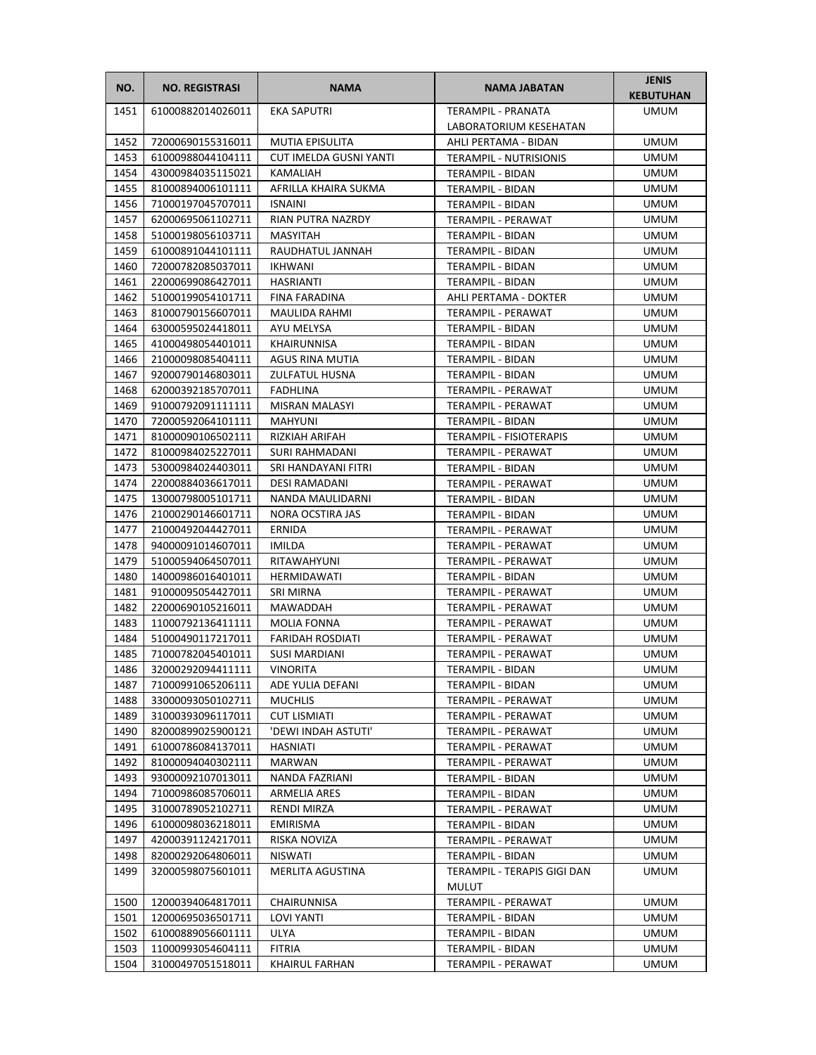| NO. | NO. REGISTRASI | NAMA | NAMA JABATAN | JENIS KEBUTUHAN |
|---|---|---|---|---|
| 1451 | 61000882014026011 | EKA SAPUTRI | TERAMPIL - PRANATA LABORATORIUM KESEHATAN | UMUM |
| 1452 | 72000690155316011 | MUTIA EPISULITA | AHLI PERTAMA - BIDAN | UMUM |
| 1453 | 61000988044104111 | CUT IMELDA GUSNI YANTI | TERAMPIL - NUTRISIONIS | UMUM |
| 1454 | 43000984035115021 | KAMALIAH | TERAMPIL - BIDAN | UMUM |
| 1455 | 81000894006101111 | AFRILLA KHAIRA SUKMA | TERAMPIL - BIDAN | UMUM |
| 1456 | 71000197045707011 | ISNAINI | TERAMPIL - BIDAN | UMUM |
| 1457 | 62000695061102711 | RIAN PUTRA NAZRDY | TERAMPIL - PERAWAT | UMUM |
| 1458 | 51000198056103711 | MASYITAH | TERAMPIL - BIDAN | UMUM |
| 1459 | 61000891044101111 | RAUDHATUL JANNAH | TERAMPIL - BIDAN | UMUM |
| 1460 | 72000782085037011 | IKHWANI | TERAMPIL - BIDAN | UMUM |
| 1461 | 22000699086427011 | HASRIANTI | TERAMPIL - BIDAN | UMUM |
| 1462 | 51000199054101711 | FINA FARADINA | AHLI PERTAMA - DOKTER | UMUM |
| 1463 | 81000790156607011 | MAULIDA RAHMI | TERAMPIL - PERAWAT | UMUM |
| 1464 | 63000595024418011 | AYU MELYSA | TERAMPIL - BIDAN | UMUM |
| 1465 | 41000498054401011 | KHAIRUNNISA | TERAMPIL - BIDAN | UMUM |
| 1466 | 21000098085404111 | AGUS RINA MUTIA | TERAMPIL - BIDAN | UMUM |
| 1467 | 92000790146803011 | ZULFATUL HUSNA | TERAMPIL - BIDAN | UMUM |
| 1468 | 62000392185707011 | FADHLINA | TERAMPIL - PERAWAT | UMUM |
| 1469 | 91000792091111111 | MISRAN MALASYI | TERAMPIL - PERAWAT | UMUM |
| 1470 | 72000592064101111 | MAHYUNI | TERAMPIL - BIDAN | UMUM |
| 1471 | 81000090106502111 | RIZKIAH ARIFAH | TERAMPIL - FISIOTERAPIS | UMUM |
| 1472 | 81000984025227011 | SURI RAHMADANI | TERAMPIL - PERAWAT | UMUM |
| 1473 | 53000984024403011 | SRI HANDAYANI FITRI | TERAMPIL - BIDAN | UMUM |
| 1474 | 22000884036617011 | DESI RAMADANI | TERAMPIL - PERAWAT | UMUM |
| 1475 | 13000798005101711 | NANDA MAULIDARNI | TERAMPIL - BIDAN | UMUM |
| 1476 | 21000290146601711 | NORA OCSTIRA JAS | TERAMPIL - BIDAN | UMUM |
| 1477 | 21000492044427011 | ERNIDA | TERAMPIL - PERAWAT | UMUM |
| 1478 | 94000091014607011 | IMILDA | TERAMPIL - PERAWAT | UMUM |
| 1479 | 51000594064507011 | RITAWAHYUNI | TERAMPIL - PERAWAT | UMUM |
| 1480 | 14000986016401011 | HERMIDAWATI | TERAMPIL - BIDAN | UMUM |
| 1481 | 91000095054427011 | SRI MIRNA | TERAMPIL - PERAWAT | UMUM |
| 1482 | 22000690105216011 | MAWADDAH | TERAMPIL - PERAWAT | UMUM |
| 1483 | 11000792136411111 | MOLIA FONNA | TERAMPIL - PERAWAT | UMUM |
| 1484 | 51000490117217011 | FARIDAH ROSDIATI | TERAMPIL - PERAWAT | UMUM |
| 1485 | 71000782045401011 | SUSI MARDIANI | TERAMPIL - PERAWAT | UMUM |
| 1486 | 32000292094411111 | VINORITA | TERAMPIL - BIDAN | UMUM |
| 1487 | 71000991065206111 | ADE YULIA DEFANI | TERAMPIL - BIDAN | UMUM |
| 1488 | 33000093050102711 | MUCHLIS | TERAMPIL - PERAWAT | UMUM |
| 1489 | 31000393096117011 | CUT LISMIATI | TERAMPIL - PERAWAT | UMUM |
| 1490 | 82000899025900121 | 'DEWI INDAH ASTUTI' | TERAMPIL - PERAWAT | UMUM |
| 1491 | 61000786084137011 | HASNIATI | TERAMPIL - PERAWAT | UMUM |
| 1492 | 81000094040302111 | MARWAN | TERAMPIL - PERAWAT | UMUM |
| 1493 | 93000092107013011 | NANDA FAZRIANI | TERAMPIL - BIDAN | UMUM |
| 1494 | 71000986085706011 | ARMELIA ARES | TERAMPIL - BIDAN | UMUM |
| 1495 | 31000789052102711 | RENDI MIRZA | TERAMPIL - PERAWAT | UMUM |
| 1496 | 61000098036218011 | EMIRISMA | TERAMPIL - BIDAN | UMUM |
| 1497 | 42000391124217011 | RISKA NOVIZA | TERAMPIL - PERAWAT | UMUM |
| 1498 | 82000292064806011 | NISWATI | TERAMPIL - BIDAN | UMUM |
| 1499 | 32000598075601011 | MERLITA AGUSTINA | TERAMPIL - TERAPIS GIGI DAN MULUT | UMUM |
| 1500 | 12000394064817011 | CHAIRUNNISA | TERAMPIL - PERAWAT | UMUM |
| 1501 | 12000695036501711 | LOVI YANTI | TERAMPIL - BIDAN | UMUM |
| 1502 | 61000889056601111 | ULYA | TERAMPIL - BIDAN | UMUM |
| 1503 | 11000993054604111 | FITRIA | TERAMPIL - BIDAN | UMUM |
| 1504 | 31000497051518011 | KHAIRUL FARHAN | TERAMPIL - PERAWAT | UMUM |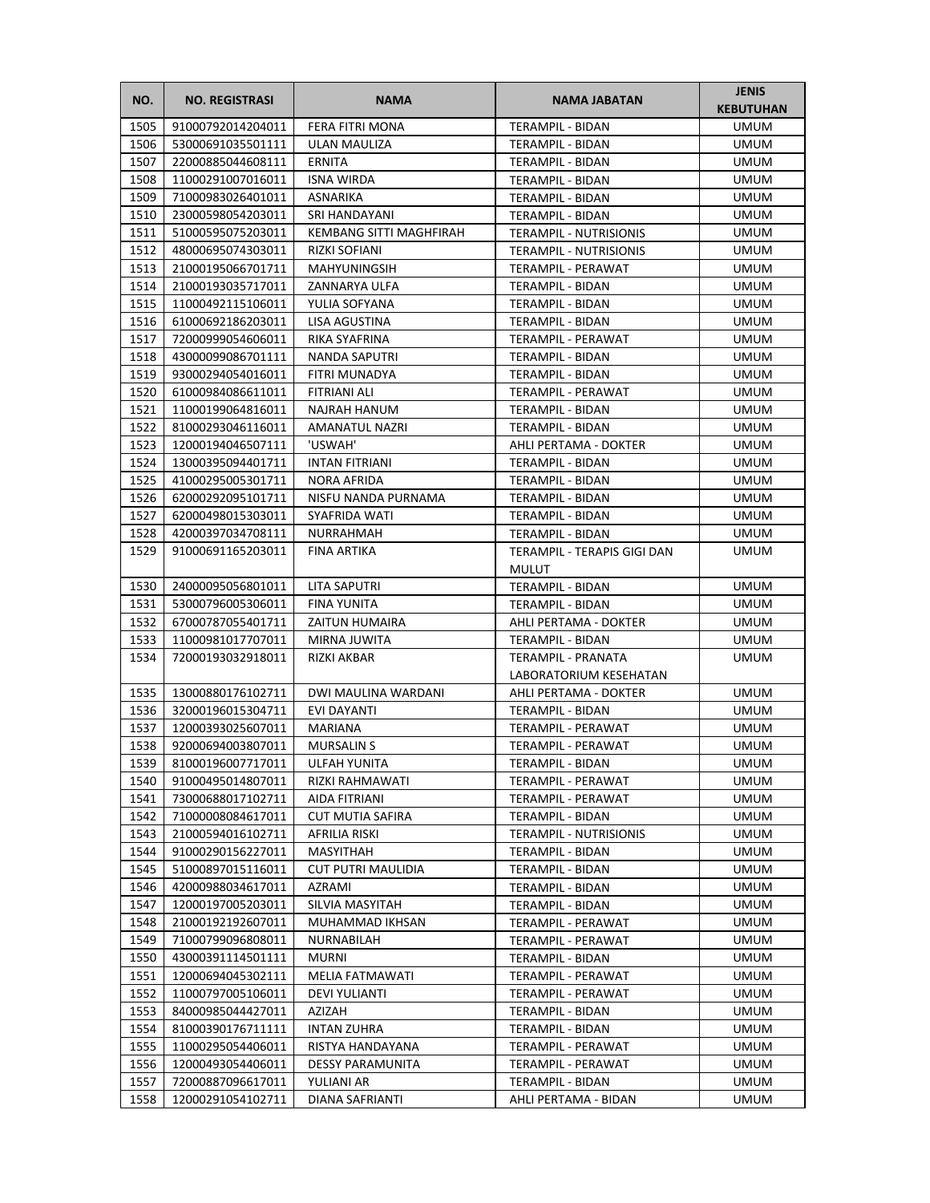| NO. | NO. REGISTRASI | NAMA | NAMA JABATAN | JENIS KEBUTUHAN |
|---|---|---|---|---|
| 1505 | 91000792014204011 | FERA FITRI MONA | TERAMPIL - BIDAN | UMUM |
| 1506 | 53000691035501111 | ULAN MAULIZA | TERAMPIL - BIDAN | UMUM |
| 1507 | 22000885044608111 | ERNITA | TERAMPIL - BIDAN | UMUM |
| 1508 | 11000291007016011 | ISNA WIRDA | TERAMPIL - BIDAN | UMUM |
| 1509 | 71000983026401011 | ASNARIKA | TERAMPIL - BIDAN | UMUM |
| 1510 | 23000598054203011 | SRI HANDAYANI | TERAMPIL - BIDAN | UMUM |
| 1511 | 51000595075203011 | KEMBANG SITTI MAGHFIRAH | TERAMPIL - NUTRISIONIS | UMUM |
| 1512 | 48000695074303011 | RIZKI SOFIANI | TERAMPIL - NUTRISIONIS | UMUM |
| 1513 | 21000195066701711 | MAHYUNINGSIH | TERAMPIL - PERAWAT | UMUM |
| 1514 | 21000193035717011 | ZANNARYA ULFA | TERAMPIL - BIDAN | UMUM |
| 1515 | 11000492115106011 | YULIA SOFYANA | TERAMPIL - BIDAN | UMUM |
| 1516 | 61000692186203011 | LISA AGUSTINA | TERAMPIL - BIDAN | UMUM |
| 1517 | 72000999054606011 | RIKA SYAFRINA | TERAMPIL - PERAWAT | UMUM |
| 1518 | 43000099086701111 | NANDA SAPUTRI | TERAMPIL - BIDAN | UMUM |
| 1519 | 93000294054016011 | FITRI MUNADYA | TERAMPIL - BIDAN | UMUM |
| 1520 | 61000984086611011 | FITRIANI ALI | TERAMPIL - PERAWAT | UMUM |
| 1521 | 11000199064816011 | NAJRAH HANUM | TERAMPIL - BIDAN | UMUM |
| 1522 | 81000293046116011 | AMANATUL NAZRI | TERAMPIL - BIDAN | UMUM |
| 1523 | 12000194046507111 | 'USWAH' | AHLI PERTAMA - DOKTER | UMUM |
| 1524 | 13000395094401711 | INTAN FITRIANI | TERAMPIL - BIDAN | UMUM |
| 1525 | 41000295005301711 | NORA AFRIDA | TERAMPIL - BIDAN | UMUM |
| 1526 | 62000292095101711 | NISFU NANDA PURNAMA | TERAMPIL - BIDAN | UMUM |
| 1527 | 62000498015303011 | SYAFRIDA WATI | TERAMPIL - BIDAN | UMUM |
| 1528 | 42000397034708111 | NURRAHMAH | TERAMPIL - BIDAN | UMUM |
| 1529 | 91000691165203011 | FINA ARTIKA | TERAMPIL - TERAPIS GIGI DAN MULUT | UMUM |
| 1530 | 24000095056801011 | LITA SAPUTRI | TERAMPIL - BIDAN | UMUM |
| 1531 | 53000796005306011 | FINA YUNITA | TERAMPIL - BIDAN | UMUM |
| 1532 | 67000787055401711 | ZAITUN HUMAIRA | AHLI PERTAMA - DOKTER | UMUM |
| 1533 | 11000981017707011 | MIRNA JUWITA | TERAMPIL - BIDAN | UMUM |
| 1534 | 72000193032918011 | RIZKI AKBAR | TERAMPIL - PRANATA LABORATORIUM KESEHATAN | UMUM |
| 1535 | 13000880176102711 | DWI MAULINA WARDANI | AHLI PERTAMA - DOKTER | UMUM |
| 1536 | 32000196015304711 | EVI DAYANTI | TERAMPIL - BIDAN | UMUM |
| 1537 | 12000393025607011 | MARIANA | TERAMPIL - PERAWAT | UMUM |
| 1538 | 92000694003807011 | MURSALIN S | TERAMPIL - PERAWAT | UMUM |
| 1539 | 81000196007717011 | ULFAH YUNITA | TERAMPIL - BIDAN | UMUM |
| 1540 | 91000495014807011 | RIZKI RAHMAWATI | TERAMPIL - PERAWAT | UMUM |
| 1541 | 73000688017102711 | AIDA FITRIANI | TERAMPIL - PERAWAT | UMUM |
| 1542 | 71000008084617011 | CUT MUTIA SAFIRA | TERAMPIL - BIDAN | UMUM |
| 1543 | 21000594016102711 | AFRILIA RISKI | TERAMPIL - NUTRISIONIS | UMUM |
| 1544 | 91000290156227011 | MASYITHAH | TERAMPIL - BIDAN | UMUM |
| 1545 | 51000897015116011 | CUT PUTRI MAULIDIA | TERAMPIL - BIDAN | UMUM |
| 1546 | 42000988034617011 | AZRAMI | TERAMPIL - BIDAN | UMUM |
| 1547 | 12000197005203011 | SILVIA MASYITAH | TERAMPIL - BIDAN | UMUM |
| 1548 | 21000192192607011 | MUHAMMAD IKHSAN | TERAMPIL - PERAWAT | UMUM |
| 1549 | 71000799096808011 | NURNABILAH | TERAMPIL - PERAWAT | UMUM |
| 1550 | 43000391114501111 | MURNI | TERAMPIL - BIDAN | UMUM |
| 1551 | 12000694045302111 | MELIA FATMAWATI | TERAMPIL - PERAWAT | UMUM |
| 1552 | 11000797005106011 | DEVI YULIANTI | TERAMPIL - PERAWAT | UMUM |
| 1553 | 84000985044427011 | AZIZAH | TERAMPIL - BIDAN | UMUM |
| 1554 | 81000390176711111 | INTAN ZUHRA | TERAMPIL - BIDAN | UMUM |
| 1555 | 11000295054406011 | RISTYA HANDAYANA | TERAMPIL - PERAWAT | UMUM |
| 1556 | 12000493054406011 | DESSY PARAMUNITA | TERAMPIL - PERAWAT | UMUM |
| 1557 | 72000887096617011 | YULIANI AR | TERAMPIL - BIDAN | UMUM |
| 1558 | 12000291054102711 | DIANA SAFRIANTI | AHLI PERTAMA - BIDAN | UMUM |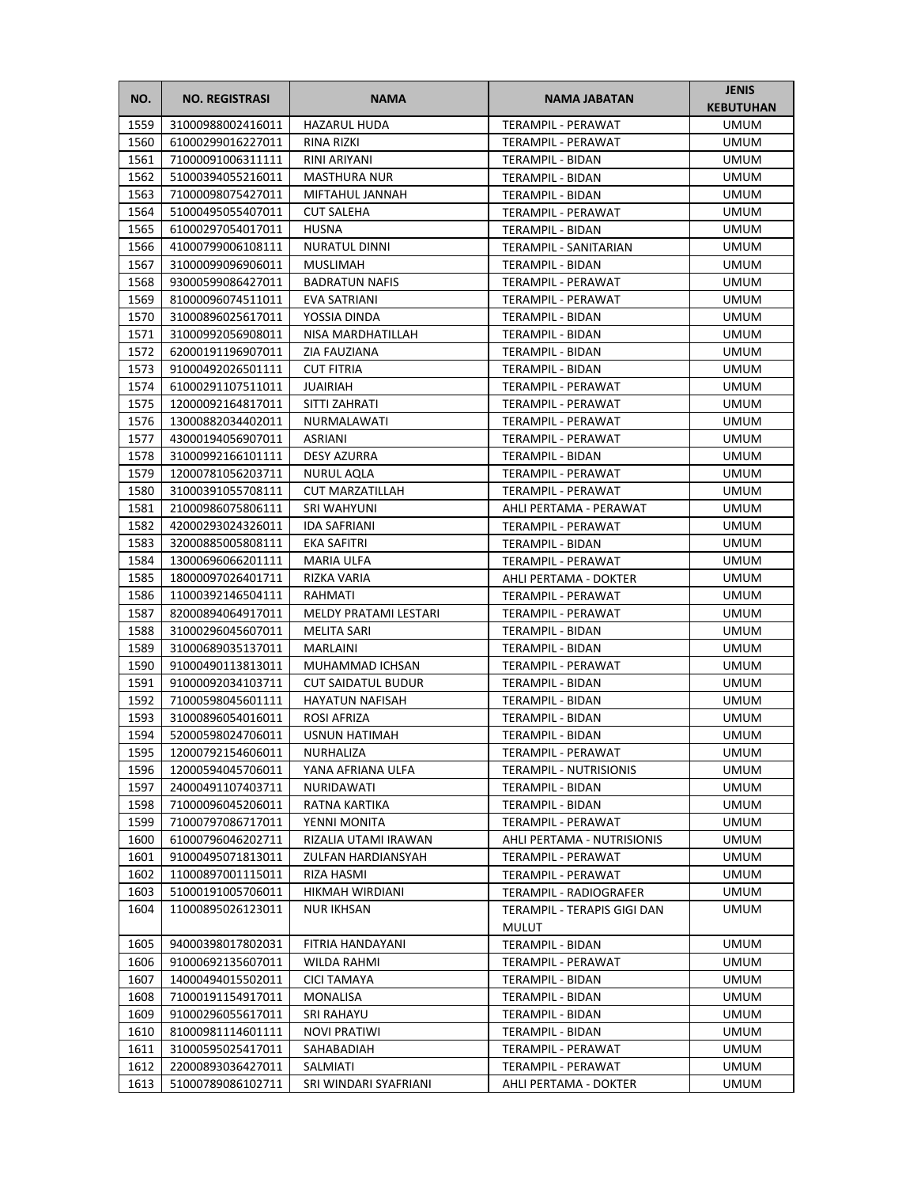| NO. | NO. REGISTRASI | NAMA | NAMA JABATAN | JENIS KEBUTUHAN |
|---|---|---|---|---|
| 1559 | 31000988002416011 | HAZARUL HUDA | TERAMPIL - PERAWAT | UMUM |
| 1560 | 61000299016227011 | RINA RIZKI | TERAMPIL - PERAWAT | UMUM |
| 1561 | 71000091006311111 | RINI ARIYANI | TERAMPIL - BIDAN | UMUM |
| 1562 | 51000394055216011 | MASTHURA NUR | TERAMPIL - BIDAN | UMUM |
| 1563 | 71000098075427011 | MIFTAHUL JANNAH | TERAMPIL - BIDAN | UMUM |
| 1564 | 51000495055407011 | CUT SALEHA | TERAMPIL - PERAWAT | UMUM |
| 1565 | 61000297054017011 | HUSNA | TERAMPIL - BIDAN | UMUM |
| 1566 | 41000799006108111 | NURATUL DINNI | TERAMPIL - SANITARIAN | UMUM |
| 1567 | 31000099096906011 | MUSLIMAH | TERAMPIL - BIDAN | UMUM |
| 1568 | 93000599086427011 | BADRATUN NAFIS | TERAMPIL - PERAWAT | UMUM |
| 1569 | 81000096074511011 | EVA SATRIANI | TERAMPIL - PERAWAT | UMUM |
| 1570 | 31000896025617011 | YOSSIA DINDA | TERAMPIL - BIDAN | UMUM |
| 1571 | 31000992056908011 | NISA MARDHATILLAH | TERAMPIL - BIDAN | UMUM |
| 1572 | 62000191196907011 | ZIA FAUZIANA | TERAMPIL - BIDAN | UMUM |
| 1573 | 91000492026501111 | CUT FITRIA | TERAMPIL - BIDAN | UMUM |
| 1574 | 61000291107511011 | JUAIRIAH | TERAMPIL - PERAWAT | UMUM |
| 1575 | 12000092164817011 | SITTI ZAHRATI | TERAMPIL - PERAWAT | UMUM |
| 1576 | 13000882034402011 | NURMALAWATI | TERAMPIL - PERAWAT | UMUM |
| 1577 | 43000194056907011 | ASRIANI | TERAMPIL - PERAWAT | UMUM |
| 1578 | 31000992166101111 | DESY AZURRA | TERAMPIL - BIDAN | UMUM |
| 1579 | 12000781056203711 | NURUL AQLA | TERAMPIL - PERAWAT | UMUM |
| 1580 | 31000391055708111 | CUT MARZATILLAH | TERAMPIL - PERAWAT | UMUM |
| 1581 | 21000986075806111 | SRI WAHYUNI | AHLI PERTAMA - PERAWAT | UMUM |
| 1582 | 42000293024326011 | IDA SAFRIANI | TERAMPIL - PERAWAT | UMUM |
| 1583 | 32000885005808111 | EKA SAFITRI | TERAMPIL - BIDAN | UMUM |
| 1584 | 13000696066201111 | MARIA ULFA | TERAMPIL - PERAWAT | UMUM |
| 1585 | 18000097026401711 | RIZKA VARIA | AHLI PERTAMA - DOKTER | UMUM |
| 1586 | 11000392146504111 | RAHMATI | TERAMPIL - PERAWAT | UMUM |
| 1587 | 82000894064917011 | MELDY PRATAMI LESTARI | TERAMPIL - PERAWAT | UMUM |
| 1588 | 31000296045607011 | MELITA SARI | TERAMPIL - BIDAN | UMUM |
| 1589 | 31000689035137011 | MARLAINI | TERAMPIL - BIDAN | UMUM |
| 1590 | 91000490113813011 | MUHAMMAD ICHSAN | TERAMPIL - PERAWAT | UMUM |
| 1591 | 91000092034103711 | CUT SAIDATUL BUDUR | TERAMPIL - BIDAN | UMUM |
| 1592 | 71000598045601111 | HAYATUN NAFISAH | TERAMPIL - BIDAN | UMUM |
| 1593 | 31000896054016011 | ROSI AFRIZA | TERAMPIL - BIDAN | UMUM |
| 1594 | 52000598024706011 | USNUN HATIMAH | TERAMPIL - BIDAN | UMUM |
| 1595 | 12000792154606011 | NURHALIZA | TERAMPIL - PERAWAT | UMUM |
| 1596 | 12000594045706011 | YANA AFRIANA ULFA | TERAMPIL - NUTRISIONIS | UMUM |
| 1597 | 24000491107403711 | NURIDAWATI | TERAMPIL - BIDAN | UMUM |
| 1598 | 71000096045206011 | RATNA KARTIKA | TERAMPIL - BIDAN | UMUM |
| 1599 | 71000797086717011 | YENNI MONITA | TERAMPIL - PERAWAT | UMUM |
| 1600 | 61000796046202711 | RIZALIA UTAMI IRAWAN | AHLI PERTAMA - NUTRISIONIS | UMUM |
| 1601 | 91000495071813011 | ZULFAN HARDIANSYAH | TERAMPIL - PERAWAT | UMUM |
| 1602 | 11000897001115011 | RIZA HASMI | TERAMPIL - PERAWAT | UMUM |
| 1603 | 51000191005706011 | HIKMAH WIRDIANI | TERAMPIL - RADIOGRAFER | UMUM |
| 1604 | 11000895026123011 | NUR IKHSAN | TERAMPIL - TERAPIS GIGI DAN MULUT | UMUM |
| 1605 | 94000398017802031 | FITRIA HANDAYANI | TERAMPIL - BIDAN | UMUM |
| 1606 | 91000692135607011 | WILDA RAHMI | TERAMPIL - PERAWAT | UMUM |
| 1607 | 14000494015502011 | CICI TAMAYA | TERAMPIL - BIDAN | UMUM |
| 1608 | 71000191154917011 | MONALISA | TERAMPIL - BIDAN | UMUM |
| 1609 | 91000296055617011 | SRI RAHAYU | TERAMPIL - BIDAN | UMUM |
| 1610 | 81000981114601111 | NOVI PRATIWI | TERAMPIL - BIDAN | UMUM |
| 1611 | 31000595025417011 | SAHABADIAH | TERAMPIL - PERAWAT | UMUM |
| 1612 | 22000893036427011 | SALMIATI | TERAMPIL - PERAWAT | UMUM |
| 1613 | 51000789086102711 | SRI WINDARI SYAFRIANI | AHLI PERTAMA - DOKTER | UMUM |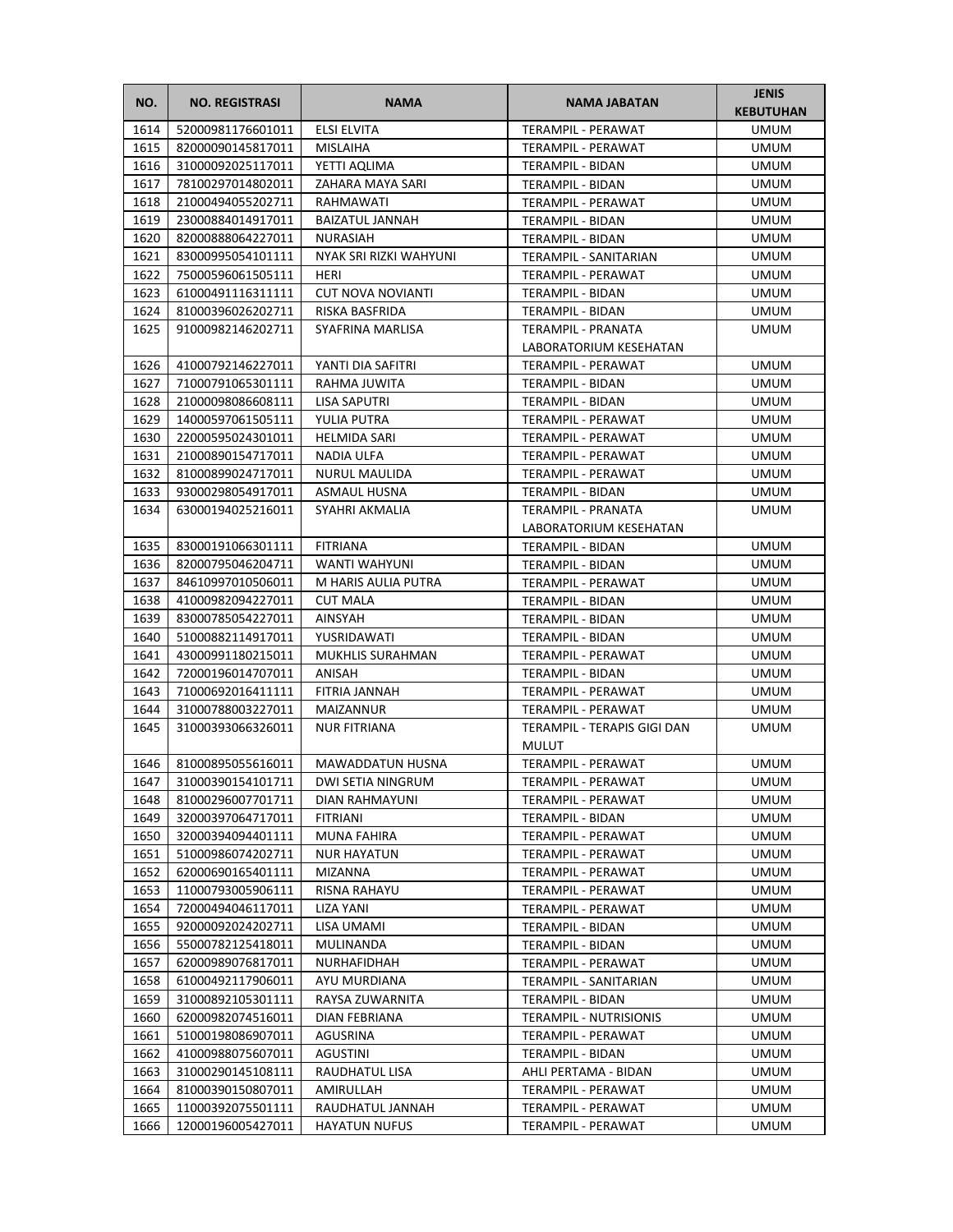| NO. | NO. REGISTRASI | NAMA | NAMA JABATAN | JENIS KEBUTUHAN |
|---|---|---|---|---|
| 1614 | 52000981176601011 | ELSI ELVITA | TERAMPIL - PERAWAT | UMUM |
| 1615 | 82000090145817011 | MISLAIHA | TERAMPIL - PERAWAT | UMUM |
| 1616 | 31000092025117011 | YETTI AQLIMA | TERAMPIL - BIDAN | UMUM |
| 1617 | 78100297014802011 | ZAHARA MAYA SARI | TERAMPIL - BIDAN | UMUM |
| 1618 | 21000494055202711 | RAHMAWATI | TERAMPIL - PERAWAT | UMUM |
| 1619 | 23000884014917011 | BAIZATUL JANNAH | TERAMPIL - BIDAN | UMUM |
| 1620 | 82000888064227011 | NURASIAH | TERAMPIL - BIDAN | UMUM |
| 1621 | 83000995054101111 | NYAK SRI RIZKI WAHYUNI | TERAMPIL - SANITARIAN | UMUM |
| 1622 | 75000596061505111 | HERI | TERAMPIL - PERAWAT | UMUM |
| 1623 | 61000491116311111 | CUT NOVA NOVIANTI | TERAMPIL - BIDAN | UMUM |
| 1624 | 81000396026202711 | RISKA BASFRIDA | TERAMPIL - BIDAN | UMUM |
| 1625 | 91000982146202711 | SYAFRINA MARLISA | TERAMPIL - PRANATA LABORATORIUM KESEHATAN | UMUM |
| 1626 | 41000792146227011 | YANTI DIA SAFITRI | TERAMPIL - PERAWAT | UMUM |
| 1627 | 71000791065301111 | RAHMA JUWITA | TERAMPIL - BIDAN | UMUM |
| 1628 | 21000098086608111 | LISA SAPUTRI | TERAMPIL - BIDAN | UMUM |
| 1629 | 14000597061505111 | YULIA PUTRA | TERAMPIL - PERAWAT | UMUM |
| 1630 | 22000595024301011 | HELMIDA SARI | TERAMPIL - PERAWAT | UMUM |
| 1631 | 21000890154717011 | NADIA ULFA | TERAMPIL - PERAWAT | UMUM |
| 1632 | 81000899024717011 | NURUL MAULIDA | TERAMPIL - PERAWAT | UMUM |
| 1633 | 93000298054917011 | ASMAUL HUSNA | TERAMPIL - BIDAN | UMUM |
| 1634 | 63000194025216011 | SYAHRI AKMALIA | TERAMPIL - PRANATA LABORATORIUM KESEHATAN | UMUM |
| 1635 | 83000191066301111 | FITRIANA | TERAMPIL - BIDAN | UMUM |
| 1636 | 82000795046204711 | WANTI WAHYUNI | TERAMPIL - BIDAN | UMUM |
| 1637 | 84610997010506011 | M HARIS AULIA PUTRA | TERAMPIL - PERAWAT | UMUM |
| 1638 | 41000982094227011 | CUT MALA | TERAMPIL - BIDAN | UMUM |
| 1639 | 83000785054227011 | AINSYAH | TERAMPIL - BIDAN | UMUM |
| 1640 | 51000882114917011 | YUSRIDAWATI | TERAMPIL - BIDAN | UMUM |
| 1641 | 43000991180215011 | MUKHLIS SURAHMAN | TERAMPIL - PERAWAT | UMUM |
| 1642 | 72000196014707011 | ANISAH | TERAMPIL - BIDAN | UMUM |
| 1643 | 71000692016411111 | FITRIA JANNAH | TERAMPIL - PERAWAT | UMUM |
| 1644 | 31000788003227011 | MAIZANNUR | TERAMPIL - PERAWAT | UMUM |
| 1645 | 31000393066326011 | NUR FITRIANA | TERAMPIL - TERAPIS GIGI DAN MULUT | UMUM |
| 1646 | 81000895055616011 | MAWADDATUN HUSNA | TERAMPIL - PERAWAT | UMUM |
| 1647 | 31000390154101711 | DWI SETIA NINGRUM | TERAMPIL - PERAWAT | UMUM |
| 1648 | 81000296007701711 | DIAN RAHMAYUNI | TERAMPIL - PERAWAT | UMUM |
| 1649 | 32000397064717011 | FITRIANI | TERAMPIL - BIDAN | UMUM |
| 1650 | 32000394094401111 | MUNA FAHIRA | TERAMPIL - PERAWAT | UMUM |
| 1651 | 51000986074202711 | NUR HAYATUN | TERAMPIL - PERAWAT | UMUM |
| 1652 | 62000690165401111 | MIZANNA | TERAMPIL - PERAWAT | UMUM |
| 1653 | 11000793005906111 | RISNA RAHAYU | TERAMPIL - PERAWAT | UMUM |
| 1654 | 72000494046117011 | LIZA YANI | TERAMPIL - PERAWAT | UMUM |
| 1655 | 92000092024202711 | LISA UMAMI | TERAMPIL - BIDAN | UMUM |
| 1656 | 55000782125418011 | MULINANDA | TERAMPIL - BIDAN | UMUM |
| 1657 | 62000989076817011 | NURHAFIDHAH | TERAMPIL - PERAWAT | UMUM |
| 1658 | 61000492117906011 | AYU MURDIANA | TERAMPIL - SANITARIAN | UMUM |
| 1659 | 31000892105301111 | RAYSA ZUWARNITA | TERAMPIL - BIDAN | UMUM |
| 1660 | 62000982074516011 | DIAN FEBRIANA | TERAMPIL - NUTRISIONIS | UMUM |
| 1661 | 51000198086907011 | AGUSRINA | TERAMPIL - PERAWAT | UMUM |
| 1662 | 41000988075607011 | AGUSTINI | TERAMPIL - BIDAN | UMUM |
| 1663 | 31000290145108111 | RAUDHATUL LISA | AHLI PERTAMA - BIDAN | UMUM |
| 1664 | 81000390150807011 | AMIRULLAH | TERAMPIL - PERAWAT | UMUM |
| 1665 | 11000392075501111 | RAUDHATUL JANNAH | TERAMPIL - PERAWAT | UMUM |
| 1666 | 12000196005427011 | HAYATUN NUFUS | TERAMPIL - PERAWAT | UMUM |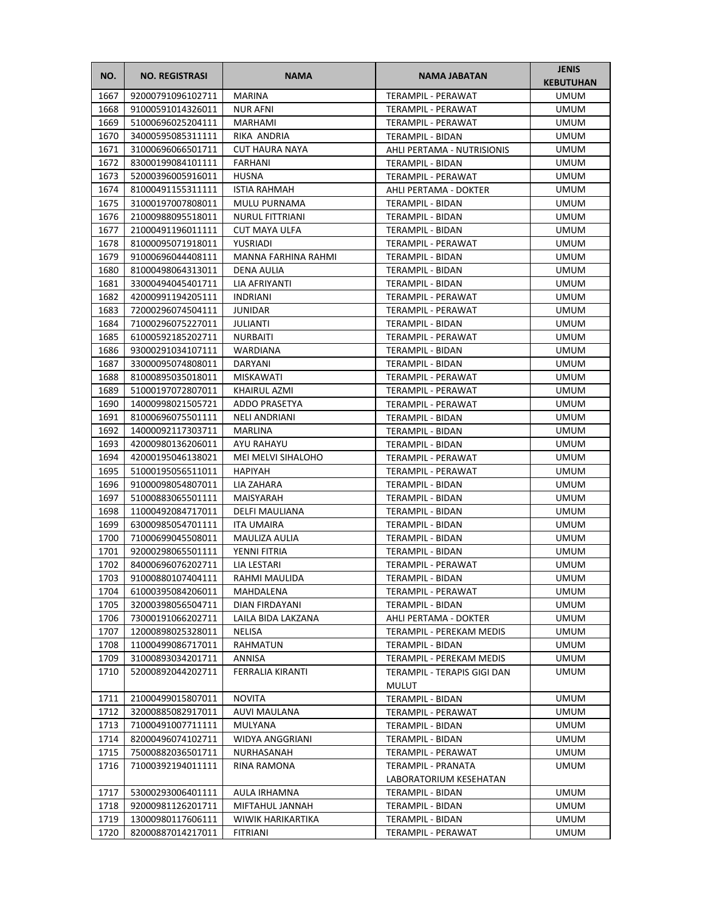| NO. | NO. REGISTRASI | NAMA | NAMA JABATAN | JENIS KEBUTUHAN |
|---|---|---|---|---|
| 1667 | 92000791096102711 | MARINA | TERAMPIL - PERAWAT | UMUM |
| 1668 | 91000591014326011 | NUR AFNI | TERAMPIL - PERAWAT | UMUM |
| 1669 | 51000696025204111 | MARHAMI | TERAMPIL - PERAWAT | UMUM |
| 1670 | 34000595085311111 | RIKA ANDRIA | TERAMPIL - BIDAN | UMUM |
| 1671 | 31000696066501711 | CUT HAURA NAYA | AHLI PERTAMA - NUTRISIONIS | UMUM |
| 1672 | 83000199084101111 | FARHANI | TERAMPIL - BIDAN | UMUM |
| 1673 | 52000396005916011 | HUSNA | TERAMPIL - PERAWAT | UMUM |
| 1674 | 81000491155311111 | ISTIA RAHMAH | AHLI PERTAMA - DOKTER | UMUM |
| 1675 | 31000197007808011 | MULU PURNAMA | TERAMPIL - BIDAN | UMUM |
| 1676 | 21000988095518011 | NURUL FITTRIANI | TERAMPIL - BIDAN | UMUM |
| 1677 | 21000491196011111 | CUT MAYA ULFA | TERAMPIL - BIDAN | UMUM |
| 1678 | 81000095071918011 | YUSRIADI | TERAMPIL - PERAWAT | UMUM |
| 1679 | 91000696044408111 | MANNA FARHINA RAHMI | TERAMPIL - BIDAN | UMUM |
| 1680 | 81000498064313011 | DENA AULIA | TERAMPIL - BIDAN | UMUM |
| 1681 | 33000494045401711 | LIA AFRIYANTI | TERAMPIL - BIDAN | UMUM |
| 1682 | 42000991194205111 | INDRIANI | TERAMPIL - PERAWAT | UMUM |
| 1683 | 72000296074504111 | JUNIDAR | TERAMPIL - PERAWAT | UMUM |
| 1684 | 71000296075227011 | JULIANTI | TERAMPIL - BIDAN | UMUM |
| 1685 | 61000592185202711 | NURBAITI | TERAMPIL - PERAWAT | UMUM |
| 1686 | 93000291034107111 | WARDIANA | TERAMPIL - BIDAN | UMUM |
| 1687 | 33000095074808011 | DARYANI | TERAMPIL - BIDAN | UMUM |
| 1688 | 81000895035018011 | MISKAWATI | TERAMPIL - PERAWAT | UMUM |
| 1689 | 51000197072807011 | KHAIRUL AZMI | TERAMPIL - PERAWAT | UMUM |
| 1690 | 14000998021505721 | ADDO PRASETYA | TERAMPIL - PERAWAT | UMUM |
| 1691 | 81000696075501111 | NELI ANDRIANI | TERAMPIL - BIDAN | UMUM |
| 1692 | 14000092117303711 | MARLINA | TERAMPIL - BIDAN | UMUM |
| 1693 | 42000980136206011 | AYU RAHAYU | TERAMPIL - BIDAN | UMUM |
| 1694 | 42000195046138021 | MEI MELVI SIHALOHO | TERAMPIL - PERAWAT | UMUM |
| 1695 | 51000195056511011 | HAPIYAH | TERAMPIL - PERAWAT | UMUM |
| 1696 | 91000098054807011 | LIA ZAHARA | TERAMPIL - BIDAN | UMUM |
| 1697 | 51000883065501111 | MAISYARAH | TERAMPIL - BIDAN | UMUM |
| 1698 | 11000492084717011 | DELFI MAULIANA | TERAMPIL - BIDAN | UMUM |
| 1699 | 63000985054701111 | ITA UMAIRA | TERAMPIL - BIDAN | UMUM |
| 1700 | 71000699045508011 | MAULIZA AULIA | TERAMPIL - BIDAN | UMUM |
| 1701 | 92000298065501111 | YENNI FITRIA | TERAMPIL - BIDAN | UMUM |
| 1702 | 84000696076202711 | LIA LESTARI | TERAMPIL - PERAWAT | UMUM |
| 1703 | 91000880107404111 | RAHMI MAULIDA | TERAMPIL - BIDAN | UMUM |
| 1704 | 61000395084206011 | MAHDALENA | TERAMPIL - PERAWAT | UMUM |
| 1705 | 32000398056504711 | DIAN FIRDAYANI | TERAMPIL - BIDAN | UMUM |
| 1706 | 73000191066202711 | LAILA BIDA LAKZANA | AHLI PERTAMA - DOKTER | UMUM |
| 1707 | 12000898025328011 | NELISA | TERAMPIL - PEREKAM MEDIS | UMUM |
| 1708 | 11000499086717011 | RAHMATUN | TERAMPIL - BIDAN | UMUM |
| 1709 | 31000893034201711 | ANNISA | TERAMPIL - PEREKAM MEDIS | UMUM |
| 1710 | 52000892044202711 | FERRALIA KIRANTI | TERAMPIL - TERAPIS GIGI DAN MULUT | UMUM |
| 1711 | 21000499015807011 | NOVITA | TERAMPIL - BIDAN | UMUM |
| 1712 | 32000885082917011 | AUVI MAULANA | TERAMPIL - PERAWAT | UMUM |
| 1713 | 71000491007711111 | MULYANA | TERAMPIL - BIDAN | UMUM |
| 1714 | 82000496074102711 | WIDYA ANGGRIANI | TERAMPIL - BIDAN | UMUM |
| 1715 | 75000882036501711 | NURHASANAH | TERAMPIL - PERAWAT | UMUM |
| 1716 | 71000392194011111 | RINA RAMONA | TERAMPIL - PRANATA LABORATORIUM KESEHATAN | UMUM |
| 1717 | 53000293006401111 | AULA IRHAMNA | TERAMPIL - BIDAN | UMUM |
| 1718 | 92000981126201711 | MIFTAHUL JANNAH | TERAMPIL - BIDAN | UMUM |
| 1719 | 13000980117606111 | WIWIK HARIKARTIKA | TERAMPIL - BIDAN | UMUM |
| 1720 | 82000887014217011 | FITRIANI | TERAMPIL - PERAWAT | UMUM |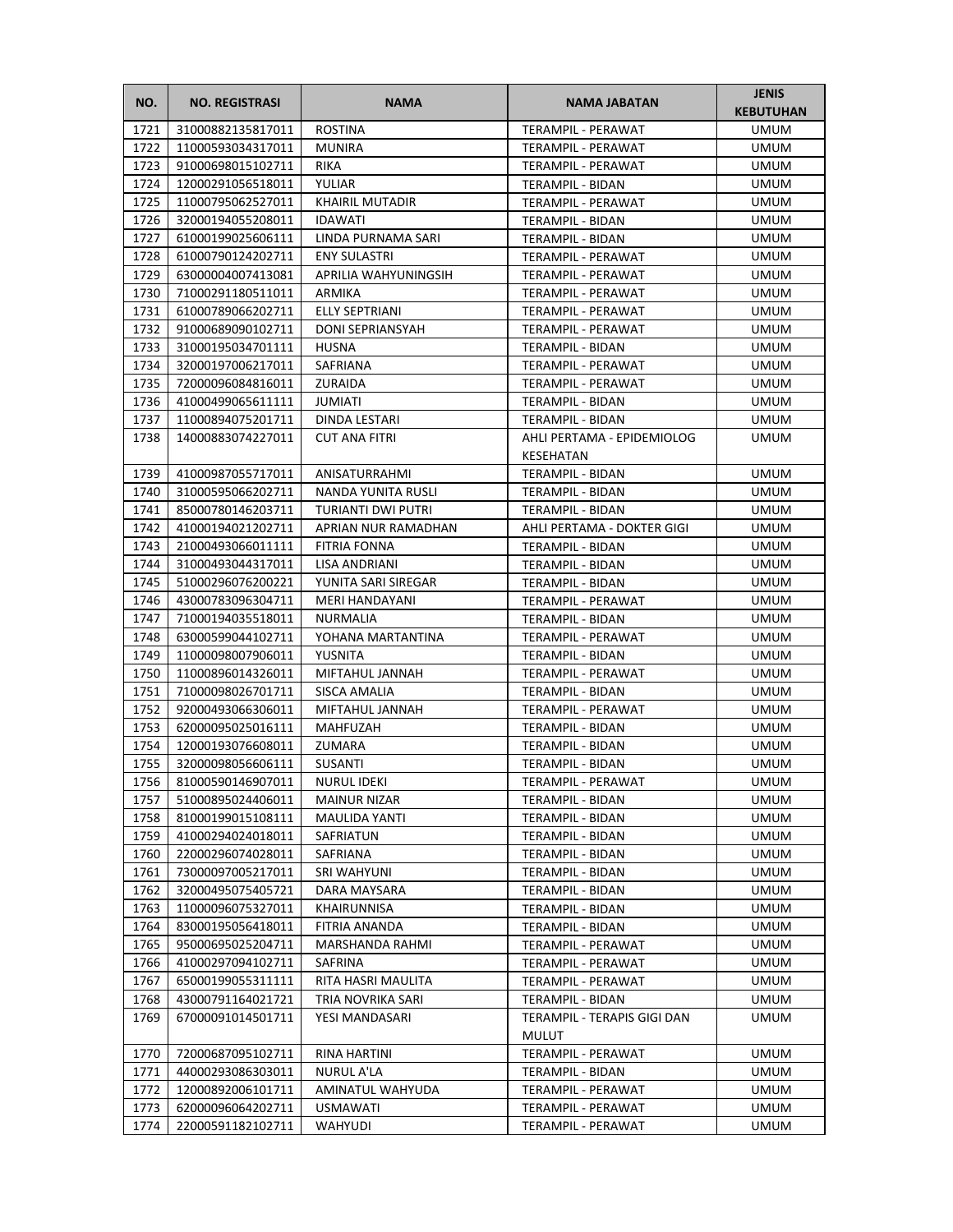| NO. | NO. REGISTRASI | NAMA | NAMA JABATAN | JENIS KEBUTUHAN |
|---|---|---|---|---|
| 1721 | 31000882135817011 | ROSTINA | TERAMPIL - PERAWAT | UMUM |
| 1722 | 11000593034317011 | MUNIRA | TERAMPIL - PERAWAT | UMUM |
| 1723 | 91000698015102711 | RIKA | TERAMPIL - PERAWAT | UMUM |
| 1724 | 12000291056518011 | YULIAR | TERAMPIL - BIDAN | UMUM |
| 1725 | 11000795062527011 | KHAIRIL MUTADIR | TERAMPIL - PERAWAT | UMUM |
| 1726 | 32000194055208011 | IDAWATI | TERAMPIL - BIDAN | UMUM |
| 1727 | 61000199025606111 | LINDA PURNAMA SARI | TERAMPIL - BIDAN | UMUM |
| 1728 | 61000790124202711 | ENY SULASTRI | TERAMPIL - PERAWAT | UMUM |
| 1729 | 63000004007413081 | APRILIA WAHYUNINGSIH | TERAMPIL - PERAWAT | UMUM |
| 1730 | 71000291180511011 | ARMIKA | TERAMPIL - PERAWAT | UMUM |
| 1731 | 61000789066202711 | ELLY SEPTRIANI | TERAMPIL - PERAWAT | UMUM |
| 1732 | 91000689090102711 | DONI SEPRIANSYAH | TERAMPIL - PERAWAT | UMUM |
| 1733 | 31000195034701111 | HUSNA | TERAMPIL - BIDAN | UMUM |
| 1734 | 32000197006217011 | SAFRIANA | TERAMPIL - PERAWAT | UMUM |
| 1735 | 72000096084816011 | ZURAIDA | TERAMPIL - PERAWAT | UMUM |
| 1736 | 41000499065611111 | JUMIATI | TERAMPIL - BIDAN | UMUM |
| 1737 | 11000894075201711 | DINDA LESTARI | TERAMPIL - BIDAN | UMUM |
| 1738 | 14000883074227011 | CUT ANA FITRI | AHLI PERTAMA - EPIDEMIOLOG KESEHATAN | UMUM |
| 1739 | 41000987055717011 | ANISATURRAHMI | TERAMPIL - BIDAN | UMUM |
| 1740 | 31000595066202711 | NANDA YUNITA RUSLI | TERAMPIL - BIDAN | UMUM |
| 1741 | 85000780146203711 | TURIANTI DWI PUTRI | TERAMPIL - BIDAN | UMUM |
| 1742 | 41000194021202711 | APRIAN NUR RAMADHAN | AHLI PERTAMA - DOKTER GIGI | UMUM |
| 1743 | 21000493066011111 | FITRIA FONNA | TERAMPIL - BIDAN | UMUM |
| 1744 | 31000493044317011 | LISA ANDRIANI | TERAMPIL - BIDAN | UMUM |
| 1745 | 51000296076200221 | YUNITA SARI SIREGAR | TERAMPIL - BIDAN | UMUM |
| 1746 | 43000783096304711 | MERI HANDAYANI | TERAMPIL - PERAWAT | UMUM |
| 1747 | 71000194035518011 | NURMALIA | TERAMPIL - BIDAN | UMUM |
| 1748 | 63000599044102711 | YOHANA MARTANTINA | TERAMPIL - PERAWAT | UMUM |
| 1749 | 11000098007906011 | YUSNITA | TERAMPIL - BIDAN | UMUM |
| 1750 | 11000896014326011 | MIFTAHUL JANNAH | TERAMPIL - PERAWAT | UMUM |
| 1751 | 71000098026701711 | SISCA AMALIA | TERAMPIL - BIDAN | UMUM |
| 1752 | 92000493066306011 | MIFTAHUL JANNAH | TERAMPIL - PERAWAT | UMUM |
| 1753 | 62000095025016111 | MAHFUZAH | TERAMPIL - BIDAN | UMUM |
| 1754 | 12000193076608011 | ZUMARA | TERAMPIL - BIDAN | UMUM |
| 1755 | 32000098056606111 | SUSANTI | TERAMPIL - BIDAN | UMUM |
| 1756 | 81000590146907011 | NURUL IDEKI | TERAMPIL - PERAWAT | UMUM |
| 1757 | 51000895024406011 | MAINUR NIZAR | TERAMPIL - BIDAN | UMUM |
| 1758 | 81000199015108111 | MAULIDA YANTI | TERAMPIL - BIDAN | UMUM |
| 1759 | 41000294024018011 | SAFRIATUN | TERAMPIL - BIDAN | UMUM |
| 1760 | 22000296074028011 | SAFRIANA | TERAMPIL - BIDAN | UMUM |
| 1761 | 73000097005217011 | SRI WAHYUNI | TERAMPIL - BIDAN | UMUM |
| 1762 | 32000495075405721 | DARA MAYSARA | TERAMPIL - BIDAN | UMUM |
| 1763 | 11000096075327011 | KHAIRUNNISA | TERAMPIL - BIDAN | UMUM |
| 1764 | 83000195056418011 | FITRIA ANANDA | TERAMPIL - BIDAN | UMUM |
| 1765 | 95000695025204711 | MARSHANDA RAHMI | TERAMPIL - PERAWAT | UMUM |
| 1766 | 41000297094102711 | SAFRINA | TERAMPIL - PERAWAT | UMUM |
| 1767 | 65000199055311111 | RITA HASRI MAULITA | TERAMPIL - PERAWAT | UMUM |
| 1768 | 43000791164021721 | TRIA NOVRIKA SARI | TERAMPIL - BIDAN | UMUM |
| 1769 | 67000091014501711 | YESI MANDASARI | TERAMPIL - TERAPIS GIGI DAN MULUT | UMUM |
| 1770 | 72000687095102711 | RINA HARTINI | TERAMPIL - PERAWAT | UMUM |
| 1771 | 44000293086303011 | NURUL A'LA | TERAMPIL - BIDAN | UMUM |
| 1772 | 12000892006101711 | AMINATUL WAHYUDA | TERAMPIL - PERAWAT | UMUM |
| 1773 | 62000096064202711 | USMAWATI | TERAMPIL - PERAWAT | UMUM |
| 1774 | 22000591182102711 | WAHYUDI | TERAMPIL - PERAWAT | UMUM |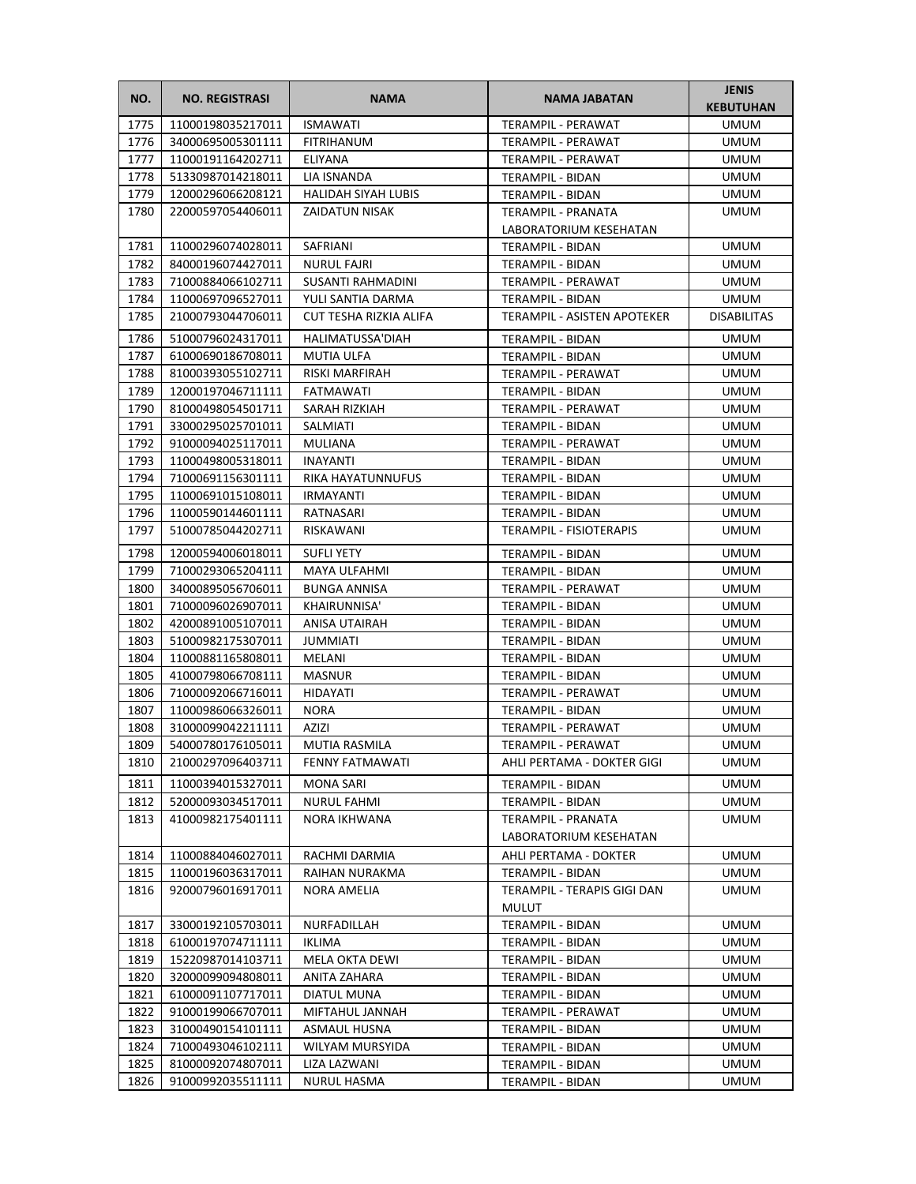| NO. | NO. REGISTRASI | NAMA | NAMA JABATAN | JENIS KEBUTUHAN |
|---|---|---|---|---|
| 1775 | 11000198035217011 | ISMAWATI | TERAMPIL - PERAWAT | UMUM |
| 1776 | 34000695005301111 | FITRIHANUM | TERAMPIL - PERAWAT | UMUM |
| 1777 | 11000191164202711 | ELIYANA | TERAMPIL - PERAWAT | UMUM |
| 1778 | 51330987014218011 | LIA ISNANDA | TERAMPIL - BIDAN | UMUM |
| 1779 | 12000296066208121 | HALIDAH SIYAH LUBIS | TERAMPIL - BIDAN | UMUM |
| 1780 | 22000597054406011 | ZAIDATUN NISAK | TERAMPIL - PRANATA LABORATORIUM KESEHATAN | UMUM |
| 1781 | 11000296074028011 | SAFRIANI | TERAMPIL - BIDAN | UMUM |
| 1782 | 84000196074427011 | NURUL FAJRI | TERAMPIL - BIDAN | UMUM |
| 1783 | 71000884066102711 | SUSANTI RAHMADINI | TERAMPIL - PERAWAT | UMUM |
| 1784 | 11000697096527011 | YULI SANTIA DARMA | TERAMPIL - BIDAN | UMUM |
| 1785 | 21000793044706011 | CUT TESHA RIZKIA ALIFA | TERAMPIL - ASISTEN APOTEKER | DISABILITAS |
| 1786 | 51000796024317011 | HALIMATUSSA'DIAH | TERAMPIL - BIDAN | UMUM |
| 1787 | 61000690186708011 | MUTIA ULFA | TERAMPIL - BIDAN | UMUM |
| 1788 | 81000393055102711 | RISKI MARFIRAH | TERAMPIL - PERAWAT | UMUM |
| 1789 | 12000197046711111 | FATMAWATI | TERAMPIL - BIDAN | UMUM |
| 1790 | 81000498054501711 | SARAH RIZKIAH | TERAMPIL - PERAWAT | UMUM |
| 1791 | 33000295025701011 | SALMIATI | TERAMPIL - BIDAN | UMUM |
| 1792 | 91000094025117011 | MULIANA | TERAMPIL - PERAWAT | UMUM |
| 1793 | 11000498005318011 | INAYANTI | TERAMPIL - BIDAN | UMUM |
| 1794 | 71000691156301111 | RIKA HAYATUNNUFUS | TERAMPIL - BIDAN | UMUM |
| 1795 | 11000691015108011 | IRMAYANTI | TERAMPIL - BIDAN | UMUM |
| 1796 | 11000590144601111 | RATNASARI | TERAMPIL - BIDAN | UMUM |
| 1797 | 51000785044202711 | RISKAWANI | TERAMPIL - FISIOTERAPIS | UMUM |
| 1798 | 12000594006018011 | SUFLI YETY | TERAMPIL - BIDAN | UMUM |
| 1799 | 71000293065204111 | MAYA ULFAHMI | TERAMPIL - BIDAN | UMUM |
| 1800 | 34000895056706011 | BUNGA ANNISA | TERAMPIL - PERAWAT | UMUM |
| 1801 | 71000096026907011 | KHAIRUNNISA' | TERAMPIL - BIDAN | UMUM |
| 1802 | 42000891005107011 | ANISA UTAIRAH | TERAMPIL - BIDAN | UMUM |
| 1803 | 51000982175307011 | JUMMIATI | TERAMPIL - BIDAN | UMUM |
| 1804 | 11000881165808011 | MELANI | TERAMPIL - BIDAN | UMUM |
| 1805 | 41000798066708111 | MASNUR | TERAMPIL - BIDAN | UMUM |
| 1806 | 71000092066716011 | HIDAYATI | TERAMPIL - PERAWAT | UMUM |
| 1807 | 11000986066326011 | NORA | TERAMPIL - BIDAN | UMUM |
| 1808 | 31000099042211111 | AZIZI | TERAMPIL - PERAWAT | UMUM |
| 1809 | 54000780176105011 | MUTIA RASMILA | TERAMPIL - PERAWAT | UMUM |
| 1810 | 21000297096403711 | FENNY FATMAWATI | AHLI PERTAMA - DOKTER GIGI | UMUM |
| 1811 | 11000394015327011 | MONA SARI | TERAMPIL - BIDAN | UMUM |
| 1812 | 52000093034517011 | NURUL FAHMI | TERAMPIL - BIDAN | UMUM |
| 1813 | 41000982175401111 | NORA IKHWANA | TERAMPIL - PRANATA LABORATORIUM KESEHATAN | UMUM |
| 1814 | 11000884046027011 | RACHMI DARMIA | AHLI PERTAMA - DOKTER | UMUM |
| 1815 | 11000196036317011 | RAIHAN NURAKMA | TERAMPIL - BIDAN | UMUM |
| 1816 | 92000796016917011 | NORA AMELIA | TERAMPIL - TERAPIS GIGI DAN MULUT | UMUM |
| 1817 | 33000192105703011 | NURFADILLAH | TERAMPIL - BIDAN | UMUM |
| 1818 | 61000197074711111 | IKLIMA | TERAMPIL - BIDAN | UMUM |
| 1819 | 15220987014103711 | MELA OKTA DEWI | TERAMPIL - BIDAN | UMUM |
| 1820 | 32000099094808011 | ANITA ZAHARA | TERAMPIL - BIDAN | UMUM |
| 1821 | 61000091107717011 | DIATUL MUNA | TERAMPIL - BIDAN | UMUM |
| 1822 | 91000199066707011 | MIFTAHUL JANNAH | TERAMPIL - PERAWAT | UMUM |
| 1823 | 31000490154101111 | ASMAUL HUSNA | TERAMPIL - BIDAN | UMUM |
| 1824 | 71000493046102111 | WILYAM MURSYIDA | TERAMPIL - BIDAN | UMUM |
| 1825 | 81000092074807011 | LIZA LAZWANI | TERAMPIL - BIDAN | UMUM |
| 1826 | 91000992035511111 | NURUL HASMA | TERAMPIL - BIDAN | UMUM |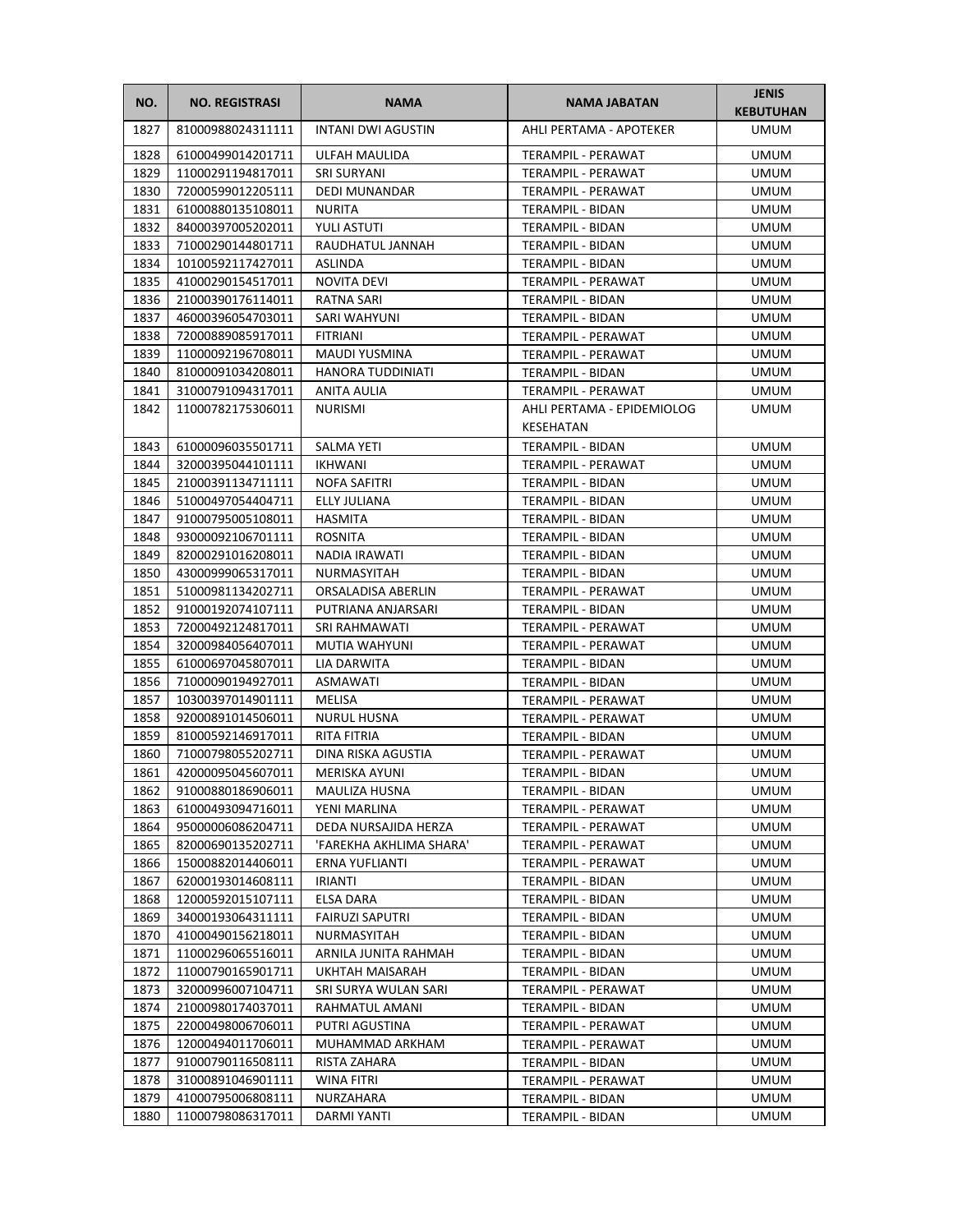| NO. | NO. REGISTRASI | NAMA | NAMA JABATAN | JENIS KEBUTUHAN |
|---|---|---|---|---|
| 1827 | 81000988024311111 | INTANI DWI AGUSTIN | AHLI PERTAMA - APOTEKER | UMUM |
| 1828 | 61000499014201711 | ULFAH MAULIDA | TERAMPIL - PERAWAT | UMUM |
| 1829 | 11000291194817011 | SRI SURYANI | TERAMPIL - PERAWAT | UMUM |
| 1830 | 72000599012205111 | DEDI MUNANDAR | TERAMPIL - PERAWAT | UMUM |
| 1831 | 61000880135108011 | NURITA | TERAMPIL - BIDAN | UMUM |
| 1832 | 84000397005202011 | YULI ASTUTI | TERAMPIL - BIDAN | UMUM |
| 1833 | 71000290144801711 | RAUDHATUL JANNAH | TERAMPIL - BIDAN | UMUM |
| 1834 | 10100592117427011 | ASLINDA | TERAMPIL - BIDAN | UMUM |
| 1835 | 41000290154517011 | NOVITA DEVI | TERAMPIL - PERAWAT | UMUM |
| 1836 | 21000390176114011 | RATNA SARI | TERAMPIL - BIDAN | UMUM |
| 1837 | 46000396054703011 | SARI WAHYUNI | TERAMPIL - BIDAN | UMUM |
| 1838 | 72000889085917011 | FITRIANI | TERAMPIL - PERAWAT | UMUM |
| 1839 | 11000092196708011 | MAUDI YUSMINA | TERAMPIL - PERAWAT | UMUM |
| 1840 | 81000091034208011 | HANORA TUDDINIATI | TERAMPIL - BIDAN | UMUM |
| 1841 | 31000791094317011 | ANITA AULIA | TERAMPIL - PERAWAT | UMUM |
| 1842 | 11000782175306011 | NURISMI | AHLI PERTAMA - EPIDEMIOLOG KESEHATAN | UMUM |
| 1843 | 61000096035501711 | SALMA YETI | TERAMPIL - BIDAN | UMUM |
| 1844 | 32000395044101111 | IKHWANI | TERAMPIL - PERAWAT | UMUM |
| 1845 | 21000391134711111 | NOFA SAFITRI | TERAMPIL - BIDAN | UMUM |
| 1846 | 51000497054404711 | ELLY JULIANA | TERAMPIL - BIDAN | UMUM |
| 1847 | 91000795005108011 | HASMITA | TERAMPIL - BIDAN | UMUM |
| 1848 | 93000092106701111 | ROSNITA | TERAMPIL - BIDAN | UMUM |
| 1849 | 82000291016208011 | NADIA IRAWATI | TERAMPIL - BIDAN | UMUM |
| 1850 | 43000999065317011 | NURMASYITAH | TERAMPIL - BIDAN | UMUM |
| 1851 | 51000981134202711 | ORSALADISA ABERLIN | TERAMPIL - PERAWAT | UMUM |
| 1852 | 91000192074107111 | PUTRIANA ANJARSARI | TERAMPIL - BIDAN | UMUM |
| 1853 | 72000492124817011 | SRI RAHMAWATI | TERAMPIL - PERAWAT | UMUM |
| 1854 | 32000984056407011 | MUTIA WAHYUNI | TERAMPIL - PERAWAT | UMUM |
| 1855 | 61000697045807011 | LIA DARWITA | TERAMPIL - BIDAN | UMUM |
| 1856 | 71000090194927011 | ASMAWATI | TERAMPIL - BIDAN | UMUM |
| 1857 | 10300397014901111 | MELISA | TERAMPIL - PERAWAT | UMUM |
| 1858 | 92000891014506011 | NURUL HUSNA | TERAMPIL - PERAWAT | UMUM |
| 1859 | 81000592146917011 | RITA FITRIA | TERAMPIL - BIDAN | UMUM |
| 1860 | 71000798055202711 | DINA RISKA AGUSTIA | TERAMPIL - PERAWAT | UMUM |
| 1861 | 42000095045607011 | MERISKA AYUNI | TERAMPIL - BIDAN | UMUM |
| 1862 | 91000880186906011 | MAULIZA HUSNA | TERAMPIL - BIDAN | UMUM |
| 1863 | 61000493094716011 | YENI MARLINA | TERAMPIL - PERAWAT | UMUM |
| 1864 | 95000006086204711 | DEDA NURSAJIDA HERZA | TERAMPIL - PERAWAT | UMUM |
| 1865 | 82000690135202711 | 'FAREKHA AKHLIMA SHARA' | TERAMPIL - PERAWAT | UMUM |
| 1866 | 15000882014406011 | ERNA YUFLIANTI | TERAMPIL - PERAWAT | UMUM |
| 1867 | 62000193014608111 | IRIANTI | TERAMPIL - BIDAN | UMUM |
| 1868 | 12000592015107111 | ELSA DARA | TERAMPIL - BIDAN | UMUM |
| 1869 | 34000193064311111 | FAIRUZI SAPUTRI | TERAMPIL - BIDAN | UMUM |
| 1870 | 41000490156218011 | NURMASYITAH | TERAMPIL - BIDAN | UMUM |
| 1871 | 11000296065516011 | ARNILA JUNITA RAHMAH | TERAMPIL - BIDAN | UMUM |
| 1872 | 11000790165901711 | UKHTAH MAISARAH | TERAMPIL - BIDAN | UMUM |
| 1873 | 32000996007104711 | SRI SURYA WULAN SARI | TERAMPIL - PERAWAT | UMUM |
| 1874 | 21000980174037011 | RAHMATUL AMANI | TERAMPIL - BIDAN | UMUM |
| 1875 | 22000498006706011 | PUTRI AGUSTINA | TERAMPIL - PERAWAT | UMUM |
| 1876 | 12000494011706011 | MUHAMMAD ARKHAM | TERAMPIL - PERAWAT | UMUM |
| 1877 | 91000790116508111 | RISTA ZAHARA | TERAMPIL - BIDAN | UMUM |
| 1878 | 31000891046901111 | WINA FITRI | TERAMPIL - PERAWAT | UMUM |
| 1879 | 41000795006808111 | NURZAHARA | TERAMPIL - BIDAN | UMUM |
| 1880 | 11000798086317011 | DARMI YANTI | TERAMPIL - BIDAN | UMUM |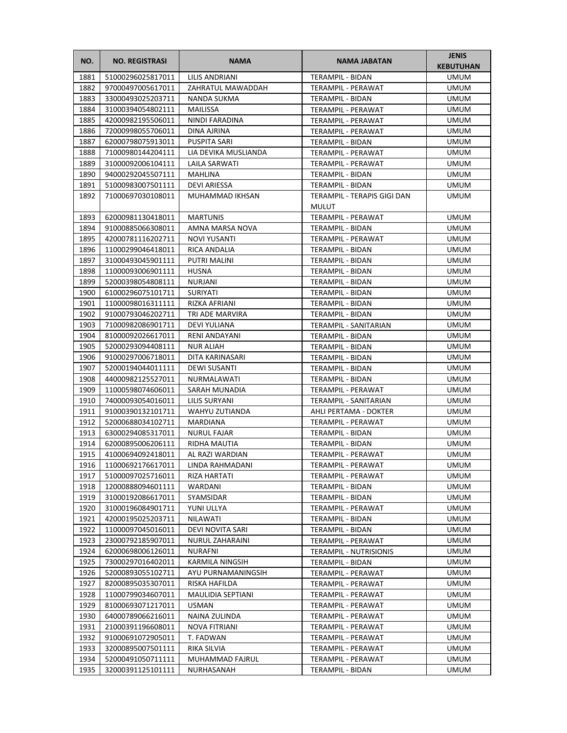| NO. | NO. REGISTRASI | NAMA | NAMA JABATAN | JENIS KEBUTUHAN |
| --- | --- | --- | --- | --- |
| 1881 | 51000296025817011 | LILIS ANDRIANI | TERAMPIL - BIDAN | UMUM |
| 1882 | 97000497005617011 | ZAHRATUL MAWADDAH | TERAMPIL - PERAWAT | UMUM |
| 1883 | 33000493025203711 | NANDA SUKMA | TERAMPIL - BIDAN | UMUM |
| 1884 | 31000394054802111 | MAILISSA | TERAMPIL - PERAWAT | UMUM |
| 1885 | 42000982195506011 | NINDI FARADINA | TERAMPIL - PERAWAT | UMUM |
| 1886 | 72000998055706011 | DINA AJRINA | TERAMPIL - PERAWAT | UMUM |
| 1887 | 62000798075913011 | PUSPITA SARI | TERAMPIL - BIDAN | UMUM |
| 1888 | 71000980144204111 | LIA DEVIKA MUSLIANDA | TERAMPIL - PERAWAT | UMUM |
| 1889 | 31000092006104111 | LAILA SARWATI | TERAMPIL - PERAWAT | UMUM |
| 1890 | 94000292045507111 | MAHLINA | TERAMPIL - BIDAN | UMUM |
| 1891 | 51000983007501111 | DEVI ARIESSA | TERAMPIL - BIDAN | UMUM |
| 1892 | 71000697030108011 | MUHAMMAD IKHSAN | TERAMPIL - TERAPIS GIGI DAN MULUT | UMUM |
| 1893 | 62000981130418011 | MARTUNIS | TERAMPIL - PERAWAT | UMUM |
| 1894 | 91000885066308011 | AMNA MARSA NOVA | TERAMPIL - BIDAN | UMUM |
| 1895 | 42000781116202711 | NOVI YUSANTI | TERAMPIL - PERAWAT | UMUM |
| 1896 | 11000299046418011 | RICA ANDALIA | TERAMPIL - BIDAN | UMUM |
| 1897 | 31000493045901111 | PUTRI MALINI | TERAMPIL - BIDAN | UMUM |
| 1898 | 11000093006901111 | HUSNA | TERAMPIL - BIDAN | UMUM |
| 1899 | 52000398054808111 | NURJANI | TERAMPIL - BIDAN | UMUM |
| 1900 | 61000296075101711 | SURIYATI | TERAMPIL - BIDAN | UMUM |
| 1901 | 11000098016311111 | RIZKA AFRIANI | TERAMPIL - BIDAN | UMUM |
| 1902 | 91000793046202711 | TRI ADE MARVIRA | TERAMPIL - BIDAN | UMUM |
| 1903 | 71000982086901711 | DEVI YULIANA | TERAMPIL - SANITARIAN | UMUM |
| 1904 | 81000092026617011 | RENI ANDAYANI | TERAMPIL - BIDAN | UMUM |
| 1905 | 52000293094408111 | NUR ALIAH | TERAMPIL - BIDAN | UMUM |
| 1906 | 91000297006718011 | DITA KARINASARI | TERAMPIL - BIDAN | UMUM |
| 1907 | 52000194044011111 | DEWI SUSANTI | TERAMPIL - BIDAN | UMUM |
| 1908 | 44000982125527011 | NURMALAWATI | TERAMPIL - BIDAN | UMUM |
| 1909 | 11000598074606011 | SARAH MUNADIA | TERAMPIL - PERAWAT | UMUM |
| 1910 | 74000093054016011 | LILIS SURYANI | TERAMPIL - SANITARIAN | UMUM |
| 1911 | 91000390132101711 | WAHYU ZUTIANDA | AHLI PERTAMA - DOKTER | UMUM |
| 1912 | 52000688034102711 | MARDIANA | TERAMPIL - PERAWAT | UMUM |
| 1913 | 63000294085317011 | NURUL FAJAR | TERAMPIL - BIDAN | UMUM |
| 1914 | 62000895006206111 | RIDHA MAUTIA | TERAMPIL - BIDAN | UMUM |
| 1915 | 41000694092418011 | AL RAZI WARDIAN | TERAMPIL - PERAWAT | UMUM |
| 1916 | 11000692176617011 | LINDA RAHMADANI | TERAMPIL - PERAWAT | UMUM |
| 1917 | 51000097025716011 | RIZA HARTATI | TERAMPIL - PERAWAT | UMUM |
| 1918 | 12000888094601111 | WARDANI | TERAMPIL - BIDAN | UMUM |
| 1919 | 31000192086617011 | SYAMSIDAR | TERAMPIL - BIDAN | UMUM |
| 1920 | 31000196084901711 | YUNI ULLYA | TERAMPIL - PERAWAT | UMUM |
| 1921 | 42000195025203711 | NILAWATI | TERAMPIL - BIDAN | UMUM |
| 1922 | 11000097045016011 | DEVI NOVITA SARI | TERAMPIL - BIDAN | UMUM |
| 1923 | 23000792185907011 | NURUL ZAHARAINI | TERAMPIL - PERAWAT | UMUM |
| 1924 | 62000698006126011 | NURAFNI | TERAMPIL - NUTRISIONIS | UMUM |
| 1925 | 73000297016402011 | KARMILA NINGSIH | TERAMPIL - BIDAN | UMUM |
| 1926 | 52000893055102711 | AYU PURNAMANINGSIH | TERAMPIL - PERAWAT | UMUM |
| 1927 | 82000895035307011 | RISKA HAFILDA | TERAMPIL - PERAWAT | UMUM |
| 1928 | 11000799034607011 | MAULIDIA SEPTIANI | TERAMPIL - PERAWAT | UMUM |
| 1929 | 81000693071217011 | USMAN | TERAMPIL - PERAWAT | UMUM |
| 1930 | 64000789066216011 | NAINA ZULINDA | TERAMPIL - PERAWAT | UMUM |
| 1931 | 21000391196608011 | NOVA FITRIANI | TERAMPIL - PERAWAT | UMUM |
| 1932 | 91000691072905011 | T. FADWAN | TERAMPIL - PERAWAT | UMUM |
| 1933 | 32000895007501111 | RIKA SILVIA | TERAMPIL - PERAWAT | UMUM |
| 1934 | 52000491050711111 | MUHAMMAD FAJRUL | TERAMPIL - PERAWAT | UMUM |
| 1935 | 32000391125101111 | NURHASANAH | TERAMPIL - BIDAN | UMUM |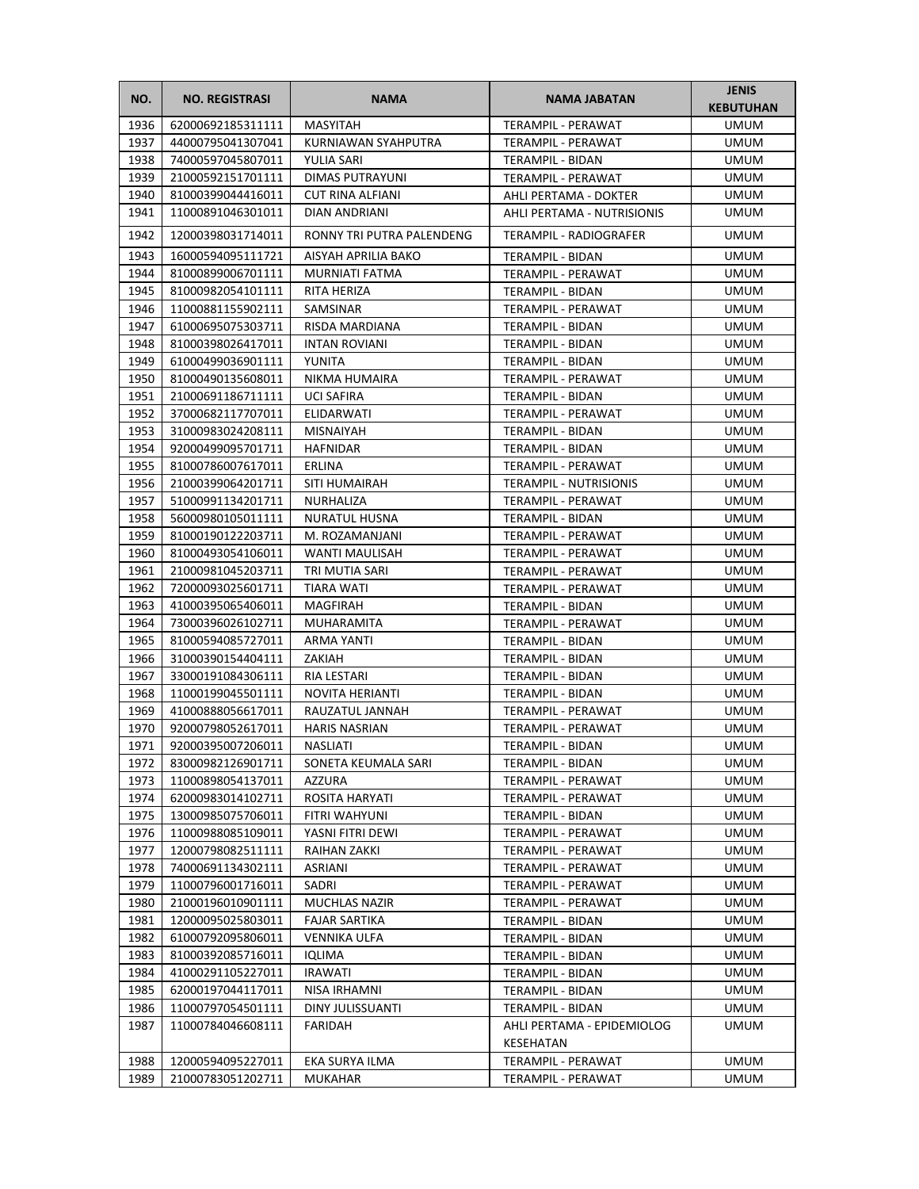| NO. | NO. REGISTRASI | NAMA | NAMA JABATAN | JENIS KEBUTUHAN |
|---|---|---|---|---|
| 1936 | 62000692185311111 | MASYITAH | TERAMPIL - PERAWAT | UMUM |
| 1937 | 44000795041307041 | KURNIAWAN SYAHPUTRA | TERAMPIL - PERAWAT | UMUM |
| 1938 | 74000597045807011 | YULIA SARI | TERAMPIL - BIDAN | UMUM |
| 1939 | 21000592151701111 | DIMAS PUTRAYUNI | TERAMPIL - PERAWAT | UMUM |
| 1940 | 81000399044416011 | CUT RINA ALFIANI | AHLI PERTAMA - DOKTER | UMUM |
| 1941 | 11000891046301011 | DIAN ANDRIANI | AHLI PERTAMA - NUTRISIONIS | UMUM |
| 1942 | 12000398031714011 | RONNY TRI PUTRA PALENDENG | TERAMPIL - RADIOGRAFER | UMUM |
| 1943 | 16000594095111721 | AISYAH APRILIA BAKO | TERAMPIL - BIDAN | UMUM |
| 1944 | 81000899006701111 | MURNIATI FATMA | TERAMPIL - PERAWAT | UMUM |
| 1945 | 81000982054101111 | RITA HERIZA | TERAMPIL - BIDAN | UMUM |
| 1946 | 11000881155902111 | SAMSINAR | TERAMPIL - PERAWAT | UMUM |
| 1947 | 61000695075303711 | RISDA MARDIANA | TERAMPIL - BIDAN | UMUM |
| 1948 | 81000398026417011 | INTAN ROVIANI | TERAMPIL - BIDAN | UMUM |
| 1949 | 61000499036901111 | YUNITA | TERAMPIL - BIDAN | UMUM |
| 1950 | 81000490135608011 | NIKMA HUMAIRA | TERAMPIL - PERAWAT | UMUM |
| 1951 | 21000691186711111 | UCI SAFIRA | TERAMPIL - BIDAN | UMUM |
| 1952 | 37000682117707011 | ELIDARWATI | TERAMPIL - PERAWAT | UMUM |
| 1953 | 31000983024208111 | MISNAIYAH | TERAMPIL - BIDAN | UMUM |
| 1954 | 92000499095701711 | HAFNIDAR | TERAMPIL - BIDAN | UMUM |
| 1955 | 81000786007617011 | ERLINA | TERAMPIL - PERAWAT | UMUM |
| 1956 | 21000399064201711 | SITI HUMAIRAH | TERAMPIL - NUTRISIONIS | UMUM |
| 1957 | 51000991134201711 | NURHALIZA | TERAMPIL - PERAWAT | UMUM |
| 1958 | 56000980105011111 | NURATUL HUSNA | TERAMPIL - BIDAN | UMUM |
| 1959 | 81000190122203711 | M. ROZAMANJANI | TERAMPIL - PERAWAT | UMUM |
| 1960 | 81000493054106011 | WANTI MAULISAH | TERAMPIL - PERAWAT | UMUM |
| 1961 | 21000981045203711 | TRI MUTIA SARI | TERAMPIL - PERAWAT | UMUM |
| 1962 | 72000093025601711 | TIARA WATI | TERAMPIL - PERAWAT | UMUM |
| 1963 | 41000395065406011 | MAGFIRAH | TERAMPIL - BIDAN | UMUM |
| 1964 | 73000396026102711 | MUHARAMITA | TERAMPIL - PERAWAT | UMUM |
| 1965 | 81000594085727011 | ARMA YANTI | TERAMPIL - BIDAN | UMUM |
| 1966 | 31000390154404111 | ZAKIAH | TERAMPIL - BIDAN | UMUM |
| 1967 | 33000191084306111 | RIA LESTARI | TERAMPIL - BIDAN | UMUM |
| 1968 | 11000199045501111 | NOVITA HERIANTI | TERAMPIL - BIDAN | UMUM |
| 1969 | 41000888056617011 | RAUZATUL JANNAH | TERAMPIL - PERAWAT | UMUM |
| 1970 | 92000798052617011 | HARIS NASRIAN | TERAMPIL - PERAWAT | UMUM |
| 1971 | 92000395007206011 | NASLIATI | TERAMPIL - BIDAN | UMUM |
| 1972 | 83000982126901711 | SONETA KEUMALA SARI | TERAMPIL - BIDAN | UMUM |
| 1973 | 11000898054137011 | AZZURA | TERAMPIL - PERAWAT | UMUM |
| 1974 | 62000983014102711 | ROSITA HARYATI | TERAMPIL - PERAWAT | UMUM |
| 1975 | 13000985075706011 | FITRI WAHYUNI | TERAMPIL - BIDAN | UMUM |
| 1976 | 11000988085109011 | YASNI FITRI DEWI | TERAMPIL - PERAWAT | UMUM |
| 1977 | 12000798082511111 | RAIHAN ZAKKI | TERAMPIL - PERAWAT | UMUM |
| 1978 | 74000691134302111 | ASRIANI | TERAMPIL - PERAWAT | UMUM |
| 1979 | 11000796001716011 | SADRI | TERAMPIL - PERAWAT | UMUM |
| 1980 | 21000196010901111 | MUCHLAS NAZIR | TERAMPIL - PERAWAT | UMUM |
| 1981 | 12000095025803011 | FAJAR SARTIKA | TERAMPIL - BIDAN | UMUM |
| 1982 | 61000792095806011 | VENNIKA ULFA | TERAMPIL - BIDAN | UMUM |
| 1983 | 81000392085716011 | IQLIMA | TERAMPIL - BIDAN | UMUM |
| 1984 | 41000291105227011 | IRAWATI | TERAMPIL - BIDAN | UMUM |
| 1985 | 62000197044117011 | NISA IRHAMNI | TERAMPIL - BIDAN | UMUM |
| 1986 | 11000797054501111 | DINY JULISSUANTI | TERAMPIL - BIDAN | UMUM |
| 1987 | 11000784046608111 | FARIDAH | AHLI PERTAMA - EPIDEMIOLOG KESEHATAN | UMUM |
| 1988 | 12000594095227011 | EKA SURYA ILMA | TERAMPIL - PERAWAT | UMUM |
| 1989 | 21000783051202711 | MUKAHAR | TERAMPIL - PERAWAT | UMUM |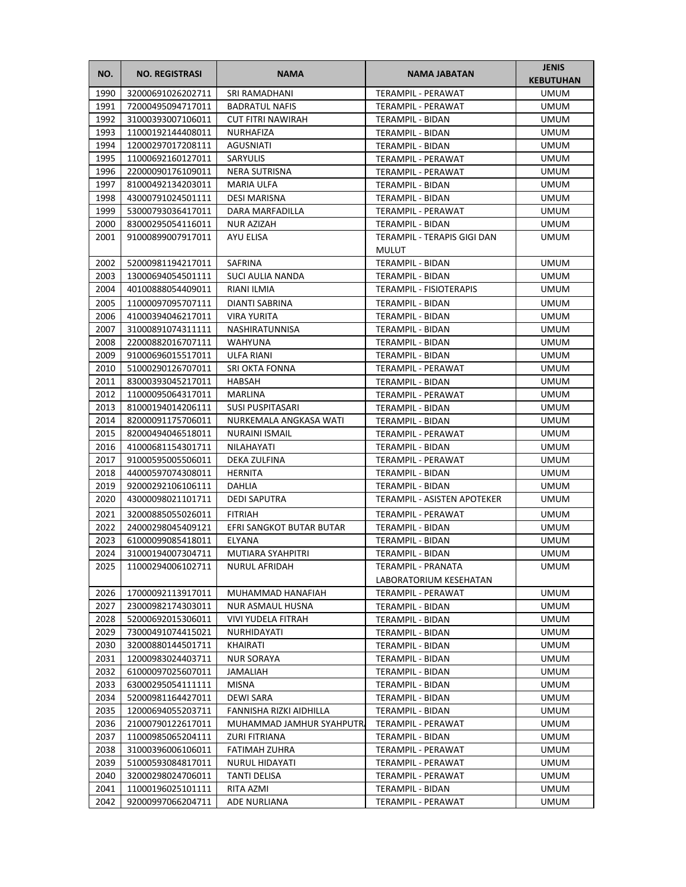| NO. | NO. REGISTRASI | NAMA | NAMA JABATAN | JENIS KEBUTUHAN |
| --- | --- | --- | --- | --- |
| 1990 | 32000691026202711 | SRI RAMADHANI | TERAMPIL - PERAWAT | UMUM |
| 1991 | 72000495094717011 | BADRATUL NAFIS | TERAMPIL - PERAWAT | UMUM |
| 1992 | 31000393007106011 | CUT FITRI NAWIRAH | TERAMPIL - BIDAN | UMUM |
| 1993 | 11000192144408011 | NURHAFIZA | TERAMPIL - BIDAN | UMUM |
| 1994 | 12000297017208111 | AGUSNIATI | TERAMPIL - BIDAN | UMUM |
| 1995 | 11000692160127011 | SARYULIS | TERAMPIL - PERAWAT | UMUM |
| 1996 | 22000090176109011 | NERA SUTRISNA | TERAMPIL - PERAWAT | UMUM |
| 1997 | 81000492134203011 | MARIA ULFA | TERAMPIL - BIDAN | UMUM |
| 1998 | 43000791024501111 | DESI MARISNA | TERAMPIL - BIDAN | UMUM |
| 1999 | 53000793036417011 | DARA MARFADILLA | TERAMPIL - PERAWAT | UMUM |
| 2000 | 83000295054116011 | NUR AZIZAH | TERAMPIL - BIDAN | UMUM |
| 2001 | 91000899007917011 | AYU ELISA | TERAMPIL - TERAPIS GIGI DAN MULUT | UMUM |
| 2002 | 52000981194217011 | SAFRINA | TERAMPIL - BIDAN | UMUM |
| 2003 | 13000694054501111 | SUCI AULIA NANDA | TERAMPIL - BIDAN | UMUM |
| 2004 | 40100888054409011 | RIANI ILMIA | TERAMPIL - FISIOTERAPIS | UMUM |
| 2005 | 11000097095707111 | DIANTI SABRINA | TERAMPIL - BIDAN | UMUM |
| 2006 | 41000394046217011 | VIRA YURITA | TERAMPIL - BIDAN | UMUM |
| 2007 | 31000891074311111 | NASHIRATUNNISA | TERAMPIL - BIDAN | UMUM |
| 2008 | 22000882016707111 | WAHYUNA | TERAMPIL - BIDAN | UMUM |
| 2009 | 91000696015517011 | ULFA RIANI | TERAMPIL - BIDAN | UMUM |
| 2010 | 51000290126707011 | SRI OKTA FONNA | TERAMPIL - PERAWAT | UMUM |
| 2011 | 83000393045217011 | HABSAH | TERAMPIL - BIDAN | UMUM |
| 2012 | 11000095064317011 | MARLINA | TERAMPIL - PERAWAT | UMUM |
| 2013 | 81000194014206111 | SUSI PUSPITASARI | TERAMPIL - BIDAN | UMUM |
| 2014 | 82000091175706011 | NURKEMALA ANGKASA WATI | TERAMPIL - BIDAN | UMUM |
| 2015 | 82000494046518011 | NURAINI ISMAIL | TERAMPIL - PERAWAT | UMUM |
| 2016 | 41000681154301711 | NILAHAYATI | TERAMPIL - BIDAN | UMUM |
| 2017 | 91000595005506011 | DEKA ZULFINA | TERAMPIL - PERAWAT | UMUM |
| 2018 | 44000597074308011 | HERNITA | TERAMPIL - BIDAN | UMUM |
| 2019 | 92000292106106111 | DAHLIA | TERAMPIL - BIDAN | UMUM |
| 2020 | 43000098021101711 | DEDI SAPUTRA | TERAMPIL - ASISTEN APOTEKER | UMUM |
| 2021 | 32000885055026011 | FITRIAH | TERAMPIL - PERAWAT | UMUM |
| 2022 | 24000298045409121 | EFRI SANGKOT BUTAR BUTAR | TERAMPIL - BIDAN | UMUM |
| 2023 | 61000099085418011 | ELYANA | TERAMPIL - BIDAN | UMUM |
| 2024 | 31000194007304711 | MUTIARA SYAHPITRI | TERAMPIL - BIDAN | UMUM |
| 2025 | 11000294006102711 | NURUL AFRIDAH | TERAMPIL - PRANATA LABORATORIUM KESEHATAN | UMUM |
| 2026 | 17000092113917011 | MUHAMMAD HANAFIAH | TERAMPIL - PERAWAT | UMUM |
| 2027 | 23000982174303011 | NUR ASMAUL HUSNA | TERAMPIL - BIDAN | UMUM |
| 2028 | 52000692015306011 | VIVI YUDELA FITRAH | TERAMPIL - BIDAN | UMUM |
| 2029 | 73000491074415021 | NURHIDAYATI | TERAMPIL - BIDAN | UMUM |
| 2030 | 32000880144501711 | KHAIRATI | TERAMPIL - BIDAN | UMUM |
| 2031 | 12000983024403711 | NUR SORAYA | TERAMPIL - BIDAN | UMUM |
| 2032 | 61000097025607011 | JAMALIAH | TERAMPIL - BIDAN | UMUM |
| 2033 | 63000295054111111 | MISNA | TERAMPIL - BIDAN | UMUM |
| 2034 | 52000981164427011 | DEWI SARA | TERAMPIL - BIDAN | UMUM |
| 2035 | 12000694055203711 | FANNISHA RIZKI AIDHILLA | TERAMPIL - BIDAN | UMUM |
| 2036 | 21000790122617011 | MUHAMMAD JAMHUR SYAHPUTRA | TERAMPIL - PERAWAT | UMUM |
| 2037 | 11000985065204111 | ZURI FITRIANA | TERAMPIL - BIDAN | UMUM |
| 2038 | 31000396006106011 | FATIMAH ZUHRA | TERAMPIL - PERAWAT | UMUM |
| 2039 | 51000593084817011 | NURUL HIDAYATI | TERAMPIL - PERAWAT | UMUM |
| 2040 | 32000298024706011 | TANTI DELISA | TERAMPIL - PERAWAT | UMUM |
| 2041 | 11000196025101111 | RITA AZMI | TERAMPIL - BIDAN | UMUM |
| 2042 | 92000997066204711 | ADE NURLIANA | TERAMPIL - PERAWAT | UMUM |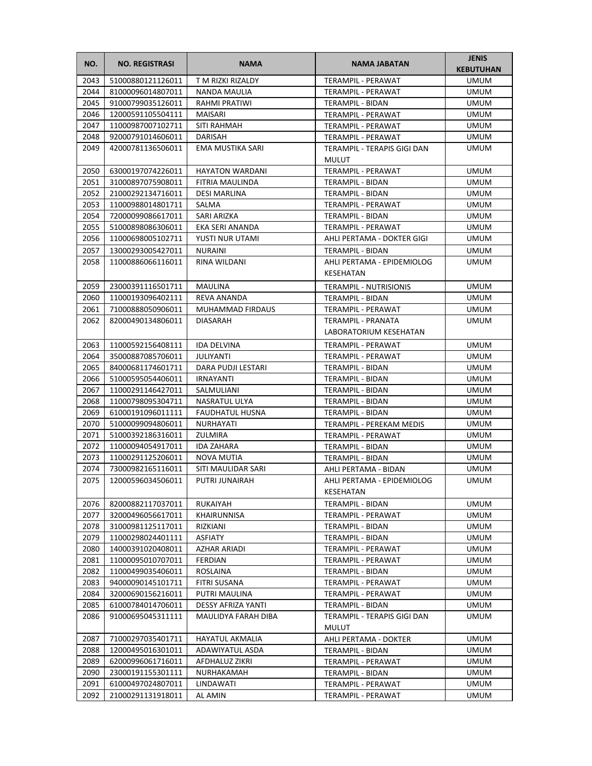| NO. | NO. REGISTRASI | NAMA | NAMA JABATAN | JENIS KEBUTUHAN |
|---|---|---|---|---|
| 2043 | 51000880121126011 | T M RIZKI RIZALDY | TERAMPIL - PERAWAT | UMUM |
| 2044 | 81000096014807011 | NANDA MAULIA | TERAMPIL - PERAWAT | UMUM |
| 2045 | 91000799035126011 | RAHMI PRATIWI | TERAMPIL - BIDAN | UMUM |
| 2046 | 12000591105504111 | MAISARI | TERAMPIL - PERAWAT | UMUM |
| 2047 | 11000987007102711 | SITI RAHMAH | TERAMPIL - PERAWAT | UMUM |
| 2048 | 92000791014606011 | DARISAH | TERAMPIL - PERAWAT | UMUM |
| 2049 | 42000781136506011 | EMA MUSTIKA SARI | TERAMPIL - TERAPIS GIGI DAN MULUT | UMUM |
| 2050 | 63000197074226011 | HAYATON WARDANI | TERAMPIL - PERAWAT | UMUM |
| 2051 | 31000897075908011 | FITRIA MAULINDA | TERAMPIL - BIDAN | UMUM |
| 2052 | 21000292134716011 | DESI MARLINA | TERAMPIL - BIDAN | UMUM |
| 2053 | 11000988014801711 | SALMA | TERAMPIL - PERAWAT | UMUM |
| 2054 | 72000099086617011 | SARI ARIZKA | TERAMPIL - BIDAN | UMUM |
| 2055 | 51000898086306011 | EKA SERI ANANDA | TERAMPIL - PERAWAT | UMUM |
| 2056 | 11000698005102711 | YUSTI NUR UTAMI | AHLI PERTAMA - DOKTER GIGI | UMUM |
| 2057 | 13000293005427011 | NURAINI | TERAMPIL - BIDAN | UMUM |
| 2058 | 11000886066116011 | RINA WILDANI | AHLI PERTAMA - EPIDEMIOLOG KESEHATAN | UMUM |
| 2059 | 23000391116501711 | MAULINA | TERAMPIL - NUTRISIONIS | UMUM |
| 2060 | 11000193096402111 | REVA ANANDA | TERAMPIL - BIDAN | UMUM |
| 2061 | 71000888050906011 | MUHAMMAD FIRDAUS | TERAMPIL - PERAWAT | UMUM |
| 2062 | 82000490134806011 | DIASARAH | TERAMPIL - PRANATA LABORATORIUM KESEHATAN | UMUM |
| 2063 | 11000592156408111 | IDA DELVINA | TERAMPIL - PERAWAT | UMUM |
| 2064 | 35000887085706011 | JULIYANTI | TERAMPIL - PERAWAT | UMUM |
| 2065 | 84000681174601711 | DARA PUDJI LESTARI | TERAMPIL - BIDAN | UMUM |
| 2066 | 51000595054406011 | IRNAYANTI | TERAMPIL - BIDAN | UMUM |
| 2067 | 11000291146427011 | SALMULIANI | TERAMPIL - BIDAN | UMUM |
| 2068 | 11000798095304711 | NASRATUL ULYA | TERAMPIL - BIDAN | UMUM |
| 2069 | 61000191096011111 | FAUDHATUL HUSNA | TERAMPIL - BIDAN | UMUM |
| 2070 | 51000099094806011 | NURHAYATI | TERAMPIL - PEREKAM MEDIS | UMUM |
| 2071 | 51000392186316011 | ZULMIRA | TERAMPIL - PERAWAT | UMUM |
| 2072 | 11000094054917011 | IDA ZAHARA | TERAMPIL - BIDAN | UMUM |
| 2073 | 11000291125206011 | NOVA MUTIA | TERAMPIL - BIDAN | UMUM |
| 2074 | 73000982165116011 | SITI MAULIDAR SARI | AHLI PERTAMA - BIDAN | UMUM |
| 2075 | 12000596034506011 | PUTRI JUNAIRAH | AHLI PERTAMA - EPIDEMIOLOG KESEHATAN | UMUM |
| 2076 | 82000882117037011 | RUKAIYAH | TERAMPIL - BIDAN | UMUM |
| 2077 | 32000496056617011 | KHAIRUNNISA | TERAMPIL - PERAWAT | UMUM |
| 2078 | 31000981125117011 | RIZKIANI | TERAMPIL - BIDAN | UMUM |
| 2079 | 11000298024401111 | ASFIATY | TERAMPIL - BIDAN | UMUM |
| 2080 | 14000391020408011 | AZHAR ARIADI | TERAMPIL - PERAWAT | UMUM |
| 2081 | 11000095010707011 | FERDIAN | TERAMPIL - PERAWAT | UMUM |
| 2082 | 11000499035406011 | ROSLAINA | TERAMPIL - BIDAN | UMUM |
| 2083 | 94000090145101711 | FITRI SUSANA | TERAMPIL - PERAWAT | UMUM |
| 2084 | 32000690156216011 | PUTRI MAULINA | TERAMPIL - PERAWAT | UMUM |
| 2085 | 61000784014706011 | DESSY AFRIZA YANTI | TERAMPIL - BIDAN | UMUM |
| 2086 | 91000695045311111 | MAULIDYA FARAH DIBA | TERAMPIL - TERAPIS GIGI DAN MULUT | UMUM |
| 2087 | 71000297035401711 | HAYATUL AKMALIA | AHLI PERTAMA - DOKTER | UMUM |
| 2088 | 12000495016301011 | ADAWIYATUL ASDA | TERAMPIL - BIDAN | UMUM |
| 2089 | 62000996061716011 | AFDHALUZ ZIKRI | TERAMPIL - PERAWAT | UMUM |
| 2090 | 23000191155301111 | NURHAKAMAH | TERAMPIL - BIDAN | UMUM |
| 2091 | 61000497024807011 | LINDAWATI | TERAMPIL - PERAWAT | UMUM |
| 2092 | 21000291131918011 | AL AMIN | TERAMPIL - PERAWAT | UMUM |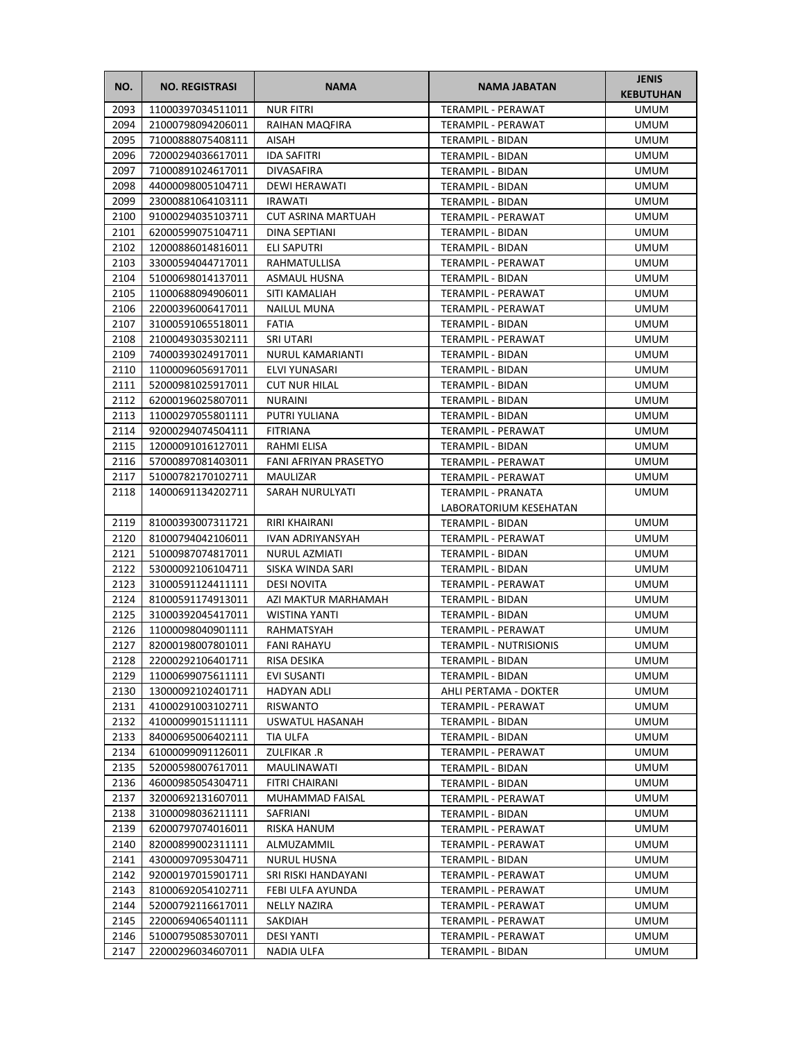| NO. | NO. REGISTRASI | NAMA | NAMA JABATAN | JENIS KEBUTUHAN |
|---|---|---|---|---|
| 2093 | 11000397034511011 | NUR FITRI | TERAMPIL - PERAWAT | UMUM |
| 2094 | 21000798094206011 | RAIHAN MAQFIRA | TERAMPIL - PERAWAT | UMUM |
| 2095 | 71000888075408111 | AISAH | TERAMPIL - BIDAN | UMUM |
| 2096 | 72000294036617011 | IDA SAFITRI | TERAMPIL - BIDAN | UMUM |
| 2097 | 71000891024617011 | DIVASAFIRA | TERAMPIL - BIDAN | UMUM |
| 2098 | 44000098005104711 | DEWI HERAWATI | TERAMPIL - BIDAN | UMUM |
| 2099 | 23000881064103111 | IRAWATI | TERAMPIL - BIDAN | UMUM |
| 2100 | 91000294035103711 | CUT ASRINA MARTUAH | TERAMPIL - PERAWAT | UMUM |
| 2101 | 62000599075104711 | DINA SEPTIANI | TERAMPIL - BIDAN | UMUM |
| 2102 | 12000886014816011 | ELI SAPUTRI | TERAMPIL - BIDAN | UMUM |
| 2103 | 33000594044717011 | RAHMATULLISA | TERAMPIL - PERAWAT | UMUM |
| 2104 | 51000698014137011 | ASMAUL HUSNA | TERAMPIL - BIDAN | UMUM |
| 2105 | 11000688094906011 | SITI KAMALIAH | TERAMPIL - PERAWAT | UMUM |
| 2106 | 22000396006417011 | NAILUL MUNA | TERAMPIL - PERAWAT | UMUM |
| 2107 | 31000591065518011 | FATIA | TERAMPIL - BIDAN | UMUM |
| 2108 | 21000493035302111 | SRI UTARI | TERAMPIL - PERAWAT | UMUM |
| 2109 | 74000393024917011 | NURUL KAMARIANTI | TERAMPIL - BIDAN | UMUM |
| 2110 | 11000096056917011 | ELVI YUNASARI | TERAMPIL - BIDAN | UMUM |
| 2111 | 52000981025917011 | CUT NUR HILAL | TERAMPIL - BIDAN | UMUM |
| 2112 | 62000196025807011 | NURAINI | TERAMPIL - BIDAN | UMUM |
| 2113 | 11000297055801111 | PUTRI YULIANA | TERAMPIL - BIDAN | UMUM |
| 2114 | 92000294074504111 | FITRIANA | TERAMPIL - PERAWAT | UMUM |
| 2115 | 12000091016127011 | RAHMI ELISA | TERAMPIL - BIDAN | UMUM |
| 2116 | 57000897081403011 | FANI AFRIYAN PRASETYO | TERAMPIL - PERAWAT | UMUM |
| 2117 | 51000782170102711 | MAULIZAR | TERAMPIL - PERAWAT | UMUM |
| 2118 | 14000691134202711 | SARAH NURULYATI | TERAMPIL - PRANATA LABORATORIUM KESEHATAN | UMUM |
| 2119 | 81000393007311721 | RIRI KHAIRANI | TERAMPIL - BIDAN | UMUM |
| 2120 | 81000794042106011 | IVAN ADRIYANSYAH | TERAMPIL - PERAWAT | UMUM |
| 2121 | 51000987074817011 | NURUL AZMIATI | TERAMPIL - BIDAN | UMUM |
| 2122 | 53000092106104711 | SISKA WINDA SARI | TERAMPIL - BIDAN | UMUM |
| 2123 | 31000591124411111 | DESI NOVITA | TERAMPIL - PERAWAT | UMUM |
| 2124 | 81000591174913011 | AZI MAKTUR MARHAMAH | TERAMPIL - BIDAN | UMUM |
| 2125 | 31000392045417011 | WISTINA YANTI | TERAMPIL - BIDAN | UMUM |
| 2126 | 11000098040901111 | RAHMATSYAH | TERAMPIL - PERAWAT | UMUM |
| 2127 | 82000198007801011 | FANI RAHAYU | TERAMPIL - NUTRISIONIS | UMUM |
| 2128 | 22000292106401711 | RISA DESIKA | TERAMPIL - BIDAN | UMUM |
| 2129 | 11000699075611111 | EVI SUSANTI | TERAMPIL - BIDAN | UMUM |
| 2130 | 13000092102401711 | HADYAN ADLI | AHLI PERTAMA - DOKTER | UMUM |
| 2131 | 41000291003102711 | RISWANTO | TERAMPIL - PERAWAT | UMUM |
| 2132 | 41000099015111111 | USWATUL HASANAH | TERAMPIL - BIDAN | UMUM |
| 2133 | 84000695006402111 | TIA ULFA | TERAMPIL - BIDAN | UMUM |
| 2134 | 61000099091126011 | ZULFIKAR .R | TERAMPIL - PERAWAT | UMUM |
| 2135 | 52000598007617011 | MAULINAWATI | TERAMPIL - BIDAN | UMUM |
| 2136 | 46000985054304711 | FITRI CHAIRANI | TERAMPIL - BIDAN | UMUM |
| 2137 | 32000692131607011 | MUHAMMAD FAISAL | TERAMPIL - PERAWAT | UMUM |
| 2138 | 31000098036211111 | SAFRIANI | TERAMPIL - BIDAN | UMUM |
| 2139 | 62000797074016011 | RISKA HANUM | TERAMPIL - PERAWAT | UMUM |
| 2140 | 82000899002311111 | ALMUZAMMIL | TERAMPIL - PERAWAT | UMUM |
| 2141 | 43000097095304711 | NURUL HUSNA | TERAMPIL - BIDAN | UMUM |
| 2142 | 92000197015901711 | SRI RISKI HANDAYANI | TERAMPIL - PERAWAT | UMUM |
| 2143 | 81000692054102711 | FEBI ULFA AYUNDA | TERAMPIL - PERAWAT | UMUM |
| 2144 | 52000792116617011 | NELLY NAZIRA | TERAMPIL - PERAWAT | UMUM |
| 2145 | 22000694065401111 | SAKDIAH | TERAMPIL - PERAWAT | UMUM |
| 2146 | 51000795085307011 | DESI YANTI | TERAMPIL - PERAWAT | UMUM |
| 2147 | 22000296034607011 | NADIA ULFA | TERAMPIL - BIDAN | UMUM |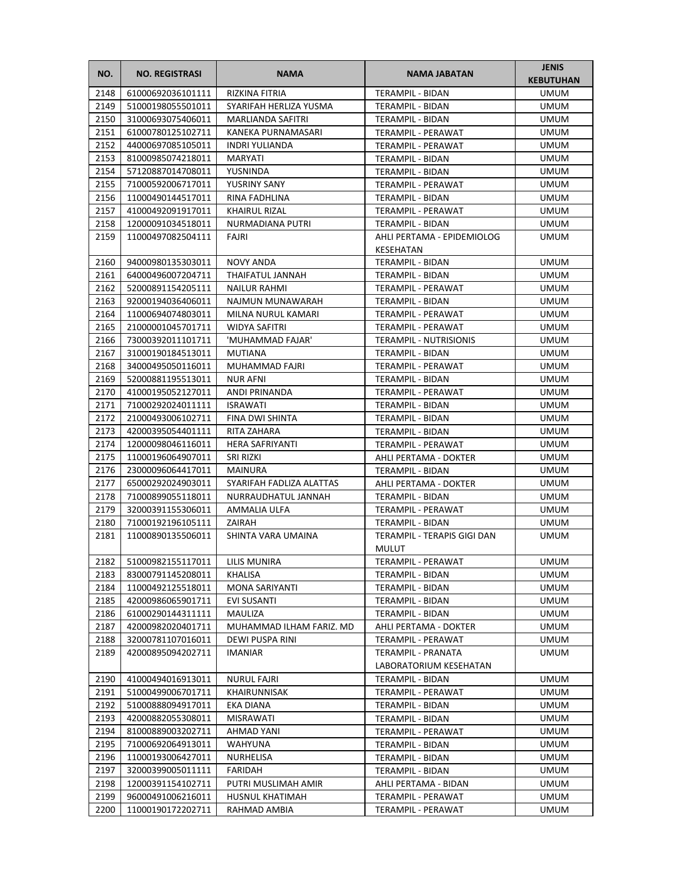| NO. | NO. REGISTRASI | NAMA | NAMA JABATAN | JENIS KEBUTUHAN |
|---|---|---|---|---|
| 2148 | 61000692036101111 | RIZKINA FITRIA | TERAMPIL - BIDAN | UMUM |
| 2149 | 51000198055501011 | SYARIFAH HERLIZA YUSMA | TERAMPIL - BIDAN | UMUM |
| 2150 | 31000693075406011 | MARLIANDA SAFITRI | TERAMPIL - BIDAN | UMUM |
| 2151 | 61000780125102711 | KANEKA PURNAMASARI | TERAMPIL - PERAWAT | UMUM |
| 2152 | 44000697085105011 | INDRI YULIANDA | TERAMPIL - PERAWAT | UMUM |
| 2153 | 81000985074218011 | MARYATI | TERAMPIL - BIDAN | UMUM |
| 2154 | 57120887014708011 | YUSNINDA | TERAMPIL - BIDAN | UMUM |
| 2155 | 71000592006717011 | YUSRINY SANY | TERAMPIL - PERAWAT | UMUM |
| 2156 | 11000490144517011 | RINA FADHLINA | TERAMPIL - BIDAN | UMUM |
| 2157 | 41000492091917011 | KHAIRUL RIZAL | TERAMPIL - PERAWAT | UMUM |
| 2158 | 12000091034518011 | NURMADIANA PUTRI | TERAMPIL - BIDAN | UMUM |
| 2159 | 11000497082504111 | FAJRI | AHLI PERTAMA - EPIDEMIOLOG KESEHATAN | UMUM |
| 2160 | 94000980135303011 | NOVY ANDA | TERAMPIL - BIDAN | UMUM |
| 2161 | 64000496007204711 | THAIFATUL JANNAH | TERAMPIL - BIDAN | UMUM |
| 2162 | 52000891154205111 | NAILUR RAHMI | TERAMPIL - PERAWAT | UMUM |
| 2163 | 92000194036406011 | NAJMUN MUNAWARAH | TERAMPIL - BIDAN | UMUM |
| 2164 | 11000694074803011 | MILNA NURUL KAMARI | TERAMPIL - PERAWAT | UMUM |
| 2165 | 21000001045701711 | WIDYA SAFITRI | TERAMPIL - PERAWAT | UMUM |
| 2166 | 73000392011101711 | 'MUHAMMAD FAJAR' | TERAMPIL - NUTRISIONIS | UMUM |
| 2167 | 31000190184513011 | MUTIANA | TERAMPIL - BIDAN | UMUM |
| 2168 | 34000495050116011 | MUHAMMAD FAJRI | TERAMPIL - PERAWAT | UMUM |
| 2169 | 52000881195513011 | NUR AFNI | TERAMPIL - BIDAN | UMUM |
| 2170 | 41000195052127011 | ANDI PRINANDA | TERAMPIL - PERAWAT | UMUM |
| 2171 | 71000292024011111 | ISRAWATI | TERAMPIL - BIDAN | UMUM |
| 2172 | 21000493006102711 | FINA DWI SHINTA | TERAMPIL - BIDAN | UMUM |
| 2173 | 42000395054401111 | RITA ZAHARA | TERAMPIL - BIDAN | UMUM |
| 2174 | 12000098046116011 | HERA SAFRIYANTI | TERAMPIL - PERAWAT | UMUM |
| 2175 | 11000196064907011 | SRI RIZKI | AHLI PERTAMA - DOKTER | UMUM |
| 2176 | 23000096064417011 | MAINURA | TERAMPIL - BIDAN | UMUM |
| 2177 | 65000292024903011 | SYARIFAH FADLIZA ALATTAS | AHLI PERTAMA - DOKTER | UMUM |
| 2178 | 71000899055118011 | NURRAUDHATUL JANNAH | TERAMPIL - BIDAN | UMUM |
| 2179 | 32000391155306011 | AMMALIA ULFA | TERAMPIL - PERAWAT | UMUM |
| 2180 | 71000192196105111 | ZAIRAH | TERAMPIL - BIDAN | UMUM |
| 2181 | 11000890135506011 | SHINTA VARA UMAINA | TERAMPIL - TERAPIS GIGI DAN MULUT | UMUM |
| 2182 | 51000982155117011 | LILIS MUNIRA | TERAMPIL - PERAWAT | UMUM |
| 2183 | 83000791145208011 | KHALISA | TERAMPIL - BIDAN | UMUM |
| 2184 | 11000492125518011 | MONA SARIYANTI | TERAMPIL - BIDAN | UMUM |
| 2185 | 42000986065901711 | EVI SUSANTI | TERAMPIL - BIDAN | UMUM |
| 2186 | 61000290144311111 | MAULIZA | TERAMPIL - BIDAN | UMUM |
| 2187 | 42000982020401711 | MUHAMMAD ILHAM FARIZ. MD | AHLI PERTAMA - DOKTER | UMUM |
| 2188 | 32000781107016011 | DEWI PUSPA RINI | TERAMPIL - PERAWAT | UMUM |
| 2189 | 42000895094202711 | IMANIAR | TERAMPIL - PRANATA LABORATORIUM KESEHATAN | UMUM |
| 2190 | 41000494016913011 | NURUL FAJRI | TERAMPIL - BIDAN | UMUM |
| 2191 | 51000499006701711 | KHAIRUNNISAK | TERAMPIL - PERAWAT | UMUM |
| 2192 | 51000888094917011 | EKA DIANA | TERAMPIL - BIDAN | UMUM |
| 2193 | 42000882055308011 | MISRAWATI | TERAMPIL - BIDAN | UMUM |
| 2194 | 81000889003202711 | AHMAD YANI | TERAMPIL - PERAWAT | UMUM |
| 2195 | 71000692064913011 | WAHYUNA | TERAMPIL - BIDAN | UMUM |
| 2196 | 11000193006427011 | NURHELISA | TERAMPIL - BIDAN | UMUM |
| 2197 | 32000399005011111 | FARIDAH | TERAMPIL - BIDAN | UMUM |
| 2198 | 12000391154102711 | PUTRI MUSLIMAH AMIR | AHLI PERTAMA - BIDAN | UMUM |
| 2199 | 96000491006216011 | HUSNUL KHATIMAH | TERAMPIL - PERAWAT | UMUM |
| 2200 | 11000190172202711 | RAHMAD AMBIA | TERAMPIL - PERAWAT | UMUM |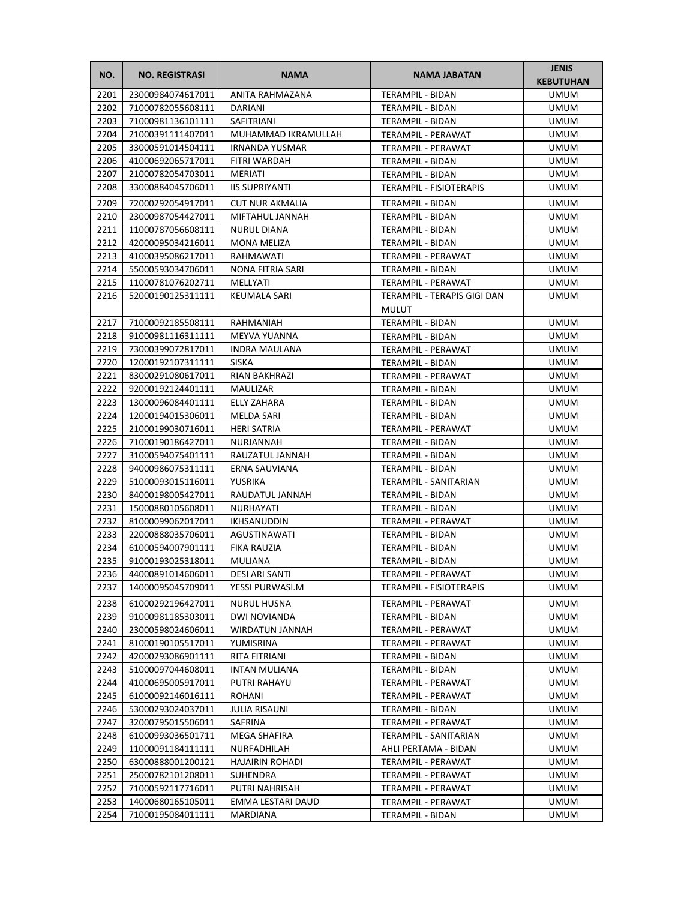| NO. | NO. REGISTRASI | NAMA | NAMA JABATAN | JENIS KEBUTUHAN |
|---|---|---|---|---|
| 2201 | 23000984074617011 | ANITA RAHMAZANA | TERAMPIL - BIDAN | UMUM |
| 2202 | 71000782055608111 | DARIANI | TERAMPIL - BIDAN | UMUM |
| 2203 | 71000981136101111 | SAFITRIANI | TERAMPIL - BIDAN | UMUM |
| 2204 | 21000391111407011 | MUHAMMAD IKRAMULLAH | TERAMPIL - PERAWAT | UMUM |
| 2205 | 33000591014504111 | IRNANDA YUSMAR | TERAMPIL - PERAWAT | UMUM |
| 2206 | 41000692065717011 | FITRI WARDAH | TERAMPIL - BIDAN | UMUM |
| 2207 | 21000782054703011 | MERIATI | TERAMPIL - BIDAN | UMUM |
| 2208 | 33000884045706011 | IIS SUPRIYANTI | TERAMPIL - FISIOTERAPIS | UMUM |
| 2209 | 72000292054917011 | CUT NUR AKMALIA | TERAMPIL - BIDAN | UMUM |
| 2210 | 23000987054427011 | MIFTAHUL JANNAH | TERAMPIL - BIDAN | UMUM |
| 2211 | 11000787056608111 | NURUL DIANA | TERAMPIL - BIDAN | UMUM |
| 2212 | 42000095034216011 | MONA MELIZA | TERAMPIL - BIDAN | UMUM |
| 2213 | 41000395086217011 | RAHMAWATI | TERAMPIL - PERAWAT | UMUM |
| 2214 | 55000593034706011 | NONA FITRIA SARI | TERAMPIL - BIDAN | UMUM |
| 2215 | 11000781076202711 | MELLYATI | TERAMPIL - PERAWAT | UMUM |
| 2216 | 52000190125311111 | KEUMALA SARI | TERAMPIL - TERAPIS GIGI DAN MULUT | UMUM |
| 2217 | 71000092185508111 | RAHMANIAH | TERAMPIL - BIDAN | UMUM |
| 2218 | 91000981116311111 | MEYVA YUANNA | TERAMPIL - BIDAN | UMUM |
| 2219 | 73000399072817011 | INDRA MAULANA | TERAMPIL - PERAWAT | UMUM |
| 2220 | 12000192107311111 | SISKA | TERAMPIL - BIDAN | UMUM |
| 2221 | 83000291080617011 | RIAN BAKHRAZI | TERAMPIL - PERAWAT | UMUM |
| 2222 | 92000192124401111 | MAULIZAR | TERAMPIL - BIDAN | UMUM |
| 2223 | 13000096084401111 | ELLY ZAHARA | TERAMPIL - BIDAN | UMUM |
| 2224 | 12000194015306011 | MELDA SARI | TERAMPIL - BIDAN | UMUM |
| 2225 | 21000199030716011 | HERI SATRIA | TERAMPIL - PERAWAT | UMUM |
| 2226 | 71000190186427011 | NURJANNAH | TERAMPIL - BIDAN | UMUM |
| 2227 | 31000594075401111 | RAUZATUL JANNAH | TERAMPIL - BIDAN | UMUM |
| 2228 | 94000986075311111 | ERNA SAUVIANA | TERAMPIL - BIDAN | UMUM |
| 2229 | 51000093015116011 | YUSRIKA | TERAMPIL - SANITARIAN | UMUM |
| 2230 | 84000198005427011 | RAUDATUL JANNAH | TERAMPIL - BIDAN | UMUM |
| 2231 | 15000880105608011 | NURHAYATI | TERAMPIL - BIDAN | UMUM |
| 2232 | 81000099062017011 | IKHSANUDDIN | TERAMPIL - PERAWAT | UMUM |
| 2233 | 22000888035706011 | AGUSTINAWATI | TERAMPIL - BIDAN | UMUM |
| 2234 | 61000594007901111 | FIKA RAUZIA | TERAMPIL - BIDAN | UMUM |
| 2235 | 91000193025318011 | MULIANA | TERAMPIL - BIDAN | UMUM |
| 2236 | 44000891014606011 | DESI ARI SANTI | TERAMPIL - PERAWAT | UMUM |
| 2237 | 14000095045709011 | YESSI PURWASI.M | TERAMPIL - FISIOTERAPIS | UMUM |
| 2238 | 61000292196427011 | NURUL HUSNA | TERAMPIL - PERAWAT | UMUM |
| 2239 | 91000981185303011 | DWI NOVIANDA | TERAMPIL - BIDAN | UMUM |
| 2240 | 23000598024606011 | WIRDATUN JANNAH | TERAMPIL - PERAWAT | UMUM |
| 2241 | 81000190105517011 | YUMISRINA | TERAMPIL - PERAWAT | UMUM |
| 2242 | 42000293086901111 | RITA FITRIANI | TERAMPIL - BIDAN | UMUM |
| 2243 | 51000097044608011 | INTAN MULIANA | TERAMPIL - BIDAN | UMUM |
| 2244 | 41000695005917011 | PUTRI RAHAYU | TERAMPIL - PERAWAT | UMUM |
| 2245 | 61000092146016111 | ROHANI | TERAMPIL - PERAWAT | UMUM |
| 2246 | 53000293024037011 | JULIA RISAUNI | TERAMPIL - BIDAN | UMUM |
| 2247 | 32000795015506011 | SAFRINA | TERAMPIL - PERAWAT | UMUM |
| 2248 | 61000993036501711 | MEGA SHAFIRA | TERAMPIL - SANITARIAN | UMUM |
| 2249 | 11000091184111111 | NURFADHILAH | AHLI PERTAMA - BIDAN | UMUM |
| 2250 | 63000888001200121 | HAJAIRIN ROHADI | TERAMPIL - PERAWAT | UMUM |
| 2251 | 25000782101208011 | SUHENDRA | TERAMPIL - PERAWAT | UMUM |
| 2252 | 71000592117716011 | PUTRI NAHRISAH | TERAMPIL - PERAWAT | UMUM |
| 2253 | 14000680165105011 | EMMA LESTARI DAUD | TERAMPIL - PERAWAT | UMUM |
| 2254 | 71000195084011111 | MARDIANA | TERAMPIL - BIDAN | UMUM |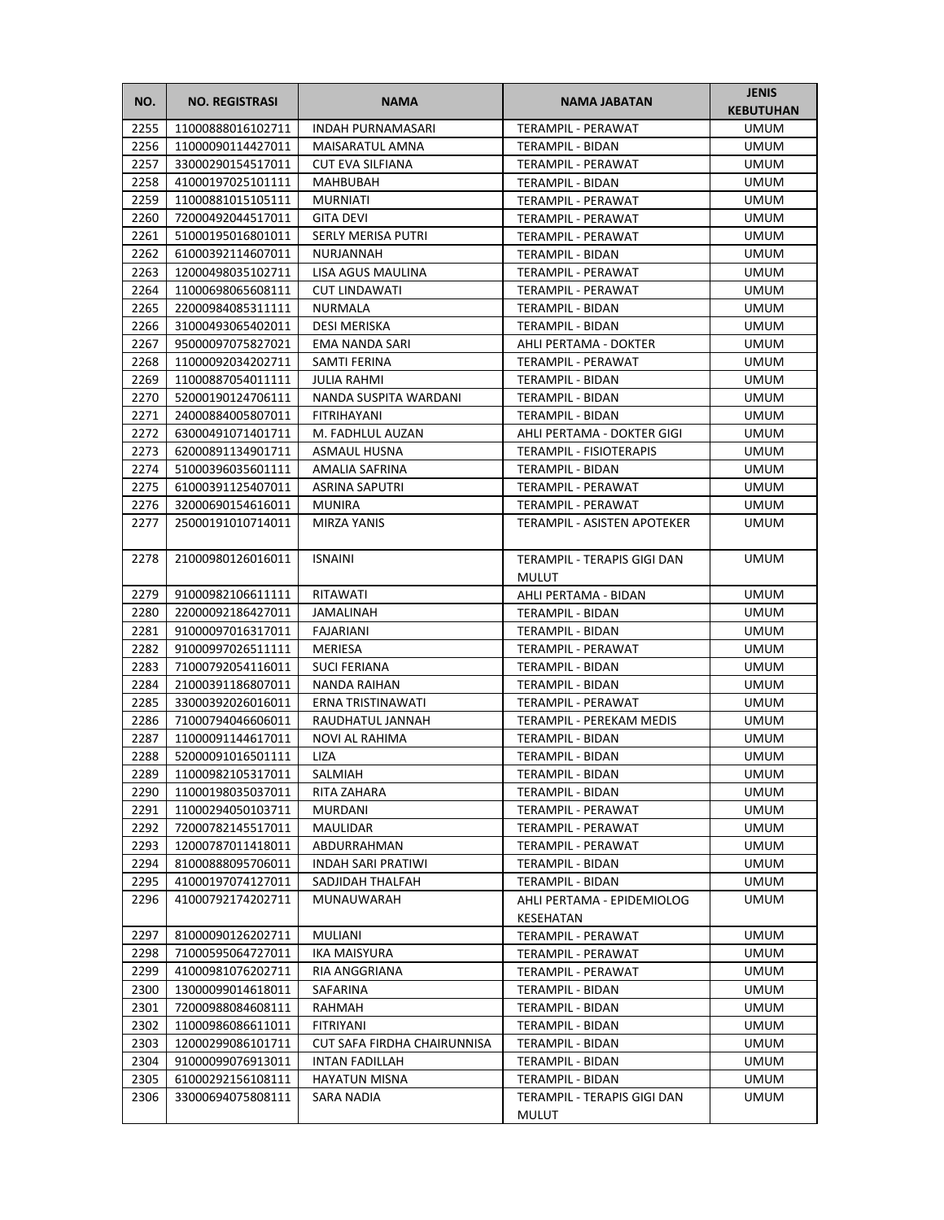| NO. | NO. REGISTRASI | NAMA | NAMA JABATAN | JENIS KEBUTUHAN |
|---|---|---|---|---|
| 2255 | 11000888016102711 | INDAH PURNAMASARI | TERAMPIL - PERAWAT | UMUM |
| 2256 | 11000090114427011 | MAISARATUL AMNA | TERAMPIL - BIDAN | UMUM |
| 2257 | 33000290154517011 | CUT EVA SILFIANA | TERAMPIL - PERAWAT | UMUM |
| 2258 | 41000197025101111 | MAHBUBAH | TERAMPIL - BIDAN | UMUM |
| 2259 | 11000881015105111 | MURNIATI | TERAMPIL - PERAWAT | UMUM |
| 2260 | 72000492044517011 | GITA DEVI | TERAMPIL - PERAWAT | UMUM |
| 2261 | 51000195016801011 | SERLY MERISA PUTRI | TERAMPIL - PERAWAT | UMUM |
| 2262 | 61000392114607011 | NURJANNAH | TERAMPIL - BIDAN | UMUM |
| 2263 | 12000498035102711 | LISA AGUS MAULINA | TERAMPIL - PERAWAT | UMUM |
| 2264 | 11000698065608111 | CUT LINDAWATI | TERAMPIL - PERAWAT | UMUM |
| 2265 | 22000984085311111 | NURMALA | TERAMPIL - BIDAN | UMUM |
| 2266 | 31000493065402011 | DESI MERISKA | TERAMPIL - BIDAN | UMUM |
| 2267 | 95000097075827021 | EMA NANDA SARI | AHLI PERTAMA - DOKTER | UMUM |
| 2268 | 11000092034202711 | SAMTI FERINA | TERAMPIL - PERAWAT | UMUM |
| 2269 | 11000887054011111 | JULIA RAHMI | TERAMPIL - BIDAN | UMUM |
| 2270 | 52000190124706111 | NANDA SUSPITA WARDANI | TERAMPIL - BIDAN | UMUM |
| 2271 | 24000884005807011 | FITRIHAYANI | TERAMPIL - BIDAN | UMUM |
| 2272 | 63000491071401711 | M. FADHLUL AUZAN | AHLI PERTAMA - DOKTER GIGI | UMUM |
| 2273 | 62000891134901711 | ASMAUL HUSNA | TERAMPIL - FISIOTERAPIS | UMUM |
| 2274 | 51000396035601111 | AMALIA SAFRINA | TERAMPIL - BIDAN | UMUM |
| 2275 | 61000391125407011 | ASRINA SAPUTRI | TERAMPIL - PERAWAT | UMUM |
| 2276 | 32000690154616011 | MUNIRA | TERAMPIL - PERAWAT | UMUM |
| 2277 | 25000191010714011 | MIRZA YANIS | TERAMPIL - ASISTEN APOTEKER | UMUM |
| 2278 | 21000980126016011 | ISNAINI | TERAMPIL - TERAPIS GIGI DAN MULUT | UMUM |
| 2279 | 91000982106611111 | RITAWATI | AHLI PERTAMA - BIDAN | UMUM |
| 2280 | 22000092186427011 | JAMALINAH | TERAMPIL - BIDAN | UMUM |
| 2281 | 91000097016317011 | FAJARIANI | TERAMPIL - BIDAN | UMUM |
| 2282 | 91000997026511111 | MERIESA | TERAMPIL - PERAWAT | UMUM |
| 2283 | 71000792054116011 | SUCI FERIANA | TERAMPIL - BIDAN | UMUM |
| 2284 | 21000391186807011 | NANDA RAIHAN | TERAMPIL - BIDAN | UMUM |
| 2285 | 33000392026016011 | ERNA TRISTINAWATI | TERAMPIL - PERAWAT | UMUM |
| 2286 | 71000794046606011 | RAUDHATUL JANNAH | TERAMPIL - PEREKAM MEDIS | UMUM |
| 2287 | 11000091144617011 | NOVI AL RAHIMA | TERAMPIL - BIDAN | UMUM |
| 2288 | 52000091016501111 | LIZA | TERAMPIL - BIDAN | UMUM |
| 2289 | 11000982105317011 | SALMIAH | TERAMPIL - BIDAN | UMUM |
| 2290 | 11000198035037011 | RITA ZAHARA | TERAMPIL - BIDAN | UMUM |
| 2291 | 11000294050103711 | MURDANI | TERAMPIL - PERAWAT | UMUM |
| 2292 | 72000782145517011 | MAULIDAR | TERAMPIL - PERAWAT | UMUM |
| 2293 | 12000787011418011 | ABDURRAHMAN | TERAMPIL - PERAWAT | UMUM |
| 2294 | 81000888095706011 | INDAH SARI PRATIWI | TERAMPIL - BIDAN | UMUM |
| 2295 | 41000197074127011 | SADJIDAH THALFAH | TERAMPIL - BIDAN | UMUM |
| 2296 | 41000792174202711 | MUNAUWARAH | AHLI PERTAMA - EPIDEMIOLOG KESEHATAN | UMUM |
| 2297 | 81000090126202711 | MULIANI | TERAMPIL - PERAWAT | UMUM |
| 2298 | 71000595064727011 | IKA MAISYURA | TERAMPIL - PERAWAT | UMUM |
| 2299 | 41000981076202711 | RIA ANGGRIANA | TERAMPIL - PERAWAT | UMUM |
| 2300 | 13000099014618011 | SAFARINA | TERAMPIL - BIDAN | UMUM |
| 2301 | 72000988084608111 | RAHMAH | TERAMPIL - BIDAN | UMUM |
| 2302 | 11000986086611011 | FITRIYANI | TERAMPIL - BIDAN | UMUM |
| 2303 | 12000299086101711 | CUT SAFA FIRDHA CHAIRUNNISA | TERAMPIL - BIDAN | UMUM |
| 2304 | 91000099076913011 | INTAN FADILLAH | TERAMPIL - BIDAN | UMUM |
| 2305 | 61000292156108111 | HAYATUN MISNA | TERAMPIL - BIDAN | UMUM |
| 2306 | 33000694075808111 | SARA NADIA | TERAMPIL - TERAPIS GIGI DAN MULUT | UMUM |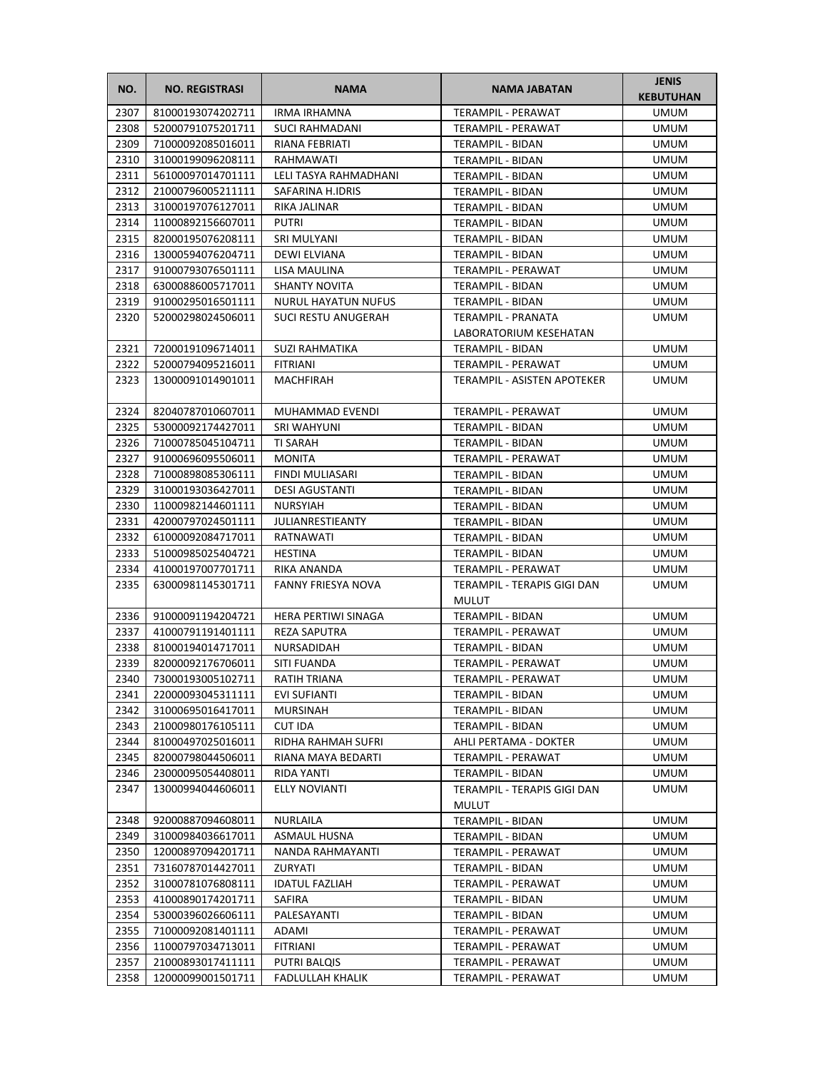| NO. | NO. REGISTRASI | NAMA | NAMA JABATAN | JENIS KEBUTUHAN |
|---|---|---|---|---|
| 2307 | 81000193074202711 | IRMA IRHAMNA | TERAMPIL - PERAWAT | UMUM |
| 2308 | 52000791075201711 | SUCI RAHMADANI | TERAMPIL - PERAWAT | UMUM |
| 2309 | 71000092085016011 | RIANA FEBRIATI | TERAMPIL - BIDAN | UMUM |
| 2310 | 31000199096208111 | RAHMAWATI | TERAMPIL - BIDAN | UMUM |
| 2311 | 56100097014701111 | LELI TASYA RAHMADHANI | TERAMPIL - BIDAN | UMUM |
| 2312 | 21000796005211111 | SAFARINA H.IDRIS | TERAMPIL - BIDAN | UMUM |
| 2313 | 31000197076127011 | RIKA JALINAR | TERAMPIL - BIDAN | UMUM |
| 2314 | 11000892156607011 | PUTRI | TERAMPIL - BIDAN | UMUM |
| 2315 | 82000195076208111 | SRI MULYANI | TERAMPIL - BIDAN | UMUM |
| 2316 | 13000594076204711 | DEWI ELVIANA | TERAMPIL - BIDAN | UMUM |
| 2317 | 91000793076501111 | LISA MAULINA | TERAMPIL - PERAWAT | UMUM |
| 2318 | 63000886005717011 | SHANTY NOVITA | TERAMPIL - BIDAN | UMUM |
| 2319 | 91000295016501111 | NURUL HAYATUN NUFUS | TERAMPIL - BIDAN | UMUM |
| 2320 | 52000298024506011 | SUCI RESTU ANUGERAH | TERAMPIL - PRANATA LABORATORIUM KESEHATAN | UMUM |
| 2321 | 72000191096714011 | SUZI RAHMATIKA | TERAMPIL - BIDAN | UMUM |
| 2322 | 52000794095216011 | FITRIANI | TERAMPIL - PERAWAT | UMUM |
| 2323 | 13000091014901011 | MACHFIRAH | TERAMPIL - ASISTEN APOTEKER | UMUM |
| 2324 | 82040787010607011 | MUHAMMAD EVENDI | TERAMPIL - PERAWAT | UMUM |
| 2325 | 53000092174427011 | SRI WAHYUNI | TERAMPIL - BIDAN | UMUM |
| 2326 | 71000785045104711 | TI SARAH | TERAMPIL - BIDAN | UMUM |
| 2327 | 91000696095506011 | MONITA | TERAMPIL - PERAWAT | UMUM |
| 2328 | 71000898085306111 | FINDI MULIASARI | TERAMPIL - BIDAN | UMUM |
| 2329 | 31000193036427011 | DESI AGUSTANTI | TERAMPIL - BIDAN | UMUM |
| 2330 | 11000982144601111 | NURSYIAH | TERAMPIL - BIDAN | UMUM |
| 2331 | 42000797024501111 | JULIANRESTIEANTY | TERAMPIL - BIDAN | UMUM |
| 2332 | 61000092084717011 | RATNAWATI | TERAMPIL - BIDAN | UMUM |
| 2333 | 51000985025404721 | HESTINA | TERAMPIL - BIDAN | UMUM |
| 2334 | 41000197007701711 | RIKA ANANDA | TERAMPIL - PERAWAT | UMUM |
| 2335 | 63000981145301711 | FANNY FRIESYA NOVA | TERAMPIL - TERAPIS GIGI DAN MULUT | UMUM |
| 2336 | 91000091194204721 | HERA PERTIWI SINAGA | TERAMPIL - BIDAN | UMUM |
| 2337 | 41000791191401111 | REZA SAPUTRA | TERAMPIL - PERAWAT | UMUM |
| 2338 | 81000194014717011 | NURSADIDAH | TERAMPIL - BIDAN | UMUM |
| 2339 | 82000092176706011 | SITI FUANDA | TERAMPIL - PERAWAT | UMUM |
| 2340 | 73000193005102711 | RATIH TRIANA | TERAMPIL - PERAWAT | UMUM |
| 2341 | 22000093045311111 | EVI SUFIANTI | TERAMPIL - BIDAN | UMUM |
| 2342 | 31000695016417011 | MURSINAH | TERAMPIL - BIDAN | UMUM |
| 2343 | 21000980176105111 | CUT IDA | TERAMPIL - BIDAN | UMUM |
| 2344 | 81000497025016011 | RIDHA RAHMAH SUFRI | AHLI PERTAMA - DOKTER | UMUM |
| 2345 | 82000798044506011 | RIANA MAYA BEDARTI | TERAMPIL - PERAWAT | UMUM |
| 2346 | 23000095054408011 | RIDA YANTI | TERAMPIL - BIDAN | UMUM |
| 2347 | 13000994044606011 | ELLY NOVIANTI | TERAMPIL - TERAPIS GIGI DAN MULUT | UMUM |
| 2348 | 92000887094608011 | NURLAILA | TERAMPIL - BIDAN | UMUM |
| 2349 | 31000984036617011 | ASMAUL HUSNA | TERAMPIL - BIDAN | UMUM |
| 2350 | 12000897094201711 | NANDA RAHMAYANTI | TERAMPIL - PERAWAT | UMUM |
| 2351 | 73160787014427011 | ZURYATI | TERAMPIL - BIDAN | UMUM |
| 2352 | 31000781076808111 | IDATUL FAZLIAH | TERAMPIL - PERAWAT | UMUM |
| 2353 | 41000890174201711 | SAFIRA | TERAMPIL - BIDAN | UMUM |
| 2354 | 53000396026606111 | PALESAYANTI | TERAMPIL - BIDAN | UMUM |
| 2355 | 71000092081401111 | ADAMI | TERAMPIL - PERAWAT | UMUM |
| 2356 | 11000797034713011 | FITRIANI | TERAMPIL - PERAWAT | UMUM |
| 2357 | 21000893017411111 | PUTRI BALQIS | TERAMPIL - PERAWAT | UMUM |
| 2358 | 12000099001501711 | FADLULLAH KHALIK | TERAMPIL - PERAWAT | UMUM |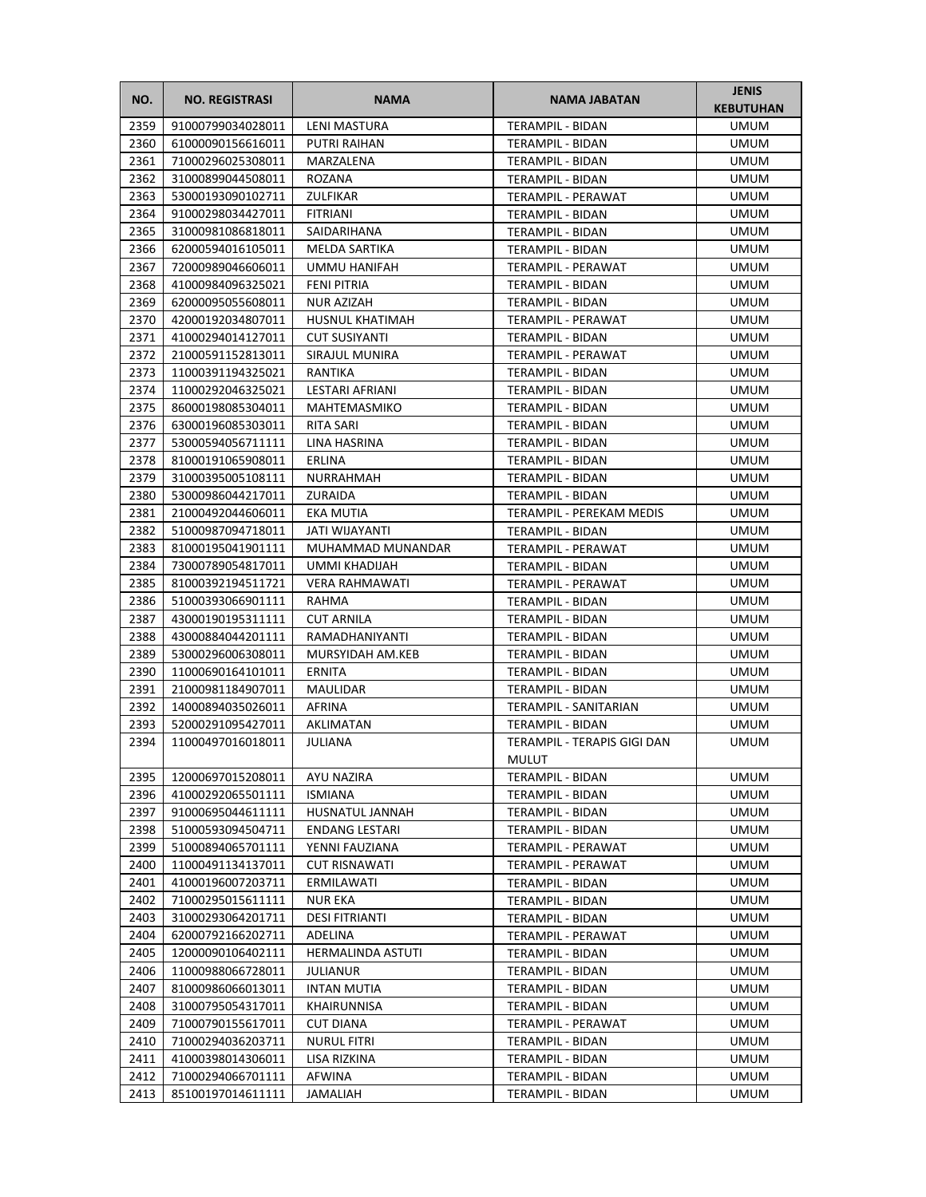| NO. | NO. REGISTRASI | NAMA | NAMA JABATAN | JENIS KEBUTUHAN |
|---|---|---|---|---|
| 2359 | 91000799034028011 | LENI MASTURA | TERAMPIL - BIDAN | UMUM |
| 2360 | 61000090156616011 | PUTRI RAIHAN | TERAMPIL - BIDAN | UMUM |
| 2361 | 71000296025308011 | MARZALENA | TERAMPIL - BIDAN | UMUM |
| 2362 | 31000899044508011 | ROZANA | TERAMPIL - BIDAN | UMUM |
| 2363 | 53000193090102711 | ZULFIKAR | TERAMPIL - PERAWAT | UMUM |
| 2364 | 91000298034427011 | FITRIANI | TERAMPIL - BIDAN | UMUM |
| 2365 | 31000981086818011 | SAIDARIHANA | TERAMPIL - BIDAN | UMUM |
| 2366 | 62000594016105011 | MELDA SARTIKA | TERAMPIL - BIDAN | UMUM |
| 2367 | 72000989046606011 | UMMU HANIFAH | TERAMPIL - PERAWAT | UMUM |
| 2368 | 41000984096325021 | FENI PITRIA | TERAMPIL - BIDAN | UMUM |
| 2369 | 62000095055608011 | NUR AZIZAH | TERAMPIL - BIDAN | UMUM |
| 2370 | 42000192034807011 | HUSNUL KHATIMAH | TERAMPIL - PERAWAT | UMUM |
| 2371 | 41000294014127011 | CUT SUSIYANTI | TERAMPIL - BIDAN | UMUM |
| 2372 | 21000591152813011 | SIRAJUL MUNIRA | TERAMPIL - PERAWAT | UMUM |
| 2373 | 11000391194325021 | RANTIKA | TERAMPIL - BIDAN | UMUM |
| 2374 | 11000292046325021 | LESTARI AFRIANI | TERAMPIL - BIDAN | UMUM |
| 2375 | 86000198085304011 | MAHTEMASMIKO | TERAMPIL - BIDAN | UMUM |
| 2376 | 63000196085303011 | RITA SARI | TERAMPIL - BIDAN | UMUM |
| 2377 | 53000594056711111 | LINA HASRINA | TERAMPIL - BIDAN | UMUM |
| 2378 | 81000191065908011 | ERLINA | TERAMPIL - BIDAN | UMUM |
| 2379 | 31000395005108111 | NURRAHMAH | TERAMPIL - BIDAN | UMUM |
| 2380 | 53000986044217011 | ZURAIDA | TERAMPIL - BIDAN | UMUM |
| 2381 | 21000492044606011 | EKA MUTIA | TERAMPIL - PEREKAM MEDIS | UMUM |
| 2382 | 51000987094718011 | JATI WIJAYANTI | TERAMPIL - BIDAN | UMUM |
| 2383 | 81000195041901111 | MUHAMMAD MUNANDAR | TERAMPIL - PERAWAT | UMUM |
| 2384 | 73000789054817011 | UMMI KHADIJAH | TERAMPIL - BIDAN | UMUM |
| 2385 | 81000392194511721 | VERA RAHMAWATI | TERAMPIL - PERAWAT | UMUM |
| 2386 | 51000393066901111 | RAHMA | TERAMPIL - BIDAN | UMUM |
| 2387 | 43000190195311111 | CUT ARNILA | TERAMPIL - BIDAN | UMUM |
| 2388 | 43000884044201111 | RAMADHANIYANTI | TERAMPIL - BIDAN | UMUM |
| 2389 | 53000296006308011 | MURSYIDAH AM.KEB | TERAMPIL - BIDAN | UMUM |
| 2390 | 11000690164101011 | ERNITA | TERAMPIL - BIDAN | UMUM |
| 2391 | 21000981184907011 | MAULIDAR | TERAMPIL - BIDAN | UMUM |
| 2392 | 14000894035026011 | AFRINA | TERAMPIL - SANITARIAN | UMUM |
| 2393 | 52000291095427011 | AKLIMATAN | TERAMPIL - BIDAN | UMUM |
| 2394 | 11000497016018011 | JULIANA | TERAMPIL - TERAPIS GIGI DAN MULUT | UMUM |
| 2395 | 12000697015208011 | AYU NAZIRA | TERAMPIL - BIDAN | UMUM |
| 2396 | 41000292065501111 | ISMIANA | TERAMPIL - BIDAN | UMUM |
| 2397 | 91000695044611111 | HUSNATUL JANNAH | TERAMPIL - BIDAN | UMUM |
| 2398 | 51000593094504711 | ENDANG LESTARI | TERAMPIL - BIDAN | UMUM |
| 2399 | 51000894065701111 | YENNI FAUZIANA | TERAMPIL - PERAWAT | UMUM |
| 2400 | 11000491134137011 | CUT RISNAWATI | TERAMPIL - PERAWAT | UMUM |
| 2401 | 41000196007203711 | ERMILAWATI | TERAMPIL - BIDAN | UMUM |
| 2402 | 71000295015611111 | NUR EKA | TERAMPIL - BIDAN | UMUM |
| 2403 | 31000293064201711 | DESI FITRIANTI | TERAMPIL - BIDAN | UMUM |
| 2404 | 62000792166202711 | ADELINA | TERAMPIL - PERAWAT | UMUM |
| 2405 | 12000090106402111 | HERMALINDA ASTUTI | TERAMPIL - BIDAN | UMUM |
| 2406 | 11000988066728011 | JULIANUR | TERAMPIL - BIDAN | UMUM |
| 2407 | 81000986066013011 | INTAN MUTIA | TERAMPIL - BIDAN | UMUM |
| 2408 | 31000795054317011 | KHAIRUNNISA | TERAMPIL - BIDAN | UMUM |
| 2409 | 71000790155617011 | CUT DIANA | TERAMPIL - PERAWAT | UMUM |
| 2410 | 71000294036203711 | NURUL FITRI | TERAMPIL - BIDAN | UMUM |
| 2411 | 41000398014306011 | LISA RIZKINA | TERAMPIL - BIDAN | UMUM |
| 2412 | 71000294066701111 | AFWINA | TERAMPIL - BIDAN | UMUM |
| 2413 | 85100197014611111 | JAMALIAH | TERAMPIL - BIDAN | UMUM |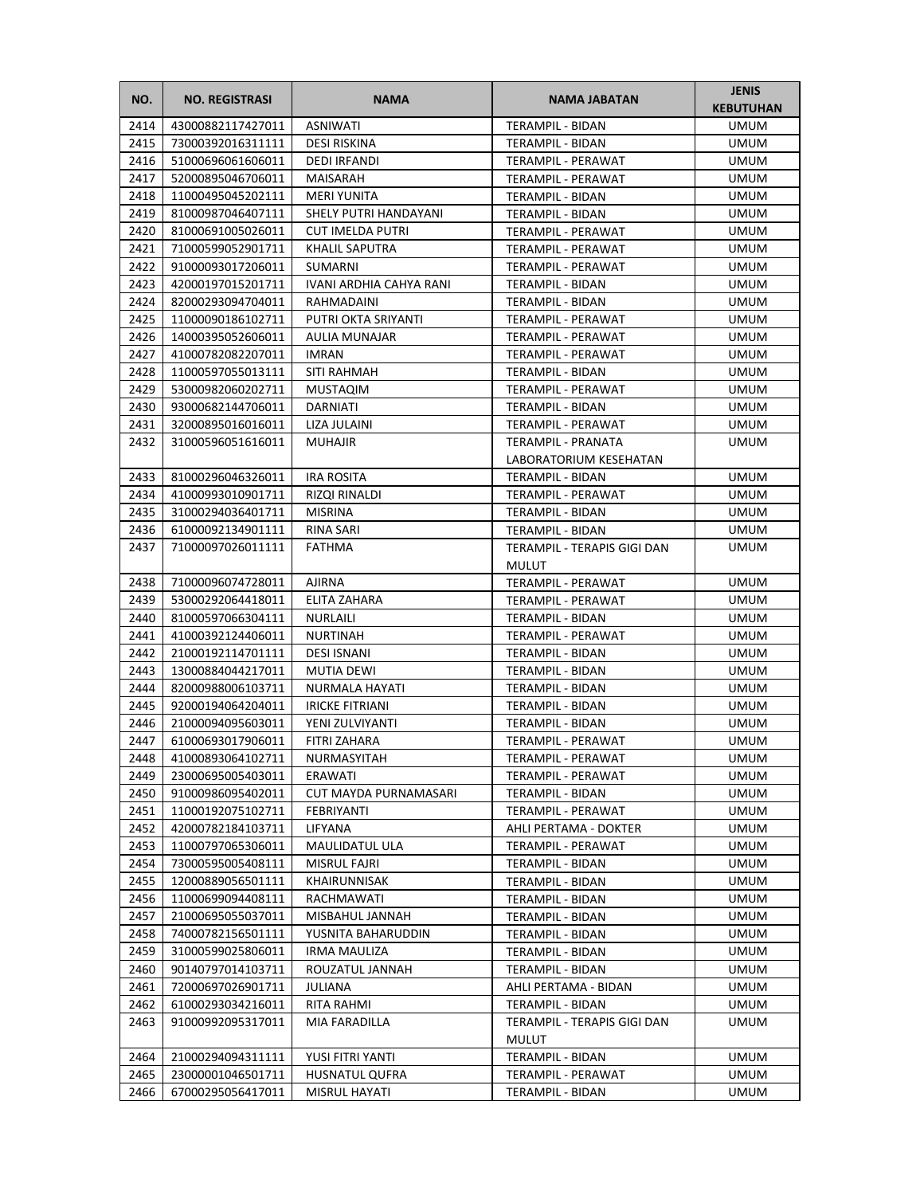| NO. | NO. REGISTRASI | NAMA | NAMA JABATAN | JENIS KEBUTUHAN |
|---|---|---|---|---|
| 2414 | 43000882117427011 | ASNIWATI | TERAMPIL - BIDAN | UMUM |
| 2415 | 73000392016311111 | DESI RISKINA | TERAMPIL - BIDAN | UMUM |
| 2416 | 51000696061606011 | DEDI IRFANDI | TERAMPIL - PERAWAT | UMUM |
| 2417 | 52000895046706011 | MAISARAH | TERAMPIL - PERAWAT | UMUM |
| 2418 | 11000495045202111 | MERI YUNITA | TERAMPIL - BIDAN | UMUM |
| 2419 | 81000987046407111 | SHELY PUTRI HANDAYANI | TERAMPIL - BIDAN | UMUM |
| 2420 | 81000691005026011 | CUT IMELDA PUTRI | TERAMPIL - PERAWAT | UMUM |
| 2421 | 71000599052901711 | KHALIL SAPUTRA | TERAMPIL - PERAWAT | UMUM |
| 2422 | 91000093017206011 | SUMARNI | TERAMPIL - PERAWAT | UMUM |
| 2423 | 42000197015201711 | IVANI ARDHIA CAHYA RANI | TERAMPIL - BIDAN | UMUM |
| 2424 | 82000293094704011 | RAHMADAINI | TERAMPIL - BIDAN | UMUM |
| 2425 | 11000090186102711 | PUTRI OKTA SRIYANTI | TERAMPIL - PERAWAT | UMUM |
| 2426 | 14000395052606011 | AULIA MUNAJAR | TERAMPIL - PERAWAT | UMUM |
| 2427 | 41000782082207011 | IMRAN | TERAMPIL - PERAWAT | UMUM |
| 2428 | 11000597055013111 | SITI RAHMAH | TERAMPIL - BIDAN | UMUM |
| 2429 | 53000982060202711 | MUSTAQIM | TERAMPIL - PERAWAT | UMUM |
| 2430 | 93000682144706011 | DARNIATI | TERAMPIL - BIDAN | UMUM |
| 2431 | 32000895016016011 | LIZA JULAINI | TERAMPIL - PERAWAT | UMUM |
| 2432 | 31000596051616011 | MUHAJIR | TERAMPIL - PRANATA LABORATORIUM KESEHATAN | UMUM |
| 2433 | 81000296046326011 | IRA ROSITA | TERAMPIL - BIDAN | UMUM |
| 2434 | 41000993010901711 | RIZQI RINALDI | TERAMPIL - PERAWAT | UMUM |
| 2435 | 31000294036401711 | MISRINA | TERAMPIL - BIDAN | UMUM |
| 2436 | 61000092134901111 | RINA SARI | TERAMPIL - BIDAN | UMUM |
| 2437 | 71000097026011111 | FATHMA | TERAMPIL - TERAPIS GIGI DAN MULUT | UMUM |
| 2438 | 71000096074728011 | AJIRNA | TERAMPIL - PERAWAT | UMUM |
| 2439 | 53000292064418011 | ELITA ZAHARA | TERAMPIL - PERAWAT | UMUM |
| 2440 | 81000597066304111 | NURLAILI | TERAMPIL - BIDAN | UMUM |
| 2441 | 41000392124406011 | NURTINAH | TERAMPIL - PERAWAT | UMUM |
| 2442 | 21000192114701111 | DESI ISNANI | TERAMPIL - BIDAN | UMUM |
| 2443 | 13000884044217011 | MUTIA DEWI | TERAMPIL - BIDAN | UMUM |
| 2444 | 82000988006103711 | NURMALA HAYATI | TERAMPIL - BIDAN | UMUM |
| 2445 | 92000194064204011 | IRICKE FITRIANI | TERAMPIL - BIDAN | UMUM |
| 2446 | 21000094095603011 | YENI ZULVIYANTI | TERAMPIL - BIDAN | UMUM |
| 2447 | 61000693017906011 | FITRI ZAHARA | TERAMPIL - PERAWAT | UMUM |
| 2448 | 41000893064102711 | NURMASYITAH | TERAMPIL - PERAWAT | UMUM |
| 2449 | 23000695005403011 | ERAWATI | TERAMPIL - PERAWAT | UMUM |
| 2450 | 91000986095402011 | CUT MAYDA PURNAMASARI | TERAMPIL - BIDAN | UMUM |
| 2451 | 11000192075102711 | FEBRIYANTI | TERAMPIL - PERAWAT | UMUM |
| 2452 | 42000782184103711 | LIFYANA | AHLI PERTAMA - DOKTER | UMUM |
| 2453 | 11000797065306011 | MAULIDATUL ULA | TERAMPIL - PERAWAT | UMUM |
| 2454 | 73000595005408111 | MISRUL FAJRI | TERAMPIL - BIDAN | UMUM |
| 2455 | 12000889056501111 | KHAIRUNNISAK | TERAMPIL - BIDAN | UMUM |
| 2456 | 11000699094408111 | RACHMAWATI | TERAMPIL - BIDAN | UMUM |
| 2457 | 21000695055037011 | MISBAHUL JANNAH | TERAMPIL - BIDAN | UMUM |
| 2458 | 74000782156501111 | YUSNITA BAHARUDDIN | TERAMPIL - BIDAN | UMUM |
| 2459 | 31000599025806011 | IRMA MAULIZA | TERAMPIL - BIDAN | UMUM |
| 2460 | 90140797014103711 | ROUZATUL JANNAH | TERAMPIL - BIDAN | UMUM |
| 2461 | 72000697026901711 | JULIANA | AHLI PERTAMA - BIDAN | UMUM |
| 2462 | 61000293034216011 | RITA RAHMI | TERAMPIL - BIDAN | UMUM |
| 2463 | 91000992095317011 | MIA FARADILLA | TERAMPIL - TERAPIS GIGI DAN MULUT | UMUM |
| 2464 | 21000294094311111 | YUSI FITRI YANTI | TERAMPIL - BIDAN | UMUM |
| 2465 | 23000001046501711 | HUSNATUL QUFRA | TERAMPIL - PERAWAT | UMUM |
| 2466 | 67000295056417011 | MISRUL HAYATI | TERAMPIL - BIDAN | UMUM |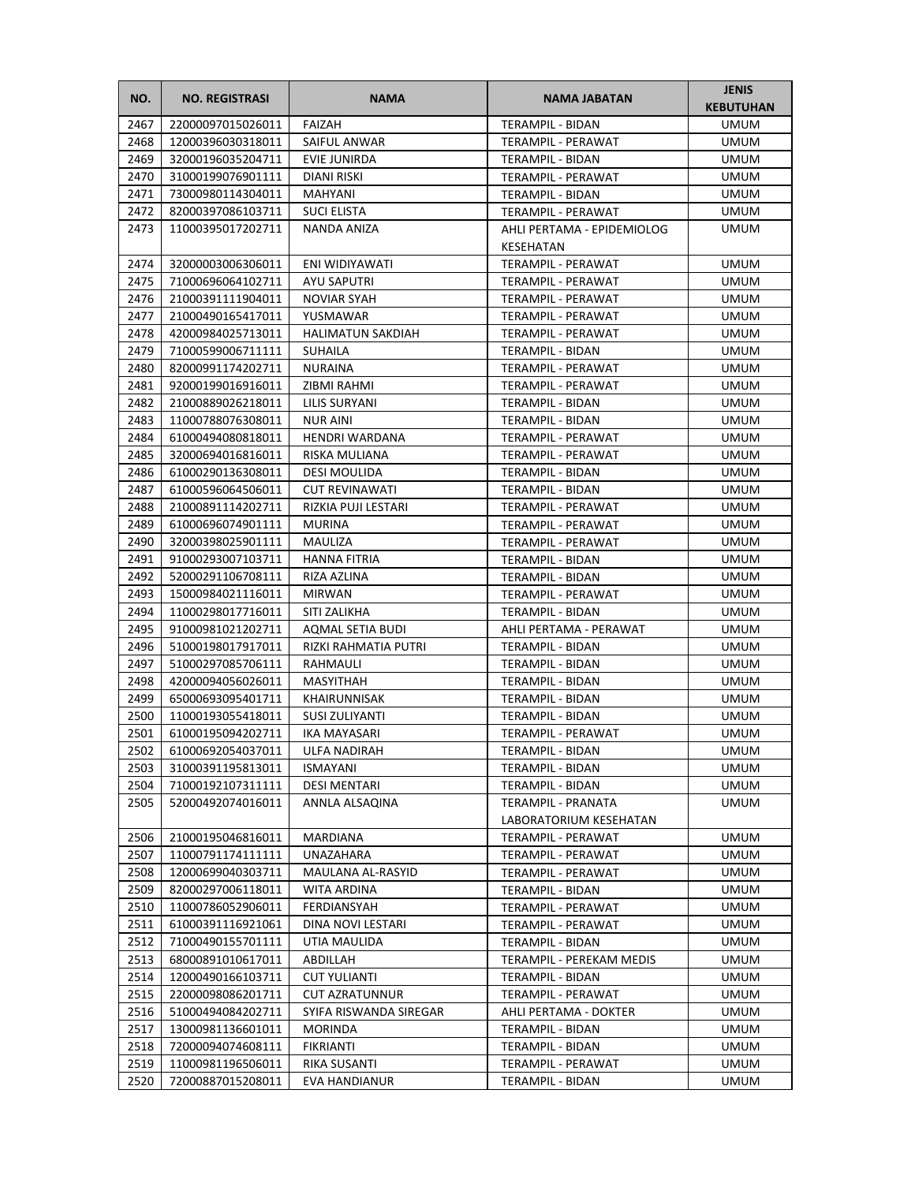| NO. | NO. REGISTRASI | NAMA | NAMA JABATAN | JENIS KEBUTUHAN |
|---|---|---|---|---|
| 2467 | 22000097015026011 | FAIZAH | TERAMPIL - BIDAN | UMUM |
| 2468 | 12000396030318011 | SAIFUL ANWAR | TERAMPIL - PERAWAT | UMUM |
| 2469 | 32000196035204711 | EVIE JUNIRDA | TERAMPIL - BIDAN | UMUM |
| 2470 | 31000199076901111 | DIANI RISKI | TERAMPIL - PERAWAT | UMUM |
| 2471 | 73000980114304011 | MAHYANI | TERAMPIL - BIDAN | UMUM |
| 2472 | 82000397086103711 | SUCI ELISTA | TERAMPIL - PERAWAT | UMUM |
| 2473 | 11000395017202711 | NANDA ANIZA | AHLI PERTAMA - EPIDEMIOLOG KESEHATAN | UMUM |
| 2474 | 32000003006306011 | ENI WIDIYAWATI | TERAMPIL - PERAWAT | UMUM |
| 2475 | 71000696064102711 | AYU SAPUTRI | TERAMPIL - PERAWAT | UMUM |
| 2476 | 21000391111904011 | NOVIAR SYAH | TERAMPIL - PERAWAT | UMUM |
| 2477 | 21000490165417011 | YUSMAWAR | TERAMPIL - PERAWAT | UMUM |
| 2478 | 42000984025713011 | HALIMATUN SAKDIAH | TERAMPIL - PERAWAT | UMUM |
| 2479 | 71000599006711111 | SUHAILA | TERAMPIL - BIDAN | UMUM |
| 2480 | 82000991174202711 | NURAINA | TERAMPIL - PERAWAT | UMUM |
| 2481 | 92000199016916011 | ZIBMI RAHMI | TERAMPIL - PERAWAT | UMUM |
| 2482 | 21000889026218011 | LILIS SURYANI | TERAMPIL - BIDAN | UMUM |
| 2483 | 11000788076308011 | NUR AINI | TERAMPIL - BIDAN | UMUM |
| 2484 | 61000494080818011 | HENDRI WARDANA | TERAMPIL - PERAWAT | UMUM |
| 2485 | 32000694016816011 | RISKA MULIANA | TERAMPIL - PERAWAT | UMUM |
| 2486 | 61000290136308011 | DESI MOULIDA | TERAMPIL - BIDAN | UMUM |
| 2487 | 61000596064506011 | CUT REVINAWATI | TERAMPIL - BIDAN | UMUM |
| 2488 | 21000891114202711 | RIZKIA PUJI LESTARI | TERAMPIL - PERAWAT | UMUM |
| 2489 | 61000696074901111 | MURINA | TERAMPIL - PERAWAT | UMUM |
| 2490 | 32000398025901111 | MAULIZA | TERAMPIL - PERAWAT | UMUM |
| 2491 | 91000293007103711 | HANNA FITRIA | TERAMPIL - BIDAN | UMUM |
| 2492 | 52000291106708111 | RIZA AZLINA | TERAMPIL - BIDAN | UMUM |
| 2493 | 15000984021116011 | MIRWAN | TERAMPIL - PERAWAT | UMUM |
| 2494 | 11000298017716011 | SITI ZALIKHA | TERAMPIL - BIDAN | UMUM |
| 2495 | 91000981021202711 | AQMAL SETIA BUDI | AHLI PERTAMA - PERAWAT | UMUM |
| 2496 | 51000198017917011 | RIZKI RAHMATIA PUTRI | TERAMPIL - BIDAN | UMUM |
| 2497 | 51000297085706111 | RAHMAULI | TERAMPIL - BIDAN | UMUM |
| 2498 | 42000094056026011 | MASYITHAH | TERAMPIL - BIDAN | UMUM |
| 2499 | 65000693095401711 | KHAIRUNNISAK | TERAMPIL - BIDAN | UMUM |
| 2500 | 11000193055418011 | SUSI ZULIYANTI | TERAMPIL - BIDAN | UMUM |
| 2501 | 61000195094202711 | IKA MAYASARI | TERAMPIL - PERAWAT | UMUM |
| 2502 | 61000692054037011 | ULFA NADIRAH | TERAMPIL - BIDAN | UMUM |
| 2503 | 31000391195813011 | ISMAYANI | TERAMPIL - BIDAN | UMUM |
| 2504 | 71000192107311111 | DESI MENTARI | TERAMPIL - BIDAN | UMUM |
| 2505 | 52000492074016011 | ANNLA ALSAQINA | TERAMPIL - PRANATA LABORATORIUM KESEHATAN | UMUM |
| 2506 | 21000195046816011 | MARDIANA | TERAMPIL - PERAWAT | UMUM |
| 2507 | 11000791174111111 | UNAZAHARA | TERAMPIL - PERAWAT | UMUM |
| 2508 | 12000699040303711 | MAULANA AL-RASYID | TERAMPIL - PERAWAT | UMUM |
| 2509 | 82000297006118011 | WITA ARDINA | TERAMPIL - BIDAN | UMUM |
| 2510 | 11000786052906011 | FERDIANSYAH | TERAMPIL - PERAWAT | UMUM |
| 2511 | 61000391116921061 | DINA NOVI LESTARI | TERAMPIL - PERAWAT | UMUM |
| 2512 | 71000490155701111 | UTIA MAULIDA | TERAMPIL - BIDAN | UMUM |
| 2513 | 68000891010617011 | ABDILLAH | TERAMPIL - PEREKAM MEDIS | UMUM |
| 2514 | 12000490166103711 | CUT YULIANTI | TERAMPIL - BIDAN | UMUM |
| 2515 | 22000098086201711 | CUT AZRATUNNUR | TERAMPIL - PERAWAT | UMUM |
| 2516 | 51000494084202711 | SYIFA RISWANDA SIREGAR | AHLI PERTAMA - DOKTER | UMUM |
| 2517 | 13000981136601011 | MORINDA | TERAMPIL - BIDAN | UMUM |
| 2518 | 72000094074608111 | FIKRIANTI | TERAMPIL - BIDAN | UMUM |
| 2519 | 11000981196506011 | RIKA SUSANTI | TERAMPIL - PERAWAT | UMUM |
| 2520 | 72000887015208011 | EVA HANDIANUR | TERAMPIL - BIDAN | UMUM |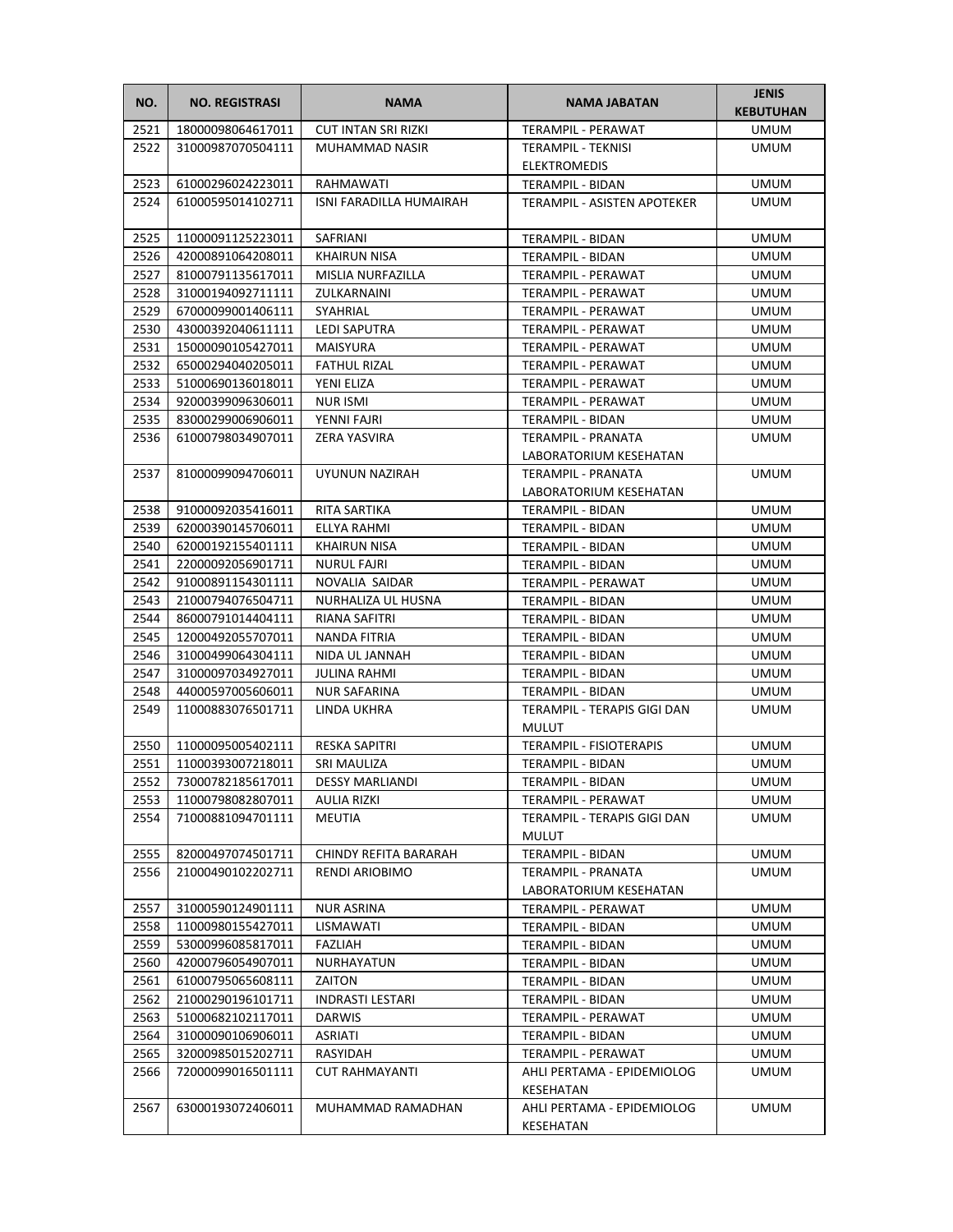| NO. | NO. REGISTRASI | NAMA | NAMA JABATAN | JENIS KEBUTUHAN |
|---|---|---|---|---|
| 2521 | 18000098064617011 | CUT INTAN SRI RIZKI | TERAMPIL - PERAWAT | UMUM |
| 2522 | 31000987070504111 | MUHAMMAD NASIR | TERAMPIL - TEKNISI ELEKTROMEDIS | UMUM |
| 2523 | 61000296024223011 | RAHMAWATI | TERAMPIL - BIDAN | UMUM |
| 2524 | 61000595014102711 | ISNI FARADILLA HUMAIRAH | TERAMPIL - ASISTEN APOTEKER | UMUM |
| 2525 | 11000091125223011 | SAFRIANI | TERAMPIL - BIDAN | UMUM |
| 2526 | 42000891064208011 | KHAIRUN NISA | TERAMPIL - BIDAN | UMUM |
| 2527 | 81000791135617011 | MISLIA NURFAZILLA | TERAMPIL - PERAWAT | UMUM |
| 2528 | 31000194092711111 | ZULKARNAINI | TERAMPIL - PERAWAT | UMUM |
| 2529 | 67000099001406111 | SYAHRIAL | TERAMPIL - PERAWAT | UMUM |
| 2530 | 43000392040611111 | LEDI SAPUTRA | TERAMPIL - PERAWAT | UMUM |
| 2531 | 15000090105427011 | MAISYURA | TERAMPIL - PERAWAT | UMUM |
| 2532 | 65000294040205011 | FATHUL RIZAL | TERAMPIL - PERAWAT | UMUM |
| 2533 | 51000690136018011 | YENI ELIZA | TERAMPIL - PERAWAT | UMUM |
| 2534 | 92000399096306011 | NUR ISMI | TERAMPIL - PERAWAT | UMUM |
| 2535 | 83000299006906011 | YENNI FAJRI | TERAMPIL - BIDAN | UMUM |
| 2536 | 61000798034907011 | ZERA YASVIRA | TERAMPIL - PRANATA LABORATORIUM KESEHATAN | UMUM |
| 2537 | 81000099094706011 | UYUNUN NAZIRAH | TERAMPIL - PRANATA LABORATORIUM KESEHATAN | UMUM |
| 2538 | 91000092035416011 | RITA SARTIKA | TERAMPIL - BIDAN | UMUM |
| 2539 | 62000390145706011 | ELLYA RAHMI | TERAMPIL - BIDAN | UMUM |
| 2540 | 62000192155401111 | KHAIRUN NISA | TERAMPIL - BIDAN | UMUM |
| 2541 | 22000092056901711 | NURUL FAJRI | TERAMPIL - BIDAN | UMUM |
| 2542 | 91000891154301111 | NOVALIA SAIDAR | TERAMPIL - PERAWAT | UMUM |
| 2543 | 21000794076504711 | NURHALIZA UL HUSNA | TERAMPIL - BIDAN | UMUM |
| 2544 | 86000791014404111 | RIANA SAFITRI | TERAMPIL - BIDAN | UMUM |
| 2545 | 12000492055707011 | NANDA FITRIA | TERAMPIL - BIDAN | UMUM |
| 2546 | 31000499064304111 | NIDA UL JANNAH | TERAMPIL - BIDAN | UMUM |
| 2547 | 31000097034927011 | JULINA RAHMI | TERAMPIL - BIDAN | UMUM |
| 2548 | 44000597005606011 | NUR SAFARINA | TERAMPIL - BIDAN | UMUM |
| 2549 | 11000883076501711 | LINDA UKHRA | TERAMPIL - TERAPIS GIGI DAN MULUT | UMUM |
| 2550 | 11000095005402111 | RESKA SAPITRI | TERAMPIL - FISIOTERAPIS | UMUM |
| 2551 | 11000393007218011 | SRI MAULIZA | TERAMPIL - BIDAN | UMUM |
| 2552 | 73000782185617011 | DESSY MARLIANDI | TERAMPIL - BIDAN | UMUM |
| 2553 | 11000798082807011 | AULIA RIZKI | TERAMPIL - PERAWAT | UMUM |
| 2554 | 71000881094701111 | MEUTIA | TERAMPIL - TERAPIS GIGI DAN MULUT | UMUM |
| 2555 | 82000497074501711 | CHINDY REFITA BARARAH | TERAMPIL - BIDAN | UMUM |
| 2556 | 21000490102202711 | RENDI ARIOBIMO | TERAMPIL - PRANATA LABORATORIUM KESEHATAN | UMUM |
| 2557 | 31000590124901111 | NUR ASRINA | TERAMPIL - PERAWAT | UMUM |
| 2558 | 11000980155427011 | LISMAWATI | TERAMPIL - BIDAN | UMUM |
| 2559 | 53000996085817011 | FAZLIAH | TERAMPIL - BIDAN | UMUM |
| 2560 | 42000796054907011 | NURHAYATUN | TERAMPIL - BIDAN | UMUM |
| 2561 | 61000795065608111 | ZAITON | TERAMPIL - BIDAN | UMUM |
| 2562 | 21000290196101711 | INDRASTI LESTARI | TERAMPIL - BIDAN | UMUM |
| 2563 | 51000682102117011 | DARWIS | TERAMPIL - PERAWAT | UMUM |
| 2564 | 31000090106906011 | ASRIATI | TERAMPIL - BIDAN | UMUM |
| 2565 | 32000985015202711 | RASYIDAH | TERAMPIL - PERAWAT | UMUM |
| 2566 | 72000099016501111 | CUT RAHMAYANTI | AHLI PERTAMA - EPIDEMIOLOG KESEHATAN | UMUM |
| 2567 | 63000193072406011 | MUHAMMAD RAMADHAN | AHLI PERTAMA - EPIDEMIOLOG KESEHATAN | UMUM |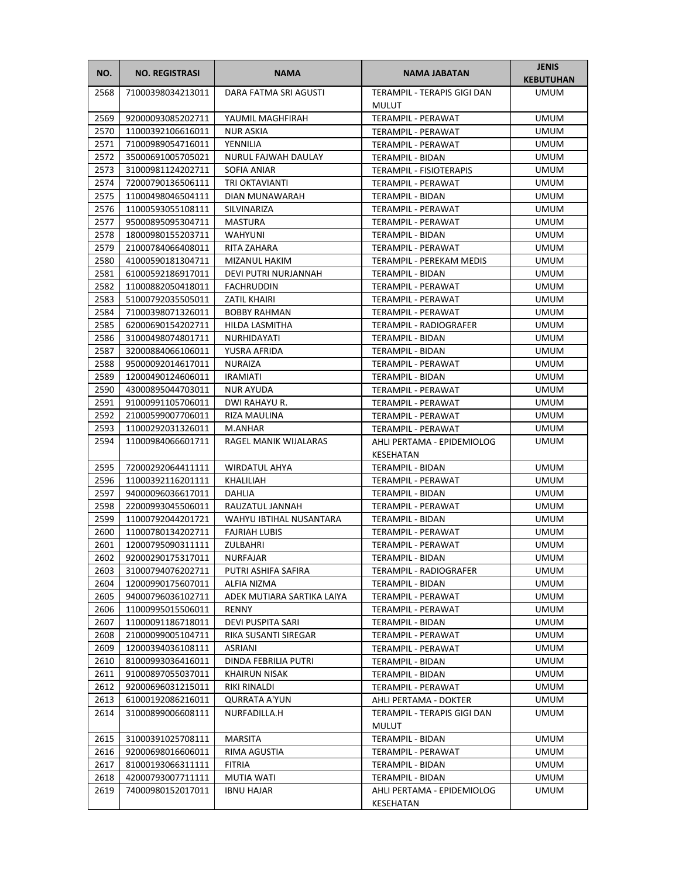| NO. | NO. REGISTRASI | NAMA | NAMA JABATAN | JENIS KEBUTUHAN |
|---|---|---|---|---|
| 2568 | 71000398034213011 | DARA FATMA SRI AGUSTI | TERAMPIL - TERAPIS GIGI DAN MULUT | UMUM |
| 2569 | 92000093085202711 | YAUMIL MAGHFIRAH | TERAMPIL - PERAWAT | UMUM |
| 2570 | 11000392106616011 | NUR ASKIA | TERAMPIL - PERAWAT | UMUM |
| 2571 | 71000989054716011 | YENNILIA | TERAMPIL - PERAWAT | UMUM |
| 2572 | 35000691005705021 | NURUL FAJWAH DAULAY | TERAMPIL - BIDAN | UMUM |
| 2573 | 31000981124202711 | SOFIA ANIAR | TERAMPIL - FISIOTERAPIS | UMUM |
| 2574 | 72000790136506111 | TRI OKTAVIANTI | TERAMPIL - PERAWAT | UMUM |
| 2575 | 11000498046504111 | DIAN MUNAWARAH | TERAMPIL - BIDAN | UMUM |
| 2576 | 11000593055108111 | SILVINARIZA | TERAMPIL - PERAWAT | UMUM |
| 2577 | 95000895095304711 | MASTURA | TERAMPIL - PERAWAT | UMUM |
| 2578 | 18000980155203711 | WAHYUNI | TERAMPIL - BIDAN | UMUM |
| 2579 | 21000784066408011 | RITA ZAHARA | TERAMPIL - PERAWAT | UMUM |
| 2580 | 41000590181304711 | MIZANUL HAKIM | TERAMPIL - PEREKAM MEDIS | UMUM |
| 2581 | 61000592186917011 | DEVI PUTRI NURJANNAH | TERAMPIL - BIDAN | UMUM |
| 2582 | 11000882050418011 | FACHRUDDIN | TERAMPIL - PERAWAT | UMUM |
| 2583 | 51000792035505011 | ZATIL KHAIRI | TERAMPIL - PERAWAT | UMUM |
| 2584 | 71000398071326011 | BOBBY RAHMAN | TERAMPIL - PERAWAT | UMUM |
| 2585 | 62000690154202711 | HILDA LASMITHA | TERAMPIL - RADIOGRAFER | UMUM |
| 2586 | 31000498074801711 | NURHIDAYATI | TERAMPIL - BIDAN | UMUM |
| 2587 | 32000884066106011 | YUSRA AFRIDA | TERAMPIL - BIDAN | UMUM |
| 2588 | 95000092014617011 | NURAIZA | TERAMPIL - PERAWAT | UMUM |
| 2589 | 12000490124606011 | IRAMIATI | TERAMPIL - BIDAN | UMUM |
| 2590 | 43000895044703011 | NUR AYUDA | TERAMPIL - PERAWAT | UMUM |
| 2591 | 91000991105706011 | DWI RAHAYU R. | TERAMPIL - PERAWAT | UMUM |
| 2592 | 21000599007706011 | RIZA MAULINA | TERAMPIL - PERAWAT | UMUM |
| 2593 | 11000292031326011 | M.ANHAR | TERAMPIL - PERAWAT | UMUM |
| 2594 | 11000984066601711 | RAGEL MANIK WIJALARAS | AHLI PERTAMA - EPIDEMIOLOG KESEHATAN | UMUM |
| 2595 | 72000292064411111 | WIRDATUL AHYA | TERAMPIL - BIDAN | UMUM |
| 2596 | 11000392116201111 | KHALILIAH | TERAMPIL - PERAWAT | UMUM |
| 2597 | 94000096036617011 | DAHLIA | TERAMPIL - BIDAN | UMUM |
| 2598 | 22000993045506011 | RAUZATUL JANNAH | TERAMPIL - PERAWAT | UMUM |
| 2599 | 11000792044201721 | WAHYU IBTIHAL NUSANTARA | TERAMPIL - BIDAN | UMUM |
| 2600 | 11000780134202711 | FAJRIAH LUBIS | TERAMPIL - PERAWAT | UMUM |
| 2601 | 12000795090311111 | ZULBAHRI | TERAMPIL - PERAWAT | UMUM |
| 2602 | 92000290175317011 | NURFAJAR | TERAMPIL - BIDAN | UMUM |
| 2603 | 31000794076202711 | PUTRI ASHIFA SAFIRA | TERAMPIL - RADIOGRAFER | UMUM |
| 2604 | 12000990175607011 | ALFIA NIZMA | TERAMPIL - BIDAN | UMUM |
| 2605 | 94000796036102711 | ADEK MUTIARA SARTIKA LAIYA | TERAMPIL - PERAWAT | UMUM |
| 2606 | 11000995015506011 | RENNY | TERAMPIL - PERAWAT | UMUM |
| 2607 | 11000091186718011 | DEVI PUSPITA SARI | TERAMPIL - BIDAN | UMUM |
| 2608 | 21000099005104711 | RIKA SUSANTI SIREGAR | TERAMPIL - PERAWAT | UMUM |
| 2609 | 12000394036108111 | ASRIANI | TERAMPIL - PERAWAT | UMUM |
| 2610 | 81000993036416011 | DINDA FEBRILIA PUTRI | TERAMPIL - BIDAN | UMUM |
| 2611 | 91000897055037011 | KHAIRUN NISAK | TERAMPIL - BIDAN | UMUM |
| 2612 | 92000696031215011 | RIKI RINALDI | TERAMPIL - PERAWAT | UMUM |
| 2613 | 61000192086216011 | QURRATA A'YUN | AHLI PERTAMA - DOKTER | UMUM |
| 2614 | 31000899006608111 | NURFADILLA.H | TERAMPIL - TERAPIS GIGI DAN MULUT | UMUM |
| 2615 | 31000391025708111 | MARSITA | TERAMPIL - BIDAN | UMUM |
| 2616 | 92000698016606011 | RIMA AGUSTIA | TERAMPIL - PERAWAT | UMUM |
| 2617 | 81000193066311111 | FITRIA | TERAMPIL - BIDAN | UMUM |
| 2618 | 42000793007711111 | MUTIA WATI | TERAMPIL - BIDAN | UMUM |
| 2619 | 74000980152017011 | IBNU HAJAR | AHLI PERTAMA - EPIDEMIOLOG KESEHATAN | UMUM |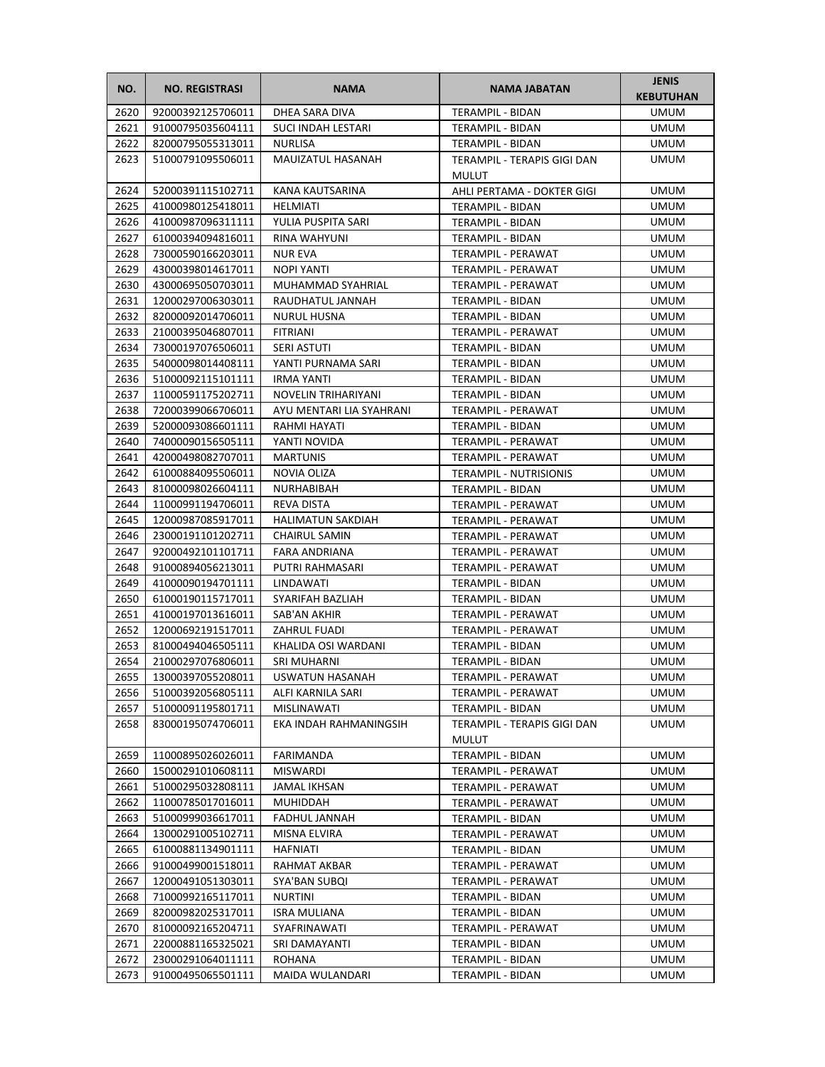| NO. | NO. REGISTRASI | NAMA | NAMA JABATAN | JENIS KEBUTUHAN |
|---|---|---|---|---|
| 2620 | 92000392125706011 | DHEA SARA DIVA | TERAMPIL - BIDAN | UMUM |
| 2621 | 91000795035604111 | SUCI INDAH LESTARI | TERAMPIL - BIDAN | UMUM |
| 2622 | 82000795055313011 | NURLISA | TERAMPIL - BIDAN | UMUM |
| 2623 | 51000791095506011 | MAUIZATUL HASANAH | TERAMPIL - TERAPIS GIGI DAN MULUT | UMUM |
| 2624 | 52000391115102711 | KANA KAUTSARINA | AHLI PERTAMA - DOKTER GIGI | UMUM |
| 2625 | 41000980125418011 | HELMIATI | TERAMPIL - BIDAN | UMUM |
| 2626 | 41000987096311111 | YULIA PUSPITA SARI | TERAMPIL - BIDAN | UMUM |
| 2627 | 61000394094816011 | RINA WAHYUNI | TERAMPIL - BIDAN | UMUM |
| 2628 | 73000590166203011 | NUR EVA | TERAMPIL - PERAWAT | UMUM |
| 2629 | 43000398014617011 | NOPI YANTI | TERAMPIL - PERAWAT | UMUM |
| 2630 | 43000695050703011 | MUHAMMAD SYAHRIAL | TERAMPIL - PERAWAT | UMUM |
| 2631 | 12000297006303011 | RAUDHATUL JANNAH | TERAMPIL - BIDAN | UMUM |
| 2632 | 82000092014706011 | NURUL HUSNA | TERAMPIL - BIDAN | UMUM |
| 2633 | 21000395046807011 | FITRIANI | TERAMPIL - PERAWAT | UMUM |
| 2634 | 73000197076506011 | SERI ASTUTI | TERAMPIL - BIDAN | UMUM |
| 2635 | 54000098014408111 | YANTI PURNAMA SARI | TERAMPIL - BIDAN | UMUM |
| 2636 | 51000092115101111 | IRMA YANTI | TERAMPIL - BIDAN | UMUM |
| 2637 | 11000591175202711 | NOVELIN TRIHARIYANI | TERAMPIL - BIDAN | UMUM |
| 2638 | 72000399066706011 | AYU MENTARI LIA SYAHRANI | TERAMPIL - PERAWAT | UMUM |
| 2639 | 52000093086601111 | RAHMI HAYATI | TERAMPIL - BIDAN | UMUM |
| 2640 | 74000090156505111 | YANTI NOVIDA | TERAMPIL - PERAWAT | UMUM |
| 2641 | 42000498082707011 | MARTUNIS | TERAMPIL - PERAWAT | UMUM |
| 2642 | 61000884095506011 | NOVIA OLIZA | TERAMPIL - NUTRISIONIS | UMUM |
| 2643 | 81000098026604111 | NURHABIBAH | TERAMPIL - BIDAN | UMUM |
| 2644 | 11000991194706011 | REVA DISTA | TERAMPIL - PERAWAT | UMUM |
| 2645 | 12000987085917011 | HALIMATUN SAKDIAH | TERAMPIL - PERAWAT | UMUM |
| 2646 | 23000191101202711 | CHAIRUL SAMIN | TERAMPIL - PERAWAT | UMUM |
| 2647 | 92000492101101711 | FARA ANDRIANA | TERAMPIL - PERAWAT | UMUM |
| 2648 | 91000894056213011 | PUTRI RAHMASARI | TERAMPIL - PERAWAT | UMUM |
| 2649 | 41000090194701111 | LINDAWATI | TERAMPIL - BIDAN | UMUM |
| 2650 | 61000190115717011 | SYARIFAH BAZLIAH | TERAMPIL - BIDAN | UMUM |
| 2651 | 41000197013616011 | SAB'AN AKHIR | TERAMPIL - PERAWAT | UMUM |
| 2652 | 12000692191517011 | ZAHRUL FUADI | TERAMPIL - PERAWAT | UMUM |
| 2653 | 81000494046505111 | KHALIDA OSI WARDANI | TERAMPIL - BIDAN | UMUM |
| 2654 | 21000297076806011 | SRI MUHARNI | TERAMPIL - BIDAN | UMUM |
| 2655 | 13000397055208011 | USWATUN HASANAH | TERAMPIL - PERAWAT | UMUM |
| 2656 | 51000392056805111 | ALFI KARNILA SARI | TERAMPIL - PERAWAT | UMUM |
| 2657 | 51000091195801711 | MISLINAWATI | TERAMPIL - BIDAN | UMUM |
| 2658 | 83000195074706011 | EKA INDAH RAHMANINGSIH | TERAMPIL - TERAPIS GIGI DAN MULUT | UMUM |
| 2659 | 11000895026026011 | FARIMANDA | TERAMPIL - BIDAN | UMUM |
| 2660 | 15000291010608111 | MISWARDI | TERAMPIL - PERAWAT | UMUM |
| 2661 | 51000295032808111 | JAMAL IKHSAN | TERAMPIL - PERAWAT | UMUM |
| 2662 | 11000785017016011 | MUHIDDAH | TERAMPIL - PERAWAT | UMUM |
| 2663 | 51000999036617011 | FADHUL JANNAH | TERAMPIL - BIDAN | UMUM |
| 2664 | 13000291005102711 | MISNA ELVIRA | TERAMPIL - PERAWAT | UMUM |
| 2665 | 61000881134901111 | HAFNIATI | TERAMPIL - BIDAN | UMUM |
| 2666 | 91000499001518011 | RAHMAT AKBAR | TERAMPIL - PERAWAT | UMUM |
| 2667 | 12000491051303011 | SYA'BAN SUBQI | TERAMPIL - PERAWAT | UMUM |
| 2668 | 71000992165117011 | NURTINI | TERAMPIL - BIDAN | UMUM |
| 2669 | 82000982025317011 | ISRA MULIANA | TERAMPIL - BIDAN | UMUM |
| 2670 | 81000092165204711 | SYAFRINAWATI | TERAMPIL - PERAWAT | UMUM |
| 2671 | 22000881165325021 | SRI DAMAYANTI | TERAMPIL - BIDAN | UMUM |
| 2672 | 23000291064011111 | ROHANA | TERAMPIL - BIDAN | UMUM |
| 2673 | 91000495065501111 | MAIDA WULANDARI | TERAMPIL - BIDAN | UMUM |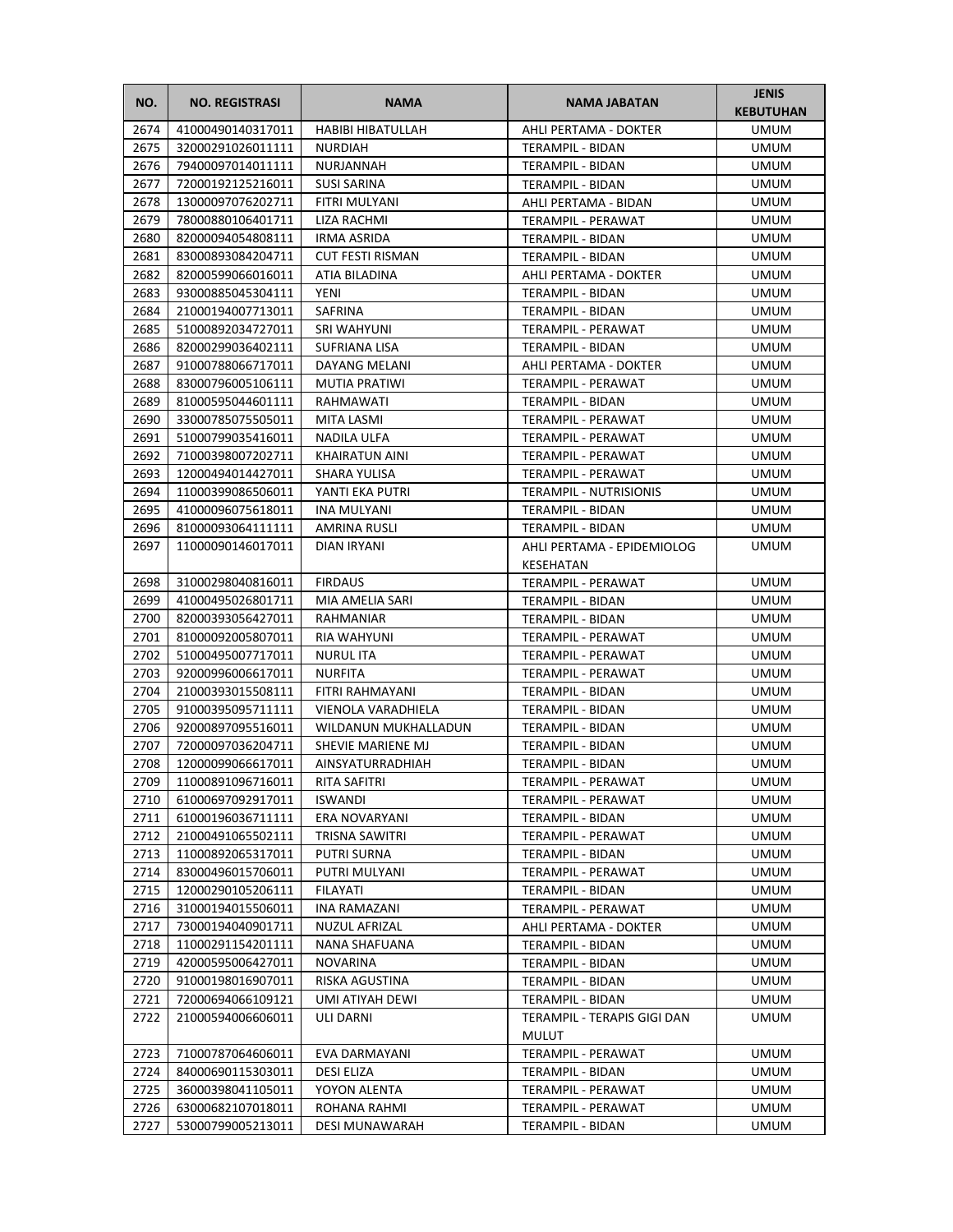| NO. | NO. REGISTRASI | NAMA | NAMA JABATAN | JENIS KEBUTUHAN |
|---|---|---|---|---|
| 2674 | 41000490140317011 | HABIBI HIBATULLAH | AHLI PERTAMA - DOKTER | UMUM |
| 2675 | 32000291026011111 | NURDIAH | TERAMPIL - BIDAN | UMUM |
| 2676 | 79400097014011111 | NURJANNAH | TERAMPIL - BIDAN | UMUM |
| 2677 | 72000192125216011 | SUSI SARINA | TERAMPIL - BIDAN | UMUM |
| 2678 | 13000097076202711 | FITRI MULYANI | AHLI PERTAMA - BIDAN | UMUM |
| 2679 | 78000880106401711 | LIZA RACHMI | TERAMPIL - PERAWAT | UMUM |
| 2680 | 82000094054808111 | IRMA ASRIDA | TERAMPIL - BIDAN | UMUM |
| 2681 | 83000893084204711 | CUT FESTI RISMAN | TERAMPIL - BIDAN | UMUM |
| 2682 | 82000599066016011 | ATIA BILADINA | AHLI PERTAMA - DOKTER | UMUM |
| 2683 | 93000885045304111 | YENI | TERAMPIL - BIDAN | UMUM |
| 2684 | 21000194007713011 | SAFRINA | TERAMPIL - BIDAN | UMUM |
| 2685 | 51000892034727011 | SRI WAHYUNI | TERAMPIL - PERAWAT | UMUM |
| 2686 | 82000299036402111 | SUFRIANA LISA | TERAMPIL - BIDAN | UMUM |
| 2687 | 91000788066717011 | DAYANG MELANI | AHLI PERTAMA - DOKTER | UMUM |
| 2688 | 83000796005106111 | MUTIA PRATIWI | TERAMPIL - PERAWAT | UMUM |
| 2689 | 81000595044601111 | RAHMAWATI | TERAMPIL - BIDAN | UMUM |
| 2690 | 33000785075505011 | MITA LASMI | TERAMPIL - PERAWAT | UMUM |
| 2691 | 51000799035416011 | NADILA ULFA | TERAMPIL - PERAWAT | UMUM |
| 2692 | 71000398007202711 | KHAIRATUN AINI | TERAMPIL - PERAWAT | UMUM |
| 2693 | 12000494014427011 | SHARA YULISA | TERAMPIL - PERAWAT | UMUM |
| 2694 | 11000399086506011 | YANTI EKA PUTRI | TERAMPIL - NUTRISIONIS | UMUM |
| 2695 | 41000096075618011 | INA MULYANI | TERAMPIL - BIDAN | UMUM |
| 2696 | 81000093064111111 | AMRINA RUSLI | TERAMPIL - BIDAN | UMUM |
| 2697 | 11000090146017011 | DIAN IRYANI | AHLI PERTAMA - EPIDEMIOLOG KESEHATAN | UMUM |
| 2698 | 31000298040816011 | FIRDAUS | TERAMPIL - PERAWAT | UMUM |
| 2699 | 41000495026801711 | MIA AMELIA SARI | TERAMPIL - BIDAN | UMUM |
| 2700 | 82000393056427011 | RAHMANIAR | TERAMPIL - BIDAN | UMUM |
| 2701 | 81000092005807011 | RIA WAHYUNI | TERAMPIL - PERAWAT | UMUM |
| 2702 | 51000495007717011 | NURUL ITA | TERAMPIL - PERAWAT | UMUM |
| 2703 | 92000996006617011 | NURFITA | TERAMPIL - PERAWAT | UMUM |
| 2704 | 21000393015508111 | FITRI RAHMAYANI | TERAMPIL - BIDAN | UMUM |
| 2705 | 91000395095711111 | VIENOLA VARADHIELA | TERAMPIL - BIDAN | UMUM |
| 2706 | 92000897095516011 | WILDANUN MUKHALLADUN | TERAMPIL - BIDAN | UMUM |
| 2707 | 72000097036204711 | SHEVIE MARIENE MJ | TERAMPIL - BIDAN | UMUM |
| 2708 | 12000099066617011 | AINSYATURRADHIAH | TERAMPIL - BIDAN | UMUM |
| 2709 | 11000891096716011 | RITA SAFITRI | TERAMPIL - PERAWAT | UMUM |
| 2710 | 61000697092917011 | ISWANDI | TERAMPIL - PERAWAT | UMUM |
| 2711 | 61000196036711111 | ERA NOVARYANI | TERAMPIL - BIDAN | UMUM |
| 2712 | 21000491065502111 | TRISNA SAWITRI | TERAMPIL - PERAWAT | UMUM |
| 2713 | 11000892065317011 | PUTRI SURNA | TERAMPIL - BIDAN | UMUM |
| 2714 | 83000496015706011 | PUTRI MULYANI | TERAMPIL - PERAWAT | UMUM |
| 2715 | 12000290105206111 | FILAYATI | TERAMPIL - BIDAN | UMUM |
| 2716 | 31000194015506011 | INA RAMAZANI | TERAMPIL - PERAWAT | UMUM |
| 2717 | 73000194040901711 | NUZUL AFRIZAL | AHLI PERTAMA - DOKTER | UMUM |
| 2718 | 11000291154201111 | NANA SHAFUANA | TERAMPIL - BIDAN | UMUM |
| 2719 | 42000595006427011 | NOVARINA | TERAMPIL - BIDAN | UMUM |
| 2720 | 91000198016907011 | RISKA AGUSTINA | TERAMPIL - BIDAN | UMUM |
| 2721 | 72000694066109121 | UMI ATIYAH DEWI | TERAMPIL - BIDAN | UMUM |
| 2722 | 21000594006606011 | ULI DARNI | TERAMPIL - TERAPIS GIGI DAN MULUT | UMUM |
| 2723 | 71000787064606011 | EVA DARMAYANI | TERAMPIL - PERAWAT | UMUM |
| 2724 | 84000690115303011 | DESI ELIZA | TERAMPIL - BIDAN | UMUM |
| 2725 | 36000398041105011 | YOYON ALENTA | TERAMPIL - PERAWAT | UMUM |
| 2726 | 63000682107018011 | ROHANA RAHMI | TERAMPIL - PERAWAT | UMUM |
| 2727 | 53000799005213011 | DESI MUNAWARAH | TERAMPIL - BIDAN | UMUM |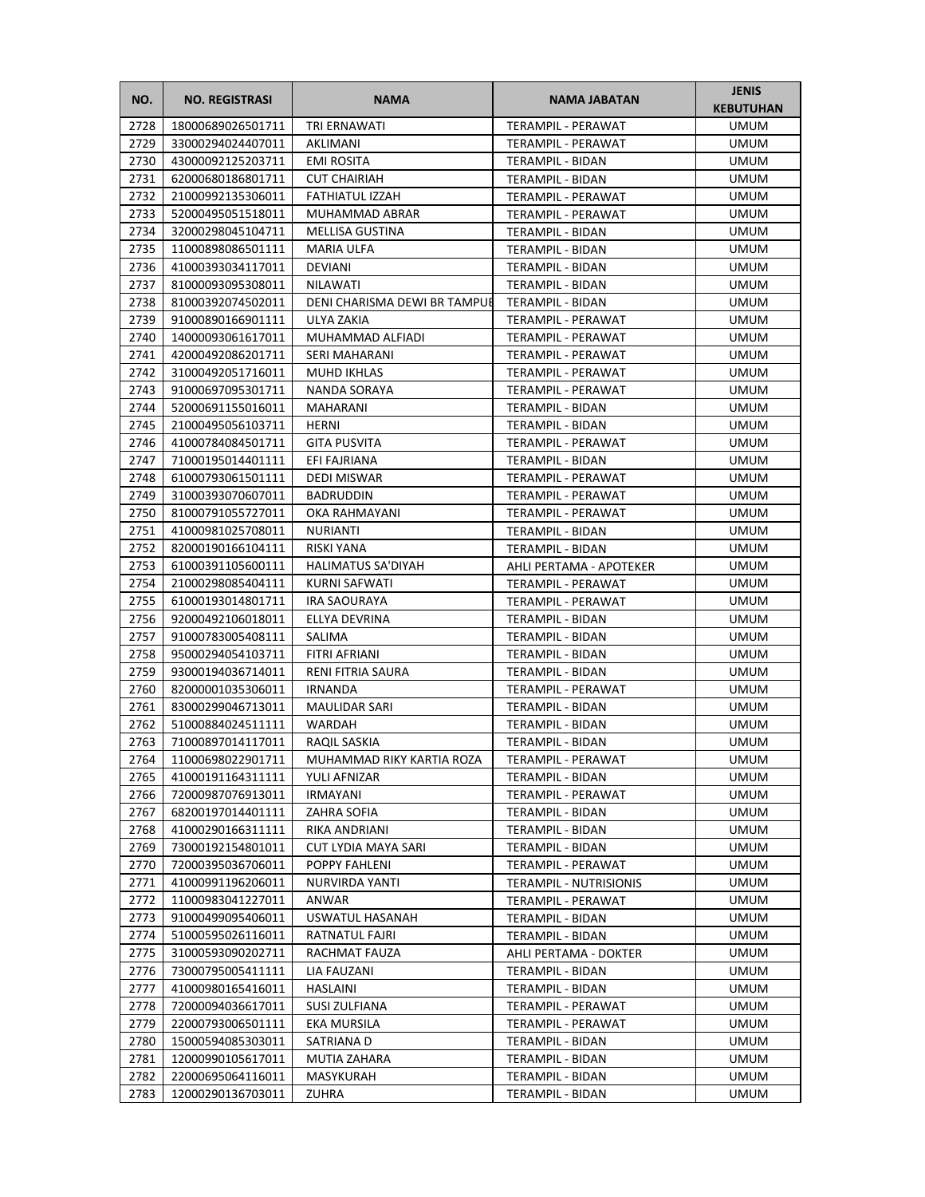| NO. | NO. REGISTRASI | NAMA | NAMA JABATAN | JENIS KEBUTUHAN |
|---|---|---|---|---|
| 2728 | 18000689026501711 | TRI ERNAWATI | TERAMPIL - PERAWAT | UMUM |
| 2729 | 33000294024407011 | AKLIMANI | TERAMPIL - PERAWAT | UMUM |
| 2730 | 43000092125203711 | EMI ROSITA | TERAMPIL - BIDAN | UMUM |
| 2731 | 62000680186801711 | CUT CHAIRIAH | TERAMPIL - BIDAN | UMUM |
| 2732 | 21000992135306011 | FATHIATUL IZZAH | TERAMPIL - PERAWAT | UMUM |
| 2733 | 52000495051518011 | MUHAMMAD ABRAR | TERAMPIL - PERAWAT | UMUM |
| 2734 | 32000298045104711 | MELLISA GUSTINA | TERAMPIL - BIDAN | UMUM |
| 2735 | 11000898086501111 | MARIA ULFA | TERAMPIL - BIDAN | UMUM |
| 2736 | 41000393034117011 | DEVIANI | TERAMPIL - BIDAN | UMUM |
| 2737 | 81000093095308011 | NILAWATI | TERAMPIL - BIDAN | UMUM |
| 2738 | 81000392074502011 | DENI CHARISMA DEWI BR TAMPUB | TERAMPIL - BIDAN | UMUM |
| 2739 | 91000890166901111 | ULYA ZAKIA | TERAMPIL - PERAWAT | UMUM |
| 2740 | 14000093061617011 | MUHAMMAD ALFIADI | TERAMPIL - PERAWAT | UMUM |
| 2741 | 42000492086201711 | SERI MAHARANI | TERAMPIL - PERAWAT | UMUM |
| 2742 | 31000492051716011 | MUHD IKHLAS | TERAMPIL - PERAWAT | UMUM |
| 2743 | 91000697095301711 | NANDA SORAYA | TERAMPIL - PERAWAT | UMUM |
| 2744 | 52000691155016011 | MAHARANI | TERAMPIL - BIDAN | UMUM |
| 2745 | 21000495056103711 | HERNI | TERAMPIL - BIDAN | UMUM |
| 2746 | 41000784084501711 | GITA PUSVITA | TERAMPIL - PERAWAT | UMUM |
| 2747 | 71000195014401111 | EFI FAJRIANA | TERAMPIL - BIDAN | UMUM |
| 2748 | 61000793061501111 | DEDI MISWAR | TERAMPIL - PERAWAT | UMUM |
| 2749 | 31000393070607011 | BADRUDDIN | TERAMPIL - PERAWAT | UMUM |
| 2750 | 81000791055727011 | OKA RAHMAYANI | TERAMPIL - PERAWAT | UMUM |
| 2751 | 41000981025708011 | NURIANTI | TERAMPIL - BIDAN | UMUM |
| 2752 | 82000190166104111 | RISKI YANA | TERAMPIL - BIDAN | UMUM |
| 2753 | 61000391105600111 | HALIMATUS SA'DIYAH | AHLI PERTAMA - APOTEKER | UMUM |
| 2754 | 21000298085404111 | KURNI SAFWATI | TERAMPIL - PERAWAT | UMUM |
| 2755 | 61000193014801711 | IRA SAOURAYA | TERAMPIL - PERAWAT | UMUM |
| 2756 | 92000492106018011 | ELLYA DEVRINA | TERAMPIL - BIDAN | UMUM |
| 2757 | 91000783005408111 | SALIMA | TERAMPIL - BIDAN | UMUM |
| 2758 | 95000294054103711 | FITRI AFRIANI | TERAMPIL - BIDAN | UMUM |
| 2759 | 93000194036714011 | RENI FITRIA SAURA | TERAMPIL - BIDAN | UMUM |
| 2760 | 82000001035306011 | IRNANDA | TERAMPIL - PERAWAT | UMUM |
| 2761 | 83000299046713011 | MAULIDAR SARI | TERAMPIL - BIDAN | UMUM |
| 2762 | 51000884024511111 | WARDAH | TERAMPIL - BIDAN | UMUM |
| 2763 | 71000897014117011 | RAQIL SASKIA | TERAMPIL - BIDAN | UMUM |
| 2764 | 11000698022901711 | MUHAMMAD RIKY KARTIA ROZA | TERAMPIL - PERAWAT | UMUM |
| 2765 | 41000191164311111 | YULI AFNIZAR | TERAMPIL - BIDAN | UMUM |
| 2766 | 72000987076913011 | IRMAYANI | TERAMPIL - PERAWAT | UMUM |
| 2767 | 68200197014401111 | ZAHRA SOFIA | TERAMPIL - BIDAN | UMUM |
| 2768 | 41000290166311111 | RIKA ANDRIANI | TERAMPIL - BIDAN | UMUM |
| 2769 | 73000192154801011 | CUT LYDIA MAYA SARI | TERAMPIL - BIDAN | UMUM |
| 2770 | 72000395036706011 | POPPY FAHLENI | TERAMPIL - PERAWAT | UMUM |
| 2771 | 41000991196206011 | NURVIRDA YANTI | TERAMPIL - NUTRISIONIS | UMUM |
| 2772 | 11000983041227011 | ANWAR | TERAMPIL - PERAWAT | UMUM |
| 2773 | 91000499095406011 | USWATUL HASANAH | TERAMPIL - BIDAN | UMUM |
| 2774 | 51000595026116011 | RATNATUL FAJRI | TERAMPIL - BIDAN | UMUM |
| 2775 | 31000593090202711 | RACHMAT FAUZA | AHLI PERTAMA - DOKTER | UMUM |
| 2776 | 73000795005411111 | LIA FAUZANI | TERAMPIL - BIDAN | UMUM |
| 2777 | 41000980165416011 | HASLAINI | TERAMPIL - BIDAN | UMUM |
| 2778 | 72000094036617011 | SUSI ZULFIANA | TERAMPIL - PERAWAT | UMUM |
| 2779 | 22000793006501111 | EKA MURSILA | TERAMPIL - PERAWAT | UMUM |
| 2780 | 15000594085303011 | SATRIANA D | TERAMPIL - BIDAN | UMUM |
| 2781 | 12000990105617011 | MUTIA ZAHARA | TERAMPIL - BIDAN | UMUM |
| 2782 | 22000695064116011 | MASYKURAH | TERAMPIL - BIDAN | UMUM |
| 2783 | 12000290136703011 | ZUHRA | TERAMPIL - BIDAN | UMUM |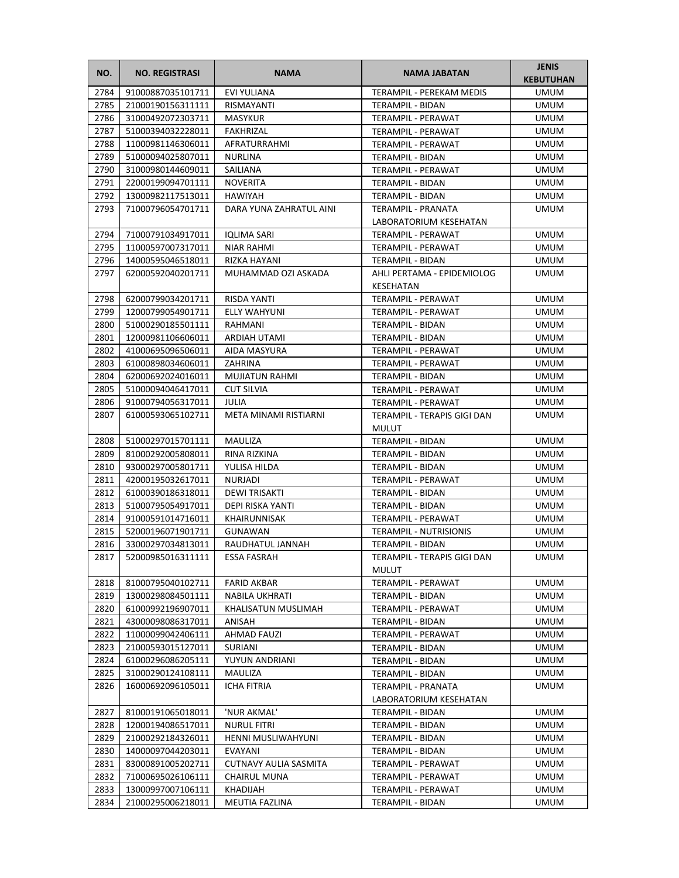| NO. | NO. REGISTRASI | NAMA | NAMA JABATAN | JENIS KEBUTUHAN |
|---|---|---|---|---|
| 2784 | 91000887035101711 | EVI YULIANA | TERAMPIL - PEREKAM MEDIS | UMUM |
| 2785 | 21000190156311111 | RISMAYANTI | TERAMPIL - BIDAN | UMUM |
| 2786 | 31000492072303711 | MASYKUR | TERAMPIL - PERAWAT | UMUM |
| 2787 | 51000394032228011 | FAKHRIZAL | TERAMPIL - PERAWAT | UMUM |
| 2788 | 11000981146306011 | AFRATURRAHMI | TERAMPIL - PERAWAT | UMUM |
| 2789 | 51000094025807011 | NURLINA | TERAMPIL - BIDAN | UMUM |
| 2790 | 31000980144609011 | SAILIANA | TERAMPIL - PERAWAT | UMUM |
| 2791 | 22000199094701111 | NOVERITA | TERAMPIL - BIDAN | UMUM |
| 2792 | 13000982117513011 | HAWIYAH | TERAMPIL - BIDAN | UMUM |
| 2793 | 71000796054701711 | DARA YUNA ZAHRATUL AINI | TERAMPIL - PRANATA LABORATORIUM KESEHATAN | UMUM |
| 2794 | 71000791034917011 | IQLIMA SARI | TERAMPIL - PERAWAT | UMUM |
| 2795 | 11000597007317011 | NIAR RAHMI | TERAMPIL - PERAWAT | UMUM |
| 2796 | 14000595046518011 | RIZKA HAYANI | TERAMPIL - BIDAN | UMUM |
| 2797 | 62000592040201711 | MUHAMMAD OZI ASKADA | AHLI PERTAMA - EPIDEMIOLOG KESEHATAN | UMUM |
| 2798 | 62000799034201711 | RISDA YANTI | TERAMPIL - PERAWAT | UMUM |
| 2799 | 12000799054901711 | ELLY WAHYUNI | TERAMPIL - PERAWAT | UMUM |
| 2800 | 51000290185501111 | RAHMANI | TERAMPIL - BIDAN | UMUM |
| 2801 | 12000981106606011 | ARDIAH UTAMI | TERAMPIL - BIDAN | UMUM |
| 2802 | 41000695096506011 | AIDA MASYURA | TERAMPIL - PERAWAT | UMUM |
| 2803 | 61000898034606011 | ZAHRINA | TERAMPIL - PERAWAT | UMUM |
| 2804 | 62000692024016011 | MUJIATUN RAHMI | TERAMPIL - BIDAN | UMUM |
| 2805 | 51000094046417011 | CUT SILVIA | TERAMPIL - PERAWAT | UMUM |
| 2806 | 91000794056317011 | JULIA | TERAMPIL - PERAWAT | UMUM |
| 2807 | 61000593065102711 | META MINAMI RISTIARNI | TERAMPIL - TERAPIS GIGI DAN MULUT | UMUM |
| 2808 | 51000297015701111 | MAULIZA | TERAMPIL - BIDAN | UMUM |
| 2809 | 81000292005808011 | RINA RIZKINA | TERAMPIL - BIDAN | UMUM |
| 2810 | 93000297005801711 | YULISA HILDA | TERAMPIL - BIDAN | UMUM |
| 2811 | 42000195032617011 | NURJADI | TERAMPIL - PERAWAT | UMUM |
| 2812 | 61000390186318011 | DEWI TRISAKTI | TERAMPIL - BIDAN | UMUM |
| 2813 | 51000795054917011 | DEPI RISKA YANTI | TERAMPIL - BIDAN | UMUM |
| 2814 | 91000591014716011 | KHAIRUNNISAK | TERAMPIL - PERAWAT | UMUM |
| 2815 | 52000196071901711 | GUNAWAN | TERAMPIL - NUTRISIONIS | UMUM |
| 2816 | 33000297034813011 | RAUDHATUL JANNAH | TERAMPIL - BIDAN | UMUM |
| 2817 | 52000985016311111 | ESSA FASRAH | TERAMPIL - TERAPIS GIGI DAN MULUT | UMUM |
| 2818 | 81000795040102711 | FARID AKBAR | TERAMPIL - PERAWAT | UMUM |
| 2819 | 13000298084501111 | NABILA UKHRATI | TERAMPIL - BIDAN | UMUM |
| 2820 | 61000992196907011 | KHALISATUN MUSLIMAH | TERAMPIL - PERAWAT | UMUM |
| 2821 | 43000098086317011 | ANISAH | TERAMPIL - BIDAN | UMUM |
| 2822 | 11000099042406111 | AHMAD FAUZI | TERAMPIL - PERAWAT | UMUM |
| 2823 | 21000593015127011 | SURIANI | TERAMPIL - BIDAN | UMUM |
| 2824 | 61000296086205111 | YUYUN ANDRIANI | TERAMPIL - BIDAN | UMUM |
| 2825 | 31000290124108111 | MAULIZA | TERAMPIL - BIDAN | UMUM |
| 2826 | 16000692096105011 | ICHA FITRIA | TERAMPIL - PRANATA LABORATORIUM KESEHATAN | UMUM |
| 2827 | 81000191065018011 | 'NUR AKMAL' | TERAMPIL - BIDAN | UMUM |
| 2828 | 12000194086517011 | NURUL FITRI | TERAMPIL - BIDAN | UMUM |
| 2829 | 21000292184326011 | HENNI MUSLIWAHYUNI | TERAMPIL - BIDAN | UMUM |
| 2830 | 14000097044203011 | EVAYANI | TERAMPIL - BIDAN | UMUM |
| 2831 | 83000891005202711 | CUTNAVY AULIA SASMITA | TERAMPIL - PERAWAT | UMUM |
| 2832 | 71000695026106111 | CHAIRUL MUNA | TERAMPIL - PERAWAT | UMUM |
| 2833 | 13000997007106111 | KHADIJAH | TERAMPIL - PERAWAT | UMUM |
| 2834 | 21000295006218011 | MEUTIA FAZLINA | TERAMPIL - BIDAN | UMUM |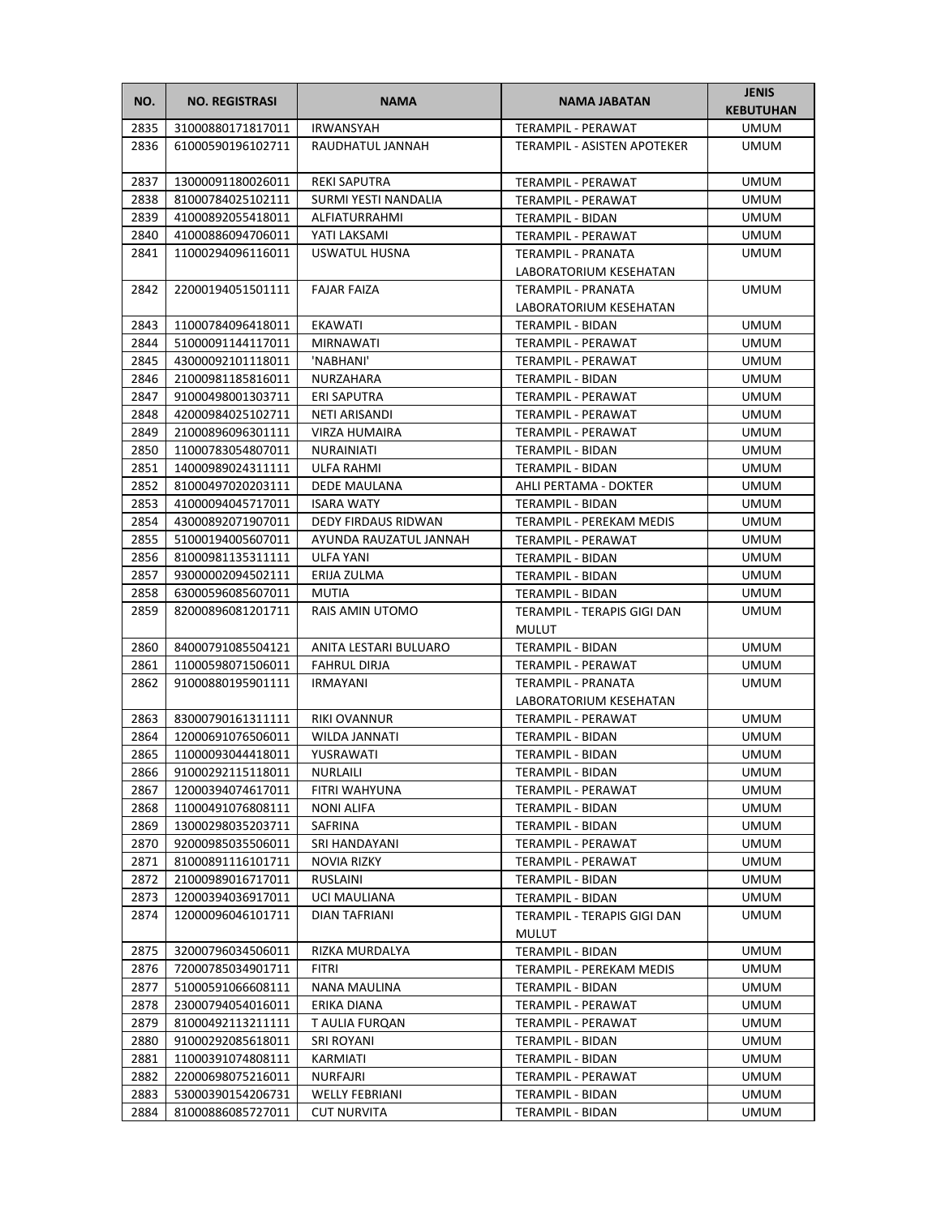| NO. | NO. REGISTRASI | NAMA | NAMA JABATAN | JENIS KEBUTUHAN |
|---|---|---|---|---|
| 2835 | 31000880171817011 | IRWANSYAH | TERAMPIL - PERAWAT | UMUM |
| 2836 | 61000590196102711 | RAUDHATUL JANNAH | TERAMPIL - ASISTEN APOTEKER | UMUM |
| 2837 | 13000091180026011 | REKI SAPUTRA | TERAMPIL - PERAWAT | UMUM |
| 2838 | 81000784025102111 | SURMI YESTI NANDALIA | TERAMPIL - PERAWAT | UMUM |
| 2839 | 41000892055418011 | ALFIATURRAHMI | TERAMPIL - BIDAN | UMUM |
| 2840 | 41000886094706011 | YATI LAKSAMI | TERAMPIL - PERAWAT | UMUM |
| 2841 | 11000294096116011 | USWATUL HUSNA | TERAMPIL - PRANATA LABORATORIUM KESEHATAN | UMUM |
| 2842 | 22000194051501111 | FAJAR FAIZA | TERAMPIL - PRANATA LABORATORIUM KESEHATAN | UMUM |
| 2843 | 11000784096418011 | EKAWATI | TERAMPIL - BIDAN | UMUM |
| 2844 | 51000091144117011 | MIRNAWATI | TERAMPIL - PERAWAT | UMUM |
| 2845 | 43000092101118011 | 'NABHANI' | TERAMPIL - PERAWAT | UMUM |
| 2846 | 21000981185816011 | NURZAHARA | TERAMPIL - BIDAN | UMUM |
| 2847 | 91000498001303711 | ERI SAPUTRA | TERAMPIL - PERAWAT | UMUM |
| 2848 | 42000984025102711 | NETI ARISANDI | TERAMPIL - PERAWAT | UMUM |
| 2849 | 21000896096301111 | VIRZA HUMAIRA | TERAMPIL - PERAWAT | UMUM |
| 2850 | 11000783054807011 | NURAINIATI | TERAMPIL - BIDAN | UMUM |
| 2851 | 14000989024311111 | ULFA RAHMI | TERAMPIL - BIDAN | UMUM |
| 2852 | 81000497020203111 | DEDE MAULANA | AHLI PERTAMA - DOKTER | UMUM |
| 2853 | 41000094045717011 | ISARA WATY | TERAMPIL - BIDAN | UMUM |
| 2854 | 43000892071907011 | DEDY FIRDAUS RIDWAN | TERAMPIL - PEREKAM MEDIS | UMUM |
| 2855 | 51000194005607011 | AYUNDA RAUZATUL JANNAH | TERAMPIL - PERAWAT | UMUM |
| 2856 | 81000981135311111 | ULFA YANI | TERAMPIL - BIDAN | UMUM |
| 2857 | 93000002094502111 | ERIJA ZULMA | TERAMPIL - BIDAN | UMUM |
| 2858 | 63000596085607011 | MUTIA | TERAMPIL - BIDAN | UMUM |
| 2859 | 82000896081201711 | RAIS AMIN UTOMO | TERAMPIL - TERAPIS GIGI DAN MULUT | UMUM |
| 2860 | 84000791085504121 | ANITA LESTARI BULUARO | TERAMPIL - BIDAN | UMUM |
| 2861 | 11000598071506011 | FAHRUL DIRJA | TERAMPIL - PERAWAT | UMUM |
| 2862 | 91000880195901111 | IRMAYANI | TERAMPIL - PRANATA LABORATORIUM KESEHATAN | UMUM |
| 2863 | 83000790161311111 | RIKI OVANNUR | TERAMPIL - PERAWAT | UMUM |
| 2864 | 12000691076506011 | WILDA JANNATI | TERAMPIL - BIDAN | UMUM |
| 2865 | 11000093044418011 | YUSRAWATI | TERAMPIL - BIDAN | UMUM |
| 2866 | 91000292115118011 | NURLAILI | TERAMPIL - BIDAN | UMUM |
| 2867 | 12000394074617011 | FITRI WAHYUNA | TERAMPIL - PERAWAT | UMUM |
| 2868 | 11000491076808111 | NONI ALIFA | TERAMPIL - BIDAN | UMUM |
| 2869 | 13000298035203711 | SAFRINA | TERAMPIL - BIDAN | UMUM |
| 2870 | 92000985035506011 | SRI HANDAYANI | TERAMPIL - PERAWAT | UMUM |
| 2871 | 81000891116101711 | NOVIA RIZKY | TERAMPIL - PERAWAT | UMUM |
| 2872 | 21000989016717011 | RUSLAINI | TERAMPIL - BIDAN | UMUM |
| 2873 | 12000394036917011 | UCI MAULIANA | TERAMPIL - BIDAN | UMUM |
| 2874 | 12000096046101711 | DIAN TAFRIANI | TERAMPIL - TERAPIS GIGI DAN MULUT | UMUM |
| 2875 | 32000796034506011 | RIZKA MURDALYA | TERAMPIL - BIDAN | UMUM |
| 2876 | 72000785034901711 | FITRI | TERAMPIL - PEREKAM MEDIS | UMUM |
| 2877 | 51000591066608111 | NANA MAULINA | TERAMPIL - BIDAN | UMUM |
| 2878 | 23000794054016011 | ERIKA DIANA | TERAMPIL - PERAWAT | UMUM |
| 2879 | 81000492113211111 | T AULIA FURQAN | TERAMPIL - PERAWAT | UMUM |
| 2880 | 91000292085618011 | SRI ROYANI | TERAMPIL - BIDAN | UMUM |
| 2881 | 11000391074808111 | KARMIATI | TERAMPIL - BIDAN | UMUM |
| 2882 | 22000698075216011 | NURFAJRI | TERAMPIL - PERAWAT | UMUM |
| 2883 | 53000390154206731 | WELLY FEBRIANI | TERAMPIL - BIDAN | UMUM |
| 2884 | 81000886085727011 | CUT NURVITA | TERAMPIL - BIDAN | UMUM |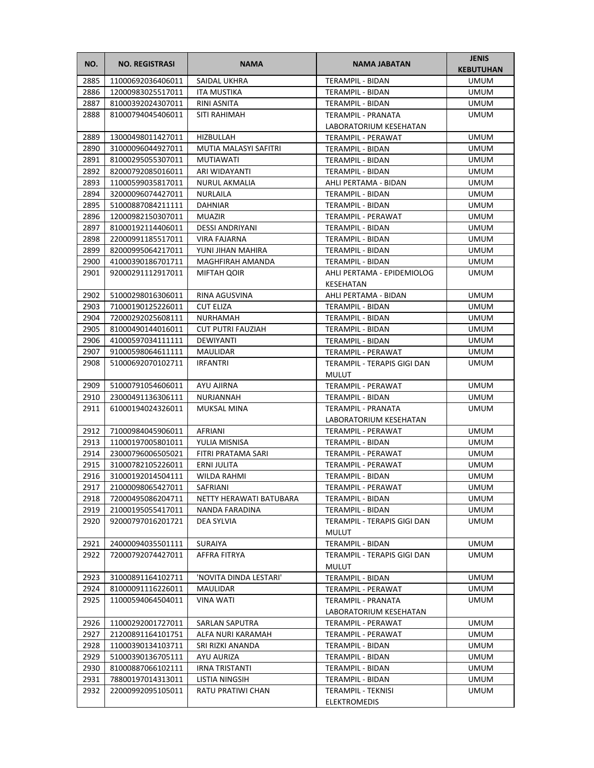| NO. | NO. REGISTRASI | NAMA | NAMA JABATAN | JENIS KEBUTUHAN |
|---|---|---|---|---|
| 2885 | 11000692036406011 | SAIDAL UKHRA | TERAMPIL - BIDAN | UMUM |
| 2886 | 12000983025517011 | ITA MUSTIKA | TERAMPIL - BIDAN | UMUM |
| 2887 | 81000392024307011 | RINI ASNITA | TERAMPIL - BIDAN | UMUM |
| 2888 | 81000794045406011 | SITI RAHIMAH | TERAMPIL - PRANATA LABORATORIUM KESEHATAN | UMUM |
| 2889 | 13000498011427011 | HIZBULLAH | TERAMPIL - PERAWAT | UMUM |
| 2890 | 31000096044927011 | MUTIA MALASYI SAFITRI | TERAMPIL - BIDAN | UMUM |
| 2891 | 81000295055307011 | MUTIAWATI | TERAMPIL - BIDAN | UMUM |
| 2892 | 82000792085016011 | ARI WIDAYANTI | TERAMPIL - BIDAN | UMUM |
| 2893 | 11000599035817011 | NURUL AKMALIA | AHLI PERTAMA - BIDAN | UMUM |
| 2894 | 32000096074427011 | NURLAILA | TERAMPIL - BIDAN | UMUM |
| 2895 | 51000887084211111 | DAHNIAR | TERAMPIL - BIDAN | UMUM |
| 2896 | 12000982150307011 | MUAZIR | TERAMPIL - PERAWAT | UMUM |
| 2897 | 81000192114406011 | DESSI ANDRIYANI | TERAMPIL - BIDAN | UMUM |
| 2898 | 22000991185517011 | VIRA FAJARNA | TERAMPIL - BIDAN | UMUM |
| 2899 | 82000995064217011 | YUNI JIHAN MAHIRA | TERAMPIL - BIDAN | UMUM |
| 2900 | 41000390186701711 | MAGHFIRAH AMANDA | TERAMPIL - BIDAN | UMUM |
| 2901 | 92000291112917011 | MIFTAH QOIR | AHLI PERTAMA - EPIDEMIOLOG KESEHATAN | UMUM |
| 2902 | 51000298016306011 | RINA AGUSVINA | AHLI PERTAMA - BIDAN | UMUM |
| 2903 | 71000190125226011 | CUT ELIZA | TERAMPIL - BIDAN | UMUM |
| 2904 | 72000292025608111 | NURHAMAH | TERAMPIL - BIDAN | UMUM |
| 2905 | 81000490144016011 | CUT PUTRI FAUZIAH | TERAMPIL - BIDAN | UMUM |
| 2906 | 41000597034111111 | DEWIYANTI | TERAMPIL - BIDAN | UMUM |
| 2907 | 91000598064611111 | MAULIDAR | TERAMPIL - PERAWAT | UMUM |
| 2908 | 51000692070102711 | IRFANTRI | TERAMPIL - TERAPIS GIGI DAN MULUT | UMUM |
| 2909 | 51000791054606011 | AYU AJIRNA | TERAMPIL - PERAWAT | UMUM |
| 2910 | 23000491136306111 | NURJANNAH | TERAMPIL - BIDAN | UMUM |
| 2911 | 61000194024326011 | MUKSAL MINA | TERAMPIL - PRANATA LABORATORIUM KESEHATAN | UMUM |
| 2912 | 71000984045906011 | AFRIANI | TERAMPIL - PERAWAT | UMUM |
| 2913 | 11000197005801011 | YULIA MISNISA | TERAMPIL - BIDAN | UMUM |
| 2914 | 23000796006505021 | FITRI PRATAMA SARI | TERAMPIL - PERAWAT | UMUM |
| 2915 | 31000782105226011 | ERNI JULITA | TERAMPIL - PERAWAT | UMUM |
| 2916 | 31000192014504111 | WILDA RAHMI | TERAMPIL - BIDAN | UMUM |
| 2917 | 21000098065427011 | SAFRIANI | TERAMPIL - PERAWAT | UMUM |
| 2918 | 72000495086204711 | NETTY HERAWATI BATUBARA | TERAMPIL - BIDAN | UMUM |
| 2919 | 21000195055417011 | NANDA FARADINA | TERAMPIL - BIDAN | UMUM |
| 2920 | 92000797016201721 | DEA SYLVIA | TERAMPIL - TERAPIS GIGI DAN MULUT | UMUM |
| 2921 | 24000094035501111 | SURAIYA | TERAMPIL - BIDAN | UMUM |
| 2922 | 72000792074427011 | AFFRA FITRYA | TERAMPIL - TERAPIS GIGI DAN MULUT | UMUM |
| 2923 | 31000891164102711 | 'NOVITA DINDA LESTARI' | TERAMPIL - BIDAN | UMUM |
| 2924 | 81000091116226011 | MAULIDAR | TERAMPIL - PERAWAT | UMUM |
| 2925 | 11000594064504011 | VINA WATI | TERAMPIL - PRANATA LABORATORIUM KESEHATAN | UMUM |
| 2926 | 11000292001727011 | SARLAN SAPUTRA | TERAMPIL - PERAWAT | UMUM |
| 2927 | 21200891164101751 | ALFA NURI KARAMAH | TERAMPIL - PERAWAT | UMUM |
| 2928 | 11000390134103711 | SRI RIZKI ANANDA | TERAMPIL - BIDAN | UMUM |
| 2929 | 51000390136705111 | AYU AURIZA | TERAMPIL - BIDAN | UMUM |
| 2930 | 81000887066102111 | IRNA TRISTANTI | TERAMPIL - BIDAN | UMUM |
| 2931 | 78800197014313011 | LISTIA NINGSIH | TERAMPIL - BIDAN | UMUM |
| 2932 | 22000992095105011 | RATU PRATIWI CHAN | TERAMPIL - TEKNISI ELEKTROMEDIS | UMUM |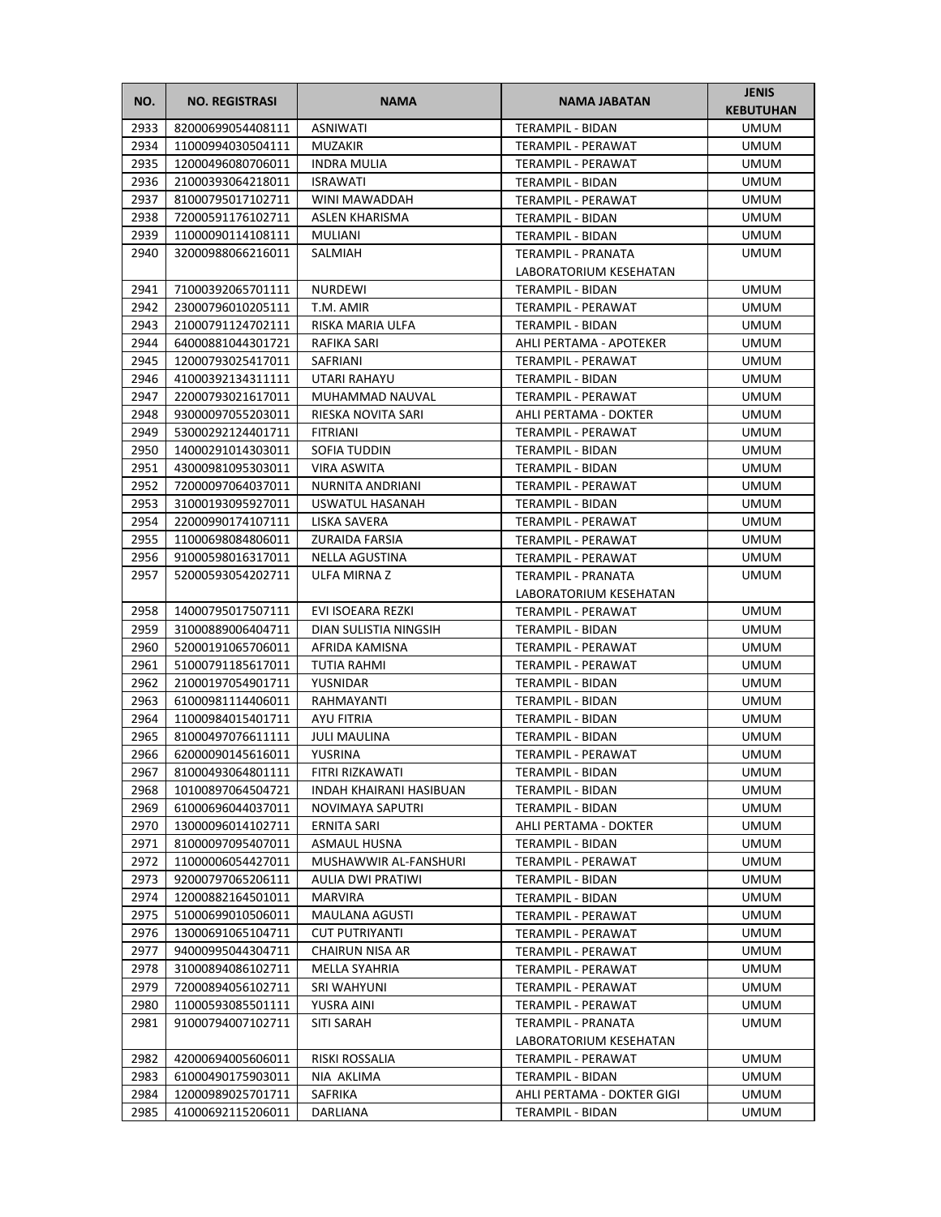| NO. | NO. REGISTRASI | NAMA | NAMA JABATAN | JENIS KEBUTUHAN |
|---|---|---|---|---|
| 2933 | 82000699054408111 | ASNIWATI | TERAMPIL - BIDAN | UMUM |
| 2934 | 11000994030504111 | MUZAKIR | TERAMPIL - PERAWAT | UMUM |
| 2935 | 12000496080706011 | INDRA MULIA | TERAMPIL - PERAWAT | UMUM |
| 2936 | 21000393064218011 | ISRAWATI | TERAMPIL - BIDAN | UMUM |
| 2937 | 81000795017102711 | WINI MAWADDAH | TERAMPIL - PERAWAT | UMUM |
| 2938 | 72000591176102711 | ASLEN KHARISMA | TERAMPIL - BIDAN | UMUM |
| 2939 | 11000090114108111 | MULIANI | TERAMPIL - BIDAN | UMUM |
| 2940 | 32000988066216011 | SALMIAH | TERAMPIL - PRANATA LABORATORIUM KESEHATAN | UMUM |
| 2941 | 71000392065701111 | NURDEWI | TERAMPIL - BIDAN | UMUM |
| 2942 | 23000796010205111 | T.M. AMIR | TERAMPIL - PERAWAT | UMUM |
| 2943 | 21000791124702111 | RISKA MARIA ULFA | TERAMPIL - BIDAN | UMUM |
| 2944 | 64000881044301721 | RAFIKA SARI | AHLI PERTAMA - APOTEKER | UMUM |
| 2945 | 12000793025417011 | SAFRIANI | TERAMPIL - PERAWAT | UMUM |
| 2946 | 41000392134311111 | UTARI RAHAYU | TERAMPIL - BIDAN | UMUM |
| 2947 | 22000793021617011 | MUHAMMAD NAUVAL | TERAMPIL - PERAWAT | UMUM |
| 2948 | 93000097055203011 | RIESKA NOVITA SARI | AHLI PERTAMA - DOKTER | UMUM |
| 2949 | 53000292124401711 | FITRIANI | TERAMPIL - PERAWAT | UMUM |
| 2950 | 14000291014303011 | SOFIA TUDDIN | TERAMPIL - BIDAN | UMUM |
| 2951 | 43000981095303011 | VIRA ASWITA | TERAMPIL - BIDAN | UMUM |
| 2952 | 72000097064037011 | NURNITA ANDRIANI | TERAMPIL - PERAWAT | UMUM |
| 2953 | 31000193095927011 | USWATUL HASANAH | TERAMPIL - BIDAN | UMUM |
| 2954 | 22000990174107111 | LISKA SAVERA | TERAMPIL - PERAWAT | UMUM |
| 2955 | 11000698084806011 | ZURAIDA FARSIA | TERAMPIL - PERAWAT | UMUM |
| 2956 | 91000598016317011 | NELLA AGUSTINA | TERAMPIL - PERAWAT | UMUM |
| 2957 | 52000593054202711 | ULFA MIRNA Z | TERAMPIL - PRANATA LABORATORIUM KESEHATAN | UMUM |
| 2958 | 14000795017507111 | EVI ISOEARA REZKI | TERAMPIL - PERAWAT | UMUM |
| 2959 | 31000889006404711 | DIAN SULISTIA NINGSIH | TERAMPIL - BIDAN | UMUM |
| 2960 | 52000191065706011 | AFRIDA KAMISNA | TERAMPIL - PERAWAT | UMUM |
| 2961 | 51000791185617011 | TUTIA RAHMI | TERAMPIL - PERAWAT | UMUM |
| 2962 | 21000197054901711 | YUSNIDAR | TERAMPIL - BIDAN | UMUM |
| 2963 | 61000981114406011 | RAHMAYANTI | TERAMPIL - BIDAN | UMUM |
| 2964 | 11000984015401711 | AYU FITRIA | TERAMPIL - BIDAN | UMUM |
| 2965 | 81000497076611111 | JULI MAULINA | TERAMPIL - BIDAN | UMUM |
| 2966 | 62000090145616011 | YUSRINA | TERAMPIL - PERAWAT | UMUM |
| 2967 | 81000493064801111 | FITRI RIZKAWATI | TERAMPIL - BIDAN | UMUM |
| 2968 | 10100897064504721 | INDAH KHAIRANI HASIBUAN | TERAMPIL - BIDAN | UMUM |
| 2969 | 61000696044037011 | NOVIMAYA SAPUTRI | TERAMPIL - BIDAN | UMUM |
| 2970 | 13000096014102711 | ERNITA SARI | AHLI PERTAMA - DOKTER | UMUM |
| 2971 | 81000097095407011 | ASMAUL HUSNA | TERAMPIL - BIDAN | UMUM |
| 2972 | 11000006054427011 | MUSHAWWIR AL-FANSHURI | TERAMPIL - PERAWAT | UMUM |
| 2973 | 92000797065206111 | AULIA DWI PRATIWI | TERAMPIL - BIDAN | UMUM |
| 2974 | 12000882164501011 | MARVIRA | TERAMPIL - BIDAN | UMUM |
| 2975 | 51000699010506011 | MAULANA AGUSTI | TERAMPIL - PERAWAT | UMUM |
| 2976 | 13000691065104711 | CUT PUTRIYANTI | TERAMPIL - PERAWAT | UMUM |
| 2977 | 94000995044304711 | CHAIRUN NISA AR | TERAMPIL - PERAWAT | UMUM |
| 2978 | 31000894086102711 | MELLA SYAHRIA | TERAMPIL - PERAWAT | UMUM |
| 2979 | 72000894056102711 | SRI WAHYUNI | TERAMPIL - PERAWAT | UMUM |
| 2980 | 11000593085501111 | YUSRA AINI | TERAMPIL - PERAWAT | UMUM |
| 2981 | 91000794007102711 | SITI SARAH | TERAMPIL - PRANATA LABORATORIUM KESEHATAN | UMUM |
| 2982 | 42000694005606011 | RISKI ROSSALIA | TERAMPIL - PERAWAT | UMUM |
| 2983 | 61000490175903011 | NIA AKLIMA | TERAMPIL - BIDAN | UMUM |
| 2984 | 12000989025701711 | SAFRIKA | AHLI PERTAMA - DOKTER GIGI | UMUM |
| 2985 | 41000692115206011 | DARLIANA | TERAMPIL - BIDAN | UMUM |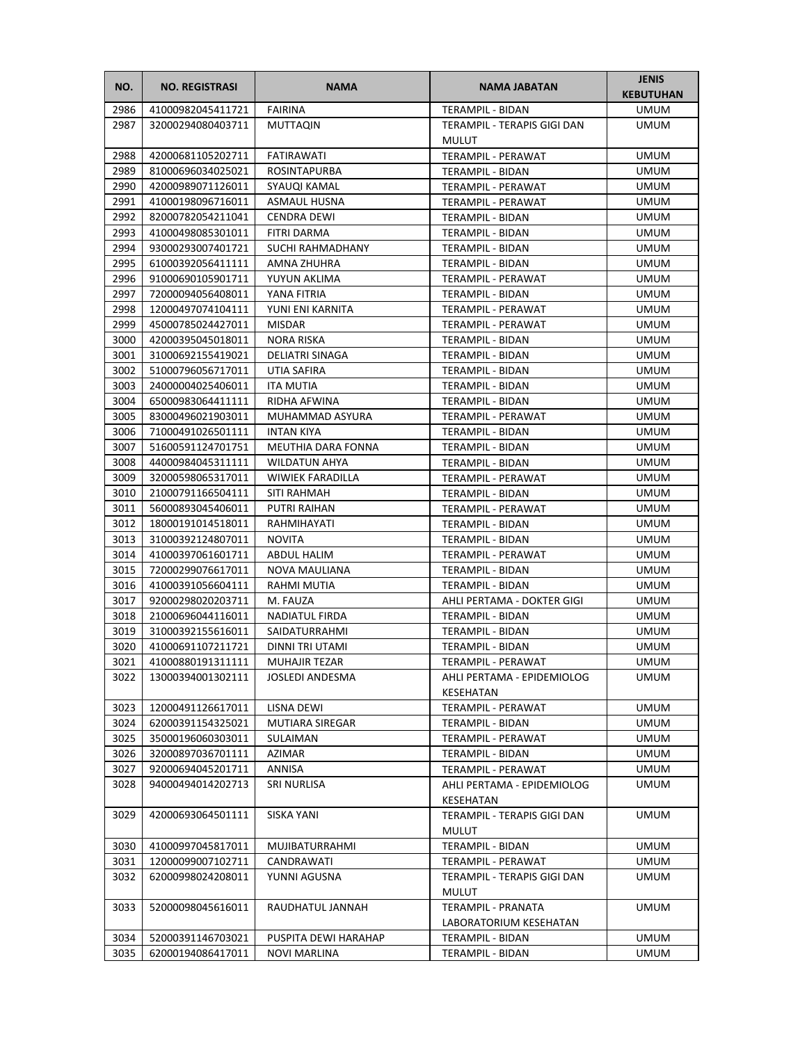| NO. | NO. REGISTRASI | NAMA | NAMA JABATAN | JENIS KEBUTUHAN |
|---|---|---|---|---|
| 2986 | 41000982045411721 | FAIRINA | TERAMPIL - BIDAN | UMUM |
| 2987 | 32000294080403711 | MUTTAQIN | TERAMPIL - TERAPIS GIGI DAN MULUT | UMUM |
| 2988 | 42000681105202711 | FATIRAWATI | TERAMPIL - PERAWAT | UMUM |
| 2989 | 81000696034025021 | ROSINTAPURBA | TERAMPIL - BIDAN | UMUM |
| 2990 | 42000989071126011 | SYAUQI KAMAL | TERAMPIL - PERAWAT | UMUM |
| 2991 | 41000198096716011 | ASMAUL HUSNA | TERAMPIL - PERAWAT | UMUM |
| 2992 | 82000782054211041 | CENDRA DEWI | TERAMPIL - BIDAN | UMUM |
| 2993 | 41000498085301011 | FITRI DARMA | TERAMPIL - BIDAN | UMUM |
| 2994 | 93000293007401721 | SUCHI RAHMADHANY | TERAMPIL - BIDAN | UMUM |
| 2995 | 61000392056411111 | AMNA ZHUHRA | TERAMPIL - BIDAN | UMUM |
| 2996 | 91000690105901711 | YUYUN AKLIMA | TERAMPIL - PERAWAT | UMUM |
| 2997 | 72000094056408011 | YANA FITRIA | TERAMPIL - BIDAN | UMUM |
| 2998 | 12000497074104111 | YUNI ENI KARNITA | TERAMPIL - PERAWAT | UMUM |
| 2999 | 45000785024427011 | MISDAR | TERAMPIL - PERAWAT | UMUM |
| 3000 | 42000395045018011 | NORA RISKA | TERAMPIL - BIDAN | UMUM |
| 3001 | 31000692155419021 | DELIATRI SINAGA | TERAMPIL - BIDAN | UMUM |
| 3002 | 51000796056717011 | UTIA SAFIRA | TERAMPIL - BIDAN | UMUM |
| 3003 | 24000004025406011 | ITA MUTIA | TERAMPIL - BIDAN | UMUM |
| 3004 | 65000983064411111 | RIDHA AFWINA | TERAMPIL - BIDAN | UMUM |
| 3005 | 83000496021903011 | MUHAMMAD ASYURA | TERAMPIL - PERAWAT | UMUM |
| 3006 | 71000491026501111 | INTAN KIYA | TERAMPIL - BIDAN | UMUM |
| 3007 | 51600591124701751 | MEUTHIA DARA FONNA | TERAMPIL - BIDAN | UMUM |
| 3008 | 44000984045311111 | WILDATUN AHYA | TERAMPIL - BIDAN | UMUM |
| 3009 | 32000598065317011 | WIWIEK FARADILLA | TERAMPIL - PERAWAT | UMUM |
| 3010 | 21000791166504111 | SITI RAHMAH | TERAMPIL - BIDAN | UMUM |
| 3011 | 56000893045406011 | PUTRI RAIHAN | TERAMPIL - PERAWAT | UMUM |
| 3012 | 18000191014518011 | RAHMIHAYATI | TERAMPIL - BIDAN | UMUM |
| 3013 | 31000392124807011 | NOVITA | TERAMPIL - BIDAN | UMUM |
| 3014 | 41000397061601711 | ABDUL HALIM | TERAMPIL - PERAWAT | UMUM |
| 3015 | 72000299076617011 | NOVA MAULIANA | TERAMPIL - BIDAN | UMUM |
| 3016 | 41000391056604111 | RAHMI MUTIA | TERAMPIL - BIDAN | UMUM |
| 3017 | 92000298020203711 | M. FAUZA | AHLI PERTAMA - DOKTER GIGI | UMUM |
| 3018 | 21000696044116011 | NADIATUL FIRDA | TERAMPIL - BIDAN | UMUM |
| 3019 | 31000392155616011 | SAIDATURRAHMI | TERAMPIL - BIDAN | UMUM |
| 3020 | 41000691107211721 | DINNI TRI UTAMI | TERAMPIL - BIDAN | UMUM |
| 3021 | 41000880191311111 | MUHAJIR TEZAR | TERAMPIL - PERAWAT | UMUM |
| 3022 | 13000394001302111 | JOSLEDI ANDESMA | AHLI PERTAMA - EPIDEMIOLOG KESEHATAN | UMUM |
| 3023 | 12000491126617011 | LISNA DEWI | TERAMPIL - PERAWAT | UMUM |
| 3024 | 62000391154325021 | MUTIARA SIREGAR | TERAMPIL - BIDAN | UMUM |
| 3025 | 35000196060303011 | SULAIMAN | TERAMPIL - PERAWAT | UMUM |
| 3026 | 32000897036701111 | AZIMAR | TERAMPIL - BIDAN | UMUM |
| 3027 | 92000694045201711 | ANNISA | TERAMPIL - PERAWAT | UMUM |
| 3028 | 94000494014202713 | SRI NURLISA | AHLI PERTAMA - EPIDEMIOLOG KESEHATAN | UMUM |
| 3029 | 42000693064501111 | SISKA YANI | TERAMPIL - TERAPIS GIGI DAN MULUT | UMUM |
| 3030 | 41000997045817011 | MUJIBATURRAHMI | TERAMPIL - BIDAN | UMUM |
| 3031 | 12000099007102711 | CANDRAWATI | TERAMPIL - PERAWAT | UMUM |
| 3032 | 62000998024208011 | YUNNI AGUSNA | TERAMPIL - TERAPIS GIGI DAN MULUT | UMUM |
| 3033 | 52000098045616011 | RAUDHATUL JANNAH | TERAMPIL - PRANATA LABORATORIUM KESEHATAN | UMUM |
| 3034 | 52000391146703021 | PUSPITA DEWI HARAHAP | TERAMPIL - BIDAN | UMUM |
| 3035 | 62000194086417011 | NOVI MARLINA | TERAMPIL - BIDAN | UMUM |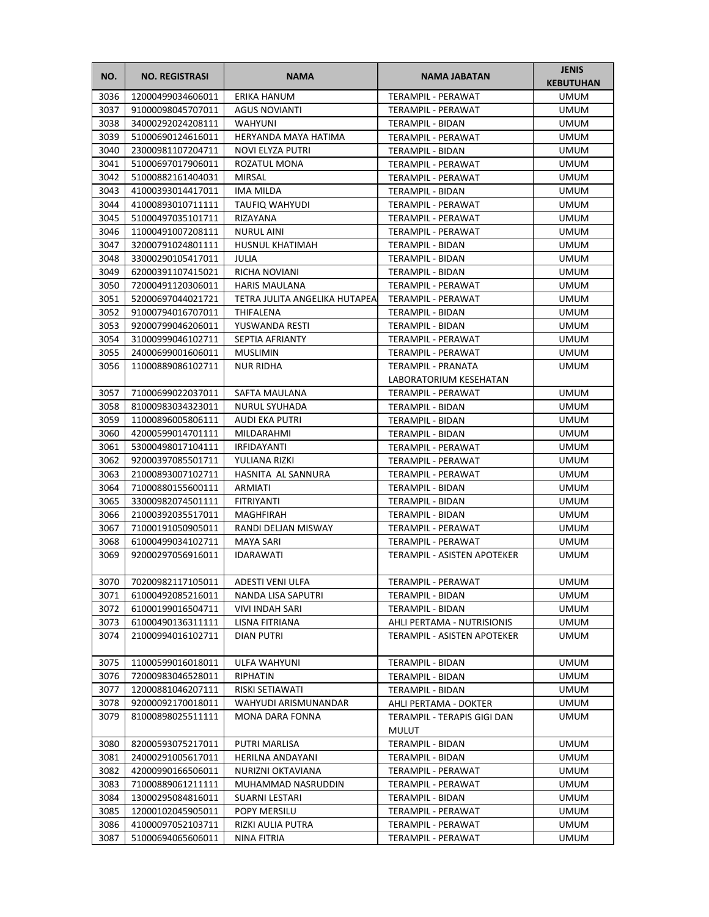| NO. | NO. REGISTRASI | NAMA | NAMA JABATAN | JENIS KEBUTUHAN |
|---|---|---|---|---|
| 3036 | 12000499034606011 | ERIKA HANUM | TERAMPIL - PERAWAT | UMUM |
| 3037 | 91000098045707011 | AGUS NOVIANTI | TERAMPIL - PERAWAT | UMUM |
| 3038 | 34000292024208111 | WAHYUNI | TERAMPIL - BIDAN | UMUM |
| 3039 | 51000690124616011 | HERYANDA MAYA HATIMA | TERAMPIL - PERAWAT | UMUM |
| 3040 | 23000981107204711 | NOVI ELYZA PUTRI | TERAMPIL - BIDAN | UMUM |
| 3041 | 51000697017906011 | ROZATUL MONA | TERAMPIL - PERAWAT | UMUM |
| 3042 | 51000882161404031 | MIRSAL | TERAMPIL - PERAWAT | UMUM |
| 3043 | 41000393014417011 | IMA MILDA | TERAMPIL - BIDAN | UMUM |
| 3044 | 41000893010711111 | TAUFIQ WAHYUDI | TERAMPIL - PERAWAT | UMUM |
| 3045 | 51000497035101711 | RIZAYANA | TERAMPIL - PERAWAT | UMUM |
| 3046 | 11000491007208111 | NURUL AINI | TERAMPIL - PERAWAT | UMUM |
| 3047 | 32000791024801111 | HUSNUL KHATIMAH | TERAMPIL - BIDAN | UMUM |
| 3048 | 33000290105417011 | JULIA | TERAMPIL - BIDAN | UMUM |
| 3049 | 62000391107415021 | RICHA NOVIANI | TERAMPIL - BIDAN | UMUM |
| 3050 | 72000491120306011 | HARIS MAULANA | TERAMPIL - PERAWAT | UMUM |
| 3051 | 52000697044021721 | TETRA JULITA ANGELIKA HUTAPEA | TERAMPIL - PERAWAT | UMUM |
| 3052 | 91000794016707011 | THIFALENA | TERAMPIL - BIDAN | UMUM |
| 3053 | 92000799046206011 | YUSWANDA RESTI | TERAMPIL - BIDAN | UMUM |
| 3054 | 31000999046102711 | SEPTIA AFRIANTY | TERAMPIL - PERAWAT | UMUM |
| 3055 | 24000699001606011 | MUSLIMIN | TERAMPIL - PERAWAT | UMUM |
| 3056 | 11000889086102711 | NUR RIDHA | TERAMPIL - PRANATA LABORATORIUM KESEHATAN | UMUM |
| 3057 | 71000699022037011 | SAFTA MAULANA | TERAMPIL - PERAWAT | UMUM |
| 3058 | 81000983034323011 | NURUL SYUHADA | TERAMPIL - BIDAN | UMUM |
| 3059 | 11000896005806111 | AUDI EKA PUTRI | TERAMPIL - BIDAN | UMUM |
| 3060 | 42000599014701111 | MILDARAHMI | TERAMPIL - BIDAN | UMUM |
| 3061 | 53000498017104111 | IRFIDAYANTI | TERAMPIL - PERAWAT | UMUM |
| 3062 | 92000397085501711 | YULIANA RIZKI | TERAMPIL - PERAWAT | UMUM |
| 3063 | 21000893007102711 | HASNITA AL SANNURA | TERAMPIL - PERAWAT | UMUM |
| 3064 | 71000880155600111 | ARMIATI | TERAMPIL - BIDAN | UMUM |
| 3065 | 33000982074501111 | FITRIYANTI | TERAMPIL - BIDAN | UMUM |
| 3066 | 21000392035517011 | MAGHFIRAH | TERAMPIL - BIDAN | UMUM |
| 3067 | 71000191050905011 | RANDI DELJAN MISWAY | TERAMPIL - PERAWAT | UMUM |
| 3068 | 61000499034102711 | MAYA SARI | TERAMPIL - PERAWAT | UMUM |
| 3069 | 92000297056916011 | IDARAWATI | TERAMPIL - ASISTEN APOTEKER | UMUM |
| 3070 | 70200982117105011 | ADESTI VENI ULFA | TERAMPIL - PERAWAT | UMUM |
| 3071 | 61000492085216011 | NANDA LISA SAPUTRI | TERAMPIL - BIDAN | UMUM |
| 3072 | 61000199016504711 | VIVI INDAH SARI | TERAMPIL - BIDAN | UMUM |
| 3073 | 61000490136311111 | LISNA FITRIANA | AHLI PERTAMA - NUTRISIONIS | UMUM |
| 3074 | 21000994016102711 | DIAN PUTRI | TERAMPIL - ASISTEN APOTEKER | UMUM |
| 3075 | 11000599016018011 | ULFA WAHYUNI | TERAMPIL - BIDAN | UMUM |
| 3076 | 72000983046528011 | RIPHATIN | TERAMPIL - BIDAN | UMUM |
| 3077 | 12000881046207111 | RISKI SETIAWATI | TERAMPIL - BIDAN | UMUM |
| 3078 | 92000092170018011 | WAHYUDI ARISMUNANDAR | AHLI PERTAMA - DOKTER | UMUM |
| 3079 | 81000898025511111 | MONA DARA FONNA | TERAMPIL - TERAPIS GIGI DAN MULUT | UMUM |
| 3080 | 82000593075217011 | PUTRI MARLISA | TERAMPIL - BIDAN | UMUM |
| 3081 | 24000291005617011 | HERILNA ANDAYANI | TERAMPIL - BIDAN | UMUM |
| 3082 | 42000990166506011 | NURIZNI OKTAVIANA | TERAMPIL - PERAWAT | UMUM |
| 3083 | 71000889061211111 | MUHAMMAD NASRUDDIN | TERAMPIL - PERAWAT | UMUM |
| 3084 | 13000295084816011 | SUARNI LESTARI | TERAMPIL - BIDAN | UMUM |
| 3085 | 12000102045905011 | POPY MERSILU | TERAMPIL - PERAWAT | UMUM |
| 3086 | 41000097052103711 | RIZKI AULIA PUTRA | TERAMPIL - PERAWAT | UMUM |
| 3087 | 51000694065606011 | NINA FITRIA | TERAMPIL - PERAWAT | UMUM |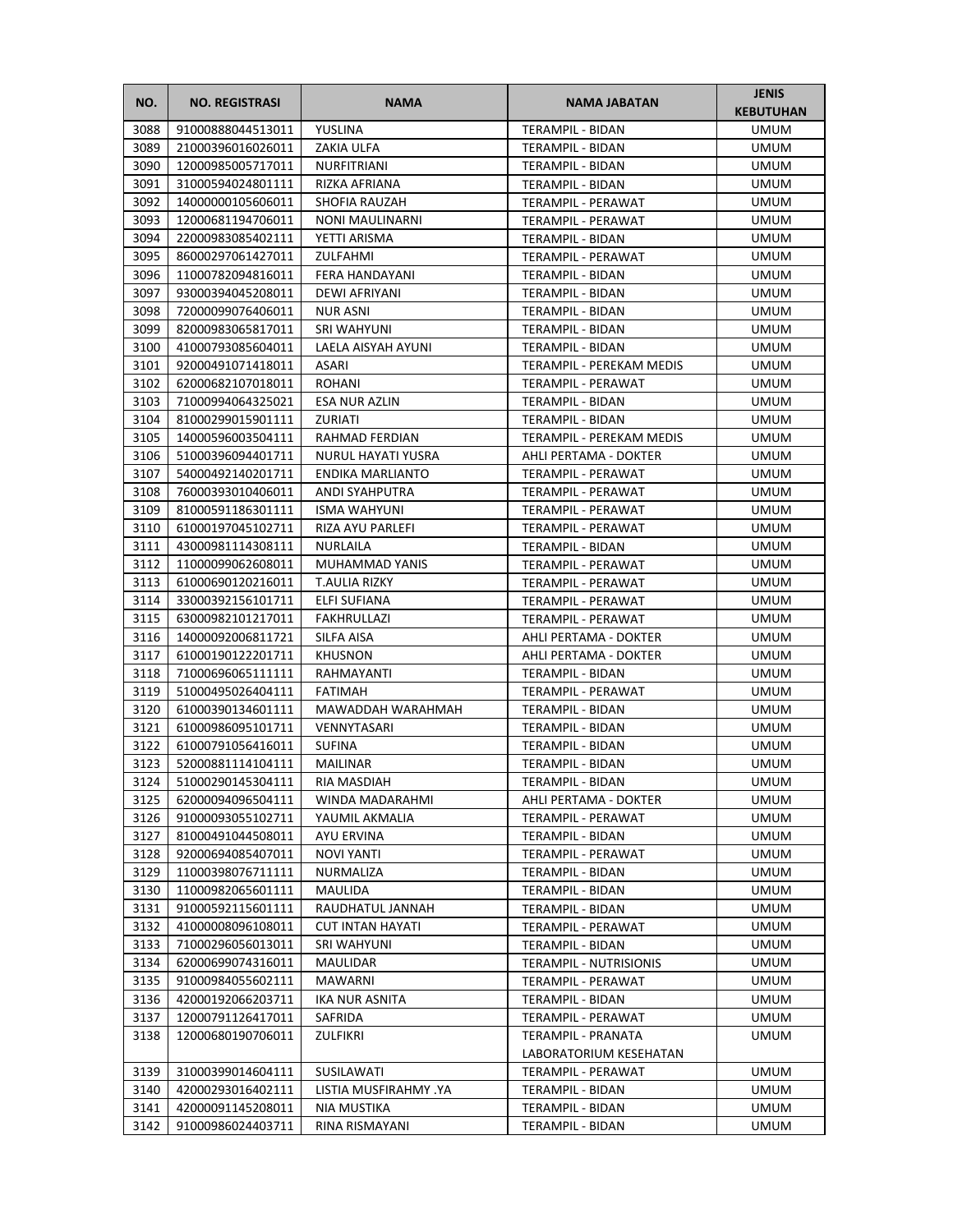| NO. | NO. REGISTRASI | NAMA | NAMA JABATAN | JENIS KEBUTUHAN |
|---|---|---|---|---|
| 3088 | 91000888044513011 | YUSLINA | TERAMPIL - BIDAN | UMUM |
| 3089 | 21000396016026011 | ZAKIA ULFA | TERAMPIL - BIDAN | UMUM |
| 3090 | 12000985005717011 | NURFITRIANI | TERAMPIL - BIDAN | UMUM |
| 3091 | 31000594024801111 | RIZKA AFRIANA | TERAMPIL - BIDAN | UMUM |
| 3092 | 14000000105606011 | SHOFIA RAUZAH | TERAMPIL - PERAWAT | UMUM |
| 3093 | 12000681194706011 | NONI MAULINARNI | TERAMPIL - PERAWAT | UMUM |
| 3094 | 22000983085402111 | YETTI ARISMA | TERAMPIL - BIDAN | UMUM |
| 3095 | 86000297061427011 | ZULFAHMI | TERAMPIL - PERAWAT | UMUM |
| 3096 | 11000782094816011 | FERA HANDAYANI | TERAMPIL - BIDAN | UMUM |
| 3097 | 93000394045208011 | DEWI AFRIYANI | TERAMPIL - BIDAN | UMUM |
| 3098 | 72000099076406011 | NUR ASNI | TERAMPIL - BIDAN | UMUM |
| 3099 | 82000983065817011 | SRI WAHYUNI | TERAMPIL - BIDAN | UMUM |
| 3100 | 41000793085604011 | LAELA AISYAH AYUNI | TERAMPIL - BIDAN | UMUM |
| 3101 | 92000491071418011 | ASARI | TERAMPIL - PEREKAM MEDIS | UMUM |
| 3102 | 62000682107018011 | ROHANI | TERAMPIL - PERAWAT | UMUM |
| 3103 | 71000994064325021 | ESA NUR AZLIN | TERAMPIL - BIDAN | UMUM |
| 3104 | 81000299015901111 | ZURIATI | TERAMPIL - BIDAN | UMUM |
| 3105 | 14000596003504111 | RAHMAD FERDIAN | TERAMPIL - PEREKAM MEDIS | UMUM |
| 3106 | 51000396094401711 | NURUL HAYATI YUSRA | AHLI PERTAMA - DOKTER | UMUM |
| 3107 | 54000492140201711 | ENDIKA MARLIANTO | TERAMPIL - PERAWAT | UMUM |
| 3108 | 76000393010406011 | ANDI SYAHPUTRA | TERAMPIL - PERAWAT | UMUM |
| 3109 | 81000591186301111 | ISMA WAHYUNI | TERAMPIL - PERAWAT | UMUM |
| 3110 | 61000197045102711 | RIZA AYU PARLEFI | TERAMPIL - PERAWAT | UMUM |
| 3111 | 43000981114308111 | NURLAILA | TERAMPIL - BIDAN | UMUM |
| 3112 | 11000099062608011 | MUHAMMAD YANIS | TERAMPIL - PERAWAT | UMUM |
| 3113 | 61000690120216011 | T.AULIA RIZKY | TERAMPIL - PERAWAT | UMUM |
| 3114 | 33000392156101711 | ELFI SUFIANA | TERAMPIL - PERAWAT | UMUM |
| 3115 | 63000982101217011 | FAKHRULLAZI | TERAMPIL - PERAWAT | UMUM |
| 3116 | 14000092006811721 | SILFA AISA | AHLI PERTAMA - DOKTER | UMUM |
| 3117 | 61000190122201711 | KHUSNON | AHLI PERTAMA - DOKTER | UMUM |
| 3118 | 71000696065111111 | RAHMAYANTI | TERAMPIL - BIDAN | UMUM |
| 3119 | 51000495026404111 | FATIMAH | TERAMPIL - PERAWAT | UMUM |
| 3120 | 61000390134601111 | MAWADDAH WARAHMAH | TERAMPIL - BIDAN | UMUM |
| 3121 | 61000986095101711 | VENNYTASARI | TERAMPIL - BIDAN | UMUM |
| 3122 | 61000791056416011 | SUFINA | TERAMPIL - BIDAN | UMUM |
| 3123 | 52000881114104111 | MAILINAR | TERAMPIL - BIDAN | UMUM |
| 3124 | 51000290145304111 | RIA MASDIAH | TERAMPIL - BIDAN | UMUM |
| 3125 | 62000094096504111 | WINDA MADARAHMI | AHLI PERTAMA - DOKTER | UMUM |
| 3126 | 91000093055102711 | YAUMIL AKMALIA | TERAMPIL - PERAWAT | UMUM |
| 3127 | 81000491044508011 | AYU ERVINA | TERAMPIL - BIDAN | UMUM |
| 3128 | 92000694085407011 | NOVI YANTI | TERAMPIL - PERAWAT | UMUM |
| 3129 | 11000398076711111 | NURMALIZA | TERAMPIL - BIDAN | UMUM |
| 3130 | 11000982065601111 | MAULIDA | TERAMPIL - BIDAN | UMUM |
| 3131 | 91000592115601111 | RAUDHATUL JANNAH | TERAMPIL - BIDAN | UMUM |
| 3132 | 41000008096108011 | CUT INTAN HAYATI | TERAMPIL - PERAWAT | UMUM |
| 3133 | 71000296056013011 | SRI WAHYUNI | TERAMPIL - BIDAN | UMUM |
| 3134 | 62000699074316011 | MAULIDAR | TERAMPIL - NUTRISIONIS | UMUM |
| 3135 | 91000984055602111 | MAWARNI | TERAMPIL - PERAWAT | UMUM |
| 3136 | 42000192066203711 | IKA NUR ASNITA | TERAMPIL - BIDAN | UMUM |
| 3137 | 12000791126417011 | SAFRIDA | TERAMPIL - PERAWAT | UMUM |
| 3138 | 12000680190706011 | ZULFIKRI | TERAMPIL - PRANATA LABORATORIUM KESEHATAN | UMUM |
| 3139 | 31000399014604111 | SUSILAWATI | TERAMPIL - PERAWAT | UMUM |
| 3140 | 42000293016402111 | LISTIA MUSFIRAHMY .YA | TERAMPIL - BIDAN | UMUM |
| 3141 | 42000091145208011 | NIA MUSTIKA | TERAMPIL - BIDAN | UMUM |
| 3142 | 91000986024403711 | RINA RISMAYANI | TERAMPIL - BIDAN | UMUM |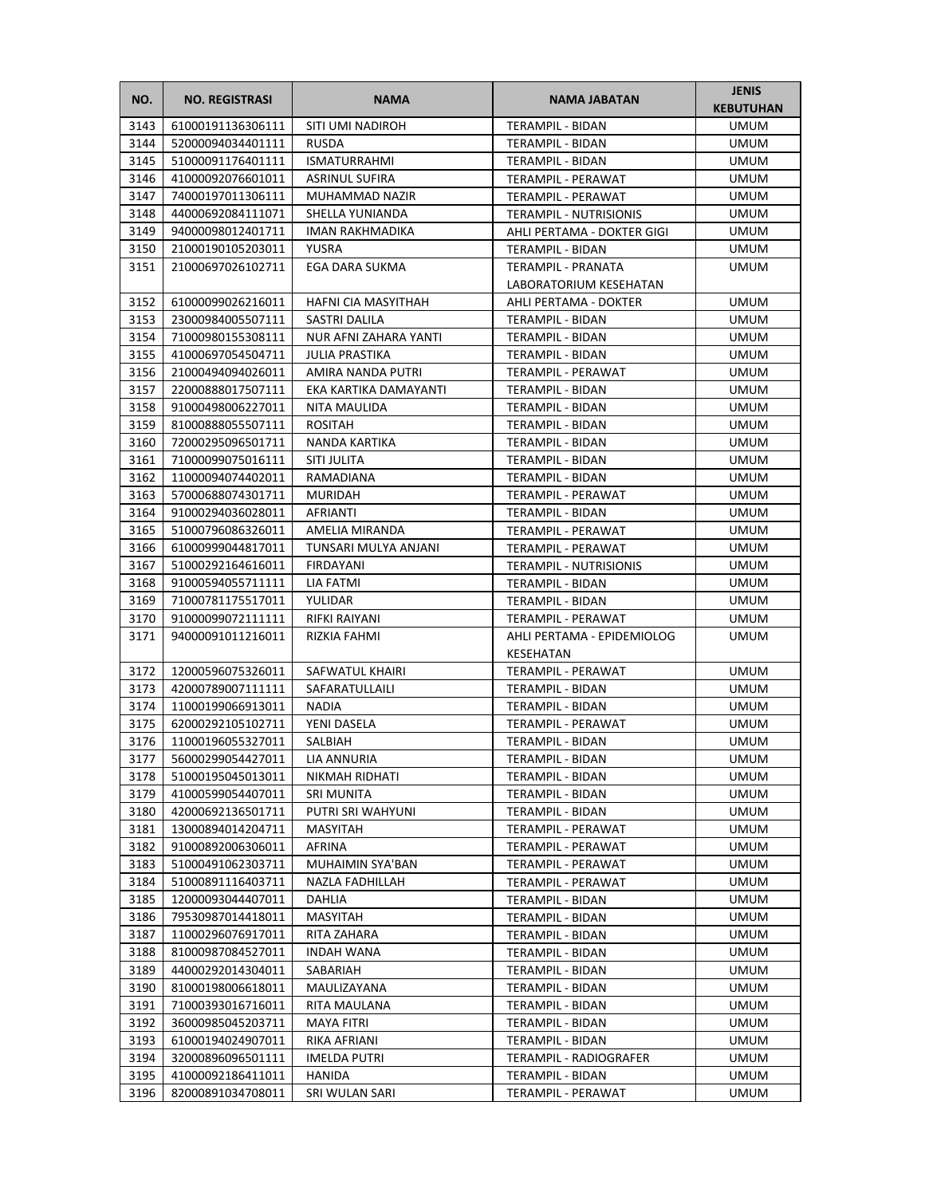| NO. | NO. REGISTRASI | NAMA | NAMA JABATAN | JENIS KEBUTUHAN |
|---|---|---|---|---|
| 3143 | 61000191136306111 | SITI UMI NADIROH | TERAMPIL - BIDAN | UMUM |
| 3144 | 52000094034401111 | RUSDA | TERAMPIL - BIDAN | UMUM |
| 3145 | 51000091176401111 | ISMATURRAHMI | TERAMPIL - BIDAN | UMUM |
| 3146 | 41000092076601011 | ASRINUL SUFIRA | TERAMPIL - PERAWAT | UMUM |
| 3147 | 74000197011306111 | MUHAMMAD NAZIR | TERAMPIL - PERAWAT | UMUM |
| 3148 | 44000692084111071 | SHELLA YUNIANDA | TERAMPIL - NUTRISIONIS | UMUM |
| 3149 | 94000098012401711 | IMAN RAKHMADIKA | AHLI PERTAMA - DOKTER GIGI | UMUM |
| 3150 | 21000190105203011 | YUSRA | TERAMPIL - BIDAN | UMUM |
| 3151 | 21000697026102711 | EGA DARA SUKMA | TERAMPIL - PRANATA LABORATORIUM KESEHATAN | UMUM |
| 3152 | 61000099026216011 | HAFNI CIA MASYITHAH | AHLI PERTAMA - DOKTER | UMUM |
| 3153 | 23000984005507111 | SASTRI DALILA | TERAMPIL - BIDAN | UMUM |
| 3154 | 71000980155308111 | NUR AFNI ZAHARA YANTI | TERAMPIL - BIDAN | UMUM |
| 3155 | 41000697054504711 | JULIA PRASTIKA | TERAMPIL - BIDAN | UMUM |
| 3156 | 21000494094026011 | AMIRA NANDA PUTRI | TERAMPIL - PERAWAT | UMUM |
| 3157 | 22000888017507111 | EKA KARTIKA DAMAYANTI | TERAMPIL - BIDAN | UMUM |
| 3158 | 91000498006227011 | NITA MAULIDA | TERAMPIL - BIDAN | UMUM |
| 3159 | 81000888055507111 | ROSITAH | TERAMPIL - BIDAN | UMUM |
| 3160 | 72000295096501711 | NANDA KARTIKA | TERAMPIL - BIDAN | UMUM |
| 3161 | 71000099075016111 | SITI JULITA | TERAMPIL - BIDAN | UMUM |
| 3162 | 11000094074402011 | RAMADIANA | TERAMPIL - BIDAN | UMUM |
| 3163 | 57000688074301711 | MURIDAH | TERAMPIL - PERAWAT | UMUM |
| 3164 | 91000294036028011 | AFRIANTI | TERAMPIL - BIDAN | UMUM |
| 3165 | 51000796086326011 | AMELIA MIRANDA | TERAMPIL - PERAWAT | UMUM |
| 3166 | 61000999044817011 | TUNSARI MULYA ANJANI | TERAMPIL - PERAWAT | UMUM |
| 3167 | 51000292164616011 | FIRDAYANI | TERAMPIL - NUTRISIONIS | UMUM |
| 3168 | 91000594055711111 | LIA FATMI | TERAMPIL - BIDAN | UMUM |
| 3169 | 71000781175517011 | YULIDAR | TERAMPIL - BIDAN | UMUM |
| 3170 | 91000099072111111 | RIFKI RAIYANI | TERAMPIL - PERAWAT | UMUM |
| 3171 | 94000091011216011 | RIZKIA FAHMI | AHLI PERTAMA - EPIDEMIOLOG KESEHATAN | UMUM |
| 3172 | 12000596075326011 | SAFWATUL KHAIRI | TERAMPIL - PERAWAT | UMUM |
| 3173 | 42000789007111111 | SAFARATULLAILI | TERAMPIL - BIDAN | UMUM |
| 3174 | 11000199066913011 | NADIA | TERAMPIL - BIDAN | UMUM |
| 3175 | 62000292105102711 | YENI DASELA | TERAMPIL - PERAWAT | UMUM |
| 3176 | 11000196055327011 | SALBIAH | TERAMPIL - BIDAN | UMUM |
| 3177 | 56000299054427011 | LIA ANNURIA | TERAMPIL - BIDAN | UMUM |
| 3178 | 51000195045013011 | NIKMAH RIDHATI | TERAMPIL - BIDAN | UMUM |
| 3179 | 41000599054407011 | SRI MUNITA | TERAMPIL - BIDAN | UMUM |
| 3180 | 42000692136501711 | PUTRI SRI WAHYUNI | TERAMPIL - BIDAN | UMUM |
| 3181 | 13000894014204711 | MASYITAH | TERAMPIL - PERAWAT | UMUM |
| 3182 | 91000892006306011 | AFRINA | TERAMPIL - PERAWAT | UMUM |
| 3183 | 51000491062303711 | MUHAIMIN SYA'BAN | TERAMPIL - PERAWAT | UMUM |
| 3184 | 51000891116403711 | NAZLA FADHILLAH | TERAMPIL - PERAWAT | UMUM |
| 3185 | 12000093044407011 | DAHLIA | TERAMPIL - BIDAN | UMUM |
| 3186 | 79530987014418011 | MASYITAH | TERAMPIL - BIDAN | UMUM |
| 3187 | 11000296076917011 | RITA ZAHARA | TERAMPIL - BIDAN | UMUM |
| 3188 | 81000987084527011 | INDAH WANA | TERAMPIL - BIDAN | UMUM |
| 3189 | 44000292014304011 | SABARIAH | TERAMPIL - BIDAN | UMUM |
| 3190 | 81000198006618011 | MAULIZAYANA | TERAMPIL - BIDAN | UMUM |
| 3191 | 71000393016716011 | RITA MAULANA | TERAMPIL - BIDAN | UMUM |
| 3192 | 36000985045203711 | MAYA FITRI | TERAMPIL - BIDAN | UMUM |
| 3193 | 61000194024907011 | RIKA AFRIANI | TERAMPIL - BIDAN | UMUM |
| 3194 | 32000896096501111 | IMELDA PUTRI | TERAMPIL - RADIOGRAFER | UMUM |
| 3195 | 41000092186411011 | HANIDA | TERAMPIL - BIDAN | UMUM |
| 3196 | 82000891034708011 | SRI WULAN SARI | TERAMPIL - PERAWAT | UMUM |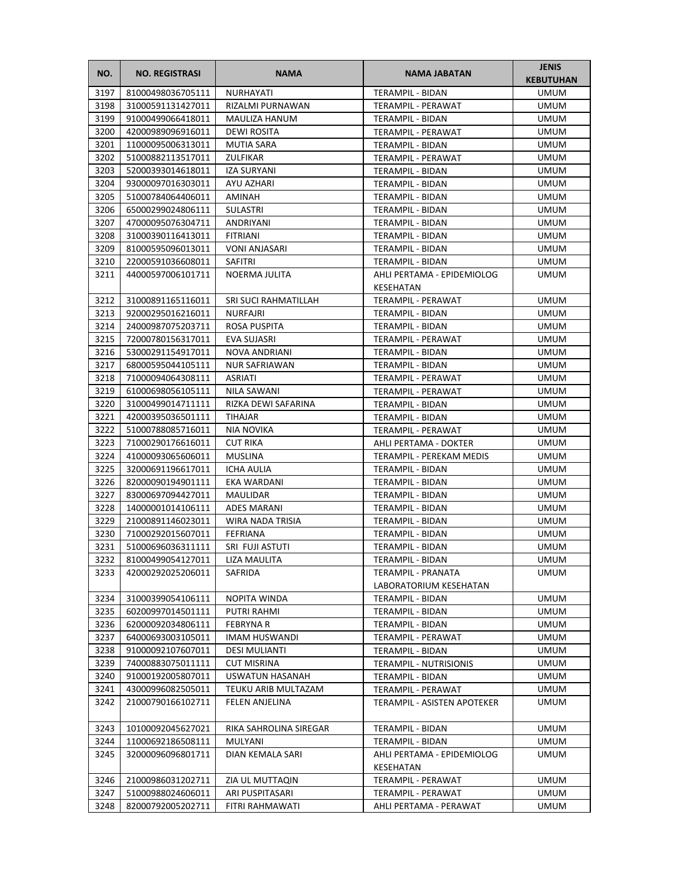| NO. | NO. REGISTRASI | NAMA | NAMA JABATAN | JENIS KEBUTUHAN |
| --- | --- | --- | --- | --- |
| 3197 | 81000498036705111 | NURHAYATI | TERAMPIL - BIDAN | UMUM |
| 3198 | 31000591131427011 | RIZALMI PURNAWAN | TERAMPIL - PERAWAT | UMUM |
| 3199 | 91000499066418011 | MAULIZA HANUM | TERAMPIL - BIDAN | UMUM |
| 3200 | 42000989096916011 | DEWI ROSITA | TERAMPIL - PERAWAT | UMUM |
| 3201 | 11000095006313011 | MUTIA SARA | TERAMPIL - BIDAN | UMUM |
| 3202 | 51000882113517011 | ZULFIKAR | TERAMPIL - PERAWAT | UMUM |
| 3203 | 52000393014618011 | IZA SURYANI | TERAMPIL - BIDAN | UMUM |
| 3204 | 93000097016303011 | AYU AZHARI | TERAMPIL - BIDAN | UMUM |
| 3205 | 51000784064406011 | AMINAH | TERAMPIL - BIDAN | UMUM |
| 3206 | 65000299024806111 | SULASTRI | TERAMPIL - BIDAN | UMUM |
| 3207 | 47000095076304711 | ANDRIYANI | TERAMPIL - BIDAN | UMUM |
| 3208 | 31000390116413011 | FITRIANI | TERAMPIL - BIDAN | UMUM |
| 3209 | 81000595096013011 | VONI ANJASARI | TERAMPIL - BIDAN | UMUM |
| 3210 | 22000591036608011 | SAFITRI | TERAMPIL - BIDAN | UMUM |
| 3211 | 44000597006101711 | NOERMA JULITA | AHLI PERTAMA - EPIDEMIOLOG KESEHATAN | UMUM |
| 3212 | 31000891165116011 | SRI SUCI RAHMATILLAH | TERAMPIL - PERAWAT | UMUM |
| 3213 | 92000295016216011 | NURFAJRI | TERAMPIL - BIDAN | UMUM |
| 3214 | 24000987075203711 | ROSA PUSPITA | TERAMPIL - BIDAN | UMUM |
| 3215 | 72000780156317011 | EVA SUJASRI | TERAMPIL - PERAWAT | UMUM |
| 3216 | 53000291154917011 | NOVA ANDRIANI | TERAMPIL - BIDAN | UMUM |
| 3217 | 68000595044105111 | NUR SAFRIAWAN | TERAMPIL - BIDAN | UMUM |
| 3218 | 71000094064308111 | ASRIATI | TERAMPIL - PERAWAT | UMUM |
| 3219 | 61000698056105111 | NILA SAWANI | TERAMPIL - PERAWAT | UMUM |
| 3220 | 31000499014711111 | RIZKA DEWI SAFARINA | TERAMPIL - BIDAN | UMUM |
| 3221 | 42000395036501111 | TIHAJAR | TERAMPIL - BIDAN | UMUM |
| 3222 | 51000788085716011 | NIA NOVIKA | TERAMPIL - PERAWAT | UMUM |
| 3223 | 71000290176616011 | CUT RIKA | AHLI PERTAMA - DOKTER | UMUM |
| 3224 | 41000093065606011 | MUSLINA | TERAMPIL - PEREKAM MEDIS | UMUM |
| 3225 | 32000691196617011 | ICHA AULIA | TERAMPIL - BIDAN | UMUM |
| 3226 | 82000090194901111 | EKA WARDANI | TERAMPIL - BIDAN | UMUM |
| 3227 | 83000697094427011 | MAULIDAR | TERAMPIL - BIDAN | UMUM |
| 3228 | 14000001014106111 | ADES MARANI | TERAMPIL - BIDAN | UMUM |
| 3229 | 21000891146023011 | WIRA NADA TRISIA | TERAMPIL - BIDAN | UMUM |
| 3230 | 71000292015607011 | FEFRIANA | TERAMPIL - BIDAN | UMUM |
| 3231 | 51000696036311111 | SRI FUJI ASTUTI | TERAMPIL - BIDAN | UMUM |
| 3232 | 81000499054127011 | LIZA MAULITA | TERAMPIL - BIDAN | UMUM |
| 3233 | 42000292025206011 | SAFRIDA | TERAMPIL - PRANATA LABORATORIUM KESEHATAN | UMUM |
| 3234 | 31000399054106111 | NOPITA WINDA | TERAMPIL - BIDAN | UMUM |
| 3235 | 60200997014501111 | PUTRI RAHMI | TERAMPIL - BIDAN | UMUM |
| 3236 | 62000092034806111 | FEBRYNA R | TERAMPIL - BIDAN | UMUM |
| 3237 | 64000693003105011 | IMAM HUSWANDI | TERAMPIL - PERAWAT | UMUM |
| 3238 | 91000092107607011 | DESI MULIANTI | TERAMPIL - BIDAN | UMUM |
| 3239 | 74000883075011111 | CUT MISRINA | TERAMPIL - NUTRISIONIS | UMUM |
| 3240 | 91000192005807011 | USWATUN HASANAH | TERAMPIL - BIDAN | UMUM |
| 3241 | 43000996082505011 | TEUKU ARIB MULTAZAM | TERAMPIL - PERAWAT | UMUM |
| 3242 | 21000790166102711 | FELEN ANJELINA | TERAMPIL - ASISTEN APOTEKER | UMUM |
| 3243 | 10100092045627021 | RIKA SAHROLINA SIREGAR | TERAMPIL - BIDAN | UMUM |
| 3244 | 11000692186508111 | MULYANI | TERAMPIL - BIDAN | UMUM |
| 3245 | 32000096096801711 | DIAN KEMALA SARI | AHLI PERTAMA - EPIDEMIOLOG KESEHATAN | UMUM |
| 3246 | 21000986031202711 | ZIA UL MUTTAQIN | TERAMPIL - PERAWAT | UMUM |
| 3247 | 51000988024606011 | ARI PUSPITASARI | TERAMPIL - PERAWAT | UMUM |
| 3248 | 82000792005202711 | FITRI RAHMAWATI | AHLI PERTAMA - PERAWAT | UMUM |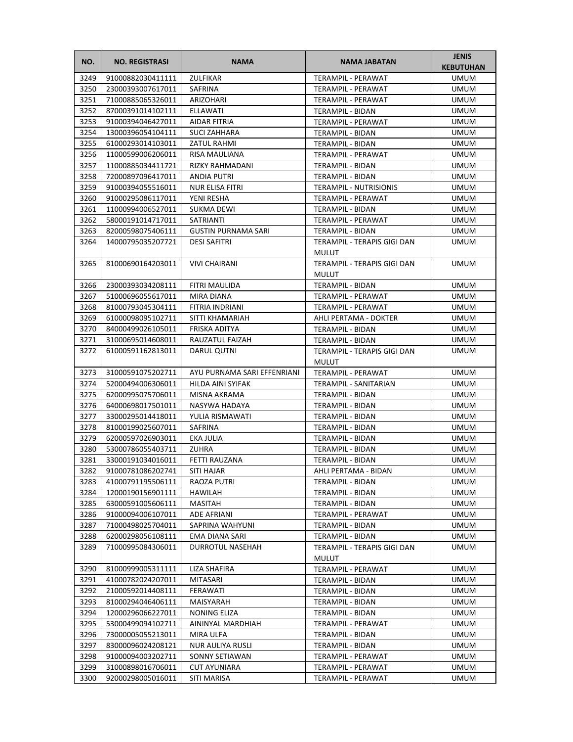| NO. | NO. REGISTRASI | NAMA | NAMA JABATAN | JENIS KEBUTUHAN |
|---|---|---|---|---|
| 3249 | 91000882030411111 | ZULFIKAR | TERAMPIL - PERAWAT | UMUM |
| 3250 | 23000393007617011 | SAFRINA | TERAMPIL - PERAWAT | UMUM |
| 3251 | 71000885065326011 | ARIZOHARI | TERAMPIL - PERAWAT | UMUM |
| 3252 | 87000391014102111 | ELLAWATI | TERAMPIL - BIDAN | UMUM |
| 3253 | 91000394046427011 | AIDAR FITRIA | TERAMPIL - PERAWAT | UMUM |
| 3254 | 13000396054104111 | SUCI ZAHHARA | TERAMPIL - BIDAN | UMUM |
| 3255 | 61000293014103011 | ZATUL RAHMI | TERAMPIL - BIDAN | UMUM |
| 3256 | 11000599006206011 | RISA MAULIANA | TERAMPIL - PERAWAT | UMUM |
| 3257 | 11000885034411721 | RIZKY RAHMADANI | TERAMPIL - BIDAN | UMUM |
| 3258 | 72000897096417011 | ANDIA PUTRI | TERAMPIL - BIDAN | UMUM |
| 3259 | 91000394055516011 | NUR ELISA FITRI | TERAMPIL - NUTRISIONIS | UMUM |
| 3260 | 91000295086117011 | YENI RESHA | TERAMPIL - PERAWAT | UMUM |
| 3261 | 11000994006527011 | SUKMA DEWI | TERAMPIL - BIDAN | UMUM |
| 3262 | 58000191014717011 | SATRIANTI | TERAMPIL - PERAWAT | UMUM |
| 3263 | 82000598075406111 | GUSTIN PURNAMA SARI | TERAMPIL - BIDAN | UMUM |
| 3264 | 14000795035207721 | DESI SAFITRI | TERAMPIL - TERAPIS GIGI DAN MULUT | UMUM |
| 3265 | 81000690164203011 | VIVI CHAIRANI | TERAMPIL - TERAPIS GIGI DAN MULUT | UMUM |
| 3266 | 23000393034208111 | FITRI MAULIDA | TERAMPIL - BIDAN | UMUM |
| 3267 | 51000696055617011 | MIRA DIANA | TERAMPIL - PERAWAT | UMUM |
| 3268 | 81000793045304111 | FITRIA INDRIANI | TERAMPIL - PERAWAT | UMUM |
| 3269 | 61000098095102711 | SITTI KHAMARIAH | AHLI PERTAMA - DOKTER | UMUM |
| 3270 | 84000499026105011 | FRISKA ADITYA | TERAMPIL - BIDAN | UMUM |
| 3271 | 31000695014608011 | RAUZATUL FAIZAH | TERAMPIL - BIDAN | UMUM |
| 3272 | 61000591162813011 | DARUL QUTNI | TERAMPIL - TERAPIS GIGI DAN MULUT | UMUM |
| 3273 | 31000591075202711 | AYU PURNAMA SARI EFFENRIANI | TERAMPIL - PERAWAT | UMUM |
| 3274 | 52000494006306011 | HILDA AINI SYIFAK | TERAMPIL - SANITARIAN | UMUM |
| 3275 | 62000995075706011 | MISNA AKRAMA | TERAMPIL - BIDAN | UMUM |
| 3276 | 64000698017501011 | NASYWA HADAYA | TERAMPIL - BIDAN | UMUM |
| 3277 | 33000295014418011 | YULIA RISMAWATI | TERAMPIL - BIDAN | UMUM |
| 3278 | 81000199025607011 | SAFRINA | TERAMPIL - BIDAN | UMUM |
| 3279 | 62000597026903011 | EKA JULIA | TERAMPIL - BIDAN | UMUM |
| 3280 | 53000786055403711 | ZUHRA | TERAMPIL - BIDAN | UMUM |
| 3281 | 33000191034016011 | FETTI RAUZANA | TERAMPIL - BIDAN | UMUM |
| 3282 | 91000781086202741 | SITI HAJAR | AHLI PERTAMA - BIDAN | UMUM |
| 3283 | 41000791195506111 | RAOZA PUTRI | TERAMPIL - BIDAN | UMUM |
| 3284 | 12000190156901111 | HAWILAH | TERAMPIL - BIDAN | UMUM |
| 3285 | 63000591005606111 | MASITAH | TERAMPIL - BIDAN | UMUM |
| 3286 | 91000094006107011 | ADE AFRIANI | TERAMPIL - PERAWAT | UMUM |
| 3287 | 71000498025704011 | SAPRINA WAHYUNI | TERAMPIL - BIDAN | UMUM |
| 3288 | 62000298056108111 | EMA DIANA SARI | TERAMPIL - BIDAN | UMUM |
| 3289 | 71000995084306011 | DURROTUL NASEHAH | TERAMPIL - TERAPIS GIGI DAN MULUT | UMUM |
| 3290 | 81000999005311111 | LIZA SHAFIRA | TERAMPIL - PERAWAT | UMUM |
| 3291 | 41000782024207011 | MITASARI | TERAMPIL - BIDAN | UMUM |
| 3292 | 21000592014408111 | FERAWATI | TERAMPIL - BIDAN | UMUM |
| 3293 | 81000294046406111 | MAISYARAH | TERAMPIL - BIDAN | UMUM |
| 3294 | 12000296066227011 | NONING ELIZA | TERAMPIL - BIDAN | UMUM |
| 3295 | 53000499094102711 | AININYAL MARDHIAH | TERAMPIL - PERAWAT | UMUM |
| 3296 | 73000005055213011 | MIRA ULFA | TERAMPIL - BIDAN | UMUM |
| 3297 | 83000096024208121 | NUR AULIYA RUSLI | TERAMPIL - BIDAN | UMUM |
| 3298 | 91000094003202711 | SONNY SETIAWAN | TERAMPIL - PERAWAT | UMUM |
| 3299 | 31000898016706011 | CUT AYUNIARA | TERAMPIL - PERAWAT | UMUM |
| 3300 | 92000298005016011 | SITI MARISA | TERAMPIL - PERAWAT | UMUM |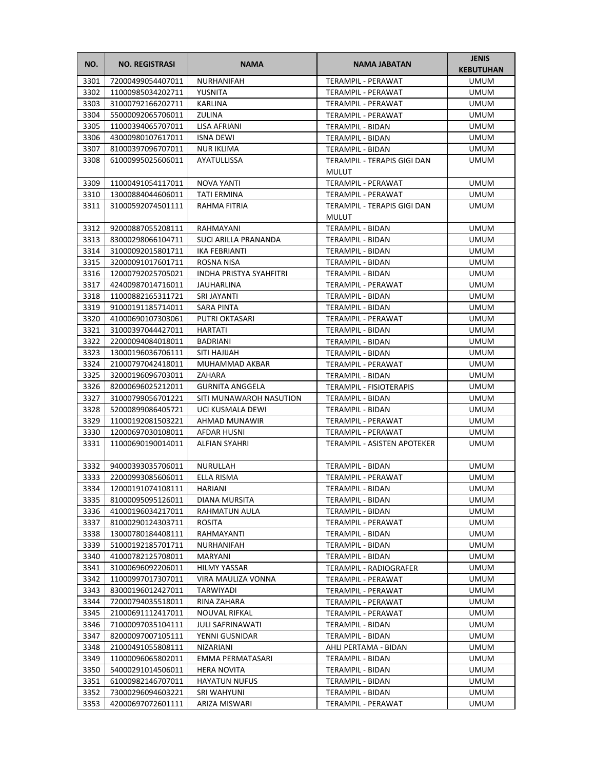| NO. | NO. REGISTRASI | NAMA | NAMA JABATAN | JENIS KEBUTUHAN |
|---|---|---|---|---|
| 3301 | 72000499054407011 | NURHANIFAH | TERAMPIL - PERAWAT | UMUM |
| 3302 | 11000985034202711 | YUSNITA | TERAMPIL - PERAWAT | UMUM |
| 3303 | 31000792166202711 | KARLINA | TERAMPIL - PERAWAT | UMUM |
| 3304 | 55000092065706011 | ZULINA | TERAMPIL - PERAWAT | UMUM |
| 3305 | 11000394065707011 | LISA AFRIANI | TERAMPIL - BIDAN | UMUM |
| 3306 | 43000980107617011 | ISNA DEWI | TERAMPIL - BIDAN | UMUM |
| 3307 | 81000397096707011 | NUR IKLIMA | TERAMPIL - BIDAN | UMUM |
| 3308 | 61000995025606011 | AYATULLISSA | TERAMPIL - TERAPIS GIGI DAN MULUT | UMUM |
| 3309 | 11000491054117011 | NOVA YANTI | TERAMPIL - PERAWAT | UMUM |
| 3310 | 13000884044606011 | TATI ERMINA | TERAMPIL - PERAWAT | UMUM |
| 3311 | 31000592074501111 | RAHMA FITRIA | TERAMPIL - TERAPIS GIGI DAN MULUT | UMUM |
| 3312 | 92000887055208111 | RAHMAYANI | TERAMPIL - BIDAN | UMUM |
| 3313 | 83000298066104711 | SUCI ARILLA PRANANDA | TERAMPIL - BIDAN | UMUM |
| 3314 | 31000092015801711 | IKA FEBRIANTI | TERAMPIL - BIDAN | UMUM |
| 3315 | 32000091017601711 | ROSNA NISA | TERAMPIL - BIDAN | UMUM |
| 3316 | 12000792025705021 | INDHA PRISTYA SYAHFITRI | TERAMPIL - BIDAN | UMUM |
| 3317 | 42400987014716011 | JAUHARLINA | TERAMPIL - PERAWAT | UMUM |
| 3318 | 11000882165311721 | SRI JAYANTI | TERAMPIL - BIDAN | UMUM |
| 3319 | 91000191185714011 | SARA PINTA | TERAMPIL - BIDAN | UMUM |
| 3320 | 41000690107303061 | PUTRI OKTASARI | TERAMPIL - PERAWAT | UMUM |
| 3321 | 31000397044427011 | HARTATI | TERAMPIL - BIDAN | UMUM |
| 3322 | 22000094084018011 | BADRIANI | TERAMPIL - BIDAN | UMUM |
| 3323 | 13000196036706111 | SITI HAJIJAH | TERAMPIL - BIDAN | UMUM |
| 3324 | 21000797042418011 | MUHAMMAD AKBAR | TERAMPIL - PERAWAT | UMUM |
| 3325 | 32000196096703011 | ZAHARA | TERAMPIL - BIDAN | UMUM |
| 3326 | 82000696025212011 | GURNITA ANGGELA | TERAMPIL - FISIOTERAPIS | UMUM |
| 3327 | 31000799056701221 | SITI MUNAWAROH NASUTION | TERAMPIL - BIDAN | UMUM |
| 3328 | 52000899086405721 | UCI KUSMALA DEWI | TERAMPIL - BIDAN | UMUM |
| 3329 | 11000192081503221 | AHMAD MUNAWIR | TERAMPIL - PERAWAT | UMUM |
| 3330 | 12000697030108011 | AFDAR HUSNI | TERAMPIL - PERAWAT | UMUM |
| 3331 | 11000690190014011 | ALFIAN SYAHRI | TERAMPIL - ASISTEN APOTEKER | UMUM |
| 3332 | 94000393035706011 | NURULLAH | TERAMPIL - BIDAN | UMUM |
| 3333 | 22000993085606011 | ELLA RISMA | TERAMPIL - PERAWAT | UMUM |
| 3334 | 12000191074108111 | HARIANI | TERAMPIL - BIDAN | UMUM |
| 3335 | 81000095095126011 | DIANA MURSITA | TERAMPIL - BIDAN | UMUM |
| 3336 | 41000196034217011 | RAHMATUN AULA | TERAMPIL - BIDAN | UMUM |
| 3337 | 81000290124303711 | ROSITA | TERAMPIL - PERAWAT | UMUM |
| 3338 | 13000780184408111 | RAHMAYANTI | TERAMPIL - BIDAN | UMUM |
| 3339 | 51000192185701711 | NURHANIFAH | TERAMPIL - BIDAN | UMUM |
| 3340 | 41000782125708011 | MARYANI | TERAMPIL - BIDAN | UMUM |
| 3341 | 31000696092206011 | HILMY YASSAR | TERAMPIL - RADIOGRAFER | UMUM |
| 3342 | 11000997017307011 | VIRA MAULIZA VONNA | TERAMPIL - PERAWAT | UMUM |
| 3343 | 83000196012427011 | TARWIYADI | TERAMPIL - PERAWAT | UMUM |
| 3344 | 72000794035518011 | RINA ZAHARA | TERAMPIL - PERAWAT | UMUM |
| 3345 | 21000691112417011 | NOUVAL RIFKAL | TERAMPIL - PERAWAT | UMUM |
| 3346 | 71000097035104111 | JULI SAFRINAWATI | TERAMPIL - BIDAN | UMUM |
| 3347 | 82000097007105111 | YENNI GUSNIDAR | TERAMPIL - BIDAN | UMUM |
| 3348 | 21000491055808111 | NIZARIANI | AHLI PERTAMA - BIDAN | UMUM |
| 3349 | 11000096065802011 | EMMA PERMATASARI | TERAMPIL - BIDAN | UMUM |
| 3350 | 54000291014506011 | HERA NOVITA | TERAMPIL - BIDAN | UMUM |
| 3351 | 61000982146707011 | HAYATUN NUFUS | TERAMPIL - BIDAN | UMUM |
| 3352 | 73000296094603221 | SRI WAHYUNI | TERAMPIL - BIDAN | UMUM |
| 3353 | 42000697072601111 | ARIZA MISWARI | TERAMPIL - PERAWAT | UMUM |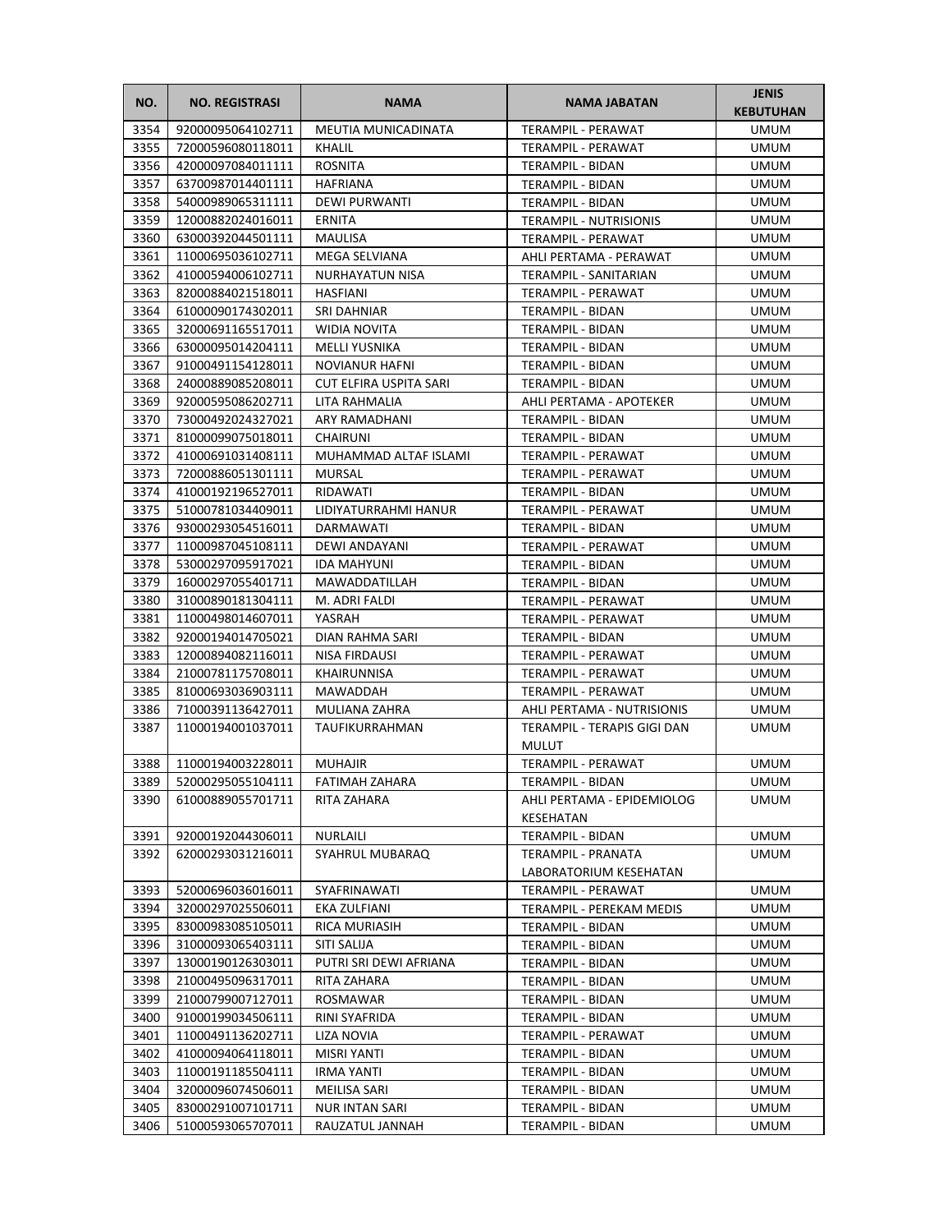| NO. | NO. REGISTRASI | NAMA | NAMA JABATAN | JENIS KEBUTUHAN |
|---|---|---|---|---|
| 3354 | 92000095064102711 | MEUTIA MUNICADINATA | TERAMPIL - PERAWAT | UMUM |
| 3355 | 72000596080118011 | KHALIL | TERAMPIL - PERAWAT | UMUM |
| 3356 | 42000097084011111 | ROSNITA | TERAMPIL - BIDAN | UMUM |
| 3357 | 63700987014401111 | HAFRIANA | TERAMPIL - BIDAN | UMUM |
| 3358 | 54000989065311111 | DEWI PURWANTI | TERAMPIL - BIDAN | UMUM |
| 3359 | 12000882024016011 | ERNITA | TERAMPIL - NUTRISIONIS | UMUM |
| 3360 | 63000392044501111 | MAULISA | TERAMPIL - PERAWAT | UMUM |
| 3361 | 11000695036102711 | MEGA SELVIANA | AHLI PERTAMA - PERAWAT | UMUM |
| 3362 | 41000594006102711 | NURHAYATUN NISA | TERAMPIL - SANITARIAN | UMUM |
| 3363 | 82000884021518011 | HASFIANI | TERAMPIL - PERAWAT | UMUM |
| 3364 | 61000090174302011 | SRI DAHNIAR | TERAMPIL - BIDAN | UMUM |
| 3365 | 32000691165517011 | WIDIA NOVITA | TERAMPIL - BIDAN | UMUM |
| 3366 | 63000095014204111 | MELLI YUSNIKA | TERAMPIL - BIDAN | UMUM |
| 3367 | 91000491154128011 | NOVIANUR HAFNI | TERAMPIL - BIDAN | UMUM |
| 3368 | 24000889085208011 | CUT ELFIRA USPITA SARI | TERAMPIL - BIDAN | UMUM |
| 3369 | 92000595086202711 | LITA RAHMALIA | AHLI PERTAMA - APOTEKER | UMUM |
| 3370 | 73000492024327021 | ARY RAMADHANI | TERAMPIL - BIDAN | UMUM |
| 3371 | 81000099075018011 | CHAIRUNI | TERAMPIL - BIDAN | UMUM |
| 3372 | 41000691031408111 | MUHAMMAD ALTAF ISLAMI | TERAMPIL - PERAWAT | UMUM |
| 3373 | 72000886051301111 | MURSAL | TERAMPIL - PERAWAT | UMUM |
| 3374 | 41000192196527011 | RIDAWATI | TERAMPIL - BIDAN | UMUM |
| 3375 | 51000781034409011 | LIDIYATURRAHMI HANUR | TERAMPIL - PERAWAT | UMUM |
| 3376 | 93000293054516011 | DARMAWATI | TERAMPIL - BIDAN | UMUM |
| 3377 | 11000987045108111 | DEWI ANDAYANI | TERAMPIL - PERAWAT | UMUM |
| 3378 | 53000297095917021 | IDA MAHYUNI | TERAMPIL - BIDAN | UMUM |
| 3379 | 16000297055401711 | MAWADDATILLAH | TERAMPIL - BIDAN | UMUM |
| 3380 | 31000890181304111 | M. ADRI FALDI | TERAMPIL - PERAWAT | UMUM |
| 3381 | 11000498014607011 | YASRAH | TERAMPIL - PERAWAT | UMUM |
| 3382 | 92000194014705021 | DIAN RAHMA SARI | TERAMPIL - BIDAN | UMUM |
| 3383 | 12000894082116011 | NISA FIRDAUSI | TERAMPIL - PERAWAT | UMUM |
| 3384 | 21000781175708011 | KHAIRUNNISA | TERAMPIL - PERAWAT | UMUM |
| 3385 | 81000693036903111 | MAWADDAH | TERAMPIL - PERAWAT | UMUM |
| 3386 | 71000391136427011 | MULIANA ZAHRA | AHLI PERTAMA - NUTRISIONIS | UMUM |
| 3387 | 11000194001037011 | TAUFIKURRAHMAN | TERAMPIL - TERAPIS GIGI DAN MULUT | UMUM |
| 3388 | 11000194003228011 | MUHAJIR | TERAMPIL - PERAWAT | UMUM |
| 3389 | 52000295055104111 | FATIMAH ZAHARA | TERAMPIL - BIDAN | UMUM |
| 3390 | 61000889055701711 | RITA ZAHARA | AHLI PERTAMA - EPIDEMIOLOG KESEHATAN | UMUM |
| 3391 | 92000192044306011 | NURLAILI | TERAMPIL - BIDAN | UMUM |
| 3392 | 62000293031216011 | SYAHRUL MUBARAQ | TERAMPIL - PRANATA LABORATORIUM KESEHATAN | UMUM |
| 3393 | 52000696036016011 | SYAFRINAWATI | TERAMPIL - PERAWAT | UMUM |
| 3394 | 32000297025506011 | EKA ZULFIANI | TERAMPIL - PEREKAM MEDIS | UMUM |
| 3395 | 83000983085105011 | RICA MURIASIH | TERAMPIL - BIDAN | UMUM |
| 3396 | 31000093065403111 | SITI SALIJA | TERAMPIL - BIDAN | UMUM |
| 3397 | 13000190126303011 | PUTRI SRI DEWI AFRIANA | TERAMPIL - BIDAN | UMUM |
| 3398 | 21000495096317011 | RITA ZAHARA | TERAMPIL - BIDAN | UMUM |
| 3399 | 21000799007127011 | ROSMAWAR | TERAMPIL - BIDAN | UMUM |
| 3400 | 91000199034506111 | RINI SYAFRIDA | TERAMPIL - BIDAN | UMUM |
| 3401 | 11000491136202711 | LIZA NOVIA | TERAMPIL - PERAWAT | UMUM |
| 3402 | 41000094064118011 | MISRI YANTI | TERAMPIL - BIDAN | UMUM |
| 3403 | 11000191185504111 | IRMA YANTI | TERAMPIL - BIDAN | UMUM |
| 3404 | 32000096074506011 | MEILISA SARI | TERAMPIL - BIDAN | UMUM |
| 3405 | 83000291007101711 | NUR INTAN SARI | TERAMPIL - BIDAN | UMUM |
| 3406 | 51000593065707011 | RAUZATUL JANNAH | TERAMPIL - BIDAN | UMUM |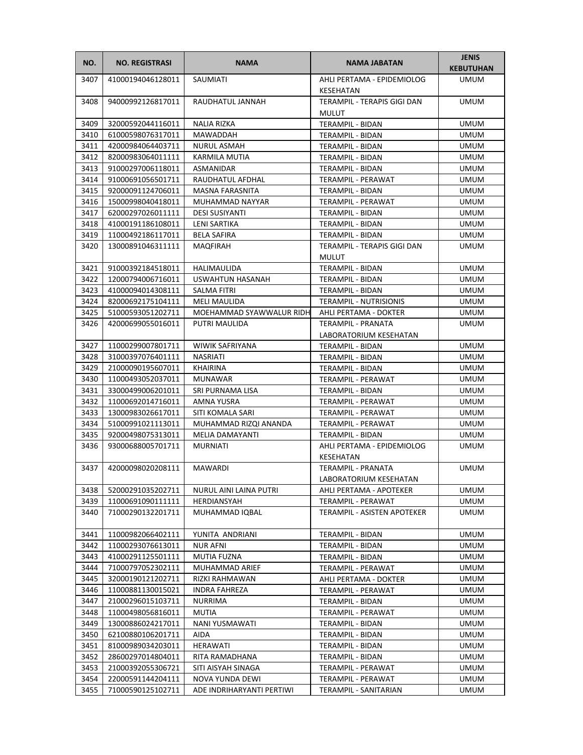| NO. | NO. REGISTRASI | NAMA | NAMA JABATAN | JENIS KEBUTUHAN |
|---|---|---|---|---|
| 3407 | 41000194046128011 | SAUMIATI | AHLI PERTAMA - EPIDEMIOLOG KESEHATAN | UMUM |
| 3408 | 94000992126817011 | RAUDHATUL JANNAH | TERAMPIL - TERAPIS GIGI DAN MULUT | UMUM |
| 3409 | 32000592044116011 | NALIA RIZKA | TERAMPIL - BIDAN | UMUM |
| 3410 | 61000598076317011 | MAWADDAH | TERAMPIL - BIDAN | UMUM |
| 3411 | 42000984064403711 | NURUL ASMAH | TERAMPIL - BIDAN | UMUM |
| 3412 | 82000983064011111 | KARMILA MUTIA | TERAMPIL - BIDAN | UMUM |
| 3413 | 91000297006118011 | ASMANIDAR | TERAMPIL - BIDAN | UMUM |
| 3414 | 91000691056501711 | RAUDHATUL AFDHAL | TERAMPIL - PERAWAT | UMUM |
| 3415 | 92000091124706011 | MASNA FARASNITA | TERAMPIL - BIDAN | UMUM |
| 3416 | 15000998040418011 | MUHAMMAD NAYYAR | TERAMPIL - PERAWAT | UMUM |
| 3417 | 62000297026011111 | DESI SUSIYANTI | TERAMPIL - BIDAN | UMUM |
| 3418 | 41000191186108011 | LENI SARTIKA | TERAMPIL - BIDAN | UMUM |
| 3419 | 11000492186117011 | BELA SAFIRA | TERAMPIL - BIDAN | UMUM |
| 3420 | 13000891046311111 | MAQFIRAH | TERAMPIL - TERAPIS GIGI DAN MULUT | UMUM |
| 3421 | 91000392184518011 | HALIMAULIDA | TERAMPIL - BIDAN | UMUM |
| 3422 | 12000794006716011 | USWAHTUN HASANAH | TERAMPIL - BIDAN | UMUM |
| 3423 | 41000094014308111 | SALMA FITRI | TERAMPIL - BIDAN | UMUM |
| 3424 | 82000692175104111 | MELI MAULIDA | TERAMPIL - NUTRISIONIS | UMUM |
| 3425 | 51000593051202711 | MOEHAMMAD SYAWWALUR RIDH | AHLI PERTAMA - DOKTER | UMUM |
| 3426 | 42000699055016011 | PUTRI MAULIDA | TERAMPIL - PRANATA LABORATORIUM KESEHATAN | UMUM |
| 3427 | 11000299007801711 | WIWIK SAFRIYANA | TERAMPIL - BIDAN | UMUM |
| 3428 | 31000397076401111 | NASRIATI | TERAMPIL - BIDAN | UMUM |
| 3429 | 21000090195607011 | KHAIRINA | TERAMPIL - BIDAN | UMUM |
| 3430 | 11000493052037011 | MUNAWAR | TERAMPIL - PERAWAT | UMUM |
| 3431 | 33000499006201011 | SRI PURNAMA LISA | TERAMPIL - BIDAN | UMUM |
| 3432 | 11000692014716011 | AMNA YUSRA | TERAMPIL - PERAWAT | UMUM |
| 3433 | 13000983026617011 | SITI KOMALA SARI | TERAMPIL - PERAWAT | UMUM |
| 3434 | 51000991021113011 | MUHAMMAD RIZQI ANANDA | TERAMPIL - PERAWAT | UMUM |
| 3435 | 92000498075313011 | MELIA DAMAYANTI | TERAMPIL - BIDAN | UMUM |
| 3436 | 93000688005701711 | MURNIATI | AHLI PERTAMA - EPIDEMIOLOG KESEHATAN | UMUM |
| 3437 | 42000098020208111 | MAWARDI | TERAMPIL - PRANATA LABORATORIUM KESEHATAN | UMUM |
| 3438 | 52000291035202711 | NURUL AINI LAINA PUTRI | AHLI PERTAMA - APOTEKER | UMUM |
| 3439 | 11000691090111111 | HERDIANSYAH | TERAMPIL - PERAWAT | UMUM |
| 3440 | 71000290132201711 | MUHAMMAD IQBAL | TERAMPIL - ASISTEN APOTEKER | UMUM |
| 3441 | 11000982066402111 | YUNITA ANDRIANI | TERAMPIL - BIDAN | UMUM |
| 3442 | 11000293076613011 | NUR AFNI | TERAMPIL - BIDAN | UMUM |
| 3443 | 41000291125501111 | MUTIA FUZNA | TERAMPIL - BIDAN | UMUM |
| 3444 | 71000797052302111 | MUHAMMAD ARIEF | TERAMPIL - PERAWAT | UMUM |
| 3445 | 32000190121202711 | RIZKI RAHMAWAN | AHLI PERTAMA - DOKTER | UMUM |
| 3446 | 11000881130015021 | INDRA FAHREZA | TERAMPIL - PERAWAT | UMUM |
| 3447 | 21000296015103711 | NURRIMA | TERAMPIL - BIDAN | UMUM |
| 3448 | 11000498056816011 | MUTIA | TERAMPIL - PERAWAT | UMUM |
| 3449 | 13000886024217011 | NANI YUSMAWATI | TERAMPIL - BIDAN | UMUM |
| 3450 | 62100880106201711 | AIDA | TERAMPIL - BIDAN | UMUM |
| 3451 | 81000989034203011 | HERAWATI | TERAMPIL - BIDAN | UMUM |
| 3452 | 28600297014804011 | RITA RAMADHANA | TERAMPIL - BIDAN | UMUM |
| 3453 | 21000392055306721 | SITI AISYAH SINAGA | TERAMPIL - PERAWAT | UMUM |
| 3454 | 22000591144204111 | NOVA YUNDA DEWI | TERAMPIL - PERAWAT | UMUM |
| 3455 | 71000590125102711 | ADE INDRIHARYANTI PERTIWI | TERAMPIL - SANITARIAN | UMUM |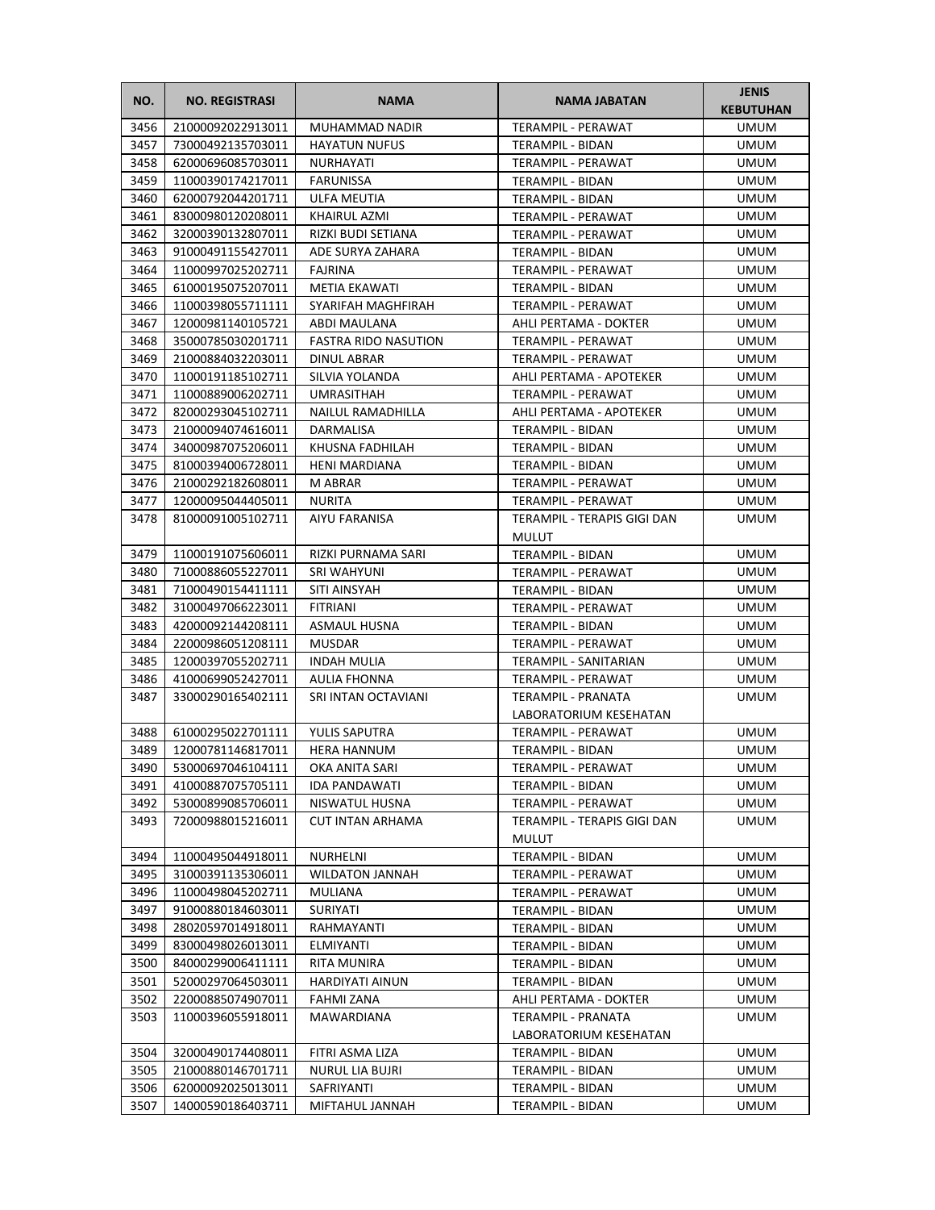| NO. | NO. REGISTRASI | NAMA | NAMA JABATAN | JENIS KEBUTUHAN |
|---|---|---|---|---|
| 3456 | 21000092022913011 | MUHAMMAD NADIR | TERAMPIL - PERAWAT | UMUM |
| 3457 | 73000492135703011 | HAYATUN NUFUS | TERAMPIL - BIDAN | UMUM |
| 3458 | 62000696085703011 | NURHAYATI | TERAMPIL - PERAWAT | UMUM |
| 3459 | 11000390174217011 | FARUNISSA | TERAMPIL - BIDAN | UMUM |
| 3460 | 62000792044201711 | ULFA MEUTIA | TERAMPIL - BIDAN | UMUM |
| 3461 | 83000980120208011 | KHAIRUL AZMI | TERAMPIL - PERAWAT | UMUM |
| 3462 | 32000390132807011 | RIZKI BUDI SETIANA | TERAMPIL - PERAWAT | UMUM |
| 3463 | 91000491155427011 | ADE SURYA ZAHARA | TERAMPIL - BIDAN | UMUM |
| 3464 | 11000997025202711 | FAJRINA | TERAMPIL - PERAWAT | UMUM |
| 3465 | 61000195075207011 | METIA EKAWATI | TERAMPIL - BIDAN | UMUM |
| 3466 | 11000398055711111 | SYARIFAH MAGHFIRAH | TERAMPIL - PERAWAT | UMUM |
| 3467 | 12000981140105721 | ABDI MAULANA | AHLI PERTAMA - DOKTER | UMUM |
| 3468 | 35000785030201711 | FASTRA RIDO NASUTION | TERAMPIL - PERAWAT | UMUM |
| 3469 | 21000884032203011 | DINUL ABRAR | TERAMPIL - PERAWAT | UMUM |
| 3470 | 11000191185102711 | SILVIA YOLANDA | AHLI PERTAMA - APOTEKER | UMUM |
| 3471 | 11000889006202711 | UMRASITHAH | TERAMPIL - PERAWAT | UMUM |
| 3472 | 82000293045102711 | NAILUL RAMADHILLA | AHLI PERTAMA - APOTEKER | UMUM |
| 3473 | 21000094074616011 | DARMALISA | TERAMPIL - BIDAN | UMUM |
| 3474 | 34000987075206011 | KHUSNA FADHILAH | TERAMPIL - BIDAN | UMUM |
| 3475 | 81000394006728011 | HENI MARDIANA | TERAMPIL - BIDAN | UMUM |
| 3476 | 21000292182608011 | M ABRAR | TERAMPIL - PERAWAT | UMUM |
| 3477 | 12000095044405011 | NURITA | TERAMPIL - PERAWAT | UMUM |
| 3478 | 81000091005102711 | AIYU FARANISA | TERAMPIL - TERAPIS GIGI DAN MULUT | UMUM |
| 3479 | 11000191075606011 | RIZKI PURNAMA SARI | TERAMPIL - BIDAN | UMUM |
| 3480 | 71000886055227011 | SRI WAHYUNI | TERAMPIL - PERAWAT | UMUM |
| 3481 | 71000490154411111 | SITI AINSYAH | TERAMPIL - BIDAN | UMUM |
| 3482 | 31000497066223011 | FITRIANI | TERAMPIL - PERAWAT | UMUM |
| 3483 | 42000092144208111 | ASMAUL HUSNA | TERAMPIL - BIDAN | UMUM |
| 3484 | 22000986051208111 | MUSDAR | TERAMPIL - PERAWAT | UMUM |
| 3485 | 12000397055202711 | INDAH MULIA | TERAMPIL - SANITARIAN | UMUM |
| 3486 | 41000699052427011 | AULIA FHONNA | TERAMPIL - PERAWAT | UMUM |
| 3487 | 33000290165402111 | SRI INTAN OCTAVIANI | TERAMPIL - PRANATA LABORATORIUM KESEHATAN | UMUM |
| 3488 | 61000295022701111 | YULIS SAPUTRA | TERAMPIL - PERAWAT | UMUM |
| 3489 | 12000781146817011 | HERA HANNUM | TERAMPIL - BIDAN | UMUM |
| 3490 | 53000697046104111 | OKA ANITA SARI | TERAMPIL - PERAWAT | UMUM |
| 3491 | 41000887075705111 | IDA PANDAWATI | TERAMPIL - BIDAN | UMUM |
| 3492 | 53000899085706011 | NISWATUL HUSNA | TERAMPIL - PERAWAT | UMUM |
| 3493 | 72000988015216011 | CUT INTAN ARHAMA | TERAMPIL - TERAPIS GIGI DAN MULUT | UMUM |
| 3494 | 11000495044918011 | NURHELNI | TERAMPIL - BIDAN | UMUM |
| 3495 | 31000391135306011 | WILDATON JANNAH | TERAMPIL - PERAWAT | UMUM |
| 3496 | 11000498045202711 | MULIANA | TERAMPIL - PERAWAT | UMUM |
| 3497 | 91000880184603011 | SURIYATI | TERAMPIL - BIDAN | UMUM |
| 3498 | 28020597014918011 | RAHMAYANTI | TERAMPIL - BIDAN | UMUM |
| 3499 | 83000498026013011 | ELMIYANTI | TERAMPIL - BIDAN | UMUM |
| 3500 | 84000299006411111 | RITA MUNIRA | TERAMPIL - BIDAN | UMUM |
| 3501 | 52000297064503011 | HARDIYATI AINUN | TERAMPIL - BIDAN | UMUM |
| 3502 | 22000885074907011 | FAHMI ZANA | AHLI PERTAMA - DOKTER | UMUM |
| 3503 | 11000396055918011 | MAWARDIANA | TERAMPIL - PRANATA LABORATORIUM KESEHATAN | UMUM |
| 3504 | 32000490174408011 | FITRI ASMA LIZA | TERAMPIL - BIDAN | UMUM |
| 3505 | 21000880146701711 | NURUL LIA BUJRI | TERAMPIL - BIDAN | UMUM |
| 3506 | 62000092025013011 | SAFRIYANTI | TERAMPIL - BIDAN | UMUM |
| 3507 | 14000590186403711 | MIFTAHUL JANNAH | TERAMPIL - BIDAN | UMUM |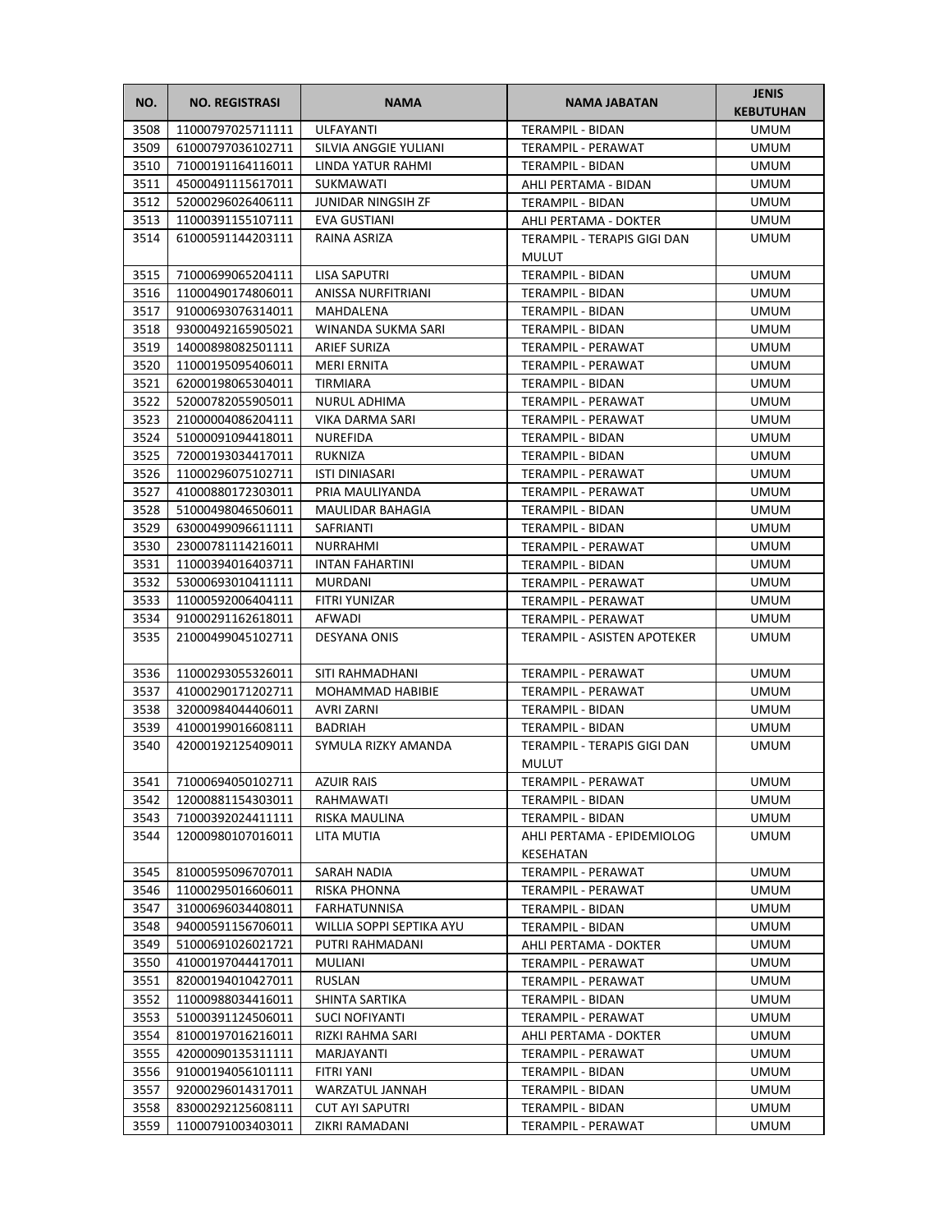| NO. | NO. REGISTRASI | NAMA | NAMA JABATAN | JENIS KEBUTUHAN |
|---|---|---|---|---|
| 3508 | 11000797025711111 | ULFAYANTI | TERAMPIL - BIDAN | UMUM |
| 3509 | 61000797036102711 | SILVIA ANGGIE YULIANI | TERAMPIL - PERAWAT | UMUM |
| 3510 | 71000191164116011 | LINDA YATUR RAHMI | TERAMPIL - BIDAN | UMUM |
| 3511 | 45000491115617011 | SUKMAWATI | AHLI PERTAMA - BIDAN | UMUM |
| 3512 | 52000296026406111 | JUNIDAR NINGSIH ZF | TERAMPIL - BIDAN | UMUM |
| 3513 | 11000391155107111 | EVA GUSTIANI | AHLI PERTAMA - DOKTER | UMUM |
| 3514 | 61000591144203111 | RAINA ASRIZA | TERAMPIL - TERAPIS GIGI DAN MULUT | UMUM |
| 3515 | 71000699065204111 | LISA SAPUTRI | TERAMPIL - BIDAN | UMUM |
| 3516 | 11000490174806011 | ANISSA NURFITRIANI | TERAMPIL - BIDAN | UMUM |
| 3517 | 91000693076314011 | MAHDALENA | TERAMPIL - BIDAN | UMUM |
| 3518 | 93000492165905021 | WINANDA SUKMA SARI | TERAMPIL - BIDAN | UMUM |
| 3519 | 14000898082501111 | ARIEF SURIZA | TERAMPIL - PERAWAT | UMUM |
| 3520 | 11000195095406011 | MERI ERNITA | TERAMPIL - PERAWAT | UMUM |
| 3521 | 62000198065304011 | TIRMIARA | TERAMPIL - BIDAN | UMUM |
| 3522 | 52000782055905011 | NURUL ADHIMA | TERAMPIL - PERAWAT | UMUM |
| 3523 | 21000004086204111 | VIKA DARMA SARI | TERAMPIL - PERAWAT | UMUM |
| 3524 | 51000091094418011 | NUREFIDA | TERAMPIL - BIDAN | UMUM |
| 3525 | 72000193034417011 | RUKNIZA | TERAMPIL - BIDAN | UMUM |
| 3526 | 11000296075102711 | ISTI DINIASARI | TERAMPIL - PERAWAT | UMUM |
| 3527 | 41000880172303011 | PRIA MAULIYANDA | TERAMPIL - PERAWAT | UMUM |
| 3528 | 51000498046506011 | MAULIDAR BAHAGIA | TERAMPIL - BIDAN | UMUM |
| 3529 | 63000499096611111 | SAFRIANTI | TERAMPIL - BIDAN | UMUM |
| 3530 | 23000781114216011 | NURRAHMI | TERAMPIL - PERAWAT | UMUM |
| 3531 | 11000394016403711 | INTAN FAHARTINI | TERAMPIL - BIDAN | UMUM |
| 3532 | 53000693010411111 | MURDANI | TERAMPIL - PERAWAT | UMUM |
| 3533 | 11000592006404111 | FITRI YUNIZAR | TERAMPIL - PERAWAT | UMUM |
| 3534 | 91000291162618011 | AFWADI | TERAMPIL - PERAWAT | UMUM |
| 3535 | 21000499045102711 | DESYANA ONIS | TERAMPIL - ASISTEN APOTEKER | UMUM |
| 3536 | 11000293055326011 | SITI RAHMADHANI | TERAMPIL - PERAWAT | UMUM |
| 3537 | 41000290171202711 | MOHAMMAD HABIBIE | TERAMPIL - PERAWAT | UMUM |
| 3538 | 32000984044406011 | AVRI ZARNI | TERAMPIL - BIDAN | UMUM |
| 3539 | 41000199016608111 | BADRIAH | TERAMPIL - BIDAN | UMUM |
| 3540 | 42000192125409011 | SYMULA RIZKY AMANDA | TERAMPIL - TERAPIS GIGI DAN MULUT | UMUM |
| 3541 | 71000694050102711 | AZUIR RAIS | TERAMPIL - PERAWAT | UMUM |
| 3542 | 12000881154303011 | RAHMAWATI | TERAMPIL - BIDAN | UMUM |
| 3543 | 71000392024411111 | RISKA MAULINA | TERAMPIL - BIDAN | UMUM |
| 3544 | 12000980107016011 | LITA MUTIA | AHLI PERTAMA - EPIDEMIOLOG KESEHATAN | UMUM |
| 3545 | 81000595096707011 | SARAH NADIA | TERAMPIL - PERAWAT | UMUM |
| 3546 | 11000295016606011 | RISKA PHONNA | TERAMPIL - PERAWAT | UMUM |
| 3547 | 31000696034408011 | FARHATUNNISA | TERAMPIL - BIDAN | UMUM |
| 3548 | 94000591156706011 | WILLIA SOPPI SEPTIKA AYU | TERAMPIL - BIDAN | UMUM |
| 3549 | 51000691026021721 | PUTRI RAHMADANI | AHLI PERTAMA - DOKTER | UMUM |
| 3550 | 41000197044417011 | MULIANI | TERAMPIL - PERAWAT | UMUM |
| 3551 | 82000194010427011 | RUSLAN | TERAMPIL - PERAWAT | UMUM |
| 3552 | 11000988034416011 | SHINTA SARTIKA | TERAMPIL - BIDAN | UMUM |
| 3553 | 51000391124506011 | SUCI NOFIYANTI | TERAMPIL - PERAWAT | UMUM |
| 3554 | 81000197016216011 | RIZKI RAHMA SARI | AHLI PERTAMA - DOKTER | UMUM |
| 3555 | 42000090135311111 | MARJAYANTI | TERAMPIL - PERAWAT | UMUM |
| 3556 | 91000194056101111 | FITRI YANI | TERAMPIL - BIDAN | UMUM |
| 3557 | 92000296014317011 | WARZATUL JANNAH | TERAMPIL - BIDAN | UMUM |
| 3558 | 83000292125608111 | CUT AYI SAPUTRI | TERAMPIL - BIDAN | UMUM |
| 3559 | 11000791003403011 | ZIKRI RAMADANI | TERAMPIL - PERAWAT | UMUM |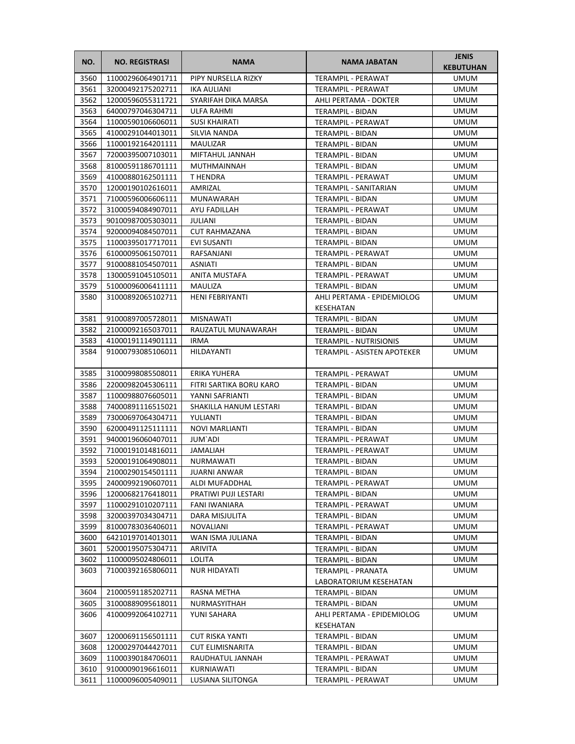| NO. | NO. REGISTRASI | NAMA | NAMA JABATAN | JENIS KEBUTUHAN |
|---|---|---|---|---|
| 3560 | 11000296064901711 | PIPY NURSELLA RIZKY | TERAMPIL - PERAWAT | UMUM |
| 3561 | 32000492175202711 | IKA AULIANI | TERAMPIL - PERAWAT | UMUM |
| 3562 | 12000596055311721 | SYARIFAH DIKA MARSA | AHLI PERTAMA - DOKTER | UMUM |
| 3563 | 64000797046304711 | ULFA RAHMI | TERAMPIL - BIDAN | UMUM |
| 3564 | 11000590106606011 | SUSI KHAIRATI | TERAMPIL - PERAWAT | UMUM |
| 3565 | 41000291044013011 | SILVIA NANDA | TERAMPIL - BIDAN | UMUM |
| 3566 | 11000192164201111 | MAULIZAR | TERAMPIL - BIDAN | UMUM |
| 3567 | 72000395007103011 | MIFTAHUL JANNAH | TERAMPIL - BIDAN | UMUM |
| 3568 | 81000591186701111 | MUTHMAINNAH | TERAMPIL - BIDAN | UMUM |
| 3569 | 41000880162501111 | T HENDRA | TERAMPIL - PERAWAT | UMUM |
| 3570 | 12000190102616011 | AMRIZAL | TERAMPIL - SANITARIAN | UMUM |
| 3571 | 71000596006606111 | MUNAWARAH | TERAMPIL - BIDAN | UMUM |
| 3572 | 31000594084907011 | AYU FADILLAH | TERAMPIL - PERAWAT | UMUM |
| 3573 | 90100987005303011 | JULIANI | TERAMPIL - BIDAN | UMUM |
| 3574 | 92000094084507011 | CUT RAHMAZANA | TERAMPIL - BIDAN | UMUM |
| 3575 | 11000395017717011 | EVI SUSANTI | TERAMPIL - BIDAN | UMUM |
| 3576 | 61000095061507011 | RAFSANJANI | TERAMPIL - PERAWAT | UMUM |
| 3577 | 91000881054507011 | ASNIATI | TERAMPIL - BIDAN | UMUM |
| 3578 | 13000591045105011 | ANITA MUSTAFA | TERAMPIL - PERAWAT | UMUM |
| 3579 | 51000096006411111 | MAULIZA | TERAMPIL - BIDAN | UMUM |
| 3580 | 31000892065102711 | HENI FEBRIYANTI | AHLI PERTAMA - EPIDEMIOLOG KESEHATAN | UMUM |
| 3581 | 91000897005728011 | MISNAWATI | TERAMPIL - BIDAN | UMUM |
| 3582 | 21000092165037011 | RAUZATUL MUNAWARAH | TERAMPIL - BIDAN | UMUM |
| 3583 | 41000191114901111 | IRMA | TERAMPIL - NUTRISIONIS | UMUM |
| 3584 | 91000793085106011 | HILDAYANTI | TERAMPIL - ASISTEN APOTEKER | UMUM |
| 3585 | 31000998085508011 | ERIKA YUHERA | TERAMPIL - PERAWAT | UMUM |
| 3586 | 22000982045306111 | FITRI SARTIKA BORU KARO | TERAMPIL - BIDAN | UMUM |
| 3587 | 11000988076605011 | YANNI SAFRIANTI | TERAMPIL - BIDAN | UMUM |
| 3588 | 74000891116515021 | SHAKILLA HANUM LESTARI | TERAMPIL - BIDAN | UMUM |
| 3589 | 73000697064304711 | YULIANTI | TERAMPIL - BIDAN | UMUM |
| 3590 | 62000491125111111 | NOVI MARLIANTI | TERAMPIL - BIDAN | UMUM |
| 3591 | 94000196060407011 | JUM`ADI | TERAMPIL - PERAWAT | UMUM |
| 3592 | 71000191014816011 | JAMALIAH | TERAMPIL - PERAWAT | UMUM |
| 3593 | 52000191064908011 | NURMAWATI | TERAMPIL - BIDAN | UMUM |
| 3594 | 21000290154501111 | JUARNI ANWAR | TERAMPIL - BIDAN | UMUM |
| 3595 | 24000992190607011 | ALDI MUFADDHAL | TERAMPIL - PERAWAT | UMUM |
| 3596 | 12000682176418011 | PRATIWI PUJI LESTARI | TERAMPIL - BIDAN | UMUM |
| 3597 | 11000291010207111 | FANI IWANIARA | TERAMPIL - PERAWAT | UMUM |
| 3598 | 32000397034304711 | DARA MISJULITA | TERAMPIL - BIDAN | UMUM |
| 3599 | 81000783036406011 | NOVALIANI | TERAMPIL - PERAWAT | UMUM |
| 3600 | 64210197014013011 | WAN ISMA JULIANA | TERAMPIL - BIDAN | UMUM |
| 3601 | 52000195075304711 | ARIVITA | TERAMPIL - BIDAN | UMUM |
| 3602 | 11000095024806011 | LOLITA | TERAMPIL - BIDAN | UMUM |
| 3603 | 71000392165806011 | NUR HIDAYATI | TERAMPIL - PRANATA LABORATORIUM KESEHATAN | UMUM |
| 3604 | 21000591185202711 | RASNA METHA | TERAMPIL - BIDAN | UMUM |
| 3605 | 31000889095618011 | NURMASYITHAH | TERAMPIL - BIDAN | UMUM |
| 3606 | 41000992064102711 | YUNI SAHARA | AHLI PERTAMA - EPIDEMIOLOG KESEHATAN | UMUM |
| 3607 | 12000691156501111 | CUT RISKA YANTI | TERAMPIL - BIDAN | UMUM |
| 3608 | 12000297044427011 | CUT ELIMISNARITA | TERAMPIL - BIDAN | UMUM |
| 3609 | 11000390184706011 | RAUDHATUL JANNAH | TERAMPIL - PERAWAT | UMUM |
| 3610 | 91000090196616011 | KURNIAWATI | TERAMPIL - BIDAN | UMUM |
| 3611 | 11000096005409011 | LUSIANA SILITONGA | TERAMPIL - PERAWAT | UMUM |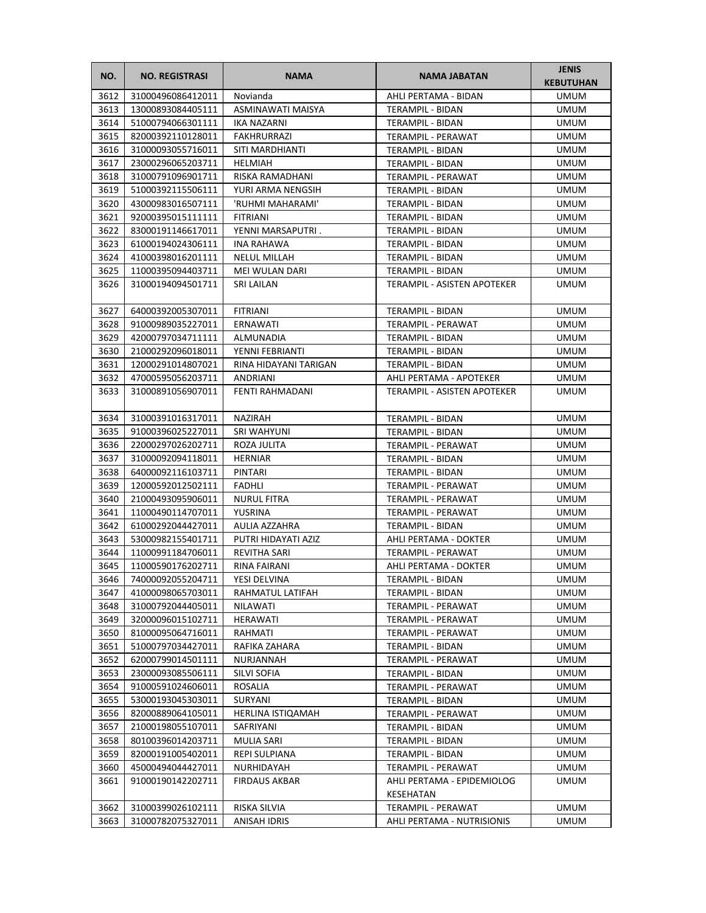| NO. | NO. REGISTRASI | NAMA | NAMA JABATAN | JENIS KEBUTUHAN |
|---|---|---|---|---|
| 3612 | 31000496086412011 | Novianda | AHLI PERTAMA - BIDAN | UMUM |
| 3613 | 13000893084405111 | ASMINAWATI MAISYA | TERAMPIL - BIDAN | UMUM |
| 3614 | 51000794066301111 | IKA NAZARNI | TERAMPIL - BIDAN | UMUM |
| 3615 | 82000392110128011 | FAKHRURRAZI | TERAMPIL - PERAWAT | UMUM |
| 3616 | 31000093055716011 | SITI MARDHIANTI | TERAMPIL - BIDAN | UMUM |
| 3617 | 23000296065203711 | HELMIAH | TERAMPIL - BIDAN | UMUM |
| 3618 | 31000791096901711 | RISKA RAMADHANI | TERAMPIL - PERAWAT | UMUM |
| 3619 | 51000392115506111 | YURI ARMA NENGSIH | TERAMPIL - BIDAN | UMUM |
| 3620 | 43000983016507111 | 'RUHMI MAHARAMI' | TERAMPIL - BIDAN | UMUM |
| 3621 | 92000395015111111 | FITRIANI | TERAMPIL - BIDAN | UMUM |
| 3622 | 83000191146617011 | YENNI MARSAPUTRI . | TERAMPIL - BIDAN | UMUM |
| 3623 | 61000194024306111 | INA RAHAWA | TERAMPIL - BIDAN | UMUM |
| 3624 | 41000398016201111 | NELUL MILLAH | TERAMPIL - BIDAN | UMUM |
| 3625 | 11000395094403711 | MEI WULAN DARI | TERAMPIL - BIDAN | UMUM |
| 3626 | 31000194094501711 | SRI LAILAN | TERAMPIL - ASISTEN APOTEKER | UMUM |
| 3627 | 64000392005307011 | FITRIANI | TERAMPIL - BIDAN | UMUM |
| 3628 | 91000989035227011 | ERNAWATI | TERAMPIL - PERAWAT | UMUM |
| 3629 | 42000797034711111 | ALMUNADIA | TERAMPIL - BIDAN | UMUM |
| 3630 | 21000292096018011 | YENNI FEBRIANTI | TERAMPIL - BIDAN | UMUM |
| 3631 | 12000291014807021 | RINA HIDAYANI TARIGAN | TERAMPIL - BIDAN | UMUM |
| 3632 | 47000595056203711 | ANDRIANI | AHLI PERTAMA - APOTEKER | UMUM |
| 3633 | 31000891056907011 | FENTI RAHMADANI | TERAMPIL - ASISTEN APOTEKER | UMUM |
| 3634 | 31000391016317011 | NAZIRAH | TERAMPIL - BIDAN | UMUM |
| 3635 | 91000396025227011 | SRI WAHYUNI | TERAMPIL - BIDAN | UMUM |
| 3636 | 22000297026202711 | ROZA JULITA | TERAMPIL - PERAWAT | UMUM |
| 3637 | 31000092094118011 | HERNIAR | TERAMPIL - BIDAN | UMUM |
| 3638 | 64000092116103711 | PINTARI | TERAMPIL - BIDAN | UMUM |
| 3639 | 12000592012502111 | FADHLI | TERAMPIL - PERAWAT | UMUM |
| 3640 | 21000493095906011 | NURUL FITRA | TERAMPIL - PERAWAT | UMUM |
| 3641 | 11000490114707011 | YUSRINA | TERAMPIL - PERAWAT | UMUM |
| 3642 | 61000292044427011 | AULIA AZZAHRA | TERAMPIL - BIDAN | UMUM |
| 3643 | 53000982155401711 | PUTRI HIDAYATI AZIZ | AHLI PERTAMA - DOKTER | UMUM |
| 3644 | 11000991184706011 | REVITHA SARI | TERAMPIL - PERAWAT | UMUM |
| 3645 | 11000590176202711 | RINA FAIRANI | AHLI PERTAMA - DOKTER | UMUM |
| 3646 | 74000092055204711 | YESI DELVINA | TERAMPIL - BIDAN | UMUM |
| 3647 | 41000098065703011 | RAHMATUL LATIFAH | TERAMPIL - BIDAN | UMUM |
| 3648 | 31000792044405011 | NILAWATI | TERAMPIL - PERAWAT | UMUM |
| 3649 | 32000096015102711 | HERAWATI | TERAMPIL - PERAWAT | UMUM |
| 3650 | 81000095064716011 | RAHMATI | TERAMPIL - PERAWAT | UMUM |
| 3651 | 51000797034427011 | RAFIKA ZAHARA | TERAMPIL - BIDAN | UMUM |
| 3652 | 62000799014501111 | NURJANNAH | TERAMPIL - PERAWAT | UMUM |
| 3653 | 23000093085506111 | SILVI SOFIA | TERAMPIL - BIDAN | UMUM |
| 3654 | 91000591024606011 | ROSALIA | TERAMPIL - PERAWAT | UMUM |
| 3655 | 53000193045303011 | SURYANI | TERAMPIL - BIDAN | UMUM |
| 3656 | 82000889064105011 | HERLINA ISTIQAMAH | TERAMPIL - PERAWAT | UMUM |
| 3657 | 21000198055107011 | SAFRIYANI | TERAMPIL - BIDAN | UMUM |
| 3658 | 80100396014203711 | MULIA SARI | TERAMPIL - BIDAN | UMUM |
| 3659 | 82000191005402011 | REPI SULPIANA | TERAMPIL - BIDAN | UMUM |
| 3660 | 45000494044427011 | NURHIDAYAH | TERAMPIL - PERAWAT | UMUM |
| 3661 | 91000190142202711 | FIRDAUS AKBAR | AHLI PERTAMA - EPIDEMIOLOG KESEHATAN | UMUM |
| 3662 | 31000399026102111 | RISKA SILVIA | TERAMPIL - PERAWAT | UMUM |
| 3663 | 31000782075327011 | ANISAH IDRIS | AHLI PERTAMA - NUTRISIONIS | UMUM |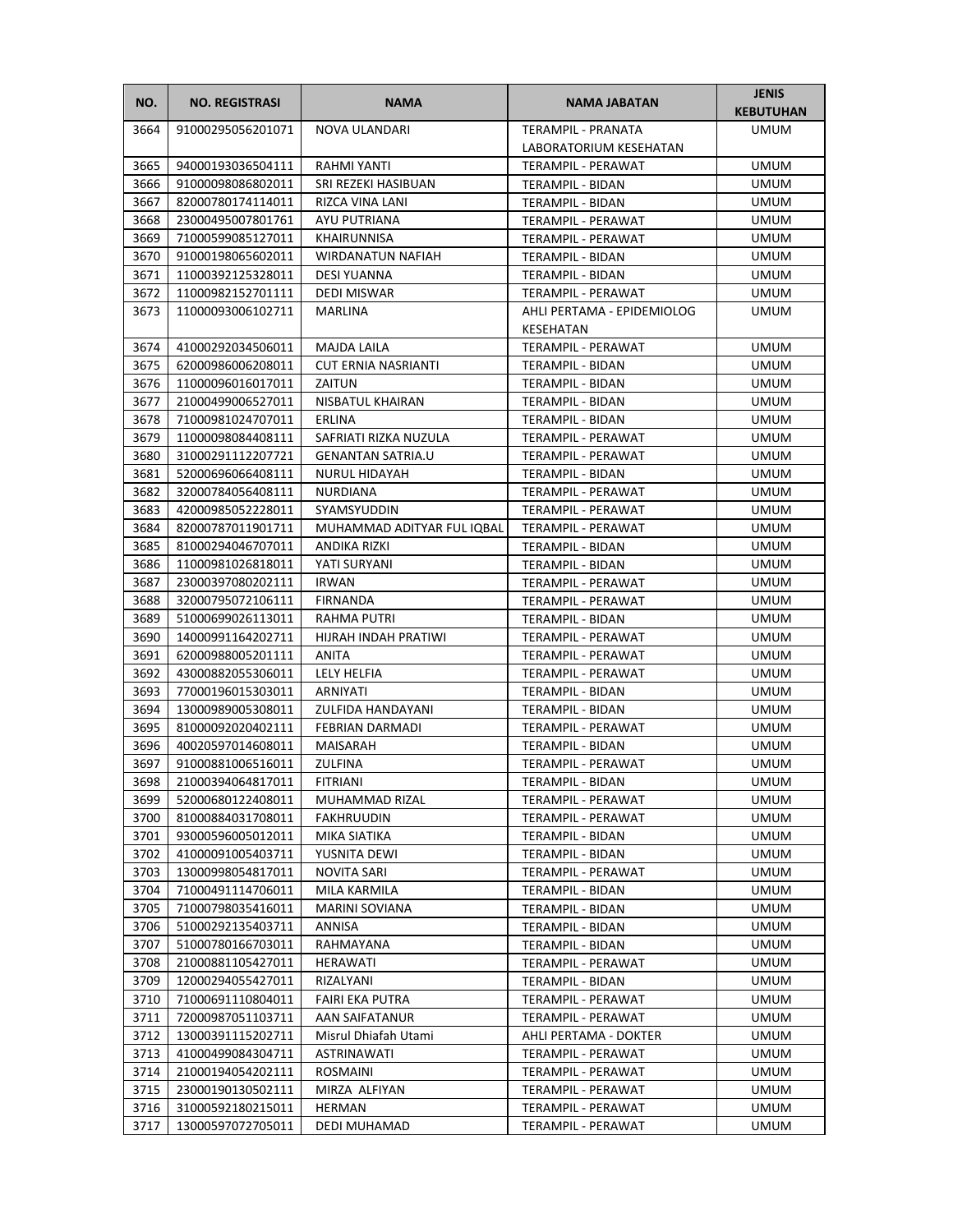| NO. | NO. REGISTRASI | NAMA | NAMA JABATAN | JENIS KEBUTUHAN |
|---|---|---|---|---|
| 3664 | 91000295056201071 | NOVA ULANDARI | TERAMPIL - PRANATA LABORATORIUM KESEHATAN | UMUM |
| 3665 | 94000193036504111 | RAHMI YANTI | TERAMPIL - PERAWAT | UMUM |
| 3666 | 91000098086802011 | SRI REZEKI HASIBUAN | TERAMPIL - BIDAN | UMUM |
| 3667 | 82000780174114011 | RIZCA VINA LANI | TERAMPIL - BIDAN | UMUM |
| 3668 | 23000495007801761 | AYU PUTRIANA | TERAMPIL - PERAWAT | UMUM |
| 3669 | 71000599085127011 | KHAIRUNNISA | TERAMPIL - PERAWAT | UMUM |
| 3670 | 91000198065602011 | WIRDANATUN NAFIAH | TERAMPIL - BIDAN | UMUM |
| 3671 | 11000392125328011 | DESI YUANNA | TERAMPIL - BIDAN | UMUM |
| 3672 | 11000982152701111 | DEDI MISWAR | TERAMPIL - PERAWAT | UMUM |
| 3673 | 11000093006102711 | MARLINA | AHLI PERTAMA - EPIDEMIOLOG KESEHATAN | UMUM |
| 3674 | 41000292034506011 | MAJDA LAILA | TERAMPIL - PERAWAT | UMUM |
| 3675 | 62000986006208011 | CUT ERNIA NASRIANTI | TERAMPIL - BIDAN | UMUM |
| 3676 | 11000096016017011 | ZAITUN | TERAMPIL - BIDAN | UMUM |
| 3677 | 21000499006527011 | NISBATUL KHAIRAN | TERAMPIL - BIDAN | UMUM |
| 3678 | 71000981024707011 | ERLINA | TERAMPIL - BIDAN | UMUM |
| 3679 | 11000098084408111 | SAFRIATI RIZKA NUZULA | TERAMPIL - PERAWAT | UMUM |
| 3680 | 31000291112207721 | GENANTAN SATRIA.U | TERAMPIL - PERAWAT | UMUM |
| 3681 | 52000696066408111 | NURUL HIDAYAH | TERAMPIL - BIDAN | UMUM |
| 3682 | 32000784056408111 | NURDIANA | TERAMPIL - PERAWAT | UMUM |
| 3683 | 42000985052228011 | SYAMSYUDDIN | TERAMPIL - PERAWAT | UMUM |
| 3684 | 82000787011901711 | MUHAMMAD ADITYAR FUL IQBAL | TERAMPIL - PERAWAT | UMUM |
| 3685 | 81000294046707011 | ANDIKA RIZKI | TERAMPIL - BIDAN | UMUM |
| 3686 | 11000981026818011 | YATI SURYANI | TERAMPIL - BIDAN | UMUM |
| 3687 | 23000397080202111 | IRWAN | TERAMPIL - PERAWAT | UMUM |
| 3688 | 32000795072106111 | FIRNANDA | TERAMPIL - PERAWAT | UMUM |
| 3689 | 51000699026113011 | RAHMA PUTRI | TERAMPIL - BIDAN | UMUM |
| 3690 | 14000991164202711 | HIJRAH INDAH PRATIWI | TERAMPIL - PERAWAT | UMUM |
| 3691 | 62000988005201111 | ANITA | TERAMPIL - PERAWAT | UMUM |
| 3692 | 43000882055306011 | LELY HELFIA | TERAMPIL - PERAWAT | UMUM |
| 3693 | 77000196015303011 | ARNIYATI | TERAMPIL - BIDAN | UMUM |
| 3694 | 13000989005308011 | ZULFIDA HANDAYANI | TERAMPIL - BIDAN | UMUM |
| 3695 | 81000092020402111 | FEBRIAN DARMADI | TERAMPIL - PERAWAT | UMUM |
| 3696 | 40020597014608011 | MAISARAH | TERAMPIL - BIDAN | UMUM |
| 3697 | 91000881006516011 | ZULFINA | TERAMPIL - PERAWAT | UMUM |
| 3698 | 21000394064817011 | FITRIANI | TERAMPIL - BIDAN | UMUM |
| 3699 | 52000680122408011 | MUHAMMAD RIZAL | TERAMPIL - PERAWAT | UMUM |
| 3700 | 81000884031708011 | FAKHRUUDIN | TERAMPIL - PERAWAT | UMUM |
| 3701 | 93000596005012011 | MIKA SIATIKA | TERAMPIL - BIDAN | UMUM |
| 3702 | 41000091005403711 | YUSNITA DEWI | TERAMPIL - BIDAN | UMUM |
| 3703 | 13000998054817011 | NOVITA SARI | TERAMPIL - PERAWAT | UMUM |
| 3704 | 71000491114706011 | MILA KARMILA | TERAMPIL - BIDAN | UMUM |
| 3705 | 71000798035416011 | MARINI SOVIANA | TERAMPIL - BIDAN | UMUM |
| 3706 | 51000292135403711 | ANNISA | TERAMPIL - BIDAN | UMUM |
| 3707 | 51000780166703011 | RAHMAYANA | TERAMPIL - BIDAN | UMUM |
| 3708 | 21000881105427011 | HERAWATI | TERAMPIL - PERAWAT | UMUM |
| 3709 | 12000294055427011 | RIZALYANI | TERAMPIL - BIDAN | UMUM |
| 3710 | 71000691110804011 | FAIRI EKA PUTRA | TERAMPIL - PERAWAT | UMUM |
| 3711 | 72000987051103711 | AAN SAIFATANUR | TERAMPIL - PERAWAT | UMUM |
| 3712 | 13000391115202711 | Misrul Dhiafah Utami | AHLI PERTAMA - DOKTER | UMUM |
| 3713 | 41000499084304711 | ASTRINAWATI | TERAMPIL - PERAWAT | UMUM |
| 3714 | 21000194054202111 | ROSMAINI | TERAMPIL - PERAWAT | UMUM |
| 3715 | 23000190130502111 | MIRZA ALFIYAN | TERAMPIL - PERAWAT | UMUM |
| 3716 | 31000592180215011 | HERMAN | TERAMPIL - PERAWAT | UMUM |
| 3717 | 13000597072705011 | DEDI MUHAMAD | TERAMPIL - PERAWAT | UMUM |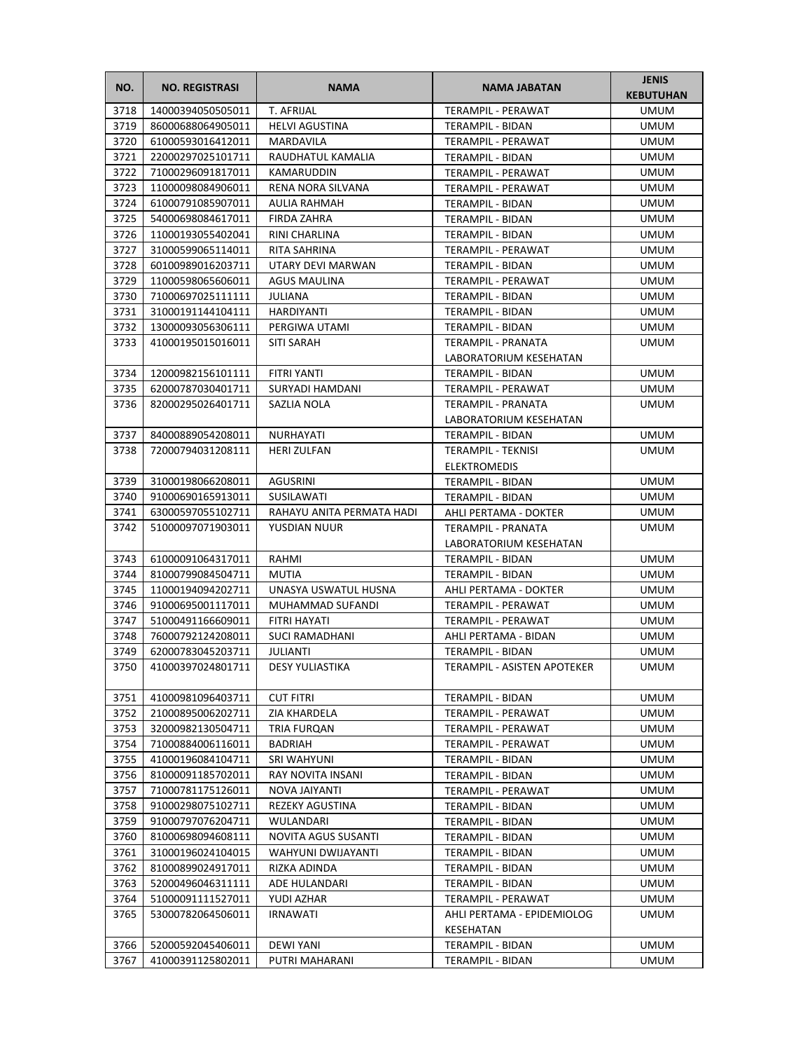| NO. | NO. REGISTRASI | NAMA | NAMA JABATAN | JENIS KEBUTUHAN |
|---|---|---|---|---|
| 3718 | 14000394050505011 | T. AFRIJAL | TERAMPIL - PERAWAT | UMUM |
| 3719 | 86000688064905011 | HELVI AGUSTINA | TERAMPIL - BIDAN | UMUM |
| 3720 | 61000593016412011 | MARDAVILA | TERAMPIL - PERAWAT | UMUM |
| 3721 | 22000297025101711 | RAUDHATUL KAMALIA | TERAMPIL - BIDAN | UMUM |
| 3722 | 71000296091817011 | KAMARUDDIN | TERAMPIL - PERAWAT | UMUM |
| 3723 | 11000098084906011 | RENA NORA SILVANA | TERAMPIL - PERAWAT | UMUM |
| 3724 | 61000791085907011 | AULIA RAHMAH | TERAMPIL - BIDAN | UMUM |
| 3725 | 54000698084617011 | FIRDA ZAHRA | TERAMPIL - BIDAN | UMUM |
| 3726 | 11000193055402041 | RINI CHARLINA | TERAMPIL - BIDAN | UMUM |
| 3727 | 31000599065114011 | RITA SAHRINA | TERAMPIL - PERAWAT | UMUM |
| 3728 | 60100989016203711 | UTARY DEVI MARWAN | TERAMPIL - BIDAN | UMUM |
| 3729 | 11000598065606011 | AGUS MAULINA | TERAMPIL - PERAWAT | UMUM |
| 3730 | 71000697025111111 | JULIANA | TERAMPIL - BIDAN | UMUM |
| 3731 | 31000191144104111 | HARDIYANTI | TERAMPIL - BIDAN | UMUM |
| 3732 | 13000093056306111 | PERGIWA UTAMI | TERAMPIL - BIDAN | UMUM |
| 3733 | 41000195015016011 | SITI SARAH | TERAMPIL - PRANATA LABORATORIUM KESEHATAN | UMUM |
| 3734 | 12000982156101111 | FITRI YANTI | TERAMPIL - BIDAN | UMUM |
| 3735 | 62000787030401711 | SURYADI HAMDANI | TERAMPIL - PERAWAT | UMUM |
| 3736 | 82000295026401711 | SAZLIA NOLA | TERAMPIL - PRANATA LABORATORIUM KESEHATAN | UMUM |
| 3737 | 84000889054208011 | NURHAYATI | TERAMPIL - BIDAN | UMUM |
| 3738 | 72000794031208111 | HERI ZULFAN | TERAMPIL - TEKNISI ELEKTROMEDIS | UMUM |
| 3739 | 31000198066208011 | AGUSRINI | TERAMPIL - BIDAN | UMUM |
| 3740 | 91000690165913011 | SUSILAWATI | TERAMPIL - BIDAN | UMUM |
| 3741 | 63000597055102711 | RAHAYU ANITA PERMATA HADI | AHLI PERTAMA - DOKTER | UMUM |
| 3742 | 51000097071903011 | YUSDIAN NUUR | TERAMPIL - PRANATA LABORATORIUM KESEHATAN | UMUM |
| 3743 | 61000091064317011 | RAHMI | TERAMPIL - BIDAN | UMUM |
| 3744 | 81000799084504711 | MUTIA | TERAMPIL - BIDAN | UMUM |
| 3745 | 11000194094202711 | UNASYA USWATUL HUSNA | AHLI PERTAMA - DOKTER | UMUM |
| 3746 | 91000695001117011 | MUHAMMAD SUFANDI | TERAMPIL - PERAWAT | UMUM |
| 3747 | 51000491166609011 | FITRI HAYATI | TERAMPIL - PERAWAT | UMUM |
| 3748 | 76000792124208011 | SUCI RAMADHANI | AHLI PERTAMA - BIDAN | UMUM |
| 3749 | 62000783045203711 | JULIANTI | TERAMPIL - BIDAN | UMUM |
| 3750 | 41000397024801711 | DESY YULIASTIKA | TERAMPIL - ASISTEN APOTEKER | UMUM |
| 3751 | 41000981096403711 | CUT FITRI | TERAMPIL - BIDAN | UMUM |
| 3752 | 21000895006202711 | ZIA KHARDELA | TERAMPIL - PERAWAT | UMUM |
| 3753 | 32000982130504711 | TRIA FURQAN | TERAMPIL - PERAWAT | UMUM |
| 3754 | 71000884006116011 | BADRIAH | TERAMPIL - PERAWAT | UMUM |
| 3755 | 41000196084104711 | SRI WAHYUNI | TERAMPIL - BIDAN | UMUM |
| 3756 | 81000091185702011 | RAY NOVITA INSANI | TERAMPIL - BIDAN | UMUM |
| 3757 | 71000781175126011 | NOVA JAIYANTI | TERAMPIL - PERAWAT | UMUM |
| 3758 | 91000298075102711 | REZEKY AGUSTINA | TERAMPIL - BIDAN | UMUM |
| 3759 | 91000797076204711 | WULANDARI | TERAMPIL - BIDAN | UMUM |
| 3760 | 81000698094608111 | NOVITA AGUS SUSANTI | TERAMPIL - BIDAN | UMUM |
| 3761 | 31000196024104015 | WAHYUNI DWIJAYANTI | TERAMPIL - BIDAN | UMUM |
| 3762 | 81000899024917011 | RIZKA ADINDA | TERAMPIL - BIDAN | UMUM |
| 3763 | 52000496046311111 | ADE HULANDARI | TERAMPIL - BIDAN | UMUM |
| 3764 | 51000091111527011 | YUDI AZHAR | TERAMPIL - PERAWAT | UMUM |
| 3765 | 53000782064506011 | IRNAWATI | AHLI PERTAMA - EPIDEMIOLOG KESEHATAN | UMUM |
| 3766 | 52000592045406011 | DEWI YANI | TERAMPIL - BIDAN | UMUM |
| 3767 | 41000391125802011 | PUTRI MAHARANI | TERAMPIL - BIDAN | UMUM |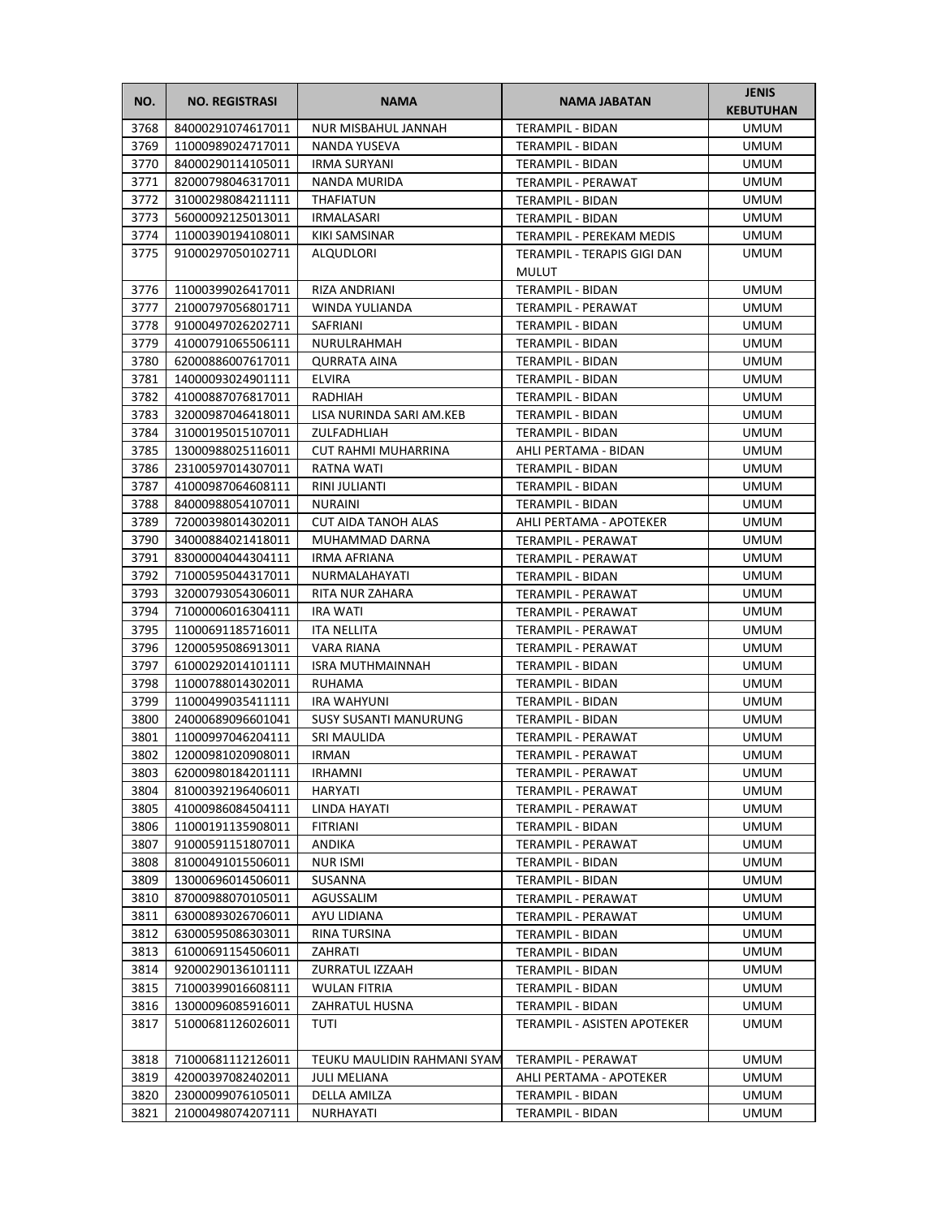| NO. | NO. REGISTRASI | NAMA | NAMA JABATAN | JENIS KEBUTUHAN |
|---|---|---|---|---|
| 3768 | 84000291074617011 | NUR MISBAHUL JANNAH | TERAMPIL - BIDAN | UMUM |
| 3769 | 11000989024717011 | NANDA YUSEVA | TERAMPIL - BIDAN | UMUM |
| 3770 | 84000290114105011 | IRMA SURYANI | TERAMPIL - BIDAN | UMUM |
| 3771 | 82000798046317011 | NANDA MURIDA | TERAMPIL - PERAWAT | UMUM |
| 3772 | 31000298084211111 | THAFIATUN | TERAMPIL - BIDAN | UMUM |
| 3773 | 56000092125013011 | IRMALASARI | TERAMPIL - BIDAN | UMUM |
| 3774 | 11000390194108011 | KIKI SAMSINAR | TERAMPIL - PEREKAM MEDIS | UMUM |
| 3775 | 91000297050102711 | ALQUDLORI | TERAMPIL - TERAPIS GIGI DAN MULUT | UMUM |
| 3776 | 11000399026417011 | RIZA ANDRIANI | TERAMPIL - BIDAN | UMUM |
| 3777 | 21000797056801711 | WINDA YULIANDA | TERAMPIL - PERAWAT | UMUM |
| 3778 | 91000497026202711 | SAFRIANI | TERAMPIL - BIDAN | UMUM |
| 3779 | 41000791065506111 | NURULRAHMAH | TERAMPIL - BIDAN | UMUM |
| 3780 | 62000886007617011 | QURRATA AINA | TERAMPIL - BIDAN | UMUM |
| 3781 | 14000093024901111 | ELVIRA | TERAMPIL - BIDAN | UMUM |
| 3782 | 41000887076817011 | RADHIAH | TERAMPIL - BIDAN | UMUM |
| 3783 | 32000987046418011 | LISA NURINDA SARI AM.KEB | TERAMPIL - BIDAN | UMUM |
| 3784 | 31000195015107011 | ZULFADHLIAH | TERAMPIL - BIDAN | UMUM |
| 3785 | 13000988025116011 | CUT RAHMI MUHARRINA | AHLI PERTAMA - BIDAN | UMUM |
| 3786 | 23100597014307011 | RATNA WATI | TERAMPIL - BIDAN | UMUM |
| 3787 | 41000987064608111 | RINI JULIANTI | TERAMPIL - BIDAN | UMUM |
| 3788 | 84000988054107011 | NURAINI | TERAMPIL - BIDAN | UMUM |
| 3789 | 72000398014302011 | CUT AIDA TANOH ALAS | AHLI PERTAMA - APOTEKER | UMUM |
| 3790 | 34000884021418011 | MUHAMMAD DARNA | TERAMPIL - PERAWAT | UMUM |
| 3791 | 83000004044304111 | IRMA AFRIANA | TERAMPIL - PERAWAT | UMUM |
| 3792 | 71000595044317011 | NURMALAHAYATI | TERAMPIL - BIDAN | UMUM |
| 3793 | 32000793054306011 | RITA NUR ZAHARA | TERAMPIL - PERAWAT | UMUM |
| 3794 | 71000006016304111 | IRA WATI | TERAMPIL - PERAWAT | UMUM |
| 3795 | 11000691185716011 | ITA NELLITA | TERAMPIL - PERAWAT | UMUM |
| 3796 | 12000595086913011 | VARA RIANA | TERAMPIL - PERAWAT | UMUM |
| 3797 | 61000292014101111 | ISRA MUTHMAINNAH | TERAMPIL - BIDAN | UMUM |
| 3798 | 11000788014302011 | RUHAMA | TERAMPIL - BIDAN | UMUM |
| 3799 | 11000499035411111 | IRA WAHYUNI | TERAMPIL - BIDAN | UMUM |
| 3800 | 24000689096601041 | SUSY SUSANTI MANURUNG | TERAMPIL - BIDAN | UMUM |
| 3801 | 11000997046204111 | SRI MAULIDA | TERAMPIL - PERAWAT | UMUM |
| 3802 | 12000981020908011 | IRMAN | TERAMPIL - PERAWAT | UMUM |
| 3803 | 62000980184201111 | IRHAMNI | TERAMPIL - PERAWAT | UMUM |
| 3804 | 81000392196406011 | HARYATI | TERAMPIL - PERAWAT | UMUM |
| 3805 | 41000986084504111 | LINDA HAYATI | TERAMPIL - PERAWAT | UMUM |
| 3806 | 11000191135908011 | FITRIANI | TERAMPIL - BIDAN | UMUM |
| 3807 | 91000591151807011 | ANDIKA | TERAMPIL - PERAWAT | UMUM |
| 3808 | 81000491015506011 | NUR ISMI | TERAMPIL - BIDAN | UMUM |
| 3809 | 13000696014506011 | SUSANNA | TERAMPIL - BIDAN | UMUM |
| 3810 | 87000988070105011 | AGUSSALIM | TERAMPIL - PERAWAT | UMUM |
| 3811 | 63000893026706011 | AYU LIDIANA | TERAMPIL - PERAWAT | UMUM |
| 3812 | 63000595086303011 | RINA TURSINA | TERAMPIL - BIDAN | UMUM |
| 3813 | 61000691154506011 | ZAHRATI | TERAMPIL - BIDAN | UMUM |
| 3814 | 92000290136101111 | ZURRATUL IZZAAH | TERAMPIL - BIDAN | UMUM |
| 3815 | 71000399016608111 | WULAN FITRIA | TERAMPIL - BIDAN | UMUM |
| 3816 | 13000096085916011 | ZAHRATUL HUSNA | TERAMPIL - BIDAN | UMUM |
| 3817 | 51000681126026011 | TUTI | TERAMPIL - ASISTEN APOTEKER | UMUM |
| 3818 | 71000681112126011 | TEUKU MAULIDIN RAHMANI SYAM | TERAMPIL - PERAWAT | UMUM |
| 3819 | 42000397082402011 | JULI MELIANA | AHLI PERTAMA - APOTEKER | UMUM |
| 3820 | 23000099076105011 | DELLA AMILZA | TERAMPIL - BIDAN | UMUM |
| 3821 | 21000498074207111 | NURHAYATI | TERAMPIL - BIDAN | UMUM |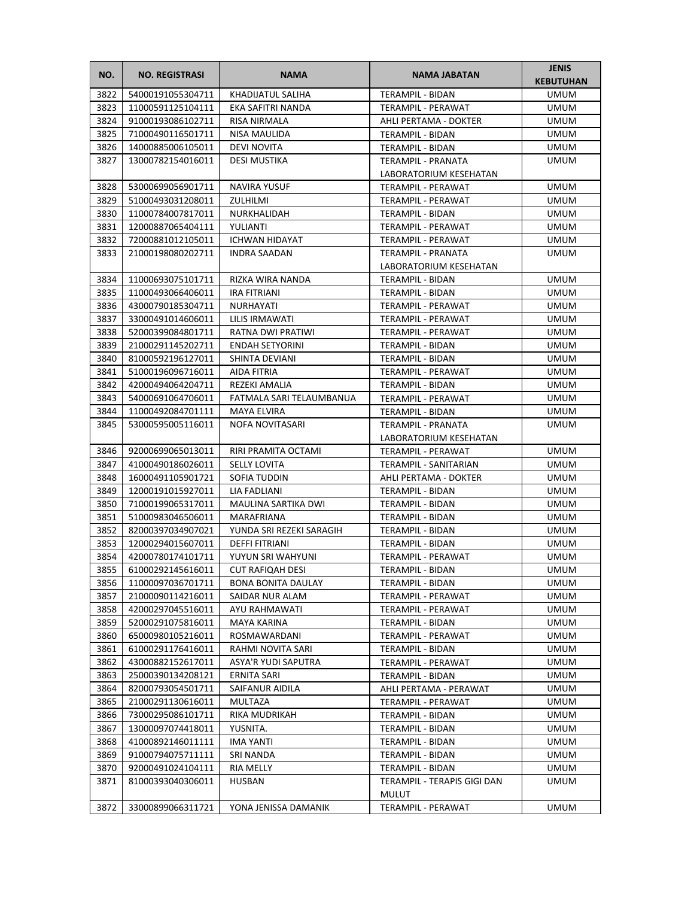| NO. | NO. REGISTRASI | NAMA | NAMA JABATAN | JENIS KEBUTUHAN |
|---|---|---|---|---|
| 3822 | 54000191055304711 | KHADIJATUL SALIHA | TERAMPIL - BIDAN | UMUM |
| 3823 | 11000591125104111 | EKA SAFITRI NANDA | TERAMPIL - PERAWAT | UMUM |
| 3824 | 91000193086102711 | RISA NIRMALA | AHLI PERTAMA - DOKTER | UMUM |
| 3825 | 71000490116501711 | NISA MAULIDA | TERAMPIL - BIDAN | UMUM |
| 3826 | 14000885006105011 | DEVI NOVITA | TERAMPIL - BIDAN | UMUM |
| 3827 | 13000782154016011 | DESI MUSTIKA | TERAMPIL - PRANATA LABORATORIUM KESEHATAN | UMUM |
| 3828 | 53000699056901711 | NAVIRA YUSUF | TERAMPIL - PERAWAT | UMUM |
| 3829 | 51000493031208011 | ZULHILMI | TERAMPIL - PERAWAT | UMUM |
| 3830 | 11000784007817011 | NURKHALIDAH | TERAMPIL - BIDAN | UMUM |
| 3831 | 12000887065404111 | YULIANTI | TERAMPIL - PERAWAT | UMUM |
| 3832 | 72000881012105011 | ICHWAN HIDAYAT | TERAMPIL - PERAWAT | UMUM |
| 3833 | 21000198080202711 | INDRA SAADAN | TERAMPIL - PRANATA LABORATORIUM KESEHATAN | UMUM |
| 3834 | 11000693075101711 | RIZKA WIRA NANDA | TERAMPIL - BIDAN | UMUM |
| 3835 | 11000493066406011 | IRA FITRIANI | TERAMPIL - BIDAN | UMUM |
| 3836 | 43000790185304711 | NURHAYATI | TERAMPIL - PERAWAT | UMUM |
| 3837 | 33000491014606011 | LILIS IRMAWATI | TERAMPIL - PERAWAT | UMUM |
| 3838 | 52000399084801711 | RATNA DWI PRATIWI | TERAMPIL - PERAWAT | UMUM |
| 3839 | 21000291145202711 | ENDAH SETYORINI | TERAMPIL - BIDAN | UMUM |
| 3840 | 81000592196127011 | SHINTA DEVIANI | TERAMPIL - BIDAN | UMUM |
| 3841 | 51000196096716011 | AIDA FITRIA | TERAMPIL - PERAWAT | UMUM |
| 3842 | 42000494064204711 | REZEKI AMALIA | TERAMPIL - BIDAN | UMUM |
| 3843 | 54000691064706011 | FATMALA SARI TELAUMBANUA | TERAMPIL - PERAWAT | UMUM |
| 3844 | 11000492084701111 | MAYA ELVIRA | TERAMPIL - BIDAN | UMUM |
| 3845 | 53000595005116011 | NOFA NOVITASARI | TERAMPIL - PRANATA LABORATORIUM KESEHATAN | UMUM |
| 3846 | 92000699065013011 | RIRI PRAMITA OCTAMI | TERAMPIL - PERAWAT | UMUM |
| 3847 | 41000490186026011 | SELLY LOVITA | TERAMPIL - SANITARIAN | UMUM |
| 3848 | 16000491105901721 | SOFIA TUDDIN | AHLI PERTAMA - DOKTER | UMUM |
| 3849 | 12000191015927011 | LIA FADLIANI | TERAMPIL - BIDAN | UMUM |
| 3850 | 71000199065317011 | MAULINA SARTIKA DWI | TERAMPIL - BIDAN | UMUM |
| 3851 | 51000983046506011 | MARAFRIANA | TERAMPIL - BIDAN | UMUM |
| 3852 | 82000397034907021 | YUNDA SRI REZEKI SARAGIH | TERAMPIL - BIDAN | UMUM |
| 3853 | 12000294015607011 | DEFFI FITRIANI | TERAMPIL - BIDAN | UMUM |
| 3854 | 42000780174101711 | YUYUN SRI WAHYUNI | TERAMPIL - PERAWAT | UMUM |
| 3855 | 61000292145616011 | CUT RAFIQAH DESI | TERAMPIL - BIDAN | UMUM |
| 3856 | 11000097036701711 | BONA BONITA DAULAY | TERAMPIL - BIDAN | UMUM |
| 3857 | 21000090114216011 | SAIDAR NUR ALAM | TERAMPIL - PERAWAT | UMUM |
| 3858 | 42000297045516011 | AYU RAHMAWATI | TERAMPIL - PERAWAT | UMUM |
| 3859 | 52000291075816011 | MAYA KARINA | TERAMPIL - BIDAN | UMUM |
| 3860 | 65000980105216011 | ROSMAWARDANI | TERAMPIL - PERAWAT | UMUM |
| 3861 | 61000291176416011 | RAHMI NOVITA SARI | TERAMPIL - BIDAN | UMUM |
| 3862 | 43000882152617011 | ASYA'R YUDI SAPUTRA | TERAMPIL - PERAWAT | UMUM |
| 3863 | 25000390134208121 | ERNITA SARI | TERAMPIL - BIDAN | UMUM |
| 3864 | 82000793054501711 | SAIFANUR AIDILA | AHLI PERTAMA - PERAWAT | UMUM |
| 3865 | 21000291130616011 | MULTAZA | TERAMPIL - PERAWAT | UMUM |
| 3866 | 73000295086101711 | RIKA MUDRIKAH | TERAMPIL - BIDAN | UMUM |
| 3867 | 13000097074418011 | YUSNITA. | TERAMPIL - BIDAN | UMUM |
| 3868 | 41000892146011111 | IMA YANTI | TERAMPIL - BIDAN | UMUM |
| 3869 | 91000794075711111 | SRI NANDA | TERAMPIL - BIDAN | UMUM |
| 3870 | 92000491024104111 | RIA MELLY | TERAMPIL - BIDAN | UMUM |
| 3871 | 81000393040306011 | HUSBAN | TERAMPIL - TERAPIS GIGI DAN MULUT | UMUM |
| 3872 | 33000899066311721 | YONA JENISSA DAMANIK | TERAMPIL - PERAWAT | UMUM |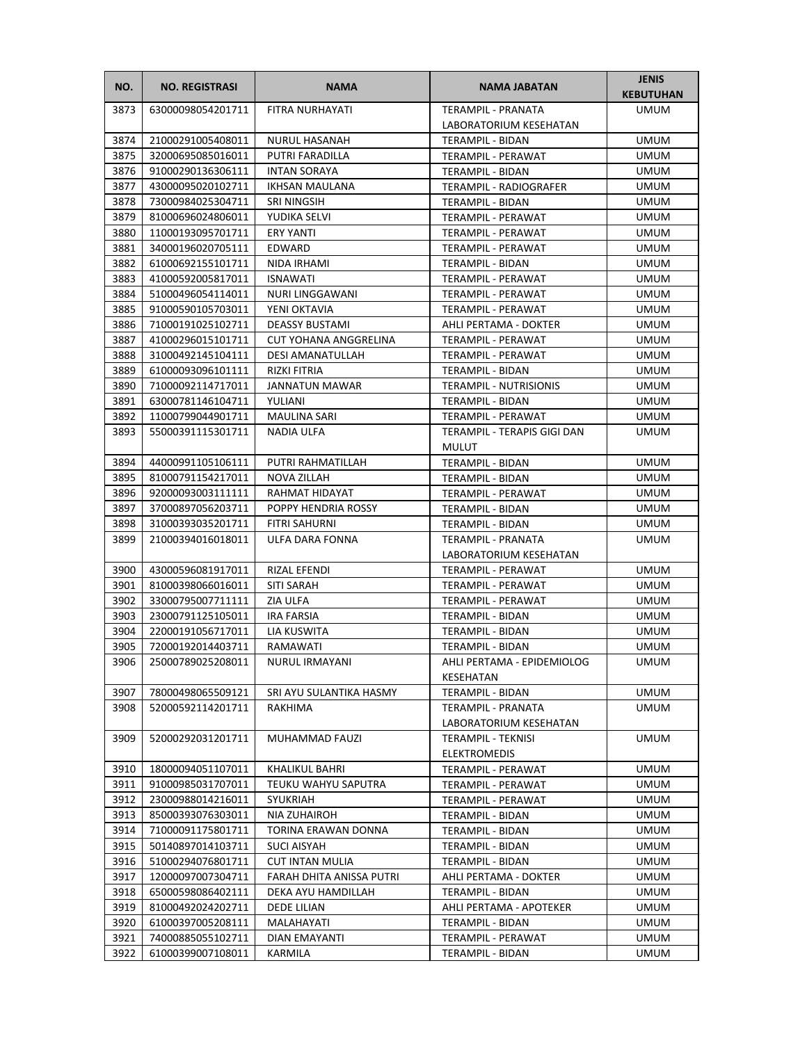| NO. | NO. REGISTRASI | NAMA | NAMA JABATAN | JENIS KEBUTUHAN |
|---|---|---|---|---|
| 3873 | 63000098054201711 | FITRA NURHAYATI | TERAMPIL - PRANATA LABORATORIUM KESEHATAN | UMUM |
| 3874 | 21000291005408011 | NURUL HASANAH | TERAMPIL - BIDAN | UMUM |
| 3875 | 32000695085016011 | PUTRI FARADILLA | TERAMPIL - PERAWAT | UMUM |
| 3876 | 91000290136306111 | INTAN SORAYA | TERAMPIL - BIDAN | UMUM |
| 3877 | 43000095020102711 | IKHSAN MAULANA | TERAMPIL - RADIOGRAFER | UMUM |
| 3878 | 73000984025304711 | SRI NINGSIH | TERAMPIL - BIDAN | UMUM |
| 3879 | 81000696024806011 | YUDIKA SELVI | TERAMPIL - PERAWAT | UMUM |
| 3880 | 11000193095701711 | ERY YANTI | TERAMPIL - PERAWAT | UMUM |
| 3881 | 34000196020705111 | EDWARD | TERAMPIL - PERAWAT | UMUM |
| 3882 | 61000692155101711 | NIDA IRHAMI | TERAMPIL - BIDAN | UMUM |
| 3883 | 41000592005817011 | ISNAWATI | TERAMPIL - PERAWAT | UMUM |
| 3884 | 51000496054114011 | NURI LINGGAWANI | TERAMPIL - PERAWAT | UMUM |
| 3885 | 91000590105703011 | YENI OKTAVIA | TERAMPIL - PERAWAT | UMUM |
| 3886 | 71000191025102711 | DEASSY BUSTAMI | AHLI PERTAMA - DOKTER | UMUM |
| 3887 | 41000296015101711 | CUT YOHANA ANGGRELINA | TERAMPIL - PERAWAT | UMUM |
| 3888 | 31000492145104111 | DESI AMANATULLAH | TERAMPIL - PERAWAT | UMUM |
| 3889 | 61000093096101111 | RIZKI FITRIA | TERAMPIL - BIDAN | UMUM |
| 3890 | 71000092114717011 | JANNATUN MAWAR | TERAMPIL - NUTRISIONIS | UMUM |
| 3891 | 63000781146104711 | YULIANI | TERAMPIL - BIDAN | UMUM |
| 3892 | 11000799044901711 | MAULINA SARI | TERAMPIL - PERAWAT | UMUM |
| 3893 | 55000391115301711 | NADIA ULFA | TERAMPIL - TERAPIS GIGI DAN MULUT | UMUM |
| 3894 | 44000991105106111 | PUTRI RAHMATILLAH | TERAMPIL - BIDAN | UMUM |
| 3895 | 81000791154217011 | NOVA ZILLAH | TERAMPIL - BIDAN | UMUM |
| 3896 | 92000093003111111 | RAHMAT HIDAYAT | TERAMPIL - PERAWAT | UMUM |
| 3897 | 37000897056203711 | POPPY HENDRIA ROSSY | TERAMPIL - BIDAN | UMUM |
| 3898 | 31000393035201711 | FITRI SAHURNI | TERAMPIL - BIDAN | UMUM |
| 3899 | 21000394016018011 | ULFA DARA FONNA | TERAMPIL - PRANATA LABORATORIUM KESEHATAN | UMUM |
| 3900 | 43000596081917011 | RIZAL EFENDI | TERAMPIL - PERAWAT | UMUM |
| 3901 | 81000398066016011 | SITI SARAH | TERAMPIL - PERAWAT | UMUM |
| 3902 | 33000795007711111 | ZIA ULFA | TERAMPIL - PERAWAT | UMUM |
| 3903 | 23000791125105011 | IRA FARSIA | TERAMPIL - BIDAN | UMUM |
| 3904 | 22000191056717011 | LIA KUSWITA | TERAMPIL - BIDAN | UMUM |
| 3905 | 72000192014403711 | RAMAWATI | TERAMPIL - BIDAN | UMUM |
| 3906 | 25000789025208011 | NURUL IRMAYANI | AHLI PERTAMA - EPIDEMIOLOG KESEHATAN | UMUM |
| 3907 | 78000498065509121 | SRI AYU SULANTIKA HASMY | TERAMPIL - BIDAN | UMUM |
| 3908 | 52000592114201711 | RAKHIMA | TERAMPIL - PRANATA LABORATORIUM KESEHATAN | UMUM |
| 3909 | 52000292031201711 | MUHAMMAD FAUZI | TERAMPIL - TEKNISI ELEKTROMEDIS | UMUM |
| 3910 | 18000094051107011 | KHALIKUL BAHRI | TERAMPIL - PERAWAT | UMUM |
| 3911 | 91000985031707011 | TEUKU WAHYU SAPUTRA | TERAMPIL - PERAWAT | UMUM |
| 3912 | 23000988014216011 | SYUKRIAH | TERAMPIL - PERAWAT | UMUM |
| 3913 | 85000393076303011 | NIA ZUHAIROH | TERAMPIL - BIDAN | UMUM |
| 3914 | 71000091175801711 | TORINA ERAWAN DONNA | TERAMPIL - BIDAN | UMUM |
| 3915 | 50140897014103711 | SUCI AISYAH | TERAMPIL - BIDAN | UMUM |
| 3916 | 51000294076801711 | CUT INTAN MULIA | TERAMPIL - BIDAN | UMUM |
| 3917 | 12000097007304711 | FARAH DHITA ANISSA PUTRI | AHLI PERTAMA - DOKTER | UMUM |
| 3918 | 65000598086402111 | DEKA AYU HAMDILLAH | TERAMPIL - BIDAN | UMUM |
| 3919 | 81000492024202711 | DEDE LILIAN | AHLI PERTAMA - APOTEKER | UMUM |
| 3920 | 61000397005208111 | MALAHAYATI | TERAMPIL - BIDAN | UMUM |
| 3921 | 74000885055102711 | DIAN EMAYANTI | TERAMPIL - PERAWAT | UMUM |
| 3922 | 61000399007108011 | KARMILA | TERAMPIL - BIDAN | UMUM |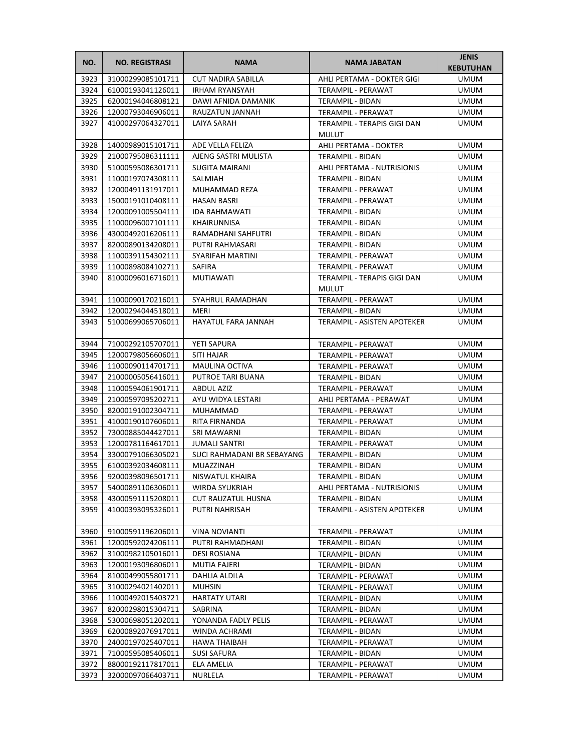| NO. | NO. REGISTRASI | NAMA | NAMA JABATAN | JENIS KEBUTUHAN |
|---|---|---|---|---|
| 3923 | 31000299085101711 | CUT NADIRA SABILLA | AHLI PERTAMA - DOKTER GIGI | UMUM |
| 3924 | 61000193041126011 | IRHAM RYANSYAH | TERAMPIL - PERAWAT | UMUM |
| 3925 | 62000194046808121 | DAWI AFNIDA DAMANIK | TERAMPIL - BIDAN | UMUM |
| 3926 | 12000793046906011 | RAUZATUN JANNAH | TERAMPIL - PERAWAT | UMUM |
| 3927 | 41000297064327011 | LAIYA SARAH | TERAMPIL - TERAPIS GIGI DAN MULUT | UMUM |
| 3928 | 14000989015101711 | ADE VELLA FELIZA | AHLI PERTAMA - DOKTER | UMUM |
| 3929 | 21000795086311111 | AJENG SASTRI MULISTA | TERAMPIL - BIDAN | UMUM |
| 3930 | 51000595086301711 | SUGITA MAIRANI | AHLI PERTAMA - NUTRISIONIS | UMUM |
| 3931 | 11000197074308111 | SALMIAH | TERAMPIL - BIDAN | UMUM |
| 3932 | 12000491131917011 | MUHAMMAD REZA | TERAMPIL - PERAWAT | UMUM |
| 3933 | 15000191010408111 | HASAN BASRI | TERAMPIL - PERAWAT | UMUM |
| 3934 | 12000091005504111 | IDA RAHMAWATI | TERAMPIL - BIDAN | UMUM |
| 3935 | 11000096007101111 | KHAIRUNNISA | TERAMPIL - BIDAN | UMUM |
| 3936 | 43000492016206111 | RAMADHANI SAHFUTRI | TERAMPIL - BIDAN | UMUM |
| 3937 | 82000890134208011 | PUTRI RAHMASARI | TERAMPIL - BIDAN | UMUM |
| 3938 | 11000391154302111 | SYARIFAH MARTINI | TERAMPIL - PERAWAT | UMUM |
| 3939 | 11000898084102711 | SAFIRA | TERAMPIL - PERAWAT | UMUM |
| 3940 | 81000096016716011 | MUTIAWATI | TERAMPIL - TERAPIS GIGI DAN MULUT | UMUM |
| 3941 | 11000090170216011 | SYAHRUL RAMADHAN | TERAMPIL - PERAWAT | UMUM |
| 3942 | 12000294044518011 | MERI | TERAMPIL - BIDAN | UMUM |
| 3943 | 51000699065706011 | HAYATUL FARA JANNAH | TERAMPIL - ASISTEN APOTEKER | UMUM |
| 3944 | 71000292105707011 | YETI SAPURA | TERAMPIL - PERAWAT | UMUM |
| 3945 | 12000798056606011 | SITI HAJAR | TERAMPIL - PERAWAT | UMUM |
| 3946 | 11000090114701711 | MAULINA OCTIVA | TERAMPIL - PERAWAT | UMUM |
| 3947 | 21000005056416011 | PUTROE TARI BUANA | TERAMPIL - BIDAN | UMUM |
| 3948 | 11000594061901711 | ABDUL AZIZ | TERAMPIL - PERAWAT | UMUM |
| 3949 | 21000597095202711 | AYU WIDYA LESTARI | AHLI PERTAMA - PERAWAT | UMUM |
| 3950 | 82000191002304711 | MUHAMMAD | TERAMPIL - PERAWAT | UMUM |
| 3951 | 41000190107606011 | RITA FIRNANDA | TERAMPIL - PERAWAT | UMUM |
| 3952 | 73000885044427011 | SRI MAWARNI | TERAMPIL - BIDAN | UMUM |
| 3953 | 12000781164617011 | JUMALI SANTRI | TERAMPIL - PERAWAT | UMUM |
| 3954 | 33000791066305021 | SUCI RAHMADANI BR SEBAYANG | TERAMPIL - BIDAN | UMUM |
| 3955 | 61000392034608111 | MUAZZINAH | TERAMPIL - BIDAN | UMUM |
| 3956 | 92000398096501711 | NISWATUL KHAIRA | TERAMPIL - BIDAN | UMUM |
| 3957 | 54000891106306011 | WIRDA SYUKRIAH | AHLI PERTAMA - NUTRISIONIS | UMUM |
| 3958 | 43000591115208011 | CUT RAUZATUL HUSNA | TERAMPIL - BIDAN | UMUM |
| 3959 | 41000393095326011 | PUTRI NAHRISAH | TERAMPIL - ASISTEN APOTEKER | UMUM |
| 3960 | 91000591196206011 | VINA NOVIANTI | TERAMPIL - PERAWAT | UMUM |
| 3961 | 12000592024206111 | PUTRI RAHMADHANI | TERAMPIL - BIDAN | UMUM |
| 3962 | 31000982105016011 | DESI ROSIANA | TERAMPIL - BIDAN | UMUM |
| 3963 | 12000193096806011 | MUTIA FAJERI | TERAMPIL - BIDAN | UMUM |
| 3964 | 81000499055801711 | DAHLIA ALDILA | TERAMPIL - PERAWAT | UMUM |
| 3965 | 31000294021402011 | MUHSIN | TERAMPIL - PERAWAT | UMUM |
| 3966 | 11000492015403721 | HARTATY UTARI | TERAMPIL - BIDAN | UMUM |
| 3967 | 82000298015304711 | SABRINA | TERAMPIL - BIDAN | UMUM |
| 3968 | 53000698051202011 | YONANDA FADLY PELIS | TERAMPIL - PERAWAT | UMUM |
| 3969 | 62000892076917011 | WINDA ACHRAMI | TERAMPIL - BIDAN | UMUM |
| 3970 | 24000197025407011 | HAWA THAIBAH | TERAMPIL - PERAWAT | UMUM |
| 3971 | 71000595085406011 | SUSI SAFURA | TERAMPIL - BIDAN | UMUM |
| 3972 | 88000192117817011 | ELA AMELIA | TERAMPIL - PERAWAT | UMUM |
| 3973 | 32000097066403711 | NURLELA | TERAMPIL - PERAWAT | UMUM |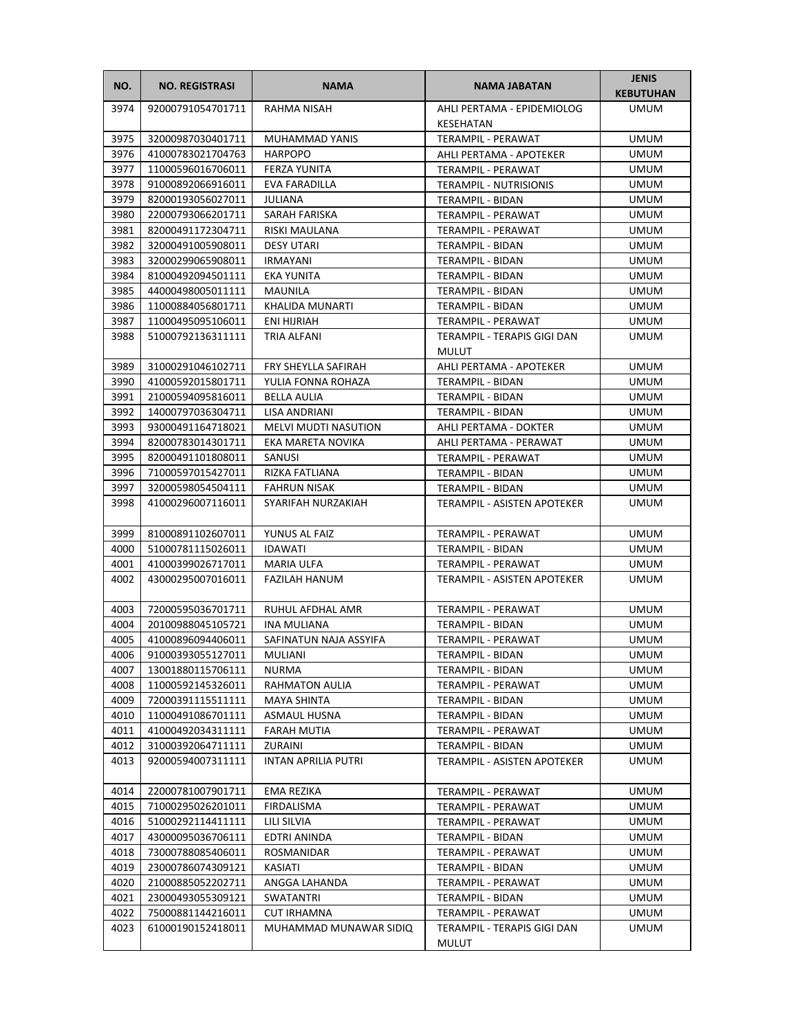| NO. | NO. REGISTRASI | NAMA | NAMA JABATAN | JENIS KEBUTUHAN |
|---|---|---|---|---|
| 3974 | 92000791054701711 | RAHMA NISAH | AHLI PERTAMA - EPIDEMIOLOG KESEHATAN | UMUM |
| 3975 | 32000987030401711 | MUHAMMAD YANIS | TERAMPIL - PERAWAT | UMUM |
| 3976 | 41000783021704763 | HARPOPO | AHLI PERTAMA - APOTEKER | UMUM |
| 3977 | 11000596016706011 | FERZA YUNITA | TERAMPIL - PERAWAT | UMUM |
| 3978 | 91000892066916011 | EVA FARADILLA | TERAMPIL - NUTRISIONIS | UMUM |
| 3979 | 82000193056027011 | JULIANA | TERAMPIL - BIDAN | UMUM |
| 3980 | 22000793066201711 | SARAH FARISKA | TERAMPIL - PERAWAT | UMUM |
| 3981 | 82000491172304711 | RISKI MAULANA | TERAMPIL - PERAWAT | UMUM |
| 3982 | 32000491005908011 | DESY UTARI | TERAMPIL - BIDAN | UMUM |
| 3983 | 32000299065908011 | IRMAYANI | TERAMPIL - BIDAN | UMUM |
| 3984 | 81000492094501111 | EKA YUNITA | TERAMPIL - BIDAN | UMUM |
| 3985 | 44000498005011111 | MAUNILA | TERAMPIL - BIDAN | UMUM |
| 3986 | 11000884056801711 | KHALIDA MUNARTI | TERAMPIL - BIDAN | UMUM |
| 3987 | 11000495095106011 | ENI HIJRIAH | TERAMPIL - PERAWAT | UMUM |
| 3988 | 51000792136311111 | TRIA ALFANI | TERAMPIL - TERAPIS GIGI DAN MULUT | UMUM |
| 3989 | 31000291046102711 | FRY SHEYLLA SAFIRAH | AHLI PERTAMA - APOTEKER | UMUM |
| 3990 | 41000592015801711 | YULIA FONNA ROHAZA | TERAMPIL - BIDAN | UMUM |
| 3991 | 21000594095816011 | BELLA AULIA | TERAMPIL - BIDAN | UMUM |
| 3992 | 14000797036304711 | LISA ANDRIANI | TERAMPIL - BIDAN | UMUM |
| 3993 | 93000491164718021 | MELVI MUDTI NASUTION | AHLI PERTAMA - DOKTER | UMUM |
| 3994 | 82000783014301711 | EKA MARETA NOVIKA | AHLI PERTAMA - PERAWAT | UMUM |
| 3995 | 82000491101808011 | SANUSI | TERAMPIL - PERAWAT | UMUM |
| 3996 | 71000597015427011 | RIZKA FATLIANA | TERAMPIL - BIDAN | UMUM |
| 3997 | 32000598054504111 | FAHRUN NISAK | TERAMPIL - BIDAN | UMUM |
| 3998 | 41000296007116011 | SYARIFAH NURZAKIAH | TERAMPIL - ASISTEN APOTEKER | UMUM |
| 3999 | 81000891102607011 | YUNUS AL FAIZ | TERAMPIL - PERAWAT | UMUM |
| 4000 | 51000781115026011 | IDAWATI | TERAMPIL - BIDAN | UMUM |
| 4001 | 41000399026717011 | MARIA ULFA | TERAMPIL - PERAWAT | UMUM |
| 4002 | 43000295007016011 | FAZILAH HANUM | TERAMPIL - ASISTEN APOTEKER | UMUM |
| 4003 | 72000595036701711 | RUHUL AFDHAL AMR | TERAMPIL - PERAWAT | UMUM |
| 4004 | 20100988045105721 | INA MULIANA | TERAMPIL - BIDAN | UMUM |
| 4005 | 41000896094406011 | SAFINATUN NAJA ASSYIFA | TERAMPIL - PERAWAT | UMUM |
| 4006 | 91000393055127011 | MULIANI | TERAMPIL - BIDAN | UMUM |
| 4007 | 13001880115706111 | NURMA | TERAMPIL - BIDAN | UMUM |
| 4008 | 11000592145326011 | RAHMATON AULIA | TERAMPIL - PERAWAT | UMUM |
| 4009 | 72000391115511111 | MAYA SHINTA | TERAMPIL - BIDAN | UMUM |
| 4010 | 11000491086701111 | ASMAUL HUSNA | TERAMPIL - BIDAN | UMUM |
| 4011 | 41000492034311111 | FARAH MUTIA | TERAMPIL - PERAWAT | UMUM |
| 4012 | 31000392064711111 | ZURAINI | TERAMPIL - BIDAN | UMUM |
| 4013 | 92000594007311111 | INTAN APRILIA PUTRI | TERAMPIL - ASISTEN APOTEKER | UMUM |
| 4014 | 22000781007901711 | EMA REZIKA | TERAMPIL - PERAWAT | UMUM |
| 4015 | 71000295026201011 | FIRDALISMA | TERAMPIL - PERAWAT | UMUM |
| 4016 | 51000292114411111 | LILI SILVIA | TERAMPIL - PERAWAT | UMUM |
| 4017 | 43000095036706111 | EDTRI ANINDA | TERAMPIL - BIDAN | UMUM |
| 4018 | 73000788085406011 | ROSMANIDAR | TERAMPIL - PERAWAT | UMUM |
| 4019 | 23000786074309121 | KASIATI | TERAMPIL - BIDAN | UMUM |
| 4020 | 21000885052202711 | ANGGA LAHANDA | TERAMPIL - PERAWAT | UMUM |
| 4021 | 23000493055309121 | SWATANTRI | TERAMPIL - BIDAN | UMUM |
| 4022 | 75000881144216011 | CUT IRHAMNA | TERAMPIL - PERAWAT | UMUM |
| 4023 | 61000190152418011 | MUHAMMAD MUNAWAR SIDIQ | TERAMPIL - TERAPIS GIGI DAN MULUT | UMUM |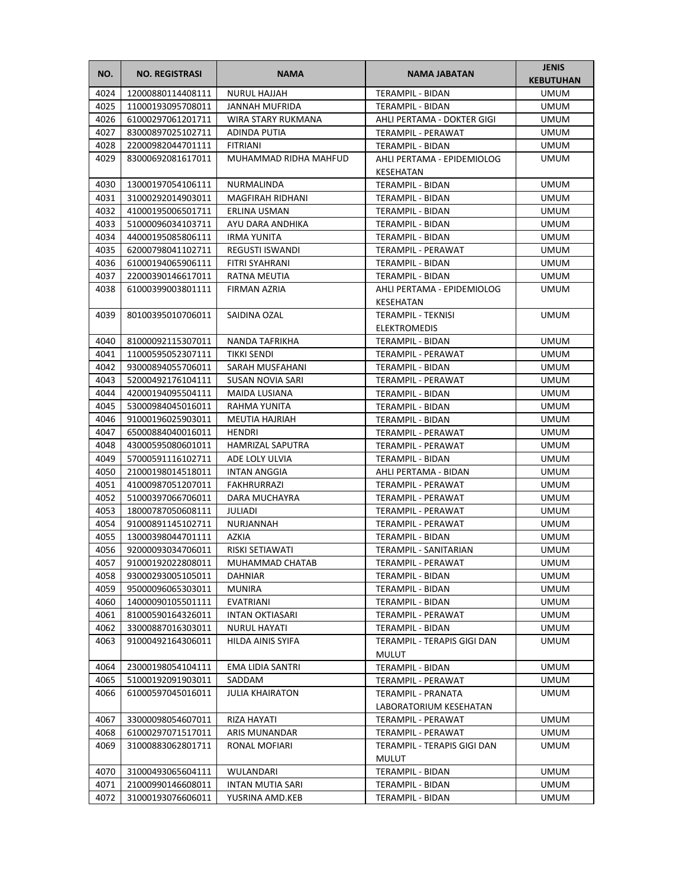| NO. | NO. REGISTRASI | NAMA | NAMA JABATAN | JENIS KEBUTUHAN |
|---|---|---|---|---|
| 4024 | 12000880114408111 | NURUL HAJJAH | TERAMPIL - BIDAN | UMUM |
| 4025 | 11000193095708011 | JANNAH MUFRIDA | TERAMPIL - BIDAN | UMUM |
| 4026 | 61000297061201711 | WIRA STARY RUKMANA | AHLI PERTAMA - DOKTER GIGI | UMUM |
| 4027 | 83000897025102711 | ADINDA PUTIA | TERAMPIL - PERAWAT | UMUM |
| 4028 | 22000982044701111 | FITRIANI | TERAMPIL - BIDAN | UMUM |
| 4029 | 83000692081617011 | MUHAMMAD RIDHA MAHFUD | AHLI PERTAMA - EPIDEMIOLOG KESEHATAN | UMUM |
| 4030 | 13000197054106111 | NURMALINDA | TERAMPIL - BIDAN | UMUM |
| 4031 | 31000292014903011 | MAGFIRAH RIDHANI | TERAMPIL - BIDAN | UMUM |
| 4032 | 41000195006501711 | ERLINA USMAN | TERAMPIL - BIDAN | UMUM |
| 4033 | 51000096034103711 | AYU DARA ANDHIKA | TERAMPIL - BIDAN | UMUM |
| 4034 | 44000195085806111 | IRMA YUNITA | TERAMPIL - BIDAN | UMUM |
| 4035 | 62000798041102711 | REGUSTI ISWANDI | TERAMPIL - PERAWAT | UMUM |
| 4036 | 61000194065906111 | FITRI SYAHRANI | TERAMPIL - BIDAN | UMUM |
| 4037 | 22000390146617011 | RATNA MEUTIA | TERAMPIL - BIDAN | UMUM |
| 4038 | 61000399003801111 | FIRMAN AZRIA | AHLI PERTAMA - EPIDEMIOLOG KESEHATAN | UMUM |
| 4039 | 80100395010706011 | SAIDINA OZAL | TERAMPIL - TEKNISI ELEKTROMEDIS | UMUM |
| 4040 | 81000092115307011 | NANDA TAFRIKHA | TERAMPIL - BIDAN | UMUM |
| 4041 | 11000595052307111 | TIKKI SENDI | TERAMPIL - PERAWAT | UMUM |
| 4042 | 93000894055706011 | SARAH MUSFAHANI | TERAMPIL - BIDAN | UMUM |
| 4043 | 52000492176104111 | SUSAN NOVIA SARI | TERAMPIL - PERAWAT | UMUM |
| 4044 | 42000194095504111 | MAIDA LUSIANA | TERAMPIL - BIDAN | UMUM |
| 4045 | 53000984045016011 | RAHMA YUNITA | TERAMPIL - BIDAN | UMUM |
| 4046 | 91000196025903011 | MEUTIA HAJRIAH | TERAMPIL - BIDAN | UMUM |
| 4047 | 65000884040016011 | HENDRI | TERAMPIL - PERAWAT | UMUM |
| 4048 | 43000595080601011 | HAMRIZAL SAPUTRA | TERAMPIL - PERAWAT | UMUM |
| 4049 | 57000591116102711 | ADE LOLY ULVIA | TERAMPIL - BIDAN | UMUM |
| 4050 | 21000198014518011 | INTAN ANGGIA | AHLI PERTAMA - BIDAN | UMUM |
| 4051 | 41000987051207011 | FAKHRURRAZI | TERAMPIL - PERAWAT | UMUM |
| 4052 | 51000397066706011 | DARA MUCHAYRA | TERAMPIL - PERAWAT | UMUM |
| 4053 | 18000787050608111 | JULIADI | TERAMPIL - PERAWAT | UMUM |
| 4054 | 91000891145102711 | NURJANNAH | TERAMPIL - PERAWAT | UMUM |
| 4055 | 13000398044701111 | AZKIA | TERAMPIL - BIDAN | UMUM |
| 4056 | 92000093034706011 | RISKI SETIAWATI | TERAMPIL - SANITARIAN | UMUM |
| 4057 | 91000192022808011 | MUHAMMAD CHATAB | TERAMPIL - PERAWAT | UMUM |
| 4058 | 93000293005105011 | DAHNIAR | TERAMPIL - BIDAN | UMUM |
| 4059 | 95000096065303011 | MUNIRA | TERAMPIL - BIDAN | UMUM |
| 4060 | 14000090105501111 | EVATRIANI | TERAMPIL - BIDAN | UMUM |
| 4061 | 81000590164326011 | INTAN OKTIASARI | TERAMPIL - PERAWAT | UMUM |
| 4062 | 33000887016303011 | NURUL HAYATI | TERAMPIL - BIDAN | UMUM |
| 4063 | 91000492164306011 | HILDA AINIS SYIFA | TERAMPIL - TERAPIS GIGI DAN MULUT | UMUM |
| 4064 | 23000198054104111 | EMA LIDIA SANTRI | TERAMPIL - BIDAN | UMUM |
| 4065 | 51000192091903011 | SADDAM | TERAMPIL - PERAWAT | UMUM |
| 4066 | 61000597045016011 | JULIA KHAIRATON | TERAMPIL - PRANATA LABORATORIUM KESEHATAN | UMUM |
| 4067 | 33000098054607011 | RIZA HAYATI | TERAMPIL - PERAWAT | UMUM |
| 4068 | 61000297071517011 | ARIS MUNANDAR | TERAMPIL - PERAWAT | UMUM |
| 4069 | 31000883062801711 | RONAL MOFIARI | TERAMPIL - TERAPIS GIGI DAN MULUT | UMUM |
| 4070 | 31000493065604111 | WULANDARI | TERAMPIL - BIDAN | UMUM |
| 4071 | 21000990146608011 | INTAN MUTIA SARI | TERAMPIL - BIDAN | UMUM |
| 4072 | 31000193076606011 | YUSRINA AMD.KEB | TERAMPIL - BIDAN | UMUM |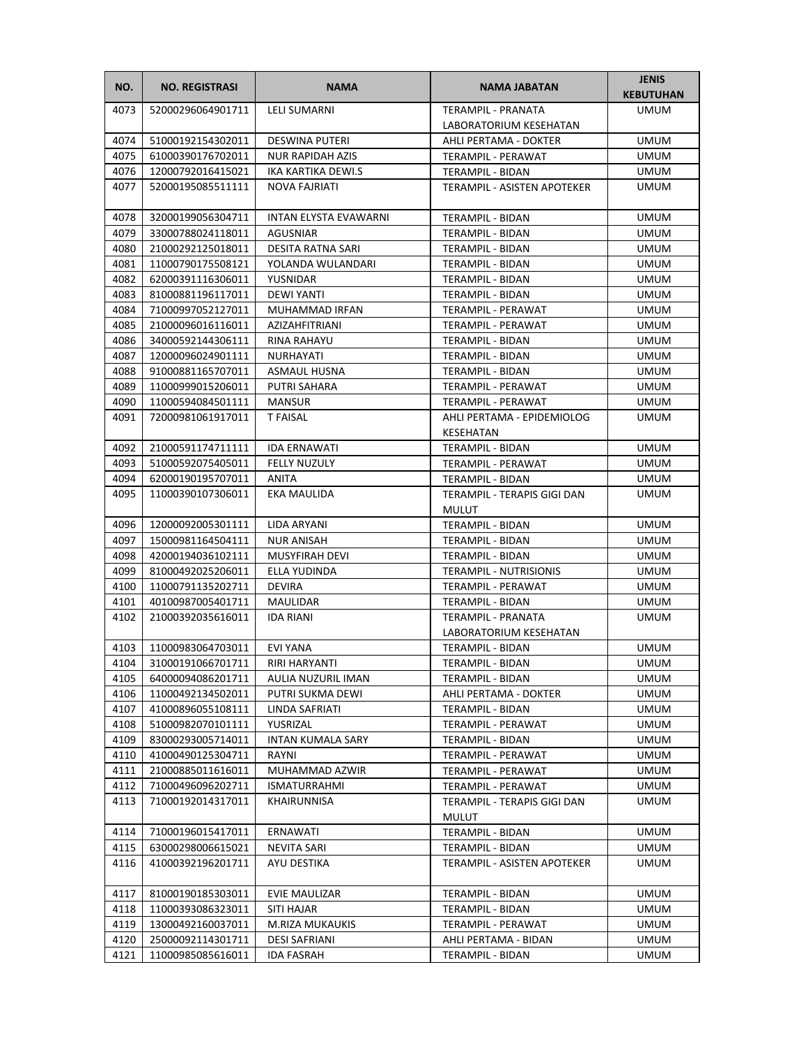| NO. | NO. REGISTRASI | NAMA | NAMA JABATAN | JENIS KEBUTUHAN |
|---|---|---|---|---|
| 4073 | 52000296064901711 | LELI SUMARNI | TERAMPIL - PRANATA LABORATORIUM KESEHATAN | UMUM |
| 4074 | 51000192154302011 | DESWINA PUTERI | AHLI PERTAMA - DOKTER | UMUM |
| 4075 | 61000390176702011 | NUR RAPIDAH AZIS | TERAMPIL - PERAWAT | UMUM |
| 4076 | 12000792016415021 | IKA KARTIKA DEWI.S | TERAMPIL - BIDAN | UMUM |
| 4077 | 52000195085511111 | NOVA FAJRIATI | TERAMPIL - ASISTEN APOTEKER | UMUM |
| 4078 | 32000199056304711 | INTAN ELYSTA EVAWARNI | TERAMPIL - BIDAN | UMUM |
| 4079 | 33000788024118011 | AGUSNIAR | TERAMPIL - BIDAN | UMUM |
| 4080 | 21000292125018011 | DESITA RATNA SARI | TERAMPIL - BIDAN | UMUM |
| 4081 | 11000790175508121 | YOLANDA WULANDARI | TERAMPIL - BIDAN | UMUM |
| 4082 | 62000391116306011 | YUSNIDAR | TERAMPIL - BIDAN | UMUM |
| 4083 | 81000881196117011 | DEWI YANTI | TERAMPIL - BIDAN | UMUM |
| 4084 | 71000997052127011 | MUHAMMAD IRFAN | TERAMPIL - PERAWAT | UMUM |
| 4085 | 21000096016116011 | AZIZAHFITRIANI | TERAMPIL - PERAWAT | UMUM |
| 4086 | 34000592144306111 | RINA RAHAYU | TERAMPIL - BIDAN | UMUM |
| 4087 | 12000096024901111 | NURHAYATI | TERAMPIL - BIDAN | UMUM |
| 4088 | 91000881165707011 | ASMAUL HUSNA | TERAMPIL - BIDAN | UMUM |
| 4089 | 11000999015206011 | PUTRI SAHARA | TERAMPIL - PERAWAT | UMUM |
| 4090 | 11000594084501111 | MANSUR | TERAMPIL - PERAWAT | UMUM |
| 4091 | 72000981061917011 | T FAISAL | AHLI PERTAMA - EPIDEMIOLOG KESEHATAN | UMUM |
| 4092 | 21000591174711111 | IDA ERNAWATI | TERAMPIL - BIDAN | UMUM |
| 4093 | 51000592075405011 | FELLY NUZULY | TERAMPIL - PERAWAT | UMUM |
| 4094 | 62000190195707011 | ANITA | TERAMPIL - BIDAN | UMUM |
| 4095 | 11000390107306011 | EKA MAULIDA | TERAMPIL - TERAPIS GIGI DAN MULUT | UMUM |
| 4096 | 12000092005301111 | LIDA ARYANI | TERAMPIL - BIDAN | UMUM |
| 4097 | 15000981164504111 | NUR ANISAH | TERAMPIL - BIDAN | UMUM |
| 4098 | 42000194036102111 | MUSYFIRAH DEVI | TERAMPIL - BIDAN | UMUM |
| 4099 | 81000492025206011 | ELLA YUDINDA | TERAMPIL - NUTRISIONIS | UMUM |
| 4100 | 11000791135202711 | DEVIRA | TERAMPIL - PERAWAT | UMUM |
| 4101 | 40100987005401711 | MAULIDAR | TERAMPIL - BIDAN | UMUM |
| 4102 | 21000392035616011 | IDA RIANI | TERAMPIL - PRANATA LABORATORIUM KESEHATAN | UMUM |
| 4103 | 11000983064703011 | EVI YANA | TERAMPIL - BIDAN | UMUM |
| 4104 | 31000191066701711 | RIRI HARYANTI | TERAMPIL - BIDAN | UMUM |
| 4105 | 64000094086201711 | AULIA NUZURIL IMAN | TERAMPIL - BIDAN | UMUM |
| 4106 | 11000492134502011 | PUTRI SUKMA DEWI | AHLI PERTAMA - DOKTER | UMUM |
| 4107 | 41000896055108111 | LINDA SAFRIATI | TERAMPIL - BIDAN | UMUM |
| 4108 | 51000982070101111 | YUSRIZAL | TERAMPIL - PERAWAT | UMUM |
| 4109 | 83000293005714011 | INTAN KUMALA SARY | TERAMPIL - BIDAN | UMUM |
| 4110 | 41000490125304711 | RAYNI | TERAMPIL - PERAWAT | UMUM |
| 4111 | 21000885011616011 | MUHAMMAD AZWIR | TERAMPIL - PERAWAT | UMUM |
| 4112 | 71000496096202711 | ISMATURRAHMI | TERAMPIL - PERAWAT | UMUM |
| 4113 | 71000192014317011 | KHAIRUNNISA | TERAMPIL - TERAPIS GIGI DAN MULUT | UMUM |
| 4114 | 71000196015417011 | ERNAWATI | TERAMPIL - BIDAN | UMUM |
| 4115 | 63000298006615021 | NEVITA SARI | TERAMPIL - BIDAN | UMUM |
| 4116 | 41000392196201711 | AYU DESTIKA | TERAMPIL - ASISTEN APOTEKER | UMUM |
| 4117 | 81000190185303011 | EVIE MAULIZAR | TERAMPIL - BIDAN | UMUM |
| 4118 | 11000393086323011 | SITI HAJAR | TERAMPIL - BIDAN | UMUM |
| 4119 | 13000492160037011 | M.RIZA MUKAUKIS | TERAMPIL - PERAWAT | UMUM |
| 4120 | 25000092114301711 | DESI SAFRIANI | AHLI PERTAMA - BIDAN | UMUM |
| 4121 | 11000985085616011 | IDA FASRAH | TERAMPIL - BIDAN | UMUM |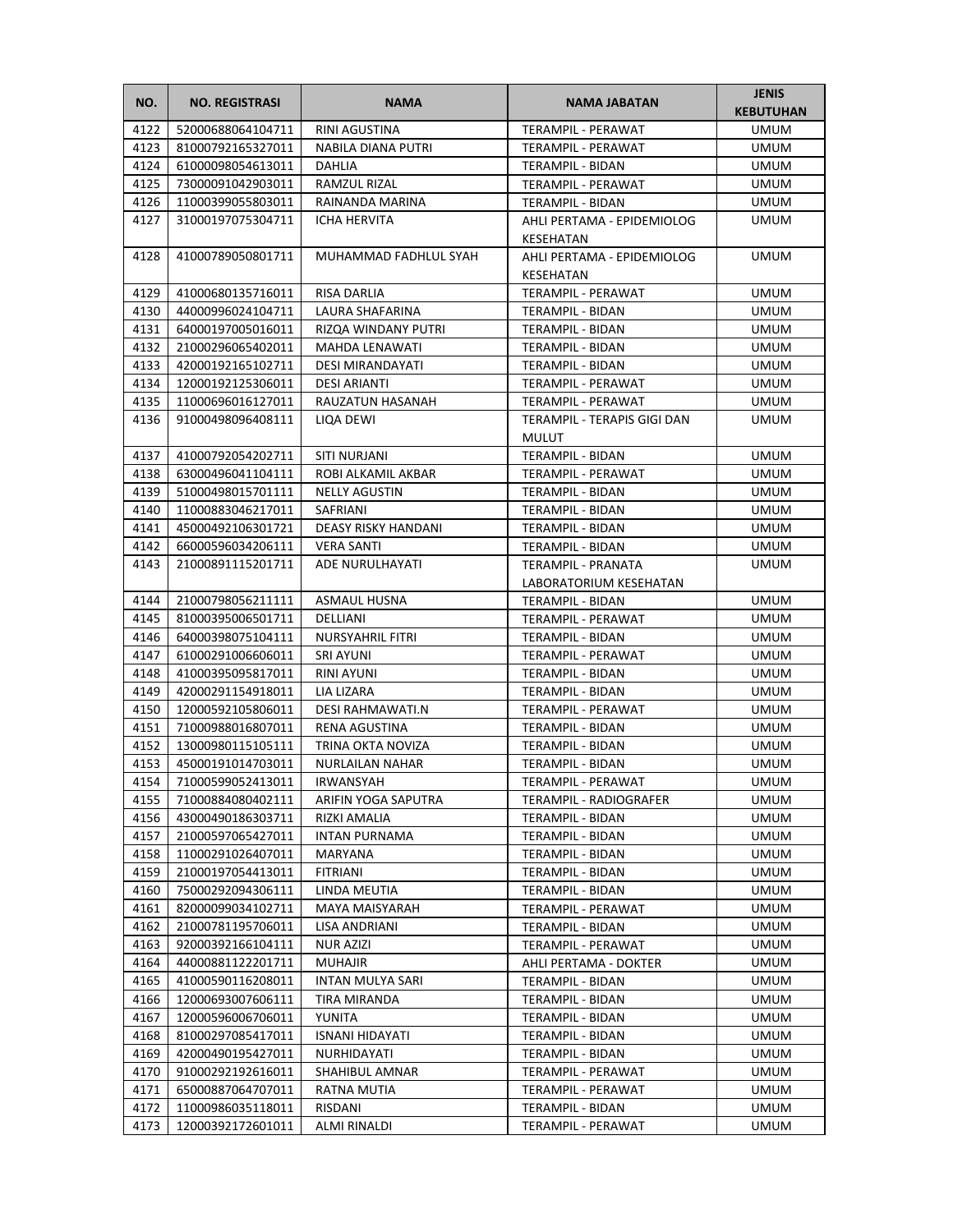| NO. | NO. REGISTRASI | NAMA | NAMA JABATAN | JENIS KEBUTUHAN |
|---|---|---|---|---|
| 4122 | 52000688064104711 | RINI AGUSTINA | TERAMPIL - PERAWAT | UMUM |
| 4123 | 81000792165327011 | NABILA DIANA PUTRI | TERAMPIL - PERAWAT | UMUM |
| 4124 | 61000098054613011 | DAHLIA | TERAMPIL - BIDAN | UMUM |
| 4125 | 73000091042903011 | RAMZUL RIZAL | TERAMPIL - PERAWAT | UMUM |
| 4126 | 11000399055803011 | RAINANDA MARINA | TERAMPIL - BIDAN | UMUM |
| 4127 | 31000197075304711 | ICHA HERVITA | AHLI PERTAMA - EPIDEMIOLOG KESEHATAN | UMUM |
| 4128 | 41000789050801711 | MUHAMMAD FADHLUL SYAH | AHLI PERTAMA - EPIDEMIOLOG KESEHATAN | UMUM |
| 4129 | 41000680135716011 | RISA DARLIA | TERAMPIL - PERAWAT | UMUM |
| 4130 | 44000996024104711 | LAURA SHAFARINA | TERAMPIL - BIDAN | UMUM |
| 4131 | 64000197005016011 | RIZQA WINDANY PUTRI | TERAMPIL - BIDAN | UMUM |
| 4132 | 21000296065402011 | MAHDA LENAWATI | TERAMPIL - BIDAN | UMUM |
| 4133 | 42000192165102711 | DESI MIRANDAYATI | TERAMPIL - BIDAN | UMUM |
| 4134 | 12000192125306011 | DESI ARIANTI | TERAMPIL - PERAWAT | UMUM |
| 4135 | 11000696016127011 | RAUZATUN HASANAH | TERAMPIL - PERAWAT | UMUM |
| 4136 | 91000498096408111 | LIQA DEWI | TERAMPIL - TERAPIS GIGI DAN MULUT | UMUM |
| 4137 | 41000792054202711 | SITI NURJANI | TERAMPIL - BIDAN | UMUM |
| 4138 | 63000496041104111 | ROBI ALKAMIL AKBAR | TERAMPIL - PERAWAT | UMUM |
| 4139 | 51000498015701111 | NELLY AGUSTIN | TERAMPIL - BIDAN | UMUM |
| 4140 | 11000883046217011 | SAFRIANI | TERAMPIL - BIDAN | UMUM |
| 4141 | 45000492106301721 | DEASY RISKY HANDANI | TERAMPIL - BIDAN | UMUM |
| 4142 | 66000596034206111 | VERA SANTI | TERAMPIL - BIDAN | UMUM |
| 4143 | 21000891115201711 | ADE NURULHAYATI | TERAMPIL - PRANATA LABORATORIUM KESEHATAN | UMUM |
| 4144 | 21000798056211111 | ASMAUL HUSNA | TERAMPIL - BIDAN | UMUM |
| 4145 | 81000395006501711 | DELLIANI | TERAMPIL - PERAWAT | UMUM |
| 4146 | 64000398075104111 | NURSYAHRIL FITRI | TERAMPIL - BIDAN | UMUM |
| 4147 | 61000291006606011 | SRI AYUNI | TERAMPIL - PERAWAT | UMUM |
| 4148 | 41000395095817011 | RINI AYUNI | TERAMPIL - BIDAN | UMUM |
| 4149 | 42000291154918011 | LIA LIZARA | TERAMPIL - BIDAN | UMUM |
| 4150 | 12000592105806011 | DESI RAHMAWATI.N | TERAMPIL - PERAWAT | UMUM |
| 4151 | 71000988016807011 | RENA AGUSTINA | TERAMPIL - BIDAN | UMUM |
| 4152 | 13000980115105111 | TRINA OKTA NOVIZA | TERAMPIL - BIDAN | UMUM |
| 4153 | 45000191014703011 | NURLAILAN NAHAR | TERAMPIL - BIDAN | UMUM |
| 4154 | 71000599052413011 | IRWANSYAH | TERAMPIL - PERAWAT | UMUM |
| 4155 | 71000884080402111 | ARIFIN YOGA SAPUTRA | TERAMPIL - RADIOGRAFER | UMUM |
| 4156 | 43000490186303711 | RIZKI AMALIA | TERAMPIL - BIDAN | UMUM |
| 4157 | 21000597065427011 | INTAN PURNAMA | TERAMPIL - BIDAN | UMUM |
| 4158 | 11000291026407011 | MARYANA | TERAMPIL - BIDAN | UMUM |
| 4159 | 21000197054413011 | FITRIANI | TERAMPIL - BIDAN | UMUM |
| 4160 | 75000292094306111 | LINDA MEUTIA | TERAMPIL - BIDAN | UMUM |
| 4161 | 82000099034102711 | MAYA MAISYARAH | TERAMPIL - PERAWAT | UMUM |
| 4162 | 21000781195706011 | LISA ANDRIANI | TERAMPIL - BIDAN | UMUM |
| 4163 | 92000392166104111 | NUR AZIZI | TERAMPIL - PERAWAT | UMUM |
| 4164 | 44000881122201711 | MUHAJIR | AHLI PERTAMA - DOKTER | UMUM |
| 4165 | 41000590116208011 | INTAN MULYA SARI | TERAMPIL - BIDAN | UMUM |
| 4166 | 12000693007606111 | TIRA MIRANDA | TERAMPIL - BIDAN | UMUM |
| 4167 | 12000596006706011 | YUNITA | TERAMPIL - BIDAN | UMUM |
| 4168 | 81000297085417011 | ISNANI HIDAYATI | TERAMPIL - BIDAN | UMUM |
| 4169 | 42000490195427011 | NURHIDAYATI | TERAMPIL - BIDAN | UMUM |
| 4170 | 91000292192616011 | SHAHIBUL AMNAR | TERAMPIL - PERAWAT | UMUM |
| 4171 | 65000887064707011 | RATNA MUTIA | TERAMPIL - PERAWAT | UMUM |
| 4172 | 11000986035118011 | RISDANI | TERAMPIL - BIDAN | UMUM |
| 4173 | 12000392172601011 | ALMI RINALDI | TERAMPIL - PERAWAT | UMUM |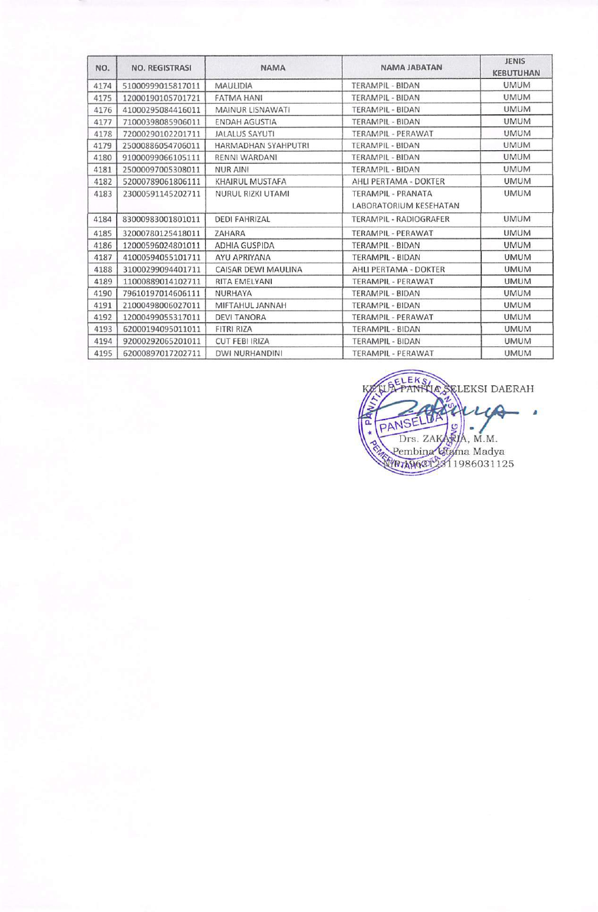| NO. | NO. REGISTRASI | NAMA | NAMA JABATAN | JENIS KEBUTUHAN |
|---|---|---|---|---|
| 4174 | 51000999015817011 | MAULIDIA | TERAMPIL - BIDAN | UMUM |
| 4175 | 12000190105701721 | FATMA HANI | TERAMPIL - BIDAN | UMUM |
| 4176 | 41000295084416011 | MAINUR LISNAWATI | TERAMPIL - BIDAN | UMUM |
| 4177 | 71000398085906011 | ENDAH AGUSTIA | TERAMPIL - BIDAN | UMUM |
| 4178 | 72000290102201711 | JALALUS SAYUTI | TERAMPIL - PERAWAT | UMUM |
| 4179 | 25000886054706011 | HARMADHAN SYAHPUTRI | TERAMPIL - BIDAN | UMUM |
| 4180 | 91000099066105111 | RENNI WARDANI | TERAMPIL - BIDAN | UMUM |
| 4181 | 25000097005308011 | NUR AINI | TERAMPIL - BIDAN | UMUM |
| 4182 | 52000789061806111 | KHAIRUL MUSTAFA | AHLI PERTAMA - DOKTER | UMUM |
| 4183 | 23000591145202711 | NURUL RIZKI UTAMI | TERAMPIL - PRANATA LABORATORIUM KESEHATAN | UMUM |
| 4184 | 83000983001801011 | DEDI FAHRIZAL | TERAMPIL - RADIOGRAFER | UMUM |
| 4185 | 32000780125418011 | ZAHARA | TERAMPIL - PERAWAT | UMUM |
| 4186 | 12000596024801011 | ADHIA GUSPIDA | TERAMPIL - BIDAN | UMUM |
| 4187 | 41000594055101711 | AYU APRIYANA | TERAMPIL - BIDAN | UMUM |
| 4188 | 31000299094401711 | CAISAR DEWI MAULINA | AHLI PERTAMA - DOKTER | UMUM |
| 4189 | 11000889014102711 | RITA EMELYANI | TERAMPIL - PERAWAT | UMUM |
| 4190 | 79610197014606111 | NURHAYA | TERAMPIL - BIDAN | UMUM |
| 4191 | 21000498006027011 | MIFTAHUL JANNAH | TERAMPIL - BIDAN | UMUM |
| 4192 | 12000499055317011 | DEVI TANORA | TERAMPIL - PERAWAT | UMUM |
| 4193 | 62000194095011011 | FITRI RIZA | TERAMPIL - BIDAN | UMUM |
| 4194 | 92000292065201011 | CUT FEBI IRIZA | TERAMPIL - BIDAN | UMUM |
| 4195 | 62000897017202711 | DWI NURHANDINI | TERAMPIL - PERAWAT | UMUM |

KETUA PANITIA SELEKSI DAERAH

Drs. ZAKARIA, M.M.
Pembina Utama Madya
NIP. 19621231 1986031125